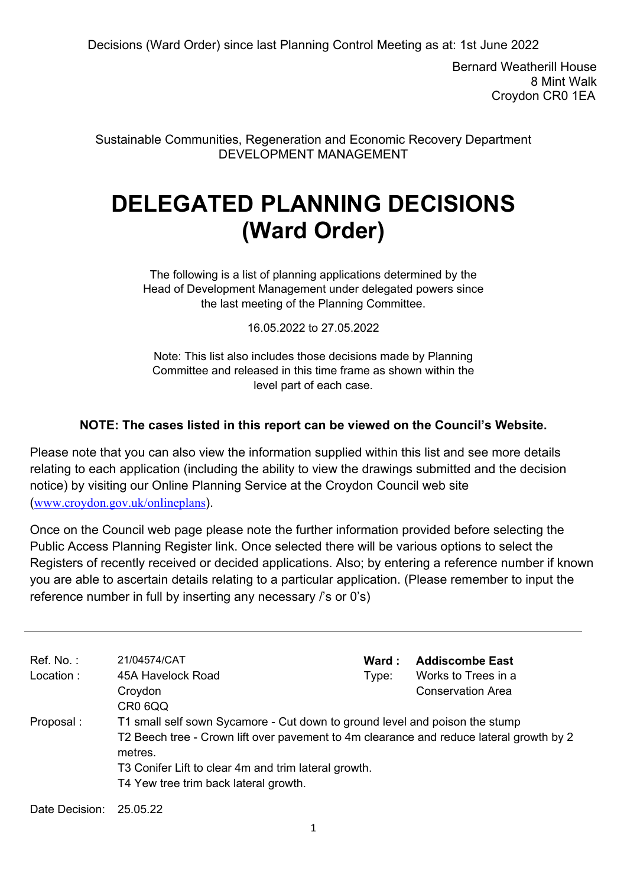Decisions (Ward Order) since last Planning Control Meeting as at: 1st June 2022

Bernard Weatherill House
8 Mint Walk
Croydon CR0 1EA

Sustainable Communities, Regeneration and Economic Recovery Department
DEVELOPMENT MANAGEMENT

# DELEGATED PLANNING DECISIONS (Ward Order)

The following is a list of planning applications determined by the Head of Development Management under delegated powers since the last meeting of the Planning Committee.

16.05.2022 to 27.05.2022

Note: This list also includes those decisions made by Planning Committee and released in this time frame as shown within the level part of each case.

**NOTE: The cases listed in this report can be viewed on the Council's Website.**

Please note that you can also view the information supplied within this list and see more details relating to each application (including the ability to view the drawings submitted and the decision notice) by visiting our Online Planning Service at the Croydon Council web site (www.croydon.gov.uk/onlineplans).

Once on the Council web page please note the further information provided before selecting the Public Access Planning Register link. Once selected there will be various options to select the Registers of recently received or decided applications. Also; by entering a reference number if known you are able to ascertain details relating to a particular application. (Please remember to input the reference number in full by inserting any necessary /'s or 0's)

---

| | | | |
|---|---|---|---|
| Ref. No. : | 21/04574/CAT | **Ward :** | **Addiscombe East** |
| Location : | 45A Havelock Road<br>Croydon<br>CR0 6QQ | Type: | Works to Trees in a Conservation Area |
| Proposal : | T1 small self sown Sycamore - Cut down to ground level and poison the stump<br>T2 Beech tree - Crown lift over pavement to 4m clearance and reduce lateral growth by 2 metres.<br>T3 Conifer Lift to clear 4m and trim lateral growth.<br>T4 Yew tree trim back lateral growth. | | |
| Date Decision: | 25.05.22 | | |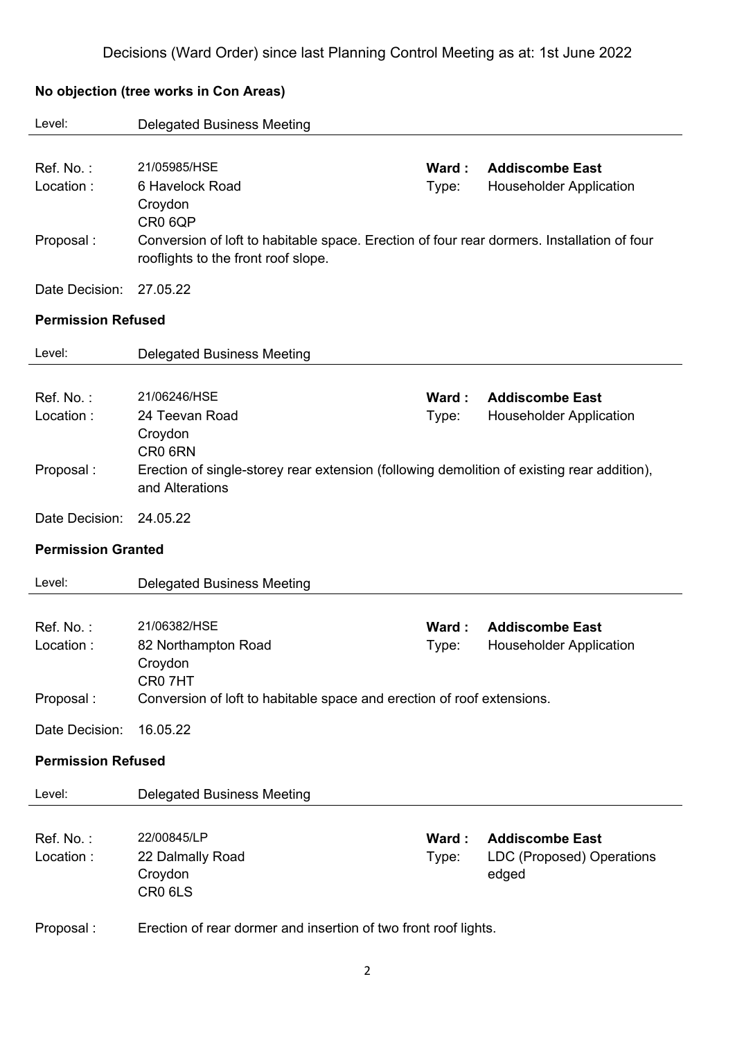Decisions (Ward Order) since last Planning Control Meeting as at: 1st June 2022

**No objection (tree works in Con Areas)**

Level: Delegated Business Meeting

Ref. No. : 21/05985/HSE **Ward : Addiscombe East**
Location : 6 Havelock Road Croydon CR0 6QP Type: Householder Application
Proposal : Conversion of loft to habitable space. Erection of four rear dormers. Installation of four rooflights to the front roof slope.
Date Decision: 27.05.22

**Permission Refused**

Level: Delegated Business Meeting

Ref. No. : 21/06246/HSE **Ward : Addiscombe East**
Location : 24 Teevan Road Croydon CR0 6RN Type: Householder Application
Proposal : Erection of single-storey rear extension (following demolition of existing rear addition), and Alterations
Date Decision: 24.05.22

**Permission Granted**

Level: Delegated Business Meeting

Ref. No. : 21/06382/HSE **Ward : Addiscombe East**
Location : 82 Northampton Road Croydon CR0 7HT Type: Householder Application
Proposal : Conversion of loft to habitable space and erection of roof extensions.
Date Decision: 16.05.22

**Permission Refused**

Level: Delegated Business Meeting

Ref. No. : 22/00845/LP **Ward : Addiscombe East**
Location : 22 Dalmally Road Croydon CR0 6LS Type: LDC (Proposed) Operations edged
Proposal : Erection of rear dormer and insertion of two front roof lights.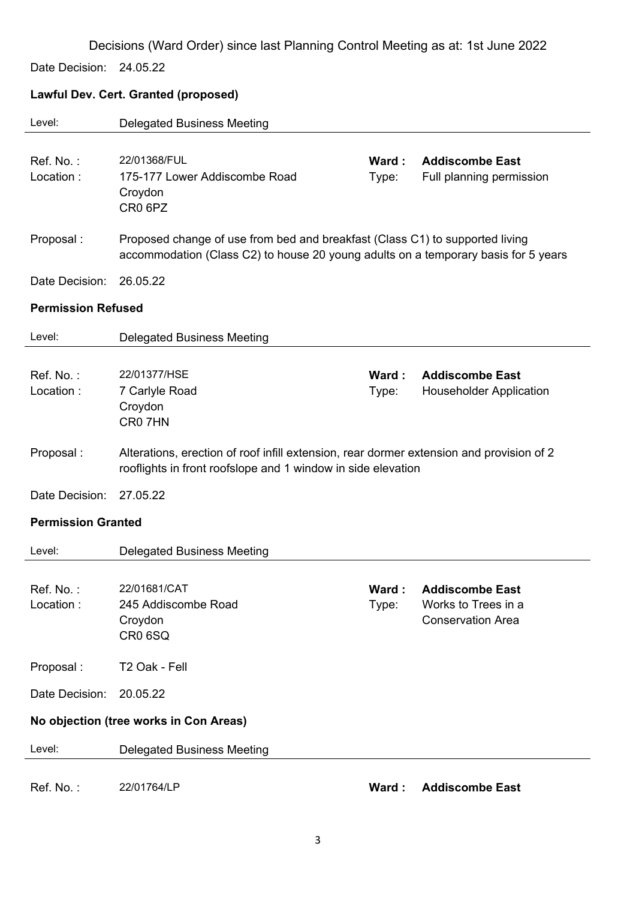Decisions (Ward Order) since last Planning Control Meeting as at: 1st June 2022

Date Decision: 24.05.22

**Lawful Dev. Cert. Granted (proposed)**

Level: Delegated Business Meeting

---

Ref. No. : 22/01368/FUL  **Ward : Addiscombe East**
Location : 175-177 Lower Addiscombe Road Croydon CR0 6PZ  Type: Full planning permission

Proposal : Proposed change of use from bed and breakfast (Class C1) to supported living accommodation (Class C2) to house 20 young adults on a temporary basis for 5 years

Date Decision: 26.05.22

**Permission Refused**

Level: Delegated Business Meeting

---

Ref. No. : 22/01377/HSE  **Ward : Addiscombe East**
Location : 7 Carlyle Road Croydon CR0 7HN  Type: Householder Application

Proposal : Alterations, erection of roof infill extension, rear dormer extension and provision of 2 rooflights in front roofslope and 1 window in side elevation

Date Decision: 27.05.22

**Permission Granted**

Level: Delegated Business Meeting

---

Ref. No. : 22/01681/CAT  **Ward : Addiscombe East**
Location : 245 Addiscombe Road Croydon CR0 6SQ  Type: Works to Trees in a Conservation Area

Proposal : T2 Oak - Fell

Date Decision: 20.05.22

**No objection (tree works in Con Areas)**

Level: Delegated Business Meeting

---

Ref. No. : 22/01764/LP  **Ward : Addiscombe East**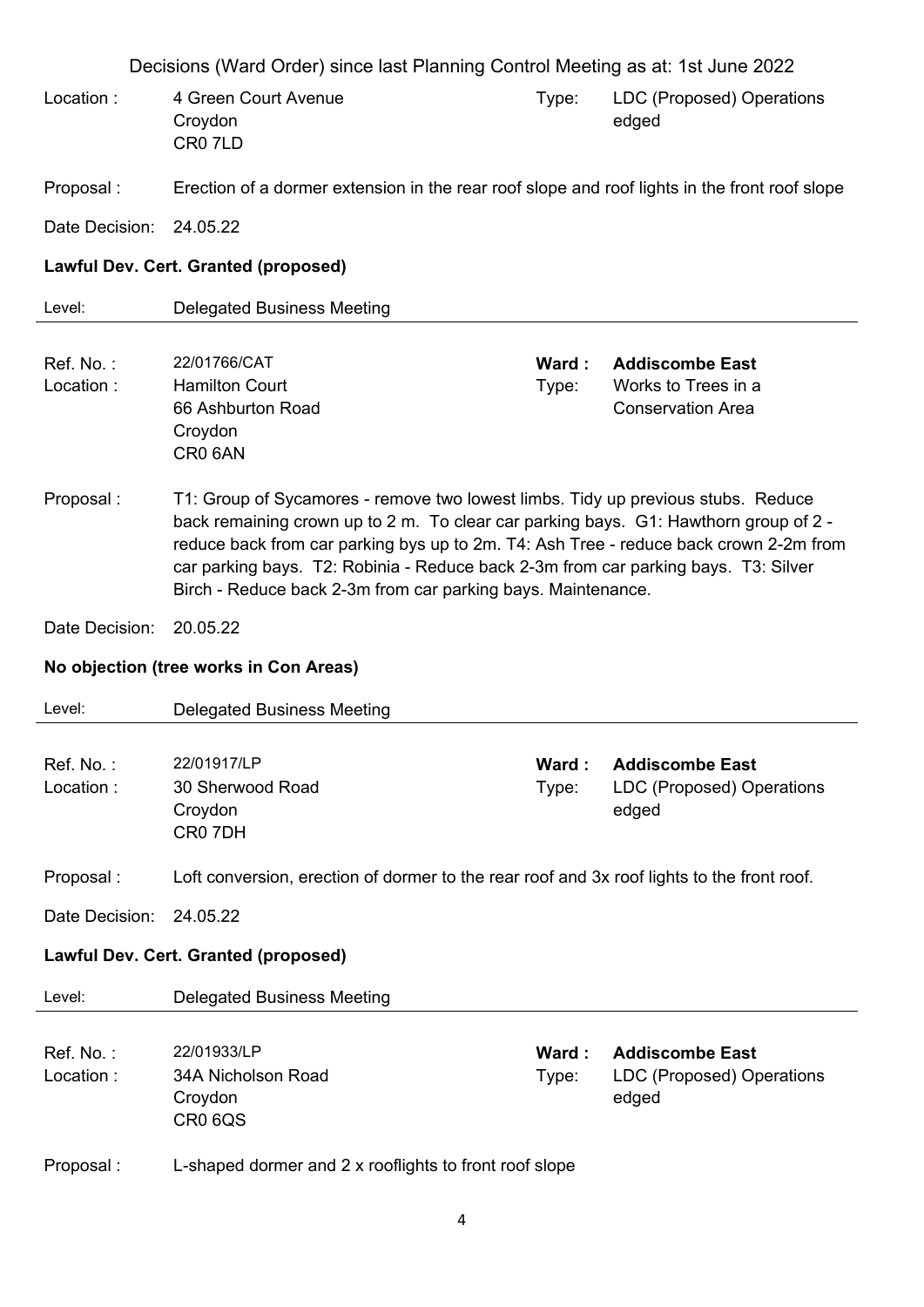Decisions (Ward Order) since last Planning Control Meeting as at: 1st June 2022

Location : 4 Green Court Avenue
Croydon
CR0 7LD

Type: LDC (Proposed) Operations edged

Proposal : Erection of a dormer extension in the rear roof slope and roof lights in the front roof slope

Date Decision: 24.05.22

**Lawful Dev. Cert. Granted (proposed)**

Level: Delegated Business Meeting

---

Ref. No. : 22/01766/CAT

**Ward : Addiscombe East**

Location : Hamilton Court
66 Ashburton Road
Croydon
CR0 6AN

Type: Works to Trees in a Conservation Area

Proposal : T1: Group of Sycamores - remove two lowest limbs. Tidy up previous stubs. Reduce back remaining crown up to 2 m. To clear car parking bays. G1: Hawthorn group of 2 - reduce back from car parking bys up to 2m. T4: Ash Tree - reduce back crown 2-2m from car parking bays. T2: Robinia - Reduce back 2-3m from car parking bays. T3: Silver Birch - Reduce back 2-3m from car parking bays. Maintenance.

Date Decision: 20.05.22

**No objection (tree works in Con Areas)**

Level: Delegated Business Meeting

---

Ref. No. : 22/01917/LP

**Ward : Addiscombe East**

Location : 30 Sherwood Road
Croydon
CR0 7DH

Type: LDC (Proposed) Operations edged

Proposal : Loft conversion, erection of dormer to the rear roof and 3x roof lights to the front roof.

Date Decision: 24.05.22

**Lawful Dev. Cert. Granted (proposed)**

Level: Delegated Business Meeting

---

Ref. No. : 22/01933/LP

**Ward : Addiscombe East**

Location : 34A Nicholson Road
Croydon
CR0 6QS

Type: LDC (Proposed) Operations edged

Proposal : L-shaped dormer and 2 x rooflights to front roof slope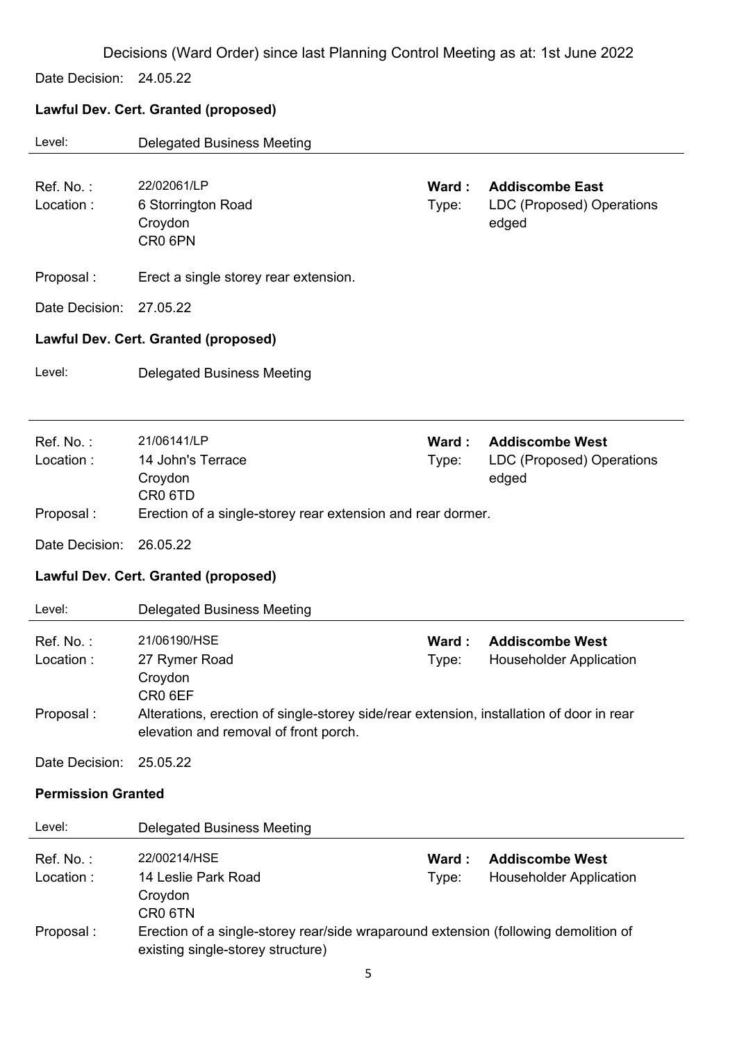Decisions (Ward Order) since last Planning Control Meeting as at: 1st June 2022

Date Decision: 24.05.22

**Lawful Dev. Cert. Granted (proposed)**

Level: Delegated Business Meeting

---

Ref. No. : 22/02061/LP
Location : 6 Storrington Road, Croydon, CR0 6PN
**Ward : Addiscombe East**
Type: LDC (Proposed) Operations edged

Proposal : Erect a single storey rear extension.

Date Decision: 27.05.22

**Lawful Dev. Cert. Granted (proposed)**

Level: Delegated Business Meeting

---

Ref. No. : 21/06141/LP
Location : 14 John's Terrace, Croydon, CR0 6TD
**Ward : Addiscombe West**
Type: LDC (Proposed) Operations edged

Proposal : Erection of a single-storey rear extension and rear dormer.

Date Decision: 26.05.22

**Lawful Dev. Cert. Granted (proposed)**

Level: Delegated Business Meeting

---

Ref. No. : 21/06190/HSE
Location : 27 Rymer Road, Croydon, CR0 6EF
**Ward : Addiscombe West**
Type: Householder Application

Proposal : Alterations, erection of single-storey side/rear extension, installation of door in rear elevation and removal of front porch.

Date Decision: 25.05.22

**Permission Granted**

Level: Delegated Business Meeting

---

Ref. No. : 22/00214/HSE
Location : 14 Leslie Park Road, Croydon, CR0 6TN
**Ward : Addiscombe West**
Type: Householder Application

Proposal : Erection of a single-storey rear/side wraparound extension (following demolition of existing single-storey structure)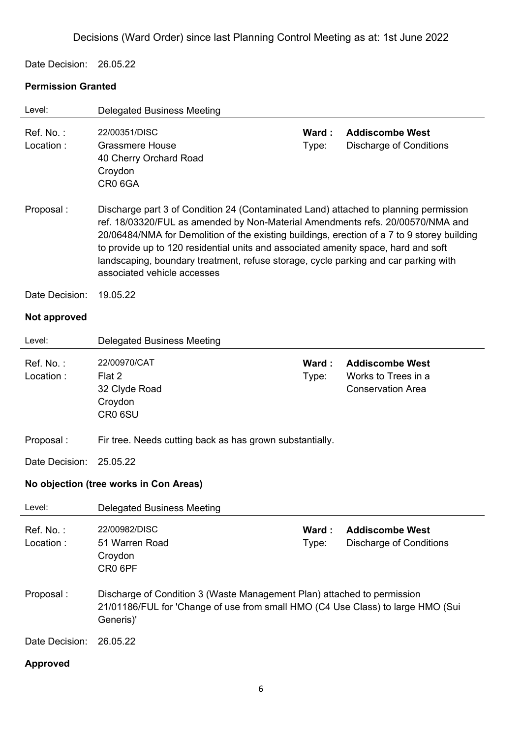Decisions (Ward Order) since last Planning Control Meeting as at: 1st June 2022

Date Decision: 26.05.22

**Permission Granted**

Level: Delegated Business Meeting

Ref. No. : 22/00351/DISC
**Ward : Addiscombe West**
Location : Grassmere House, 40 Cherry Orchard Road, Croydon, CR0 6GA
Type: Discharge of Conditions

Proposal : Discharge part 3 of Condition 24 (Contaminated Land) attached to planning permission ref. 18/03320/FUL as amended by Non-Material Amendments refs. 20/00570/NMA and 20/06484/NMA for Demolition of the existing buildings, erection of a 7 to 9 storey building to provide up to 120 residential units and associated amenity space, hard and soft landscaping, boundary treatment, refuse storage, cycle parking and car parking with associated vehicle accesses

Date Decision: 19.05.22

**Not approved**

Level: Delegated Business Meeting

Ref. No. : 22/00970/CAT
**Ward : Addiscombe West**
Location : Flat 2, 32 Clyde Road, Croydon, CR0 6SU
Type: Works to Trees in a Conservation Area

Proposal : Fir tree. Needs cutting back as has grown substantially.

Date Decision: 25.05.22

**No objection (tree works in Con Areas)**

Level: Delegated Business Meeting

Ref. No. : 22/00982/DISC
**Ward : Addiscombe West**
Location : 51 Warren Road, Croydon, CR0 6PF
Type: Discharge of Conditions

Proposal : Discharge of Condition 3 (Waste Management Plan) attached to permission 21/01186/FUL for 'Change of use from small HMO (C4 Use Class) to large HMO (Sui Generis)'

Date Decision: 26.05.22

**Approved**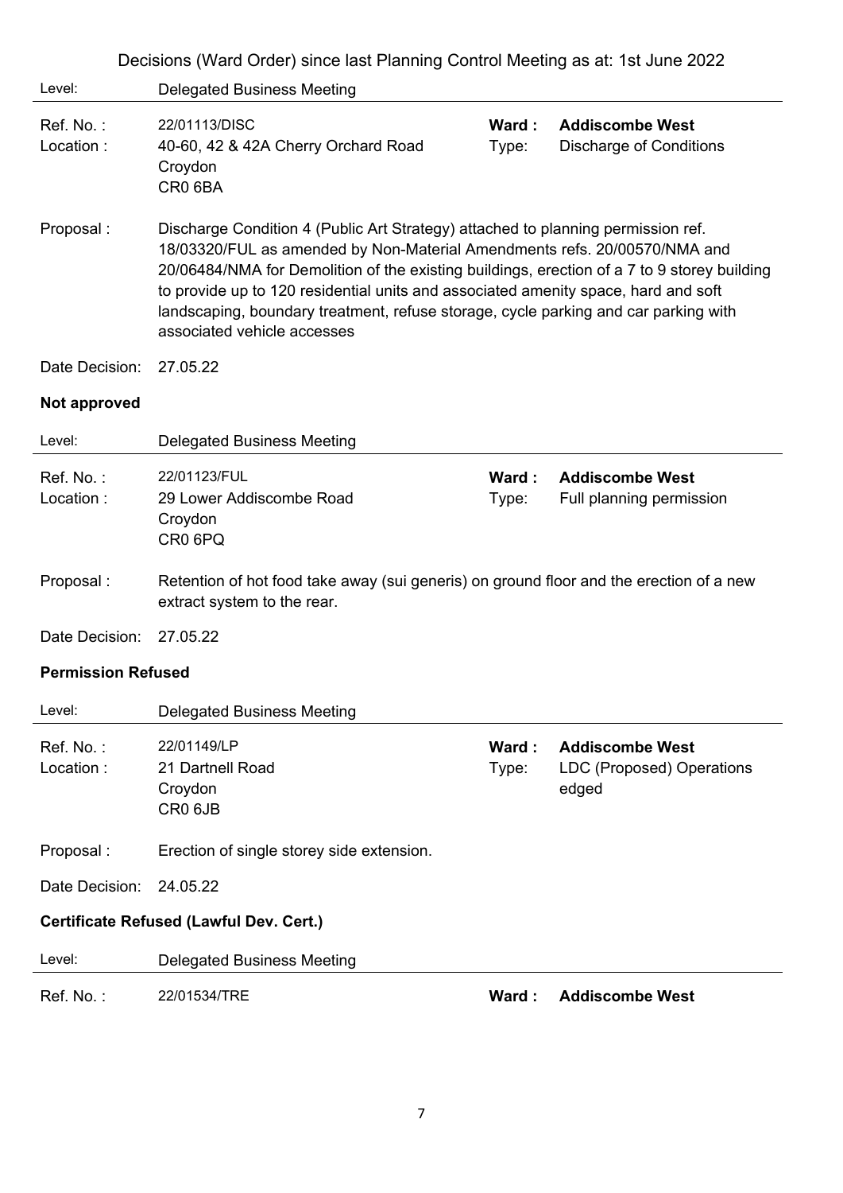Decisions (Ward Order) since last Planning Control Meeting as at: 1st June 2022

Level: Delegated Business Meeting

Ref. No. : 22/01113/DISC
Ward : **Addiscombe West**
Location : 40-60, 42 & 42A Cherry Orchard Road
Croydon
CR0 6BA
Type: Discharge of Conditions

Proposal : Discharge Condition 4 (Public Art Strategy) attached to planning permission ref. 18/03320/FUL as amended by Non-Material Amendments refs. 20/00570/NMA and 20/06484/NMA for Demolition of the existing buildings, erection of a 7 to 9 storey building to provide up to 120 residential units and associated amenity space, hard and soft landscaping, boundary treatment, refuse storage, cycle parking and car parking with associated vehicle accesses

Date Decision: 27.05.22

**Not approved**

---

Level: Delegated Business Meeting

Ref. No. : 22/01123/FUL
Ward : **Addiscombe West**
Location : 29 Lower Addiscombe Road
Croydon
CR0 6PQ
Type: Full planning permission

Proposal : Retention of hot food take away (sui generis) on ground floor and the erection of a new extract system to the rear.

Date Decision: 27.05.22

**Permission Refused**

---

Level: Delegated Business Meeting

Ref. No. : 22/01149/LP
Ward : **Addiscombe West**
Location : 21 Dartnell Road
Croydon
CR0 6JB
Type: LDC (Proposed) Operations edged

Proposal : Erection of single storey side extension.

Date Decision: 24.05.22

**Certificate Refused (Lawful Dev. Cert.)**

---

Level: Delegated Business Meeting

Ref. No. : 22/01534/TRE
Ward : **Addiscombe West**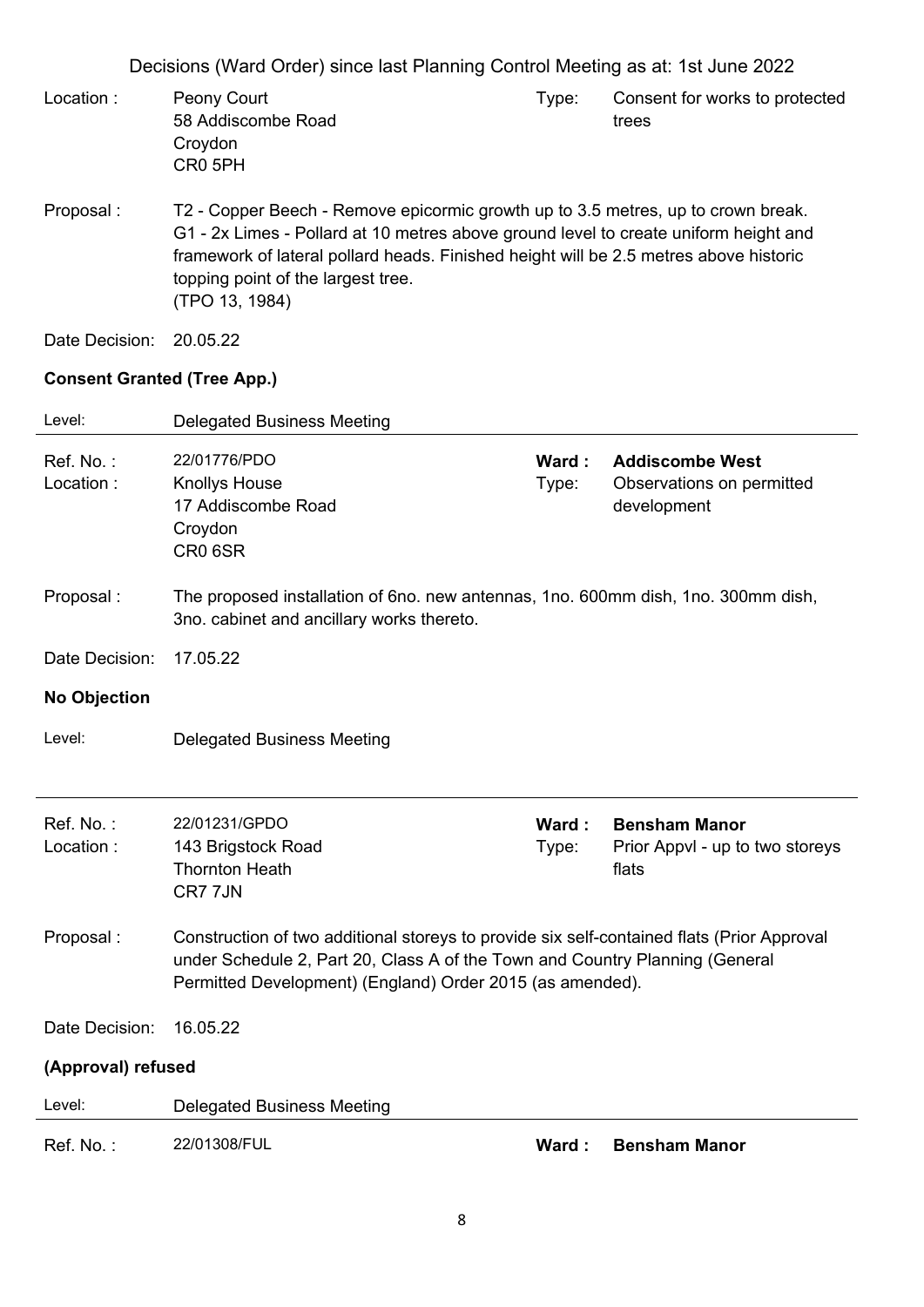Location : Peony Court
58 Addiscombe Road
Croydon
CR0 5PH

Type: Consent for works to protected trees

Proposal : T2 - Copper Beech - Remove epicormic growth up to 3.5 metres, up to crown break. G1 - 2x Limes - Pollard at 10 metres above ground level to create uniform height and framework of lateral pollard heads. Finished height will be 2.5 metres above historic topping point of the largest tree.
(TPO 13, 1984)

Date Decision: 20.05.22

**Consent Granted (Tree App.)**

Level: Delegated Business Meeting

---

Ref. No. : 22/01776/PDO

**Ward : Addiscombe West**

Location : Knollys House
17 Addiscombe Road
Croydon
CR0 6SR

Type: Observations on permitted development

Proposal : The proposed installation of 6no. new antennas, 1no. 600mm dish, 1no. 300mm dish, 3no. cabinet and ancillary works thereto.

Date Decision: 17.05.22

**No Objection**

Level: Delegated Business Meeting

---

Ref. No. : 22/01231/GPDO

**Ward : Bensham Manor**

Location : 143 Brigstock Road
Thornton Heath
CR7 7JN

Type: Prior Appvl - up to two storeys flats

Proposal : Construction of two additional storeys to provide six self-contained flats (Prior Approval under Schedule 2, Part 20, Class A of the Town and Country Planning (General Permitted Development) (England) Order 2015 (as amended).

Date Decision: 16.05.22

**(Approval) refused**

Level: Delegated Business Meeting

---

Ref. No. : 22/01308/FUL

**Ward : Bensham Manor**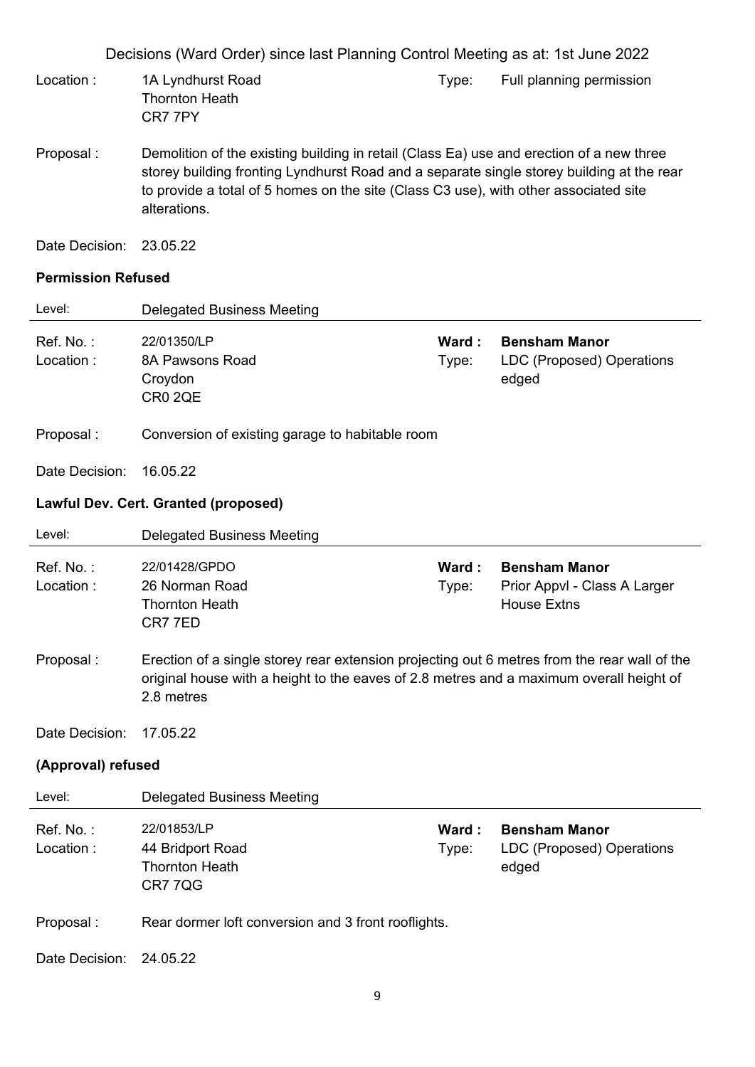Location : 1A Lyndhurst Road
Thornton Heath
CR7 7PY

Type: Full planning permission

Proposal : Demolition of the existing building in retail (Class Ea) use and erection of a new three storey building fronting Lyndhurst Road and a separate single storey building at the rear to provide a total of 5 homes on the site (Class C3 use), with other associated site alterations.

Date Decision: 23.05.22

**Permission Refused**

Level: Delegated Business Meeting

---

Ref. No. : 22/01350/LP
Location : 8A Pawsons Road
Croydon
CR0 2QE

Ward : **Bensham Manor**
Type: LDC (Proposed) Operations edged

Proposal : Conversion of existing garage to habitable room

Date Decision: 16.05.22

**Lawful Dev. Cert. Granted (proposed)**

Level: Delegated Business Meeting

---

Ref. No. : 22/01428/GPDO
Location : 26 Norman Road
Thornton Heath
CR7 7ED

Ward : **Bensham Manor**
Type: Prior Appvl - Class A Larger House Extns

Proposal : Erection of a single storey rear extension projecting out 6 metres from the rear wall of the original house with a height to the eaves of 2.8 metres and a maximum overall height of 2.8 metres

Date Decision: 17.05.22

**(Approval) refused**

Level: Delegated Business Meeting

---

Ref. No. : 22/01853/LP
Location : 44 Bridport Road
Thornton Heath
CR7 7QG

Ward : **Bensham Manor**
Type: LDC (Proposed) Operations edged

Proposal : Rear dormer loft conversion and 3 front rooflights.

Date Decision: 24.05.22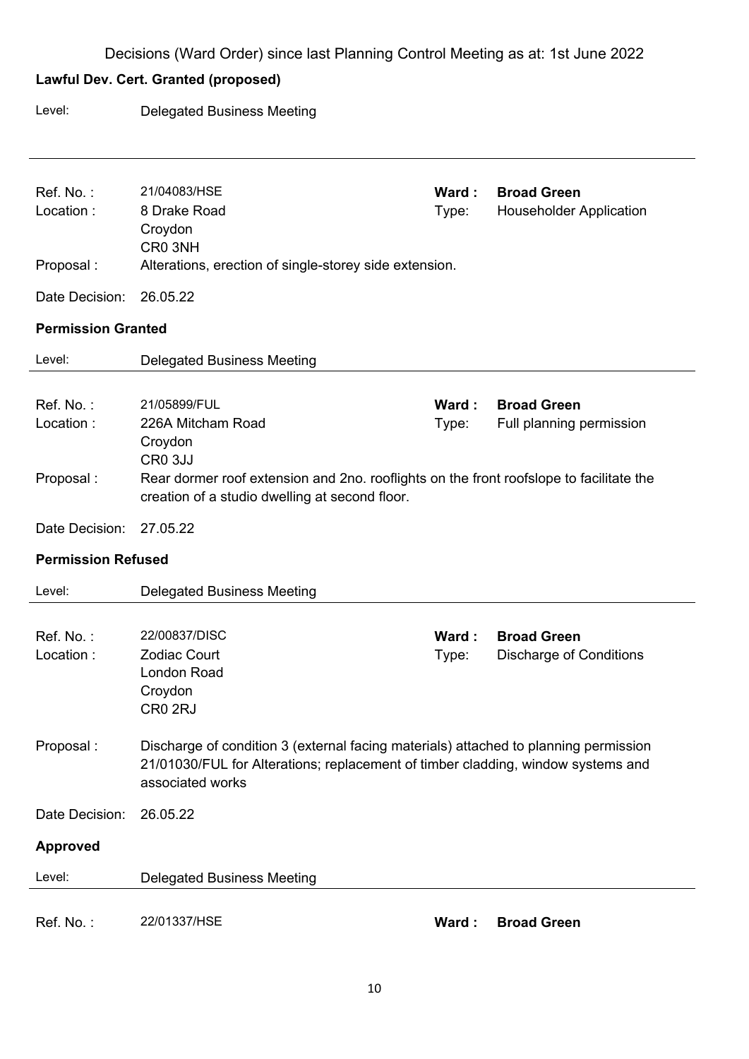Decisions (Ward Order) since last Planning Control Meeting as at: 1st June 2022

**Lawful Dev. Cert. Granted (proposed)**

Level: Delegated Business Meeting

| | | | |
|---|---|---|---|
| Ref. No. : | 21/04083/HSE | **Ward :** | **Broad Green** |
| Location : | 8 Drake Road<br>Croydon<br>CR0 3NH | Type: | Householder Application |
| Proposal : | Alterations, erection of single-storey side extension. | | |
| Date Decision: | 26.05.22 | | |

**Permission Granted**

Level: Delegated Business Meeting

| | | | |
|---|---|---|---|
| Ref. No. : | 21/05899/FUL | **Ward :** | **Broad Green** |
| Location : | 226A Mitcham Road<br>Croydon<br>CR0 3JJ | Type: | Full planning permission |
| Proposal : | Rear dormer roof extension and 2no. rooflights on the front roofslope to facilitate the creation of a studio dwelling at second floor. | | |
| Date Decision: | 27.05.22 | | |

**Permission Refused**

Level: Delegated Business Meeting

| | | | |
|---|---|---|---|
| Ref. No. : | 22/00837/DISC | **Ward :** | **Broad Green** |
| Location : | Zodiac Court<br>London Road<br>Croydon<br>CR0 2RJ | Type: | Discharge of Conditions |
| Proposal : | Discharge of condition 3 (external facing materials) attached to planning permission 21/01030/FUL for Alterations; replacement of timber cladding, window systems and associated works | | |
| Date Decision: | 26.05.22 | | |

**Approved**

Level: Delegated Business Meeting

| | | | |
|---|---|---|---|
| Ref. No. : | 22/01337/HSE | **Ward :** | **Broad Green** |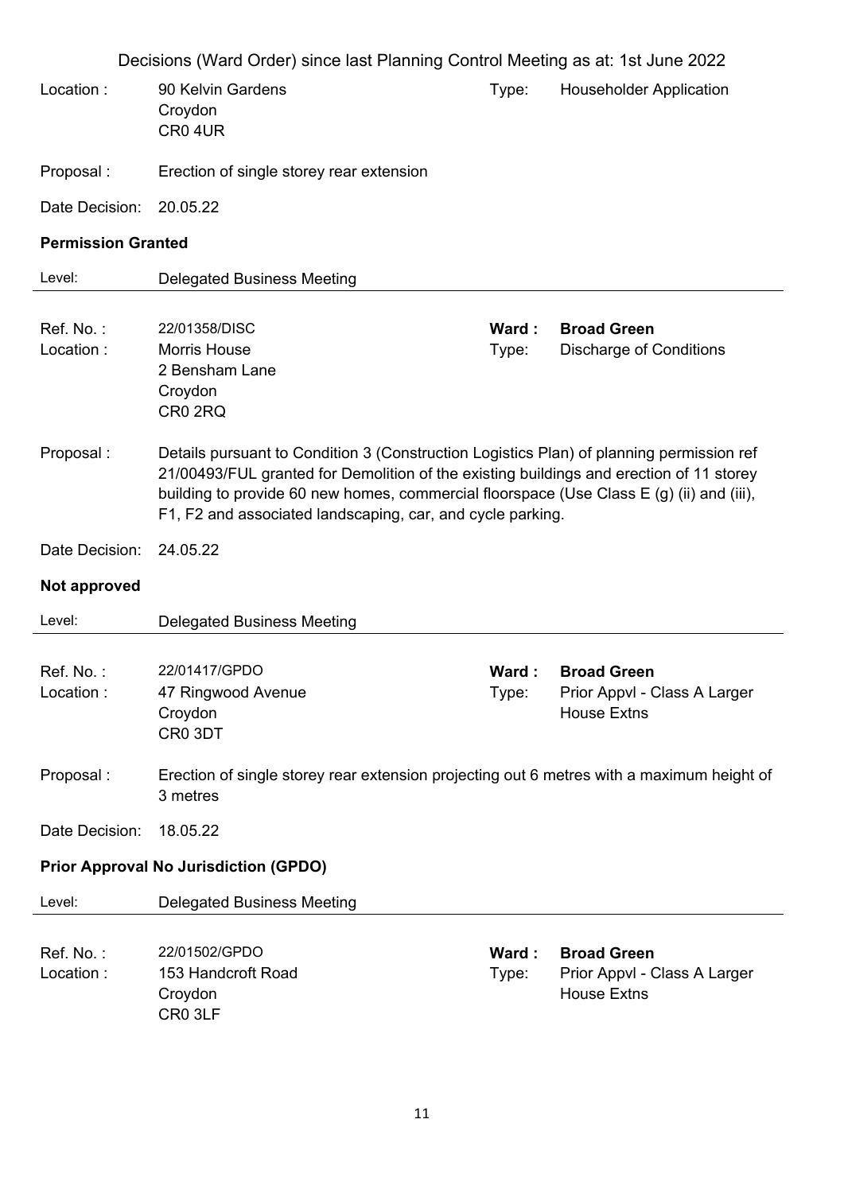Decisions (Ward Order) since last Planning Control Meeting as at: 1st June 2022

Location : 90 Kelvin Gardens
Croydon
CR0 4UR

Type: Householder Application

Proposal : Erection of single storey rear extension

Date Decision: 20.05.22

**Permission Granted**

Level: Delegated Business Meeting

---

Ref. No. : 22/01358/DISC
**Ward : Broad Green**

Location : Morris House
2 Bensham Lane
Croydon
CR0 2RQ

Type: Discharge of Conditions

Proposal : Details pursuant to Condition 3 (Construction Logistics Plan) of planning permission ref 21/00493/FUL granted for Demolition of the existing buildings and erection of 11 storey building to provide 60 new homes, commercial floorspace (Use Class E (g) (ii) and (iii), F1, F2 and associated landscaping, car, and cycle parking.

Date Decision: 24.05.22

**Not approved**

Level: Delegated Business Meeting

---

Ref. No. : 22/01417/GPDO
**Ward : Broad Green**

Location : 47 Ringwood Avenue
Croydon
CR0 3DT

Type: Prior Appvl - Class A Larger House Extns

Proposal : Erection of single storey rear extension projecting out 6 metres with a maximum height of 3 metres

Date Decision: 18.05.22

**Prior Approval No Jurisdiction (GPDO)**

Level: Delegated Business Meeting

---

Ref. No. : 22/01502/GPDO
**Ward : Broad Green**

Location : 153 Handcroft Road
Croydon
CR0 3LF

Type: Prior Appvl - Class A Larger House Extns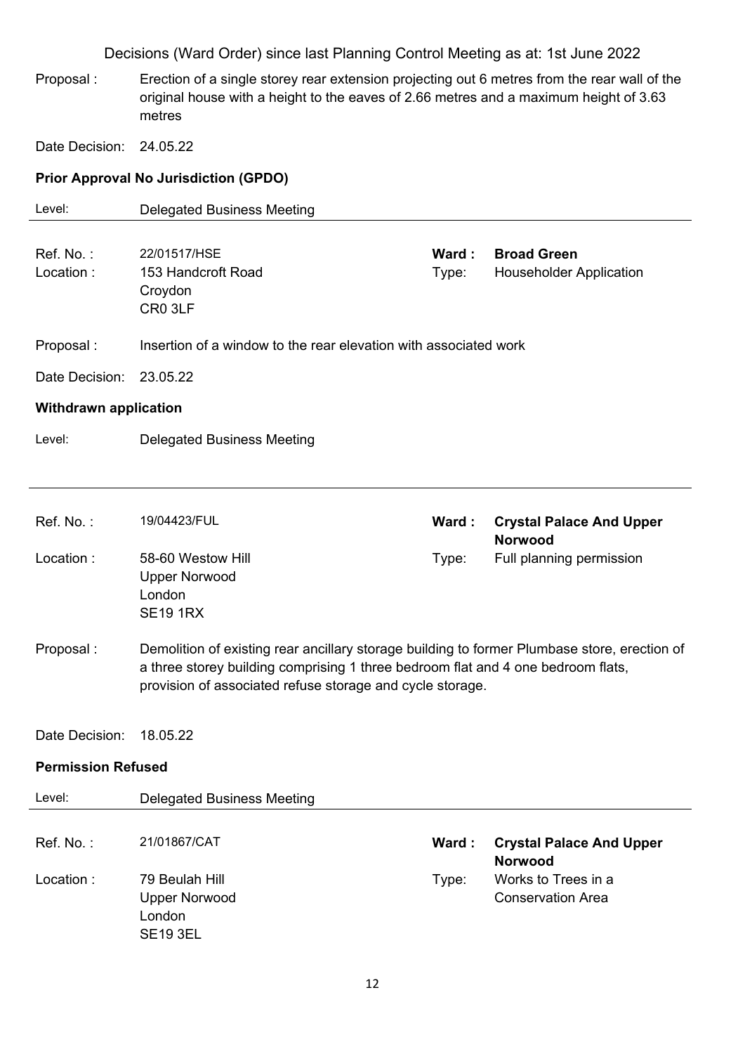Decisions (Ward Order) since last Planning Control Meeting as at: 1st June 2022

Proposal : Erection of a single storey rear extension projecting out 6 metres from the rear wall of the original house with a height to the eaves of 2.66 metres and a maximum height of 3.63 metres

Date Decision: 24.05.22

**Prior Approval No Jurisdiction (GPDO)**

Level: Delegated Business Meeting

---

Ref. No. : 22/01517/HSE  
**Ward : Broad Green**  
Location : 153 Handcroft Road, Croydon, CR0 3LF  
Type: Householder Application

Proposal : Insertion of a window to the rear elevation with associated work

Date Decision: 23.05.22

**Withdrawn application**

Level: Delegated Business Meeting

---

Ref. No. : 19/04423/FUL  
**Ward : Crystal Palace And Upper Norwood**  
Location : 58-60 Westow Hill, Upper Norwood, London, SE19 1RX  
Type: Full planning permission

Proposal : Demolition of existing rear ancillary storage building to former Plumbase store, erection of a three storey building comprising 1 three bedroom flat and 4 one bedroom flats, provision of associated refuse storage and cycle storage.

Date Decision: 18.05.22

**Permission Refused**

Level: Delegated Business Meeting

---

Ref. No. : 21/01867/CAT  
**Ward : Crystal Palace And Upper Norwood**  
Location : 79 Beulah Hill, Upper Norwood, London, SE19 3EL  
Type: Works to Trees in a Conservation Area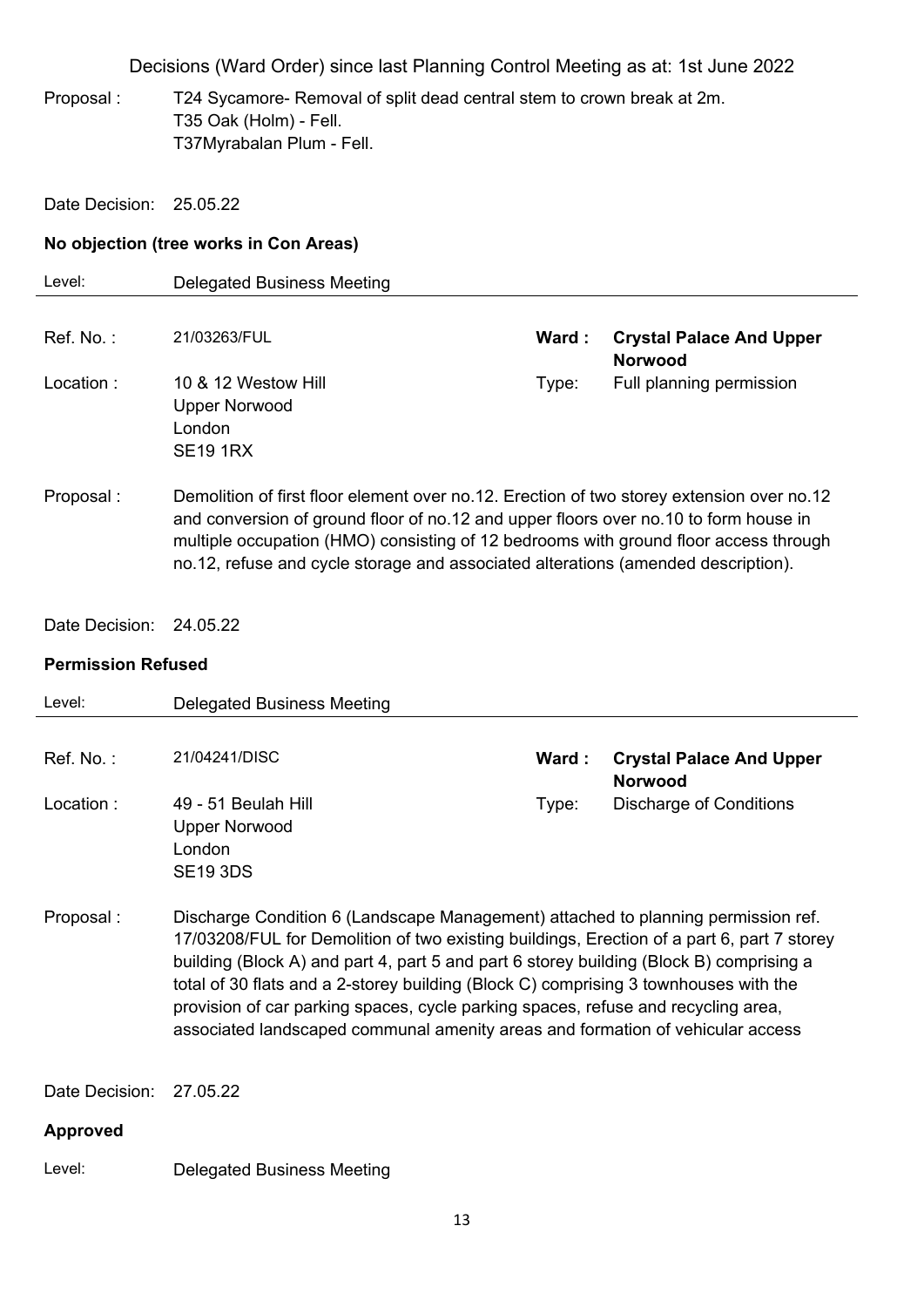Proposal : T24 Sycamore- Removal of split dead central stem to crown break at 2m.
T35 Oak (Holm) - Fell.
T37Myrabalan Plum - Fell.

Date Decision: 25.05.22

**No objection (tree works in Con Areas)**

Level: Delegated Business Meeting

---

| | | | |
|---|---|---|---|
| Ref. No. : | 21/03263/FUL | **Ward :** | **Crystal Palace And Upper Norwood** |
| Location : | 10 & 12 Westow Hill<br>Upper Norwood<br>London<br>SE19 1RX | Type: | Full planning permission |

Proposal : Demolition of first floor element over no.12. Erection of two storey extension over no.12 and conversion of ground floor of no.12 and upper floors over no.10 to form house in multiple occupation (HMO) consisting of 12 bedrooms with ground floor access through no.12, refuse and cycle storage and associated alterations (amended description).

Date Decision: 24.05.22

**Permission Refused**

Level: Delegated Business Meeting

---

| | | | |
|---|---|---|---|
| Ref. No. : | 21/04241/DISC | **Ward :** | **Crystal Palace And Upper Norwood** |
| Location : | 49 - 51 Beulah Hill<br>Upper Norwood<br>London<br>SE19 3DS | Type: | Discharge of Conditions |

Proposal : Discharge Condition 6 (Landscape Management) attached to planning permission ref. 17/03208/FUL for Demolition of two existing buildings, Erection of a part 6, part 7 storey building (Block A) and part 4, part 5 and part 6 storey building (Block B) comprising a total of 30 flats and a 2-storey building (Block C) comprising 3 townhouses with the provision of car parking spaces, cycle parking spaces, refuse and recycling area, associated landscaped communal amenity areas and formation of vehicular access

Date Decision: 27.05.22

**Approved**

Level: Delegated Business Meeting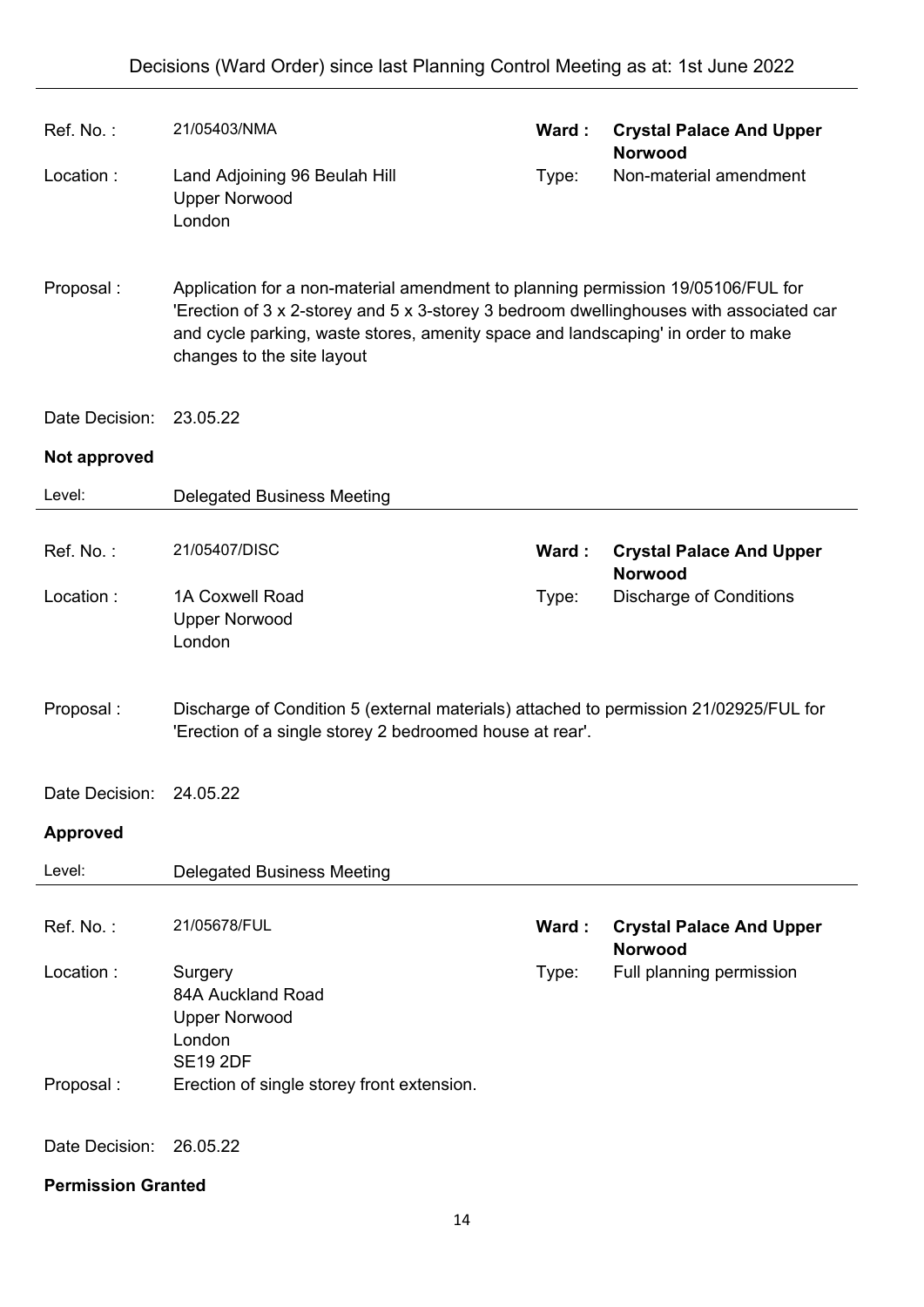| | | | |
|---|---|---|---|
| Ref. No. : | 21/05403/NMA | **Ward :** | **Crystal Palace And Upper Norwood** |
| Location : | Land Adjoining 96 Beulah Hill<br>Upper Norwood<br>London | Type: | Non-material amendment |

Proposal : Application for a non-material amendment to planning permission 19/05106/FUL for 'Erection of 3 x 2-storey and 5 x 3-storey 3 bedroom dwellinghouses with associated car and cycle parking, waste stores, amenity space and landscaping' in order to make changes to the site layout

Date Decision: 23.05.22

**Not approved**

Level: Delegated Business Meeting

---

| | | | |
|---|---|---|---|
| Ref. No. : | 21/05407/DISC | **Ward :** | **Crystal Palace And Upper Norwood** |
| Location : | 1A Coxwell Road<br>Upper Norwood<br>London | Type: | Discharge of Conditions |

Proposal : Discharge of Condition 5 (external materials) attached to permission 21/02925/FUL for 'Erection of a single storey 2 bedroomed house at rear'.

Date Decision: 24.05.22

**Approved**

Level: Delegated Business Meeting

---

| | | | |
|---|---|---|---|
| Ref. No. : | 21/05678/FUL | **Ward :** | **Crystal Palace And Upper Norwood** |
| Location : | Surgery<br>84A Auckland Road<br>Upper Norwood<br>London<br>SE19 2DF | Type: | Full planning permission |

Proposal : Erection of single storey front extension.

Date Decision: 26.05.22

**Permission Granted**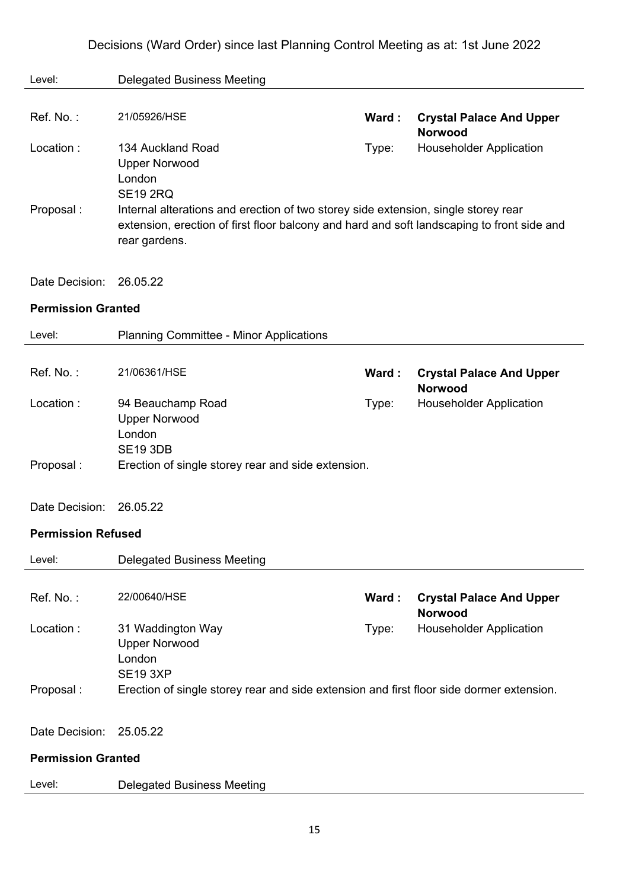Decisions (Ward Order) since last Planning Control Meeting as at: 1st June 2022

Level: Delegated Business Meeting

Ref. No. : 21/05926/HSE | **Ward : Crystal Palace And Upper Norwood**

Location : 134 Auckland Road
Upper Norwood
London
SE19 2RQ

Type: Householder Application

Proposal : Internal alterations and erection of two storey side extension, single storey rear extension, erection of first floor balcony and hard and soft landscaping to front side and rear gardens.

Date Decision: 26.05.22

**Permission Granted**

Level: Planning Committee - Minor Applications

Ref. No. : 21/06361/HSE | **Ward : Crystal Palace And Upper Norwood**

Location : 94 Beauchamp Road
Upper Norwood
London
SE19 3DB

Type: Householder Application

Proposal : Erection of single storey rear and side extension.

Date Decision: 26.05.22

**Permission Refused**

Level: Delegated Business Meeting

Ref. No. : 22/00640/HSE | **Ward : Crystal Palace And Upper Norwood**

Location : 31 Waddington Way
Upper Norwood
London
SE19 3XP

Type: Householder Application

Proposal : Erection of single storey rear and side extension and first floor side dormer extension.

Date Decision: 25.05.22

**Permission Granted**

Level: Delegated Business Meeting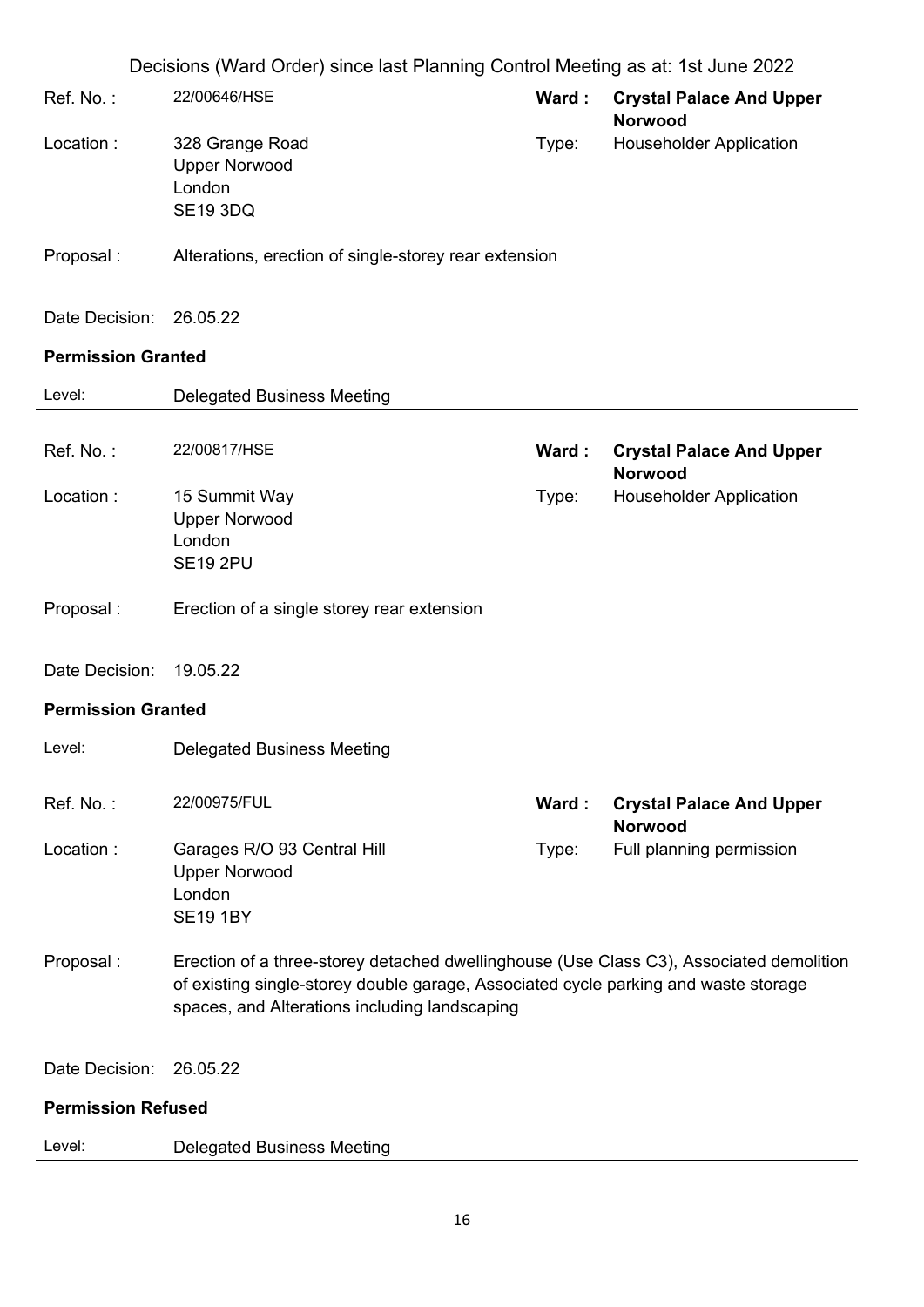Decisions (Ward Order) since last Planning Control Meeting as at: 1st June 2022

| | | | |
|---|---|---|---|
| Ref. No. : | 22/00646/HSE | **Ward :** | **Crystal Palace And Upper Norwood** |
| Location : | 328 Grange Road<br>Upper Norwood<br>London<br>SE19 3DQ | Type: | Householder Application |
| Proposal : | Alterations, erection of single-storey rear extension | | |
| Date Decision: | 26.05.22 | | |

**Permission Granted**

Level: Delegated Business Meeting

---

| | | | |
|---|---|---|---|
| Ref. No. : | 22/00817/HSE | **Ward :** | **Crystal Palace And Upper Norwood** |
| Location : | 15 Summit Way<br>Upper Norwood<br>London<br>SE19 2PU | Type: | Householder Application |
| Proposal : | Erection of a single storey rear extension | | |
| Date Decision: | 19.05.22 | | |

**Permission Granted**

Level: Delegated Business Meeting

---

| | | | |
|---|---|---|---|
| Ref. No. : | 22/00975/FUL | **Ward :** | **Crystal Palace And Upper Norwood** |
| Location : | Garages R/O 93 Central Hill<br>Upper Norwood<br>London<br>SE19 1BY | Type: | Full planning permission |
| Proposal : | Erection of a three-storey detached dwellinghouse (Use Class C3), Associated demolition of existing single-storey double garage, Associated cycle parking and waste storage spaces, and Alterations including landscaping | | |
| Date Decision: | 26.05.22 | | |

**Permission Refused**

Level: Delegated Business Meeting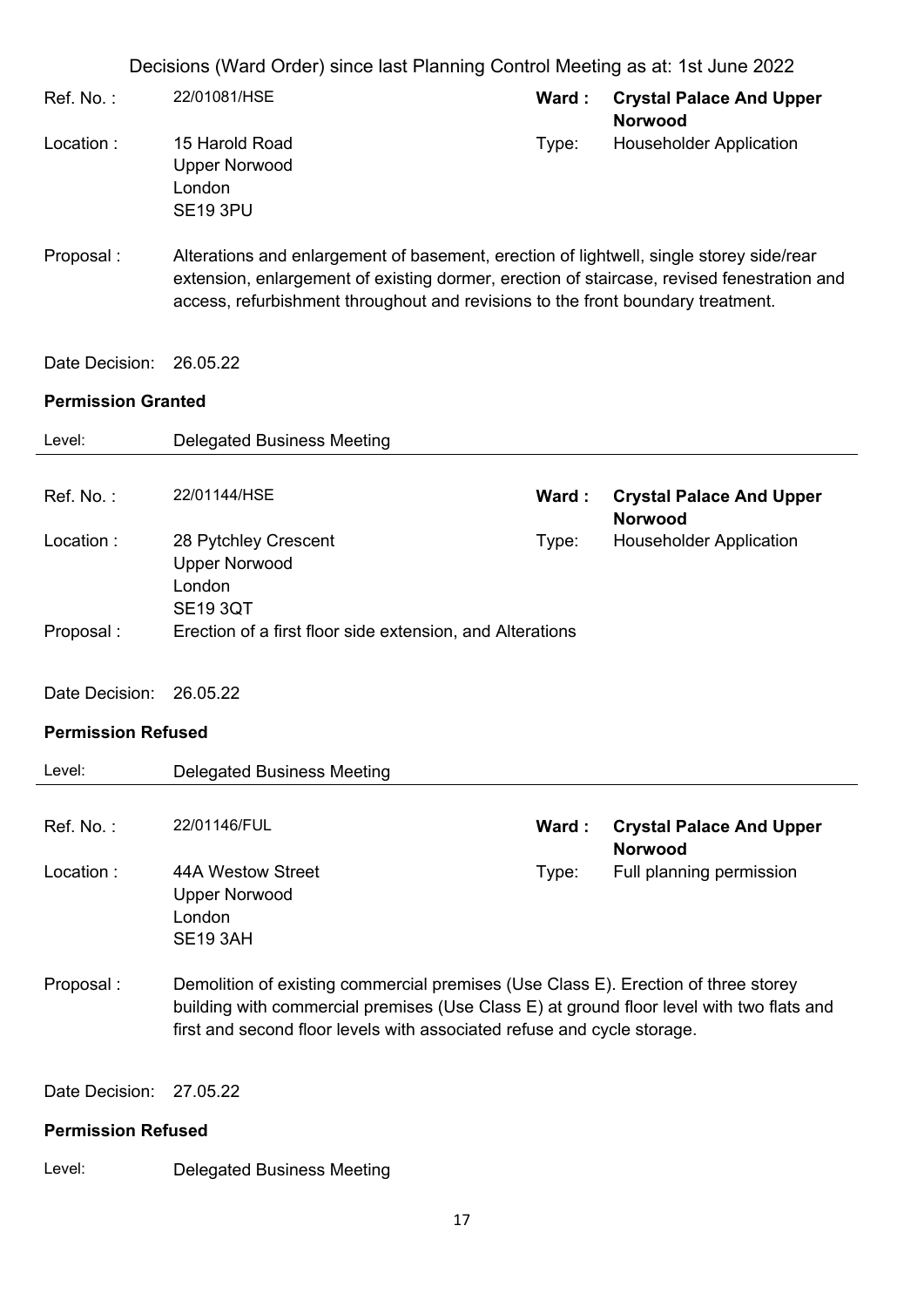Decisions (Ward Order) since last Planning Control Meeting as at: 1st June 2022

Ref. No. : 22/01081/HSE  
**Ward : Crystal Palace And Upper Norwood**

Location : 15 Harold Road  
Upper Norwood  
London  
SE19 3PU  
Type: Householder Application

Proposal : Alterations and enlargement of basement, erection of lightwell, single storey side/rear extension, enlargement of existing dormer, erection of staircase, revised fenestration and access, refurbishment throughout and revisions to the front boundary treatment.

Date Decision: 26.05.22

**Permission Granted**

Level: Delegated Business Meeting

---

Ref. No. : 22/01144/HSE  
**Ward : Crystal Palace And Upper Norwood**

Location : 28 Pytchley Crescent  
Upper Norwood  
London  
SE19 3QT  
Type: Householder Application

Proposal : Erection of a first floor side extension, and Alterations

Date Decision: 26.05.22

**Permission Refused**

Level: Delegated Business Meeting

---

Ref. No. : 22/01146/FUL  
**Ward : Crystal Palace And Upper Norwood**

Location : 44A Westow Street  
Upper Norwood  
London  
SE19 3AH  
Type: Full planning permission

Proposal : Demolition of existing commercial premises (Use Class E). Erection of three storey building with commercial premises (Use Class E) at ground floor level with two flats and first and second floor levels with associated refuse and cycle storage.

Date Decision: 27.05.22

**Permission Refused**

Level: Delegated Business Meeting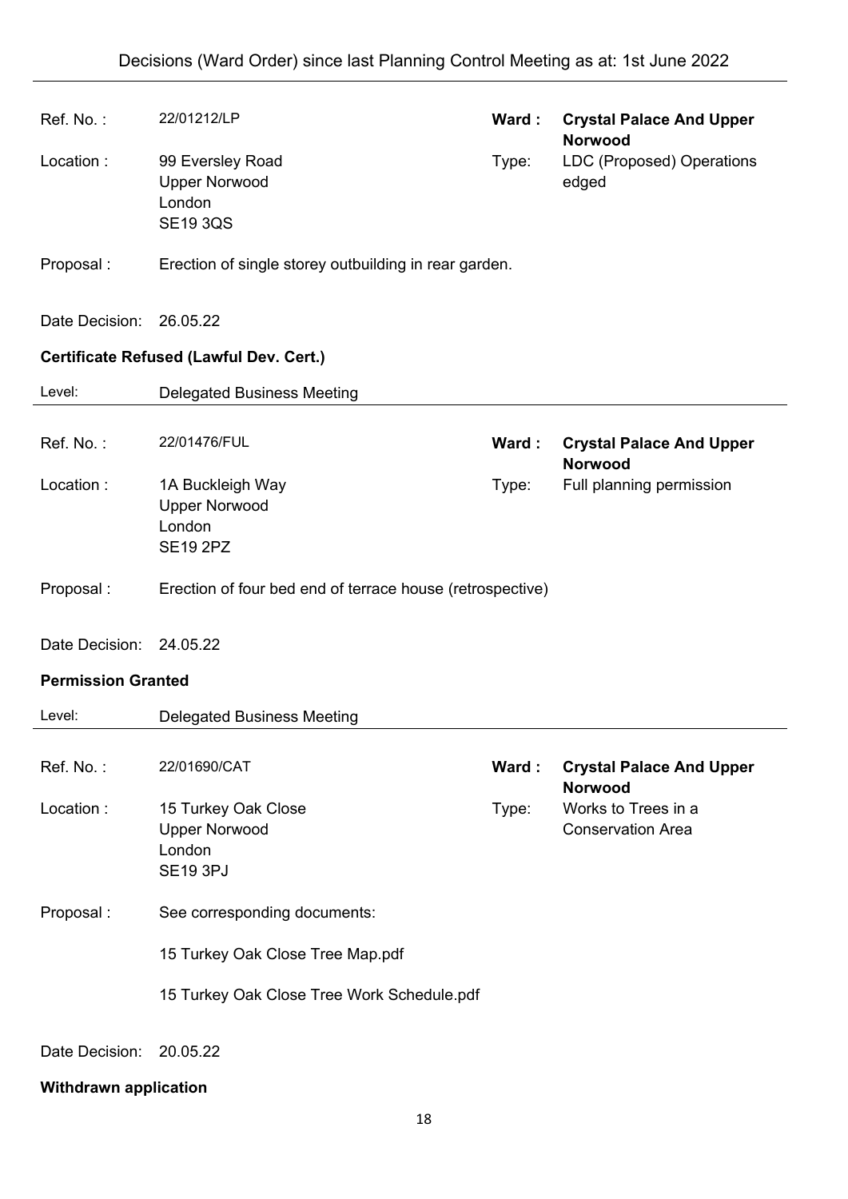| | | | |
|---|---|---|---|
| Ref. No. : | 22/01212/LP | **Ward :** | **Crystal Palace And Upper Norwood** |
| Location : | 99 Eversley Road<br>Upper Norwood<br>London<br>SE19 3QS | Type: | LDC (Proposed) Operations edged |

Proposal : Erection of single storey outbuilding in rear garden.

Date Decision: 26.05.22

**Certificate Refused (Lawful Dev. Cert.)**

Level: Delegated Business Meeting

---

| | | | |
|---|---|---|---|
| Ref. No. : | 22/01476/FUL | **Ward :** | **Crystal Palace And Upper Norwood** |
| Location : | 1A Buckleigh Way<br>Upper Norwood<br>London<br>SE19 2PZ | Type: | Full planning permission |

Proposal : Erection of four bed end of terrace house (retrospective)

Date Decision: 24.05.22

**Permission Granted**

Level: Delegated Business Meeting

---

| | | | |
|---|---|---|---|
| Ref. No. : | 22/01690/CAT | **Ward :** | **Crystal Palace And Upper Norwood** |
| Location : | 15 Turkey Oak Close<br>Upper Norwood<br>London<br>SE19 3PJ | Type: | Works to Trees in a Conservation Area |

Proposal : See corresponding documents:

15 Turkey Oak Close Tree Map.pdf

15 Turkey Oak Close Tree Work Schedule.pdf

Date Decision: 20.05.22

**Withdrawn application**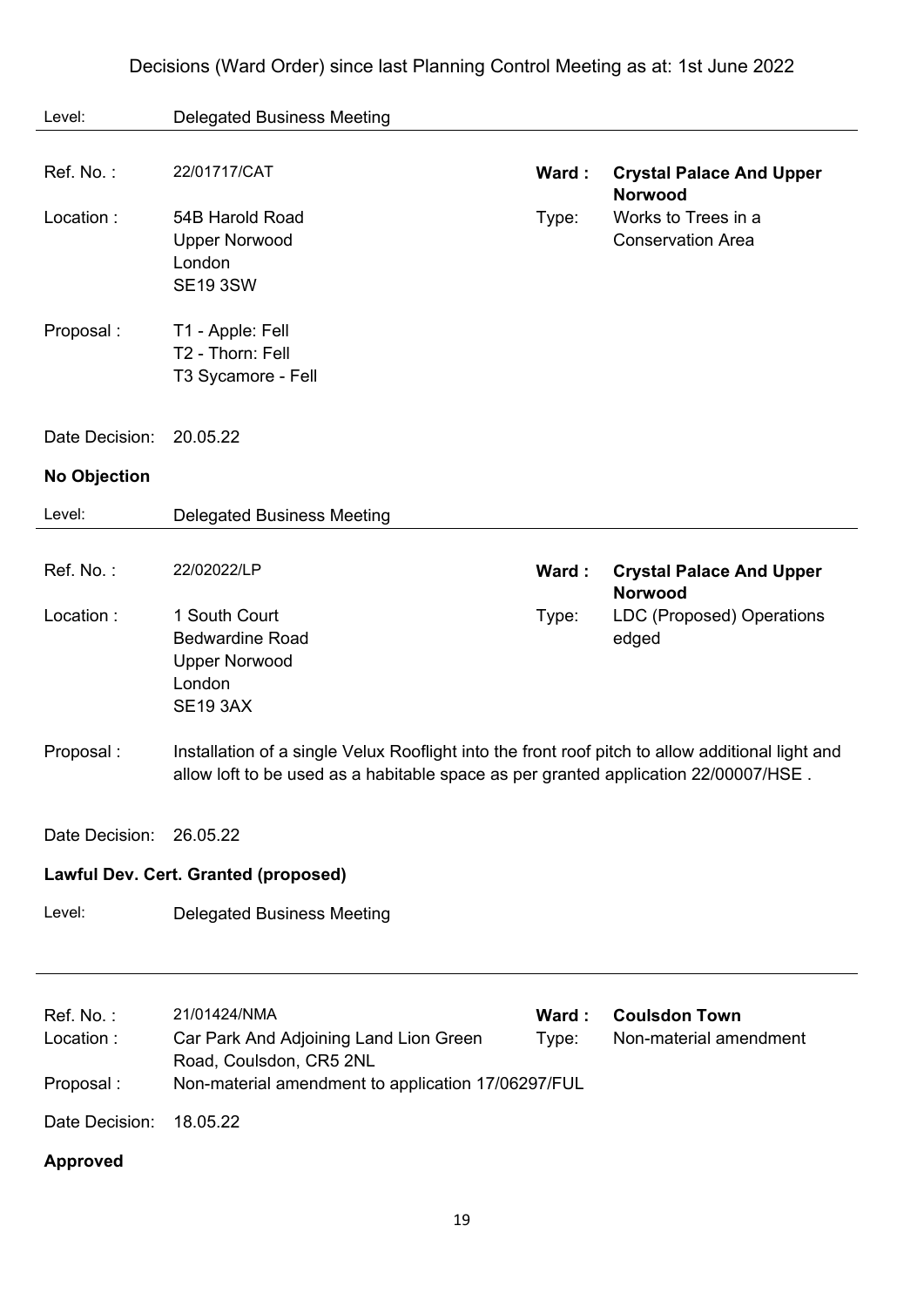Decisions (Ward Order) since last Planning Control Meeting as at: 1st June 2022

Level: Delegated Business Meeting

---

Ref. No. : 22/01717/CAT
**Ward : Crystal Palace And Upper Norwood**

Location : 54B Harold Road
Upper Norwood
London
SE19 3SW

Type: Works to Trees in a Conservation Area

Proposal : T1 - Apple: Fell
T2 - Thorn: Fell
T3 Sycamore - Fell

Date Decision: 20.05.22

**No Objection**

Level: Delegated Business Meeting

---

Ref. No. : 22/02022/LP
**Ward : Crystal Palace And Upper Norwood**

Location : 1 South Court
Bedwardine Road
Upper Norwood
London
SE19 3AX

Type: LDC (Proposed) Operations edged

Proposal : Installation of a single Velux Rooflight into the front roof pitch to allow additional light and allow loft to be used as a habitable space as per granted application 22/00007/HSE .

Date Decision: 26.05.22

**Lawful Dev. Cert. Granted (proposed)**

Level: Delegated Business Meeting

---

Ref. No. : 21/01424/NMA
**Ward : Coulsdon Town**

Location : Car Park And Adjoining Land Lion Green Road, Coulsdon, CR5 2NL

Type: Non-material amendment

Proposal : Non-material amendment to application 17/06297/FUL

Date Decision: 18.05.22

**Approved**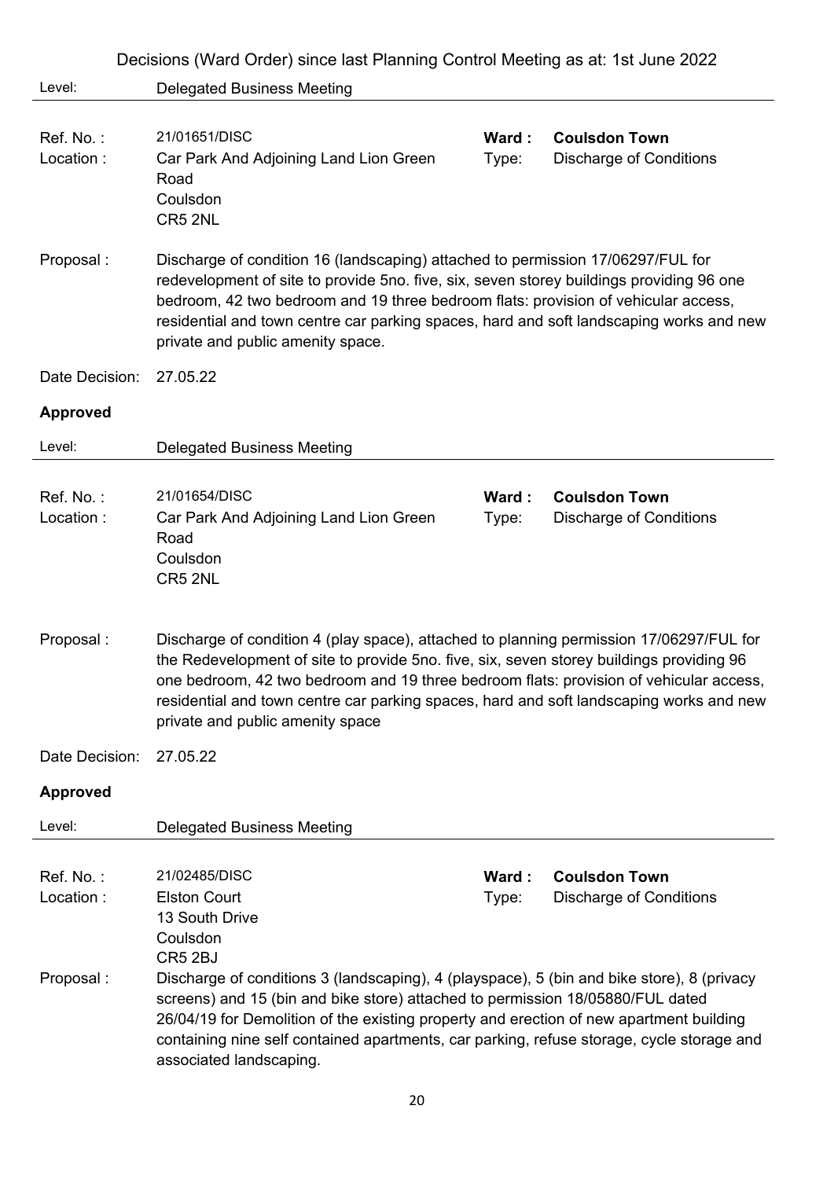Level: Delegated Business Meeting

Ref. No. : 21/01651/DISC
Location : Car Park And Adjoining Land Lion Green Road
Coulsdon
CR5 2NL

**Ward :** **Coulsdon Town**
Type: Discharge of Conditions

Proposal : Discharge of condition 16 (landscaping) attached to permission 17/06297/FUL for redevelopment of site to provide 5no. five, six, seven storey buildings providing 96 one bedroom, 42 two bedroom and 19 three bedroom flats: provision of vehicular access, residential and town centre car parking spaces, hard and soft landscaping works and new private and public amenity space.

Date Decision: 27.05.22

**Approved**

Level: Delegated Business Meeting

Ref. No. : 21/01654/DISC
Location : Car Park And Adjoining Land Lion Green Road
Coulsdon
CR5 2NL

**Ward :** **Coulsdon Town**
Type: Discharge of Conditions

Proposal : Discharge of condition 4 (play space), attached to planning permission 17/06297/FUL for the Redevelopment of site to provide 5no. five, six, seven storey buildings providing 96 one bedroom, 42 two bedroom and 19 three bedroom flats: provision of vehicular access, residential and town centre car parking spaces, hard and soft landscaping works and new private and public amenity space

Date Decision: 27.05.22

**Approved**

Level: Delegated Business Meeting

Ref. No. : 21/02485/DISC
Location : Elston Court
13 South Drive
Coulsdon
CR5 2BJ

**Ward :** **Coulsdon Town**
Type: Discharge of Conditions

Proposal : Discharge of conditions 3 (landscaping), 4 (playspace), 5 (bin and bike store), 8 (privacy screens) and 15 (bin and bike store) attached to permission 18/05880/FUL dated 26/04/19 for Demolition of the existing property and erection of new apartment building containing nine self contained apartments, car parking, refuse storage, cycle storage and associated landscaping.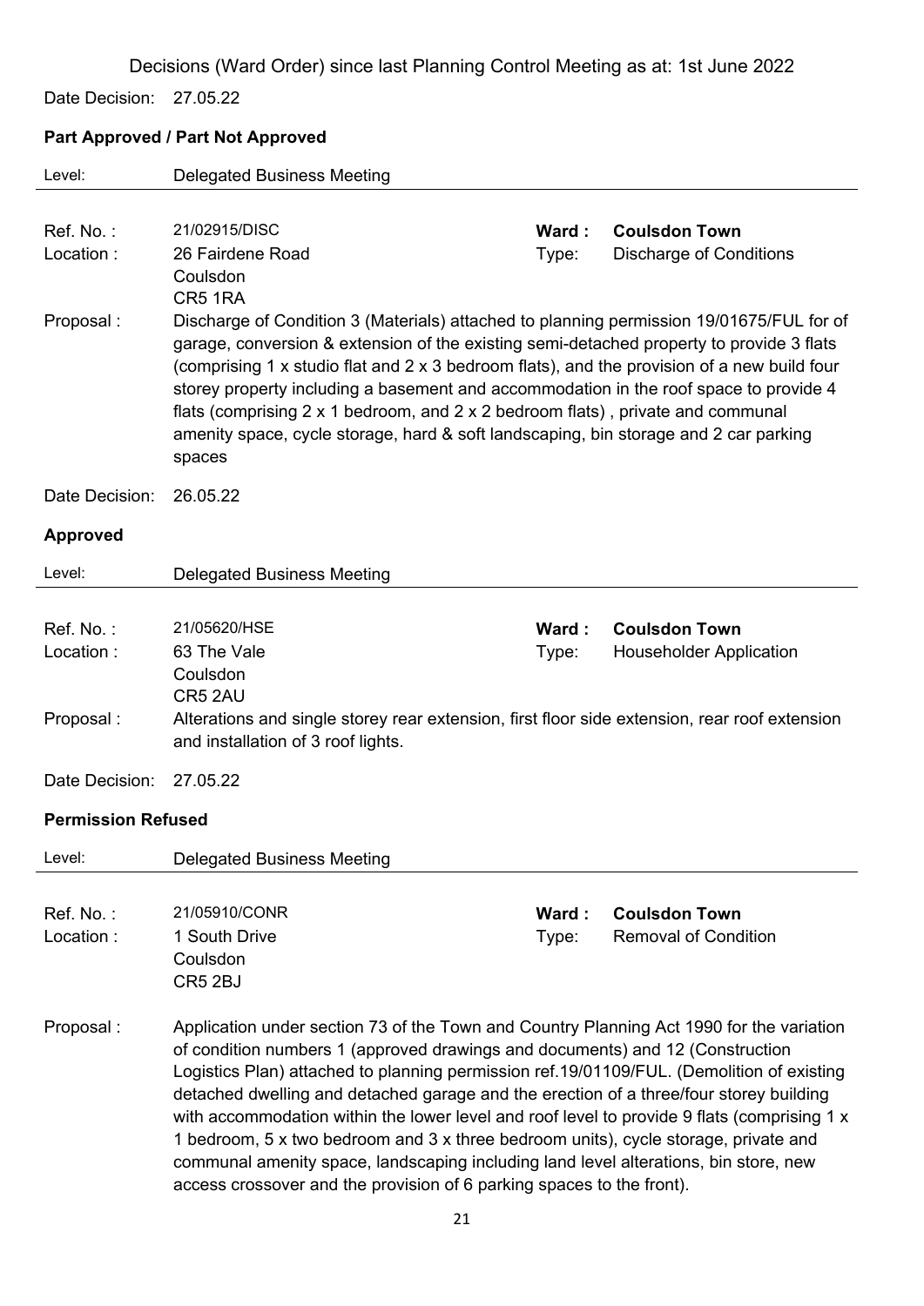Decisions (Ward Order) since last Planning Control Meeting as at: 1st June 2022

Date Decision: 27.05.22

**Part Approved / Part Not Approved**

Level: Delegated Business Meeting

| | | | |
|---|---|---|---|
| Ref. No. : | 21/02915/DISC | **Ward :** | **Coulsdon Town** |
| Location : | 26 Fairdene Road<br>Coulsdon<br>CR5 1RA | Type: | Discharge of Conditions |

Proposal : Discharge of Condition 3 (Materials) attached to planning permission 19/01675/FUL for of garage, conversion & extension of the existing semi-detached property to provide 3 flats (comprising 1 x studio flat and 2 x 3 bedroom flats), and the provision of a new build four storey property including a basement and accommodation in the roof space to provide 4 flats (comprising 2 x 1 bedroom, and 2 x 2 bedroom flats) , private and communal amenity space, cycle storage, hard & soft landscaping, bin storage and 2 car parking spaces

Date Decision: 26.05.22

**Approved**

Level: Delegated Business Meeting

| | | | |
|---|---|---|---|
| Ref. No. : | 21/05620/HSE | **Ward :** | **Coulsdon Town** |
| Location : | 63 The Vale<br>Coulsdon<br>CR5 2AU | Type: | Householder Application |

Proposal : Alterations and single storey rear extension, first floor side extension, rear roof extension and installation of 3 roof lights.

Date Decision: 27.05.22

**Permission Refused**

Level: Delegated Business Meeting

| | | | |
|---|---|---|---|
| Ref. No. : | 21/05910/CONR | **Ward :** | **Coulsdon Town** |
| Location : | 1 South Drive<br>Coulsdon<br>CR5 2BJ | Type: | Removal of Condition |

Proposal : Application under section 73 of the Town and Country Planning Act 1990 for the variation of condition numbers 1 (approved drawings and documents) and 12 (Construction Logistics Plan) attached to planning permission ref.19/01109/FUL. (Demolition of existing detached dwelling and detached garage and the erection of a three/four storey building with accommodation within the lower level and roof level to provide 9 flats (comprising 1 x 1 bedroom, 5 x two bedroom and 3 x three bedroom units), cycle storage, private and communal amenity space, landscaping including land level alterations, bin store, new access crossover and the provision of 6 parking spaces to the front).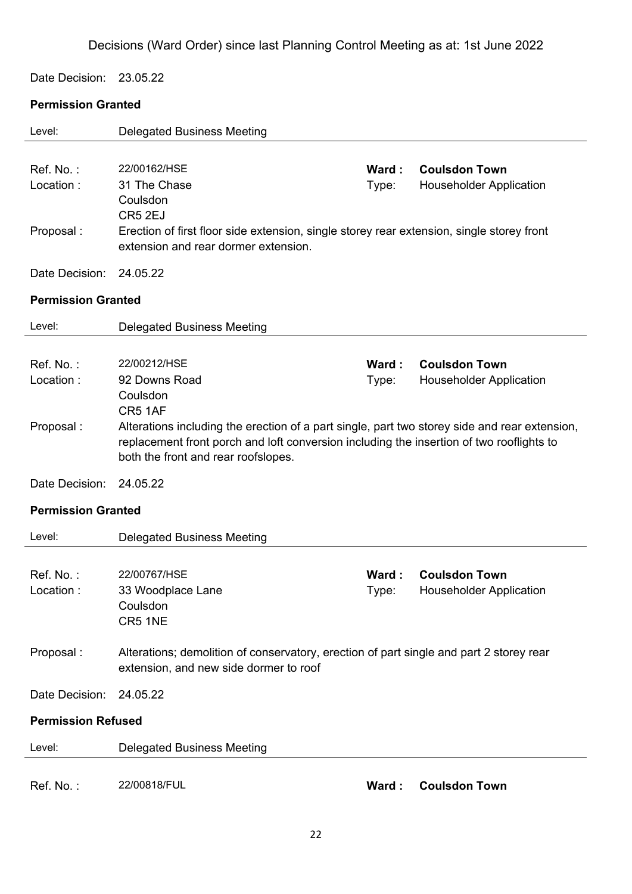Decisions (Ward Order) since last Planning Control Meeting as at: 1st June 2022

Date Decision: 23.05.22

**Permission Granted**

Level: Delegated Business Meeting

Ref. No. : 22/00162/HSE **Ward : Coulsdon Town**
Location : 31 The Chase Coulsdon CR5 2EJ Type: Householder Application
Proposal : Erection of first floor side extension, single storey rear extension, single storey front extension and rear dormer extension.

Date Decision: 24.05.22

**Permission Granted**

Level: Delegated Business Meeting

Ref. No. : 22/00212/HSE **Ward : Coulsdon Town**
Location : 92 Downs Road Coulsdon CR5 1AF Type: Householder Application
Proposal : Alterations including the erection of a part single, part two storey side and rear extension, replacement front porch and loft conversion including the insertion of two rooflights to both the front and rear roofslopes.

Date Decision: 24.05.22

**Permission Granted**

Level: Delegated Business Meeting

Ref. No. : 22/00767/HSE **Ward : Coulsdon Town**
Location : 33 Woodplace Lane Coulsdon CR5 1NE Type: Householder Application
Proposal : Alterations; demolition of conservatory, erection of part single and part 2 storey rear extension, and new side dormer to roof

Date Decision: 24.05.22

**Permission Refused**

Level: Delegated Business Meeting

Ref. No. : 22/00818/FUL **Ward : Coulsdon Town**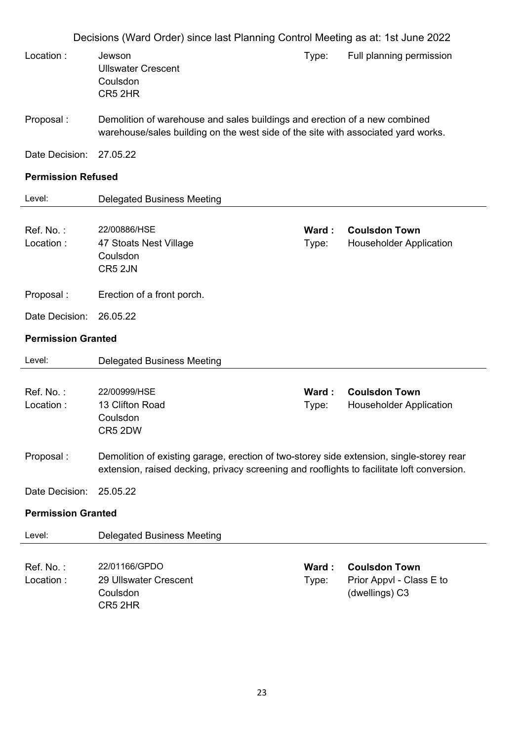Decisions (Ward Order) since last Planning Control Meeting as at: 1st June 2022

Location : Jewson
Ullswater Crescent
Coulsdon
CR5 2HR

Type: Full planning permission

Proposal : Demolition of warehouse and sales buildings and erection of a new combined warehouse/sales building on the west side of the site with associated yard works.

Date Decision: 27.05.22

**Permission Refused**

Level: Delegated Business Meeting

---

Ref. No. : 22/00886/HSE
**Ward : Coulsdon Town**

Location : 47 Stoats Nest Village
Coulsdon
CR5 2JN

Type: Householder Application

Proposal : Erection of a front porch.

Date Decision: 26.05.22

**Permission Granted**

Level: Delegated Business Meeting

---

Ref. No. : 22/00999/HSE
**Ward : Coulsdon Town**

Location : 13 Clifton Road
Coulsdon
CR5 2DW

Type: Householder Application

Proposal : Demolition of existing garage, erection of two-storey side extension, single-storey rear extension, raised decking, privacy screening and rooflights to facilitate loft conversion.

Date Decision: 25.05.22

**Permission Granted**

Level: Delegated Business Meeting

---

Ref. No. : 22/01166/GPDO
**Ward : Coulsdon Town**

Location : 29 Ullswater Crescent
Coulsdon
CR5 2HR

Type: Prior Appvl - Class E to (dwellings) C3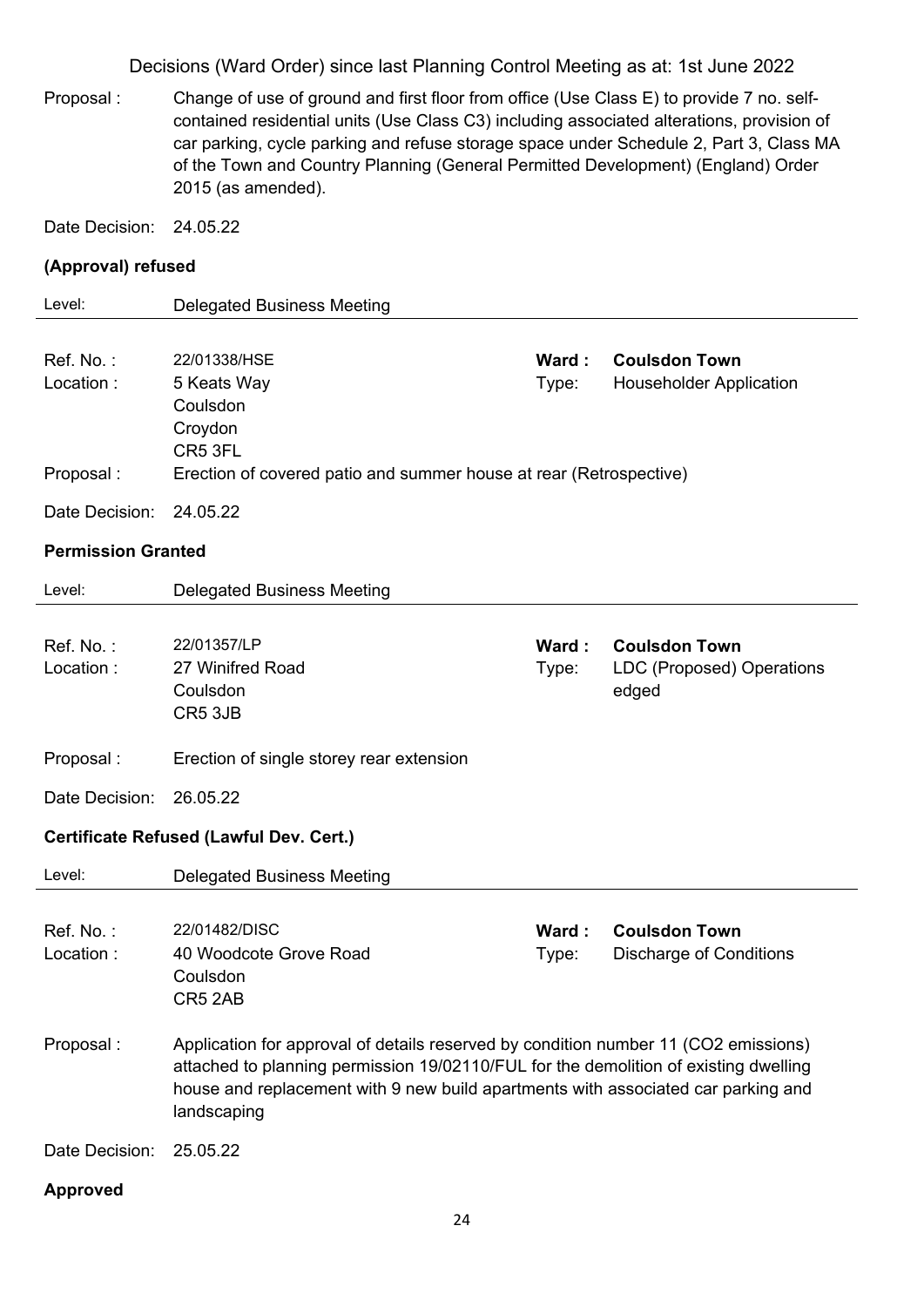Decisions (Ward Order) since last Planning Control Meeting as at: 1st June 2022

Proposal : Change of use of ground and first floor from office (Use Class E) to provide 7 no. self-contained residential units (Use Class C3) including associated alterations, provision of car parking, cycle parking and refuse storage space under Schedule 2, Part 3, Class MA of the Town and Country Planning (General Permitted Development) (England) Order 2015 (as amended).

Date Decision: 24.05.22

**(Approval) refused**

Level: Delegated Business Meeting

---

Ref. No. : 22/01338/HSE | **Ward : Coulsdon Town**

Location : 5 Keats Way, Coulsdon, Croydon, CR5 3FL | Type: Householder Application

Proposal : Erection of covered patio and summer house at rear (Retrospective)

Date Decision: 24.05.22

**Permission Granted**

Level: Delegated Business Meeting

---

Ref. No. : 22/01357/LP | **Ward : Coulsdon Town**

Location : 27 Winifred Road, Coulsdon, CR5 3JB | Type: LDC (Proposed) Operations edged

Proposal : Erection of single storey rear extension

Date Decision: 26.05.22

**Certificate Refused (Lawful Dev. Cert.)**

Level: Delegated Business Meeting

---

Ref. No. : 22/01482/DISC | **Ward : Coulsdon Town**

Location : 40 Woodcote Grove Road, Coulsdon, CR5 2AB | Type: Discharge of Conditions

Proposal : Application for approval of details reserved by condition number 11 ($CO_2$ emissions) attached to planning permission 19/02110/FUL for the demolition of existing dwelling house and replacement with 9 new build apartments with associated car parking and landscaping

Date Decision: 25.05.22

**Approved**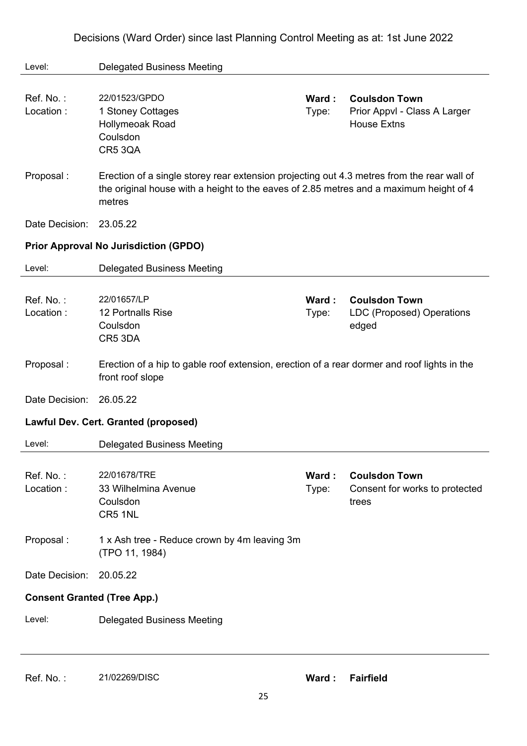Decisions (Ward Order) since last Planning Control Meeting as at: 1st June 2022

Level: Delegated Business Meeting

---

Ref. No. : 22/01523/GPDO
Location : 1 Stoney Cottages, Hollymeoak Road, Coulsdon, CR5 3QA
**Ward : Coulsdon Town**
Type: Prior Appvl - Class A Larger House Extns

Proposal : Erection of a single storey rear extension projecting out 4.3 metres from the rear wall of the original house with a height to the eaves of 2.85 metres and a maximum height of 4 metres

Date Decision: 23.05.22

**Prior Approval No Jurisdiction (GPDO)**

Level: Delegated Business Meeting

---

Ref. No. : 22/01657/LP
Location : 12 Portnalls Rise, Coulsdon, CR5 3DA
**Ward : Coulsdon Town**
Type: LDC (Proposed) Operations edged

Proposal : Erection of a hip to gable roof extension, erection of a rear dormer and roof lights in the front roof slope

Date Decision: 26.05.22

**Lawful Dev. Cert. Granted (proposed)**

Level: Delegated Business Meeting

---

Ref. No. : 22/01678/TRE
Location : 33 Wilhelmina Avenue, Coulsdon, CR5 1NL
**Ward : Coulsdon Town**
Type: Consent for works to protected trees

Proposal : 1 x Ash tree - Reduce crown by 4m leaving 3m (TPO 11, 1984)

Date Decision: 20.05.22

**Consent Granted (Tree App.)**

Level: Delegated Business Meeting

---

Ref. No. : 21/02269/DISC
**Ward : Fairfield**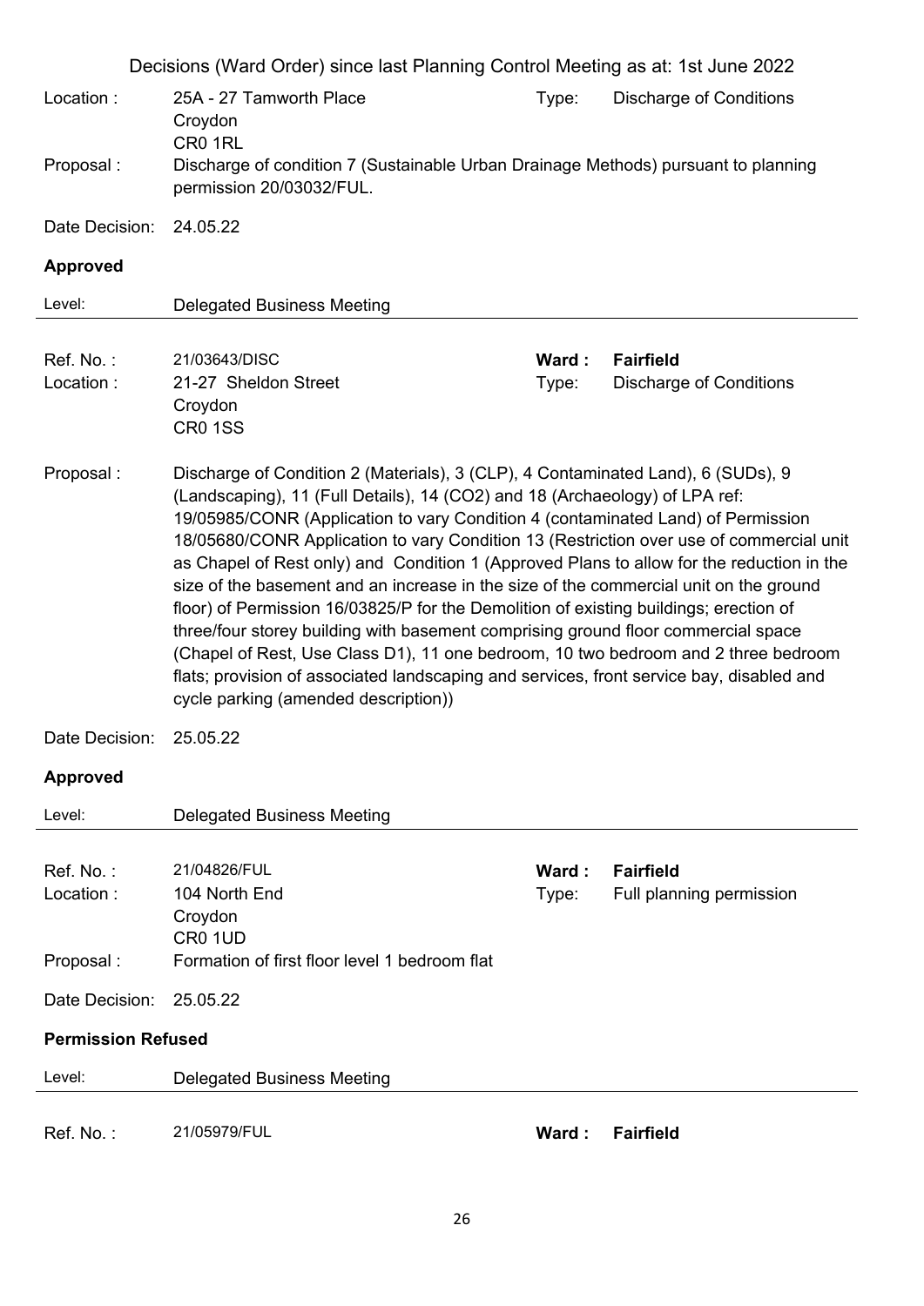Decisions (Ward Order) since last Planning Control Meeting as at: 1st June 2022

Location : 25A - 27 Tamworth Place
Croydon
CR0 1RL

Type: Discharge of Conditions

Proposal : Discharge of condition 7 (Sustainable Urban Drainage Methods) pursuant to planning permission 20/03032/FUL.

Date Decision: 24.05.22

**Approved**

Level: Delegated Business Meeting

---

Ref. No. : 21/03643/DISC

**Ward : Fairfield**

Location : 21-27 Sheldon Street
Croydon
CR0 1SS

Type: Discharge of Conditions

Proposal : Discharge of Condition 2 (Materials), 3 (CLP), 4 Contaminated Land), 6 (SUDs), 9 (Landscaping), 11 (Full Details), 14 (CO2) and 18 (Archaeology) of LPA ref: 19/05985/CONR (Application to vary Condition 4 (contaminated Land) of Permission 18/05680/CONR Application to vary Condition 13 (Restriction over use of commercial unit as Chapel of Rest only) and Condition 1 (Approved Plans to allow for the reduction in the size of the basement and an increase in the size of the commercial unit on the ground floor) of Permission 16/03825/P for the Demolition of existing buildings; erection of three/four storey building with basement comprising ground floor commercial space (Chapel of Rest, Use Class D1), 11 one bedroom, 10 two bedroom and 2 three bedroom flats; provision of associated landscaping and services, front service bay, disabled and cycle parking (amended description))

Date Decision: 25.05.22

**Approved**

Level: Delegated Business Meeting

---

Ref. No. : 21/04826/FUL

**Ward : Fairfield**

Location : 104 North End
Croydon
CR0 1UD

Type: Full planning permission

Proposal : Formation of first floor level 1 bedroom flat

Date Decision: 25.05.22

**Permission Refused**

Level: Delegated Business Meeting

---

Ref. No. : 21/05979/FUL

**Ward : Fairfield**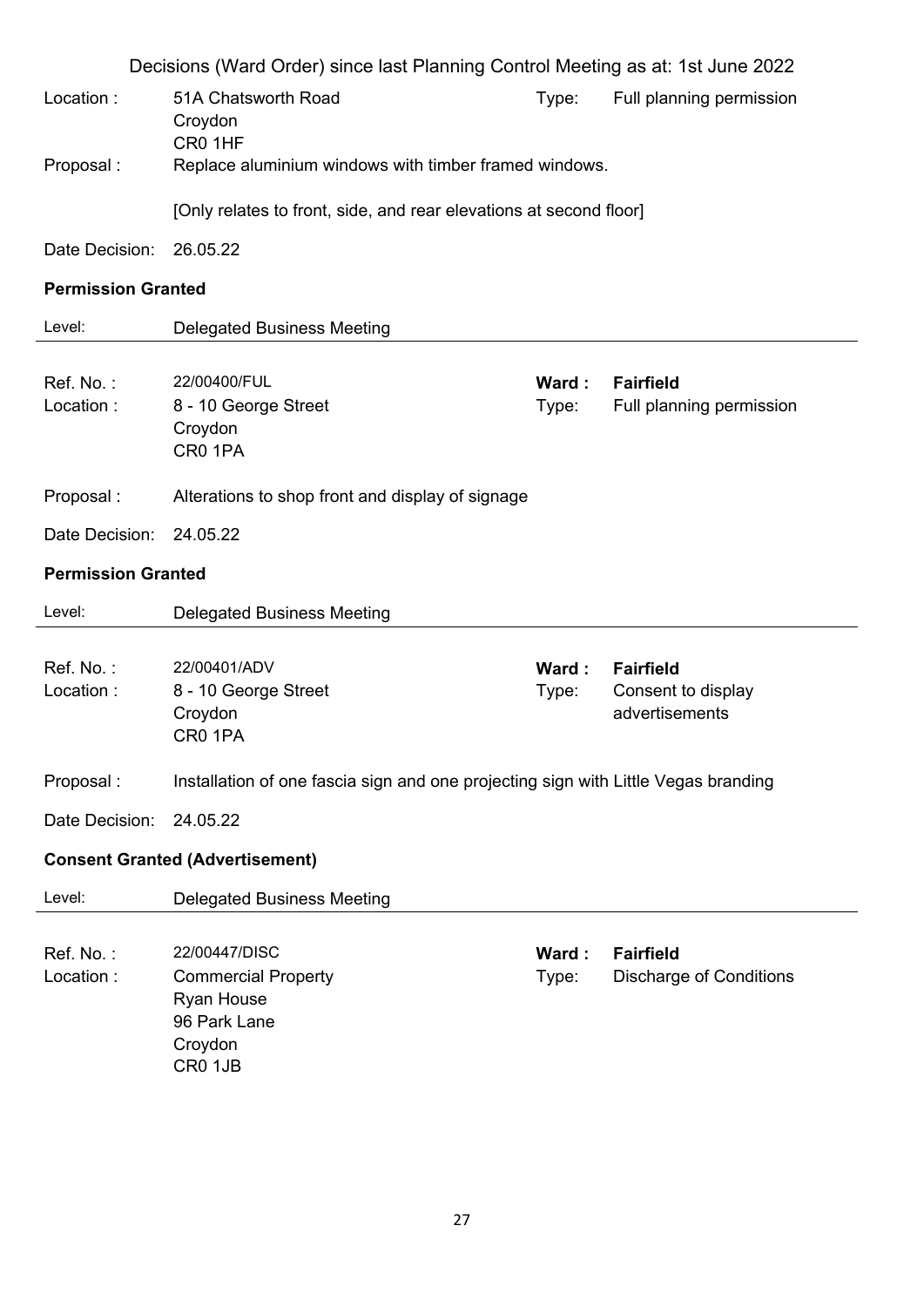Decisions (Ward Order) since last Planning Control Meeting as at: 1st June 2022

Location : 51A Chatsworth Road
Croydon
CR0 1HF

Type: Full planning permission

Proposal : Replace aluminium windows with timber framed windows.

[Only relates to front, side, and rear elevations at second floor]

Date Decision: 26.05.22

**Permission Granted**

Level: Delegated Business Meeting

---

Ref. No. : 22/00400/FUL

**Ward : Fairfield**

Location : 8 - 10 George Street
Croydon
CR0 1PA

Type: Full planning permission

Proposal : Alterations to shop front and display of signage

Date Decision: 24.05.22

**Permission Granted**

Level: Delegated Business Meeting

---

Ref. No. : 22/00401/ADV

**Ward : Fairfield**

Location : 8 - 10 George Street
Croydon
CR0 1PA

Type: Consent to display advertisements

Proposal : Installation of one fascia sign and one projecting sign with Little Vegas branding

Date Decision: 24.05.22

**Consent Granted (Advertisement)**

Level: Delegated Business Meeting

---

Ref. No. : 22/00447/DISC

**Ward : Fairfield**

Location : Commercial Property
Ryan House
96 Park Lane
Croydon
CR0 1JB

Type: Discharge of Conditions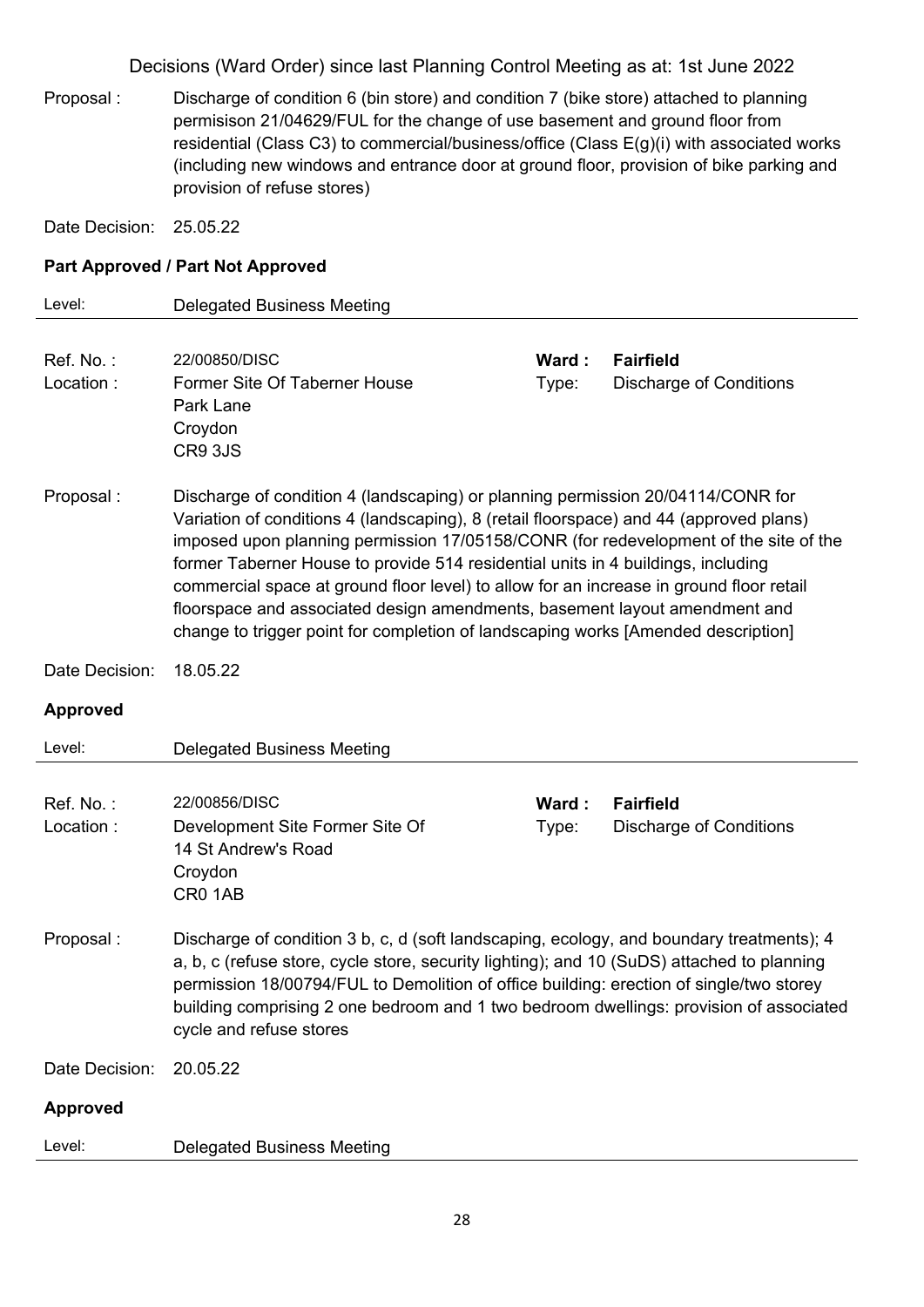Proposal : Discharge of condition 6 (bin store) and condition 7 (bike store) attached to planning permisison 21/04629/FUL for the change of use basement and ground floor from residential (Class C3) to commercial/business/office (Class E(g)(i) with associated works (including new windows and entrance door at ground floor, provision of bike parking and provision of refuse stores)

Date Decision: 25.05.22

**Part Approved / Part Not Approved**

Level: Delegated Business Meeting

---

Ref. No. : 22/00850/DISC | **Ward : Fairfield**

Location : Former Site Of Taberner House
Park Lane
Croydon
CR9 3JS

Type: Discharge of Conditions

Proposal : Discharge of condition 4 (landscaping) or planning permission 20/04114/CONR for Variation of conditions 4 (landscaping), 8 (retail floorspace) and 44 (approved plans) imposed upon planning permission 17/05158/CONR (for redevelopment of the site of the former Taberner House to provide 514 residential units in 4 buildings, including commercial space at ground floor level) to allow for an increase in ground floor retail floorspace and associated design amendments, basement layout amendment and change to trigger point for completion of landscaping works [Amended description]

Date Decision: 18.05.22

**Approved**

Level: Delegated Business Meeting

---

Ref. No. : 22/00856/DISC | **Ward : Fairfield**

Location : Development Site Former Site Of
14 St Andrew's Road
Croydon
CR0 1AB

Type: Discharge of Conditions

Proposal : Discharge of condition 3 b, c, d (soft landscaping, ecology, and boundary treatments); 4 a, b, c (refuse store, cycle store, security lighting); and 10 (SuDS) attached to planning permission 18/00794/FUL to Demolition of office building: erection of single/two storey building comprising 2 one bedroom and 1 two bedroom dwellings: provision of associated cycle and refuse stores

Date Decision: 20.05.22

**Approved**

Level: Delegated Business Meeting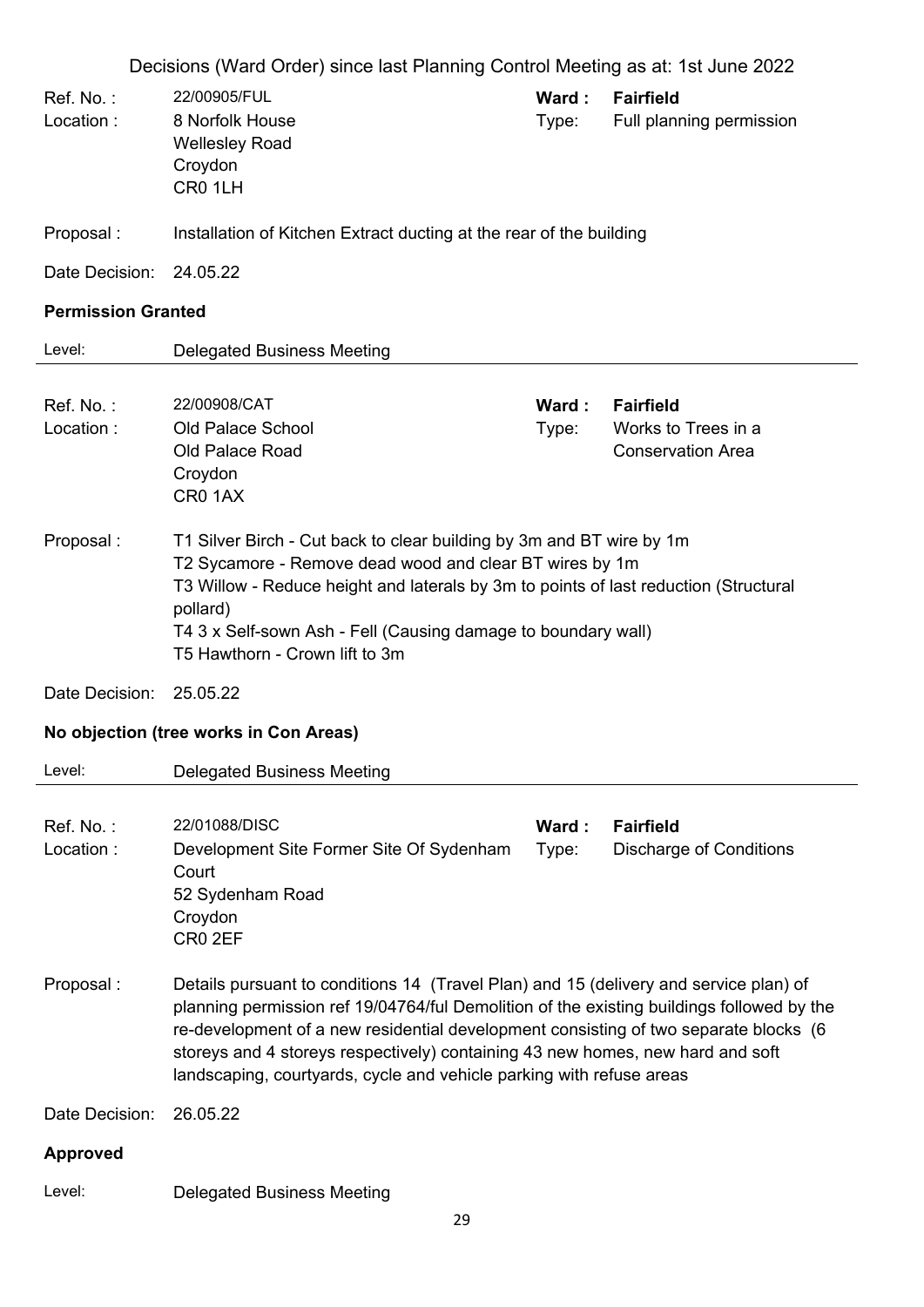Decisions (Ward Order) since last Planning Control Meeting as at: 1st June 2022

Ref. No. : 22/00905/FUL
**Ward : Fairfield**
Location : 8 Norfolk House, Wellesley Road, Croydon, CR0 1LH
Type: Full planning permission

Proposal : Installation of Kitchen Extract ducting at the rear of the building

Date Decision: 24.05.22

**Permission Granted**

Level: Delegated Business Meeting

---

Ref. No. : 22/00908/CAT
**Ward : Fairfield**
Location : Old Palace School, Old Palace Road, Croydon, CR0 1AX
Type: Works to Trees in a Conservation Area

Proposal :
T1 Silver Birch - Cut back to clear building by 3m and BT wire by 1m
T2 Sycamore - Remove dead wood and clear BT wires by 1m
T3 Willow - Reduce height and laterals by 3m to points of last reduction (Structural pollard)
T4 3 x Self-sown Ash - Fell (Causing damage to boundary wall)
T5 Hawthorn - Crown lift to 3m

Date Decision: 25.05.22

**No objection (tree works in Con Areas)**

Level: Delegated Business Meeting

---

Ref. No. : 22/01088/DISC
**Ward : Fairfield**
Location : Development Site Former Site Of Sydenham Court, 52 Sydenham Road, Croydon, CR0 2EF
Type: Discharge of Conditions

Proposal : Details pursuant to conditions 14 (Travel Plan) and 15 (delivery and service plan) of planning permission ref 19/04764/ful Demolition of the existing buildings followed by the re-development of a new residential development consisting of two separate blocks (6 storeys and 4 storeys respectively) containing 43 new homes, new hard and soft landscaping, courtyards, cycle and vehicle parking with refuse areas

Date Decision: 26.05.22

**Approved**

Level: Delegated Business Meeting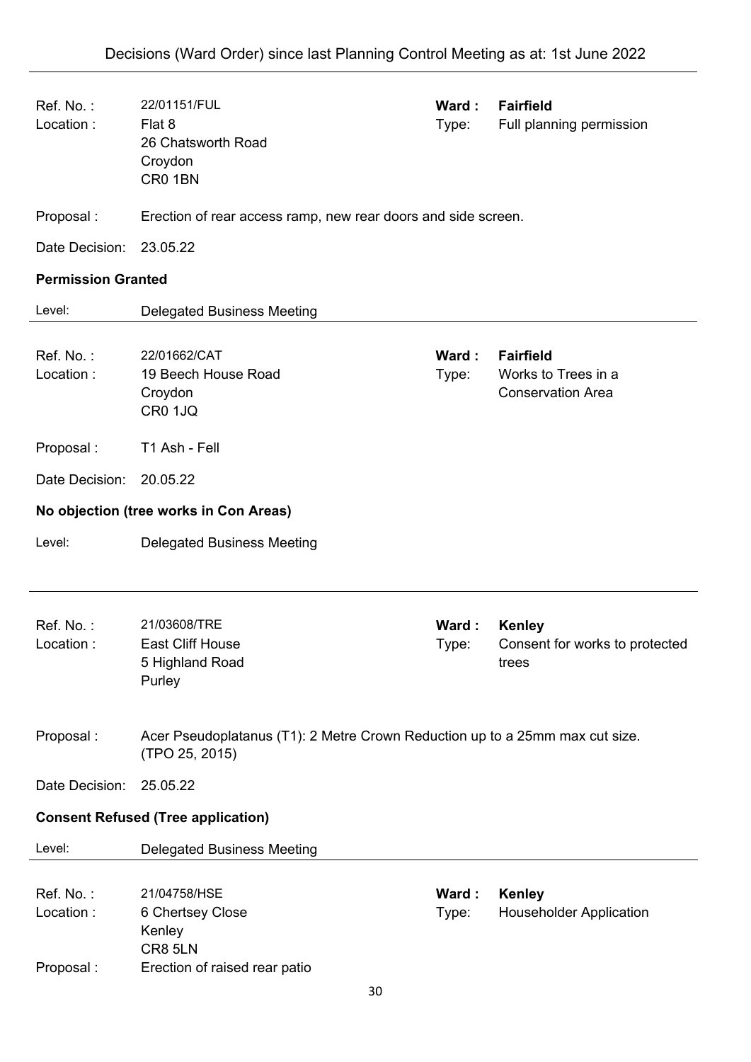Decisions (Ward Order) since last Planning Control Meeting as at: 1st June 2022

---

Ref. No. : 22/01151/FUL
Ward : **Fairfield**
Location : Flat 8
26 Chatsworth Road
Croydon
CR0 1BN
Type: Full planning permission

Proposal : Erection of rear access ramp, new rear doors and side screen.

Date Decision: 23.05.22

**Permission Granted**

Level: Delegated Business Meeting

---

Ref. No. : 22/01662/CAT
Ward : **Fairfield**
Location : 19 Beech House Road
Croydon
CR0 1JQ
Type: Works to Trees in a Conservation Area

Proposal : T1 Ash - Fell

Date Decision: 20.05.22

**No objection (tree works in Con Areas)**

Level: Delegated Business Meeting

---

Ref. No. : 21/03608/TRE
Ward : **Kenley**
Location : East Cliff House
5 Highland Road
Purley
Type: Consent for works to protected trees

Proposal : Acer Pseudoplatanus (T1): 2 Metre Crown Reduction up to a 25mm max cut size. (TPO 25, 2015)

Date Decision: 25.05.22

**Consent Refused (Tree application)**

Level: Delegated Business Meeting

---

Ref. No. : 21/04758/HSE
Ward : **Kenley**
Location : 6 Chertsey Close
Kenley
CR8 5LN
Type: Householder Application

Proposal : Erection of raised rear patio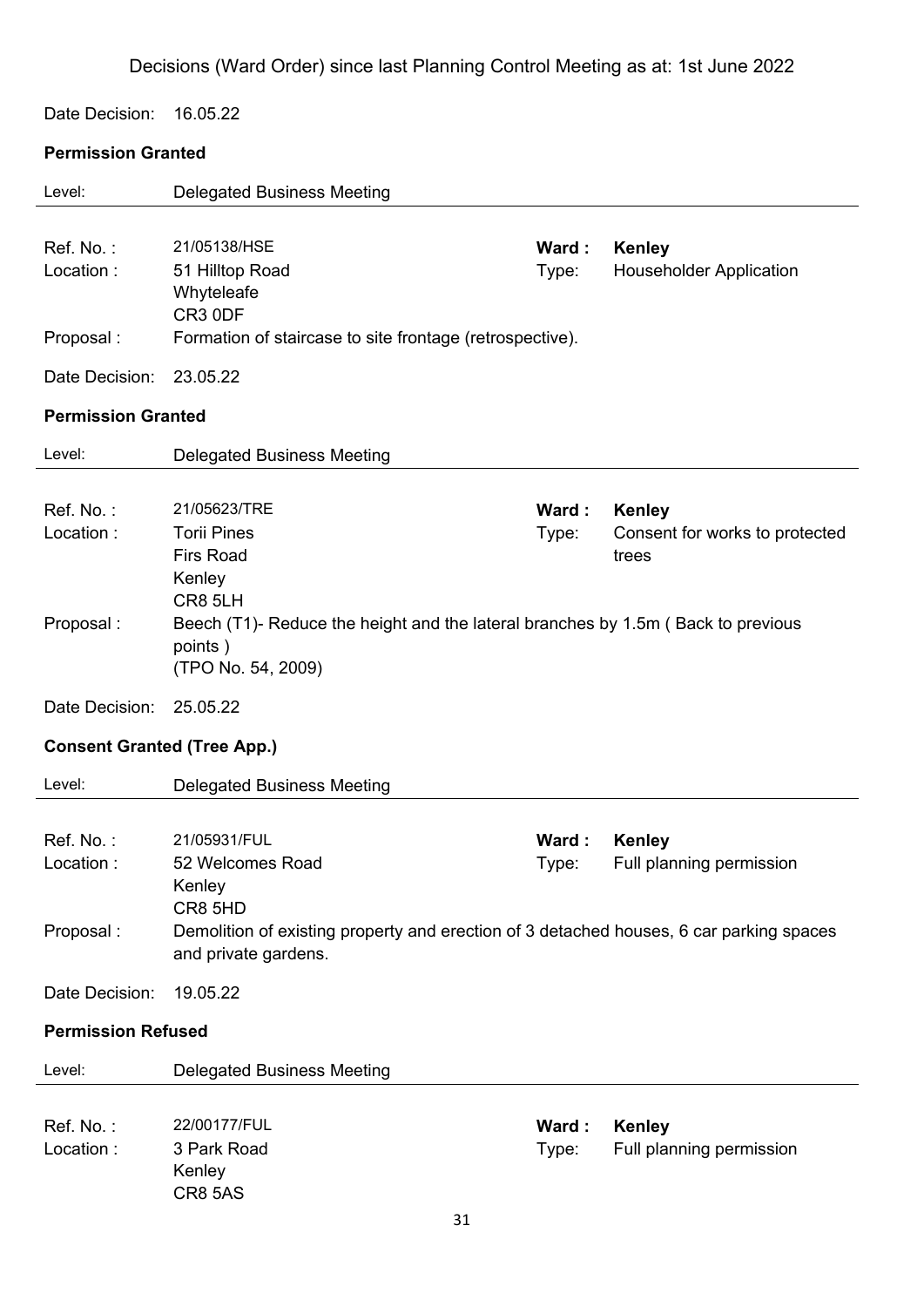Decisions (Ward Order) since last Planning Control Meeting as at: 1st June 2022

Date Decision: 16.05.22

**Permission Granted**

Level: Delegated Business Meeting

Ref. No. : 21/05138/HSE  
**Ward : Kenley**  
Location : 51 Hilltop Road, Whyteleafe, CR3 0DF  
Type: Householder Application  
Proposal : Formation of staircase to site frontage (retrospective).

Date Decision: 23.05.22

**Permission Granted**

Level: Delegated Business Meeting

Ref. No. : 21/05623/TRE  
**Ward : Kenley**  
Location : Torii Pines, Firs Road, Kenley, CR8 5LH  
Type: Consent for works to protected trees  
Proposal : Beech (T1)- Reduce the height and the lateral branches by 1.5m ( Back to previous points )  
(TPO No. 54, 2009)

Date Decision: 25.05.22

**Consent Granted (Tree App.)**

Level: Delegated Business Meeting

Ref. No. : 21/05931/FUL  
**Ward : Kenley**  
Location : 52 Welcomes Road, Kenley, CR8 5HD  
Type: Full planning permission  
Proposal : Demolition of existing property and erection of 3 detached houses, 6 car parking spaces and private gardens.

Date Decision: 19.05.22

**Permission Refused**

Level: Delegated Business Meeting

Ref. No. : 22/00177/FUL  
**Ward : Kenley**  
Location : 3 Park Road, Kenley, CR8 5AS  
Type: Full planning permission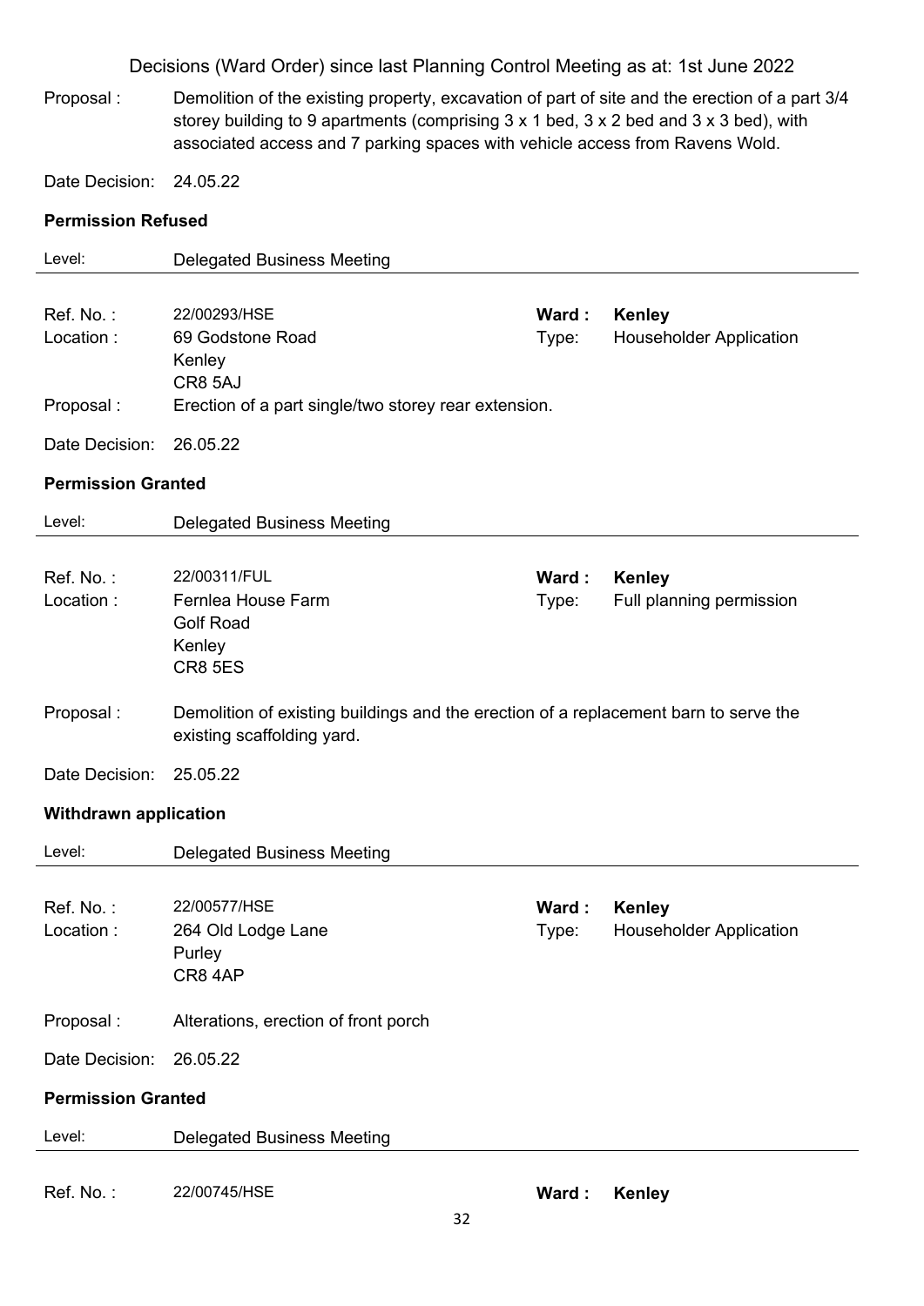Decisions (Ward Order) since last Planning Control Meeting as at: 1st June 2022

Proposal : Demolition of the existing property, excavation of part of site and the erection of a part 3/4 storey building to 9 apartments (comprising 3 x 1 bed, 3 x 2 bed and 3 x 3 bed), with associated access and 7 parking spaces with vehicle access from Ravens Wold.

Date Decision: 24.05.22

**Permission Refused**

Level: Delegated Business Meeting

---

Ref. No. : 22/00293/HSE — **Ward : Kenley**

Location : 69 Godstone Road, Kenley, CR8 5AJ — Type: Householder Application

Proposal : Erection of a part single/two storey rear extension.

Date Decision: 26.05.22

**Permission Granted**

Level: Delegated Business Meeting

---

Ref. No. : 22/00311/FUL — **Ward : Kenley**

Location : Fernlea House Farm, Golf Road, Kenley, CR8 5ES — Type: Full planning permission

Proposal : Demolition of existing buildings and the erection of a replacement barn to serve the existing scaffolding yard.

Date Decision: 25.05.22

**Withdrawn application**

Level: Delegated Business Meeting

---

Ref. No. : 22/00577/HSE — **Ward : Kenley**

Location : 264 Old Lodge Lane, Purley, CR8 4AP — Type: Householder Application

Proposal : Alterations, erection of front porch

Date Decision: 26.05.22

**Permission Granted**

Level: Delegated Business Meeting

---

Ref. No. : 22/00745/HSE — **Ward : Kenley**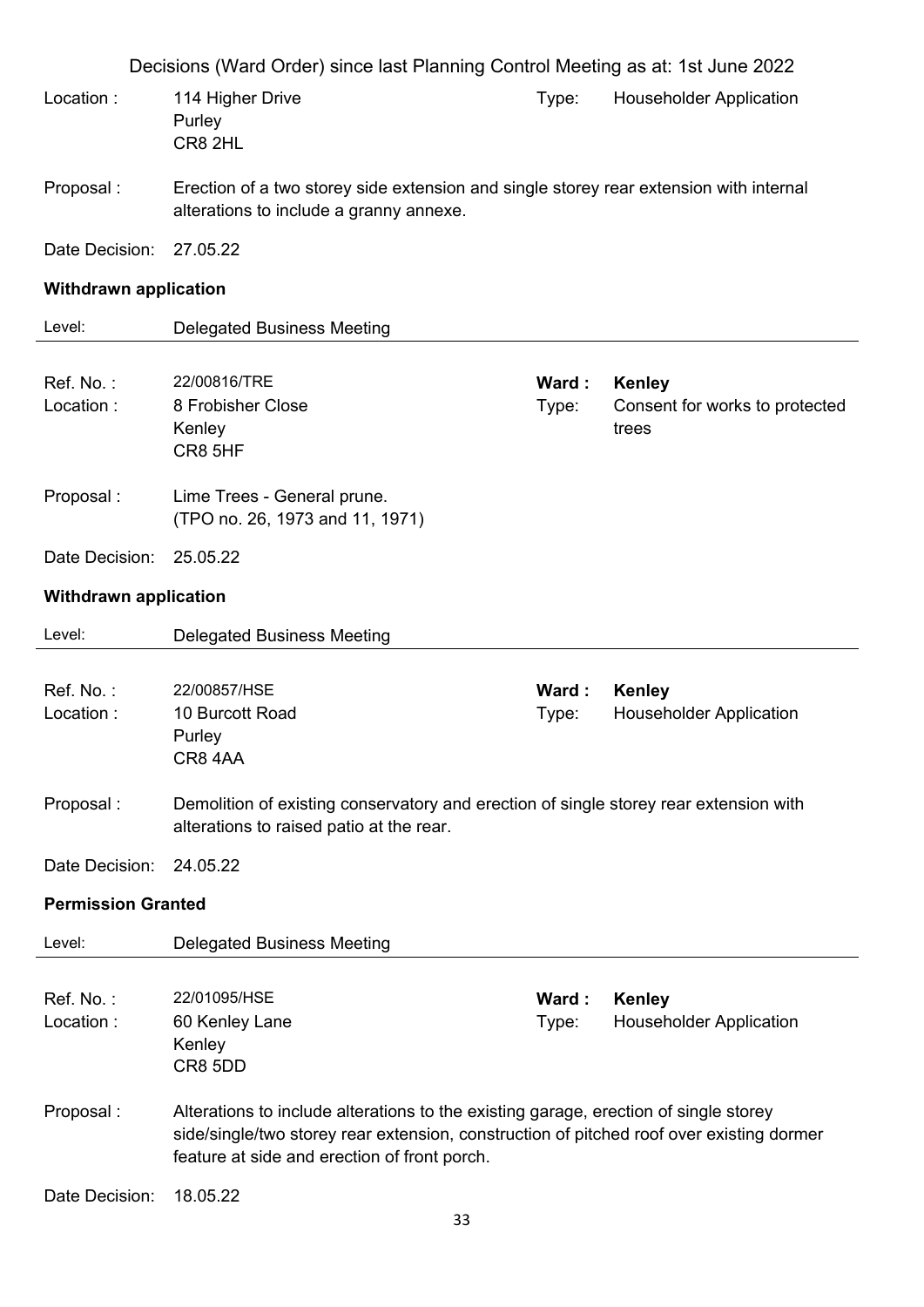| | | | |
|---|---|---|---|
| Location : | 114 Higher Drive<br>Purley<br>CR8 2HL | Type: | Householder Application |
| Proposal : | Erection of a two storey side extension and single storey rear extension with internal alterations to include a granny annexe. | | |
| Date Decision: | 27.05.22 | | |

**Withdrawn application**

Level: Delegated Business Meeting

---

| | | | |
|---|---|---|---|
| Ref. No. : | 22/00816/TRE | **Ward :** | **Kenley** |
| Location : | 8 Frobisher Close<br>Kenley<br>CR8 5HF | Type: | Consent for works to protected trees |
| Proposal : | Lime Trees - General prune.<br>(TPO no. 26, 1973 and 11, 1971) | | |
| Date Decision: | 25.05.22 | | |

**Withdrawn application**

Level: Delegated Business Meeting

---

| | | | |
|---|---|---|---|
| Ref. No. : | 22/00857/HSE | **Ward :** | **Kenley** |
| Location : | 10 Burcott Road<br>Purley<br>CR8 4AA | Type: | Householder Application |
| Proposal : | Demolition of existing conservatory and erection of single storey rear extension with alterations to raised patio at the rear. | | |
| Date Decision: | 24.05.22 | | |

**Permission Granted**

Level: Delegated Business Meeting

---

| | | | |
|---|---|---|---|
| Ref. No. : | 22/01095/HSE | **Ward :** | **Kenley** |
| Location : | 60 Kenley Lane<br>Kenley<br>CR8 5DD | Type: | Householder Application |
| Proposal : | Alterations to include alterations to the existing garage, erection of single storey side/single/two storey rear extension, construction of pitched roof over existing dormer feature at side and erection of front porch. | | |
| Date Decision: | 18.05.22 | | |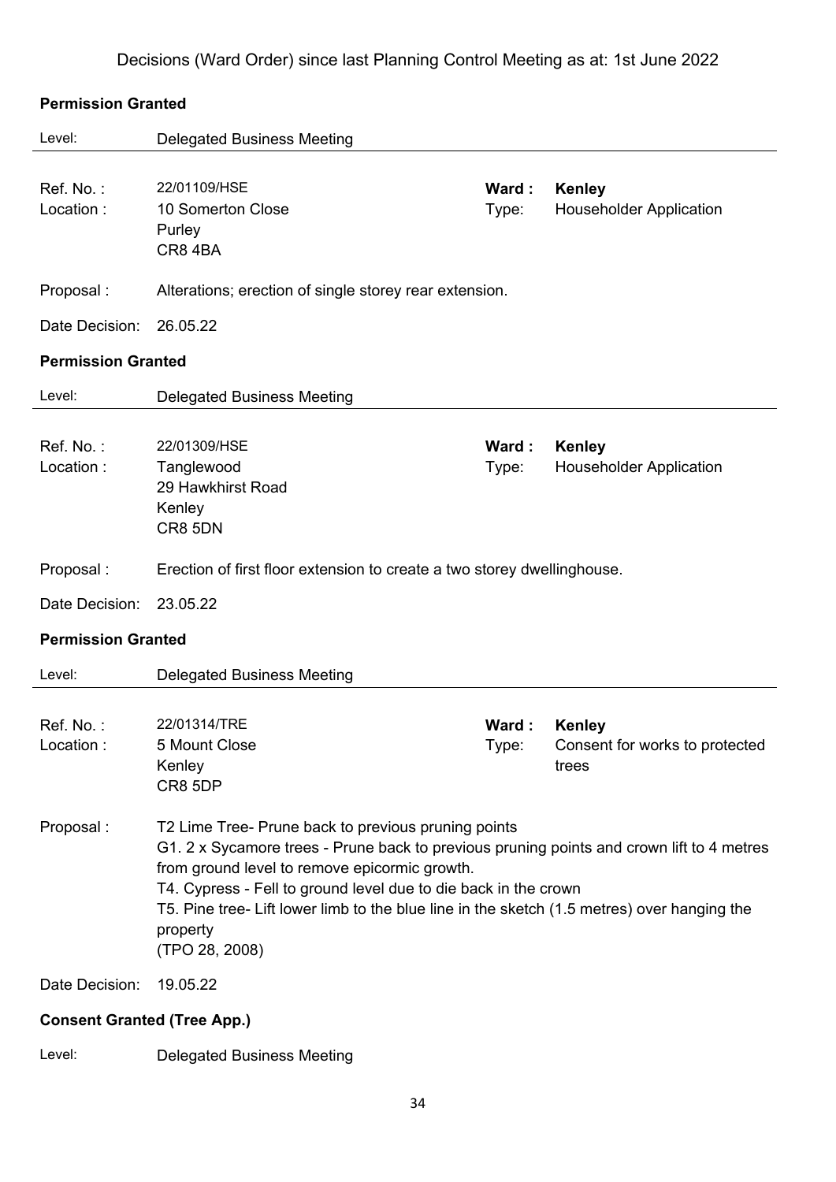Decisions (Ward Order) since last Planning Control Meeting as at: 1st June 2022

**Permission Granted**

Level: Delegated Business Meeting

Ref. No. : 22/01109/HSE
Location : 10 Somerton Close
Purley
CR8 4BA

**Ward : Kenley**
Type: Householder Application

Proposal : Alterations; erection of single storey rear extension.

Date Decision: 26.05.22

**Permission Granted**

Level: Delegated Business Meeting

Ref. No. : 22/01309/HSE
Location : Tanglewood
29 Hawkhirst Road
Kenley
CR8 5DN

**Ward : Kenley**
Type: Householder Application

Proposal : Erection of first floor extension to create a two storey dwellinghouse.

Date Decision: 23.05.22

**Permission Granted**

Level: Delegated Business Meeting

Ref. No. : 22/01314/TRE
Location : 5 Mount Close
Kenley
CR8 5DP

**Ward : Kenley**
Type: Consent for works to protected trees

Proposal : T2 Lime Tree- Prune back to previous pruning points
G1. 2 x Sycamore trees - Prune back to previous pruning points and crown lift to 4 metres from ground level to remove epicormic growth.
T4. Cypress - Fell to ground level due to die back in the crown
T5. Pine tree- Lift lower limb to the blue line in the sketch (1.5 metres) over hanging the property
(TPO 28, 2008)

Date Decision: 19.05.22

**Consent Granted (Tree App.)**

Level: Delegated Business Meeting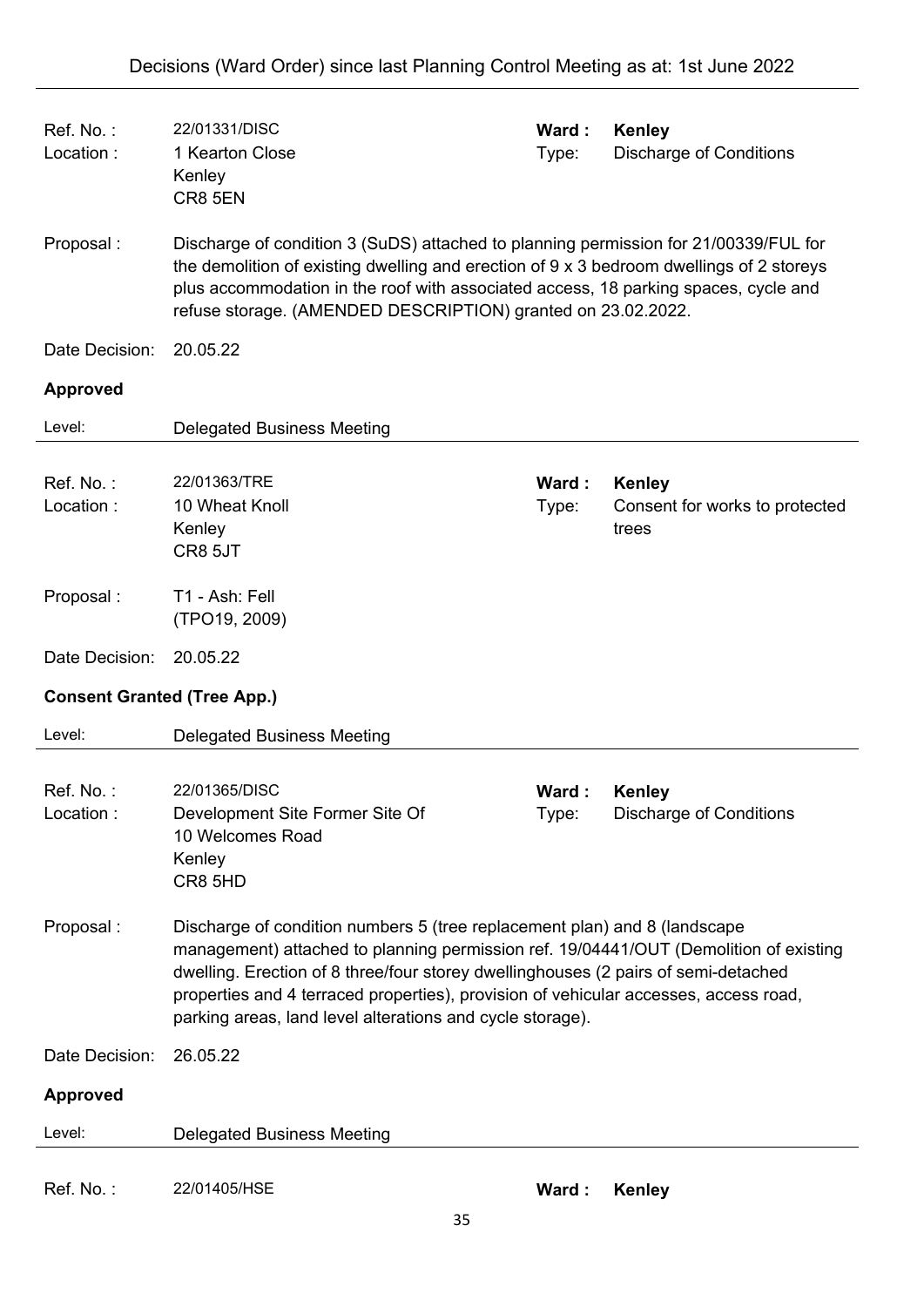| | | | |
|---|---|---|---|
| Ref. No. : | 22/01331/DISC | **Ward :** | **Kenley** |
| Location : | 1 Kearton Close<br>Kenley<br>CR8 5EN | Type: | Discharge of Conditions |

Proposal : Discharge of condition 3 (SuDS) attached to planning permission for 21/00339/FUL for the demolition of existing dwelling and erection of 9 x 3 bedroom dwellings of 2 storeys plus accommodation in the roof with associated access, 18 parking spaces, cycle and refuse storage. (AMENDED DESCRIPTION) granted on 23.02.2022.

Date Decision: 20.05.22

**Approved**

Level: Delegated Business Meeting

---

| | | | |
|---|---|---|---|
| Ref. No. : | 22/01363/TRE | **Ward :** | **Kenley** |
| Location : | 10 Wheat Knoll<br>Kenley<br>CR8 5JT | Type: | Consent for works to protected trees |

Proposal : T1 - Ash: Fell<br>(TPO19, 2009)

Date Decision: 20.05.22

**Consent Granted (Tree App.)**

Level: Delegated Business Meeting

---

| | | | |
|---|---|---|---|
| Ref. No. : | 22/01365/DISC | **Ward :** | **Kenley** |
| Location : | Development Site Former Site Of<br>10 Welcomes Road<br>Kenley<br>CR8 5HD | Type: | Discharge of Conditions |

Proposal : Discharge of condition numbers 5 (tree replacement plan) and 8 (landscape management) attached to planning permission ref. 19/04441/OUT (Demolition of existing dwelling. Erection of 8 three/four storey dwellinghouses (2 pairs of semi-detached properties and 4 terraced properties), provision of vehicular accesses, access road, parking areas, land level alterations and cycle storage).

Date Decision: 26.05.22

**Approved**

Level: Delegated Business Meeting

---

| | | | |
|---|---|---|---|
| Ref. No. : | 22/01405/HSE | **Ward :** | **Kenley** |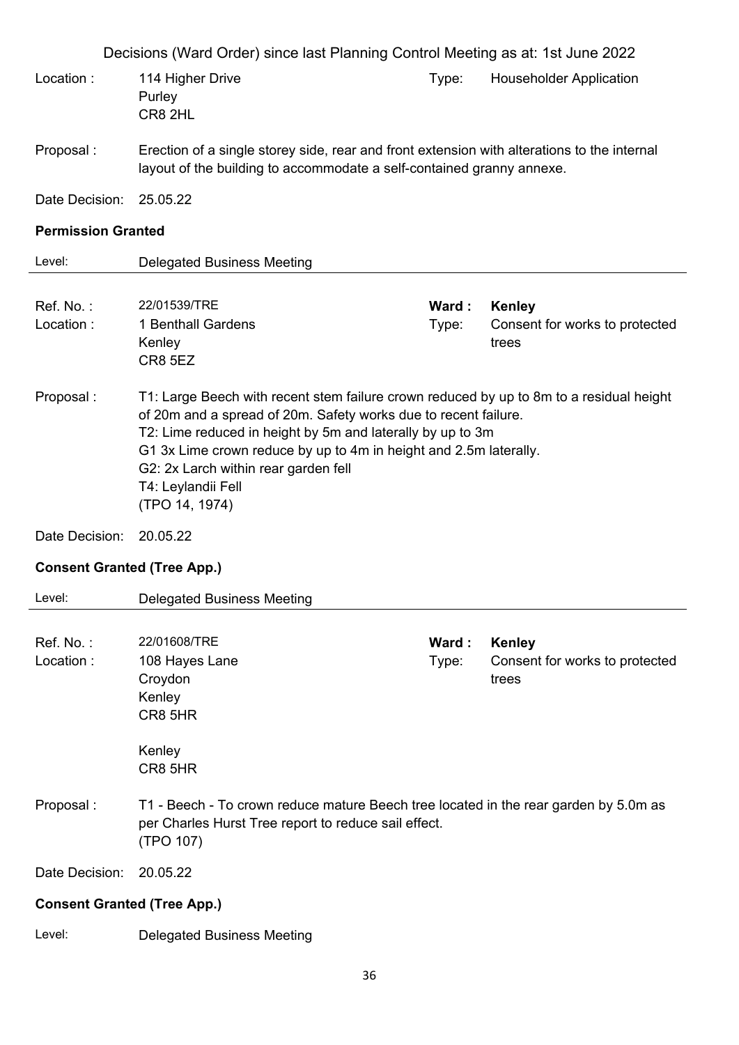Decisions (Ward Order) since last Planning Control Meeting as at: 1st June 2022

Location : 114 Higher Drive
Purley
CR8 2HL

Type: Householder Application

Proposal : Erection of a single storey side, rear and front extension with alterations to the internal layout of the building to accommodate a self-contained granny annexe.

Date Decision: 25.05.22

**Permission Granted**

Level: Delegated Business Meeting

---

Ref. No. : 22/01539/TRE

**Ward : Kenley**

Location : 1 Benthall Gardens
Kenley
CR8 5EZ

Type: Consent for works to protected trees

Proposal : T1: Large Beech with recent stem failure crown reduced by up to 8m to a residual height of 20m and a spread of 20m. Safety works due to recent failure.
T2: Lime reduced in height by 5m and laterally by up to 3m
G1 3x Lime crown reduce by up to 4m in height and 2.5m laterally.
G2: 2x Larch within rear garden fell
T4: Leylandii Fell
(TPO 14, 1974)

Date Decision: 20.05.22

**Consent Granted (Tree App.)**

Level: Delegated Business Meeting

---

Ref. No. : 22/01608/TRE

**Ward : Kenley**

Location : 108 Hayes Lane
Croydon
Kenley
CR8 5HR

Kenley
CR8 5HR

Type: Consent for works to protected trees

Proposal : T1 - Beech - To crown reduce mature Beech tree located in the rear garden by 5.0m as per Charles Hurst Tree report to reduce sail effect.
(TPO 107)

Date Decision: 20.05.22

**Consent Granted (Tree App.)**

Level: Delegated Business Meeting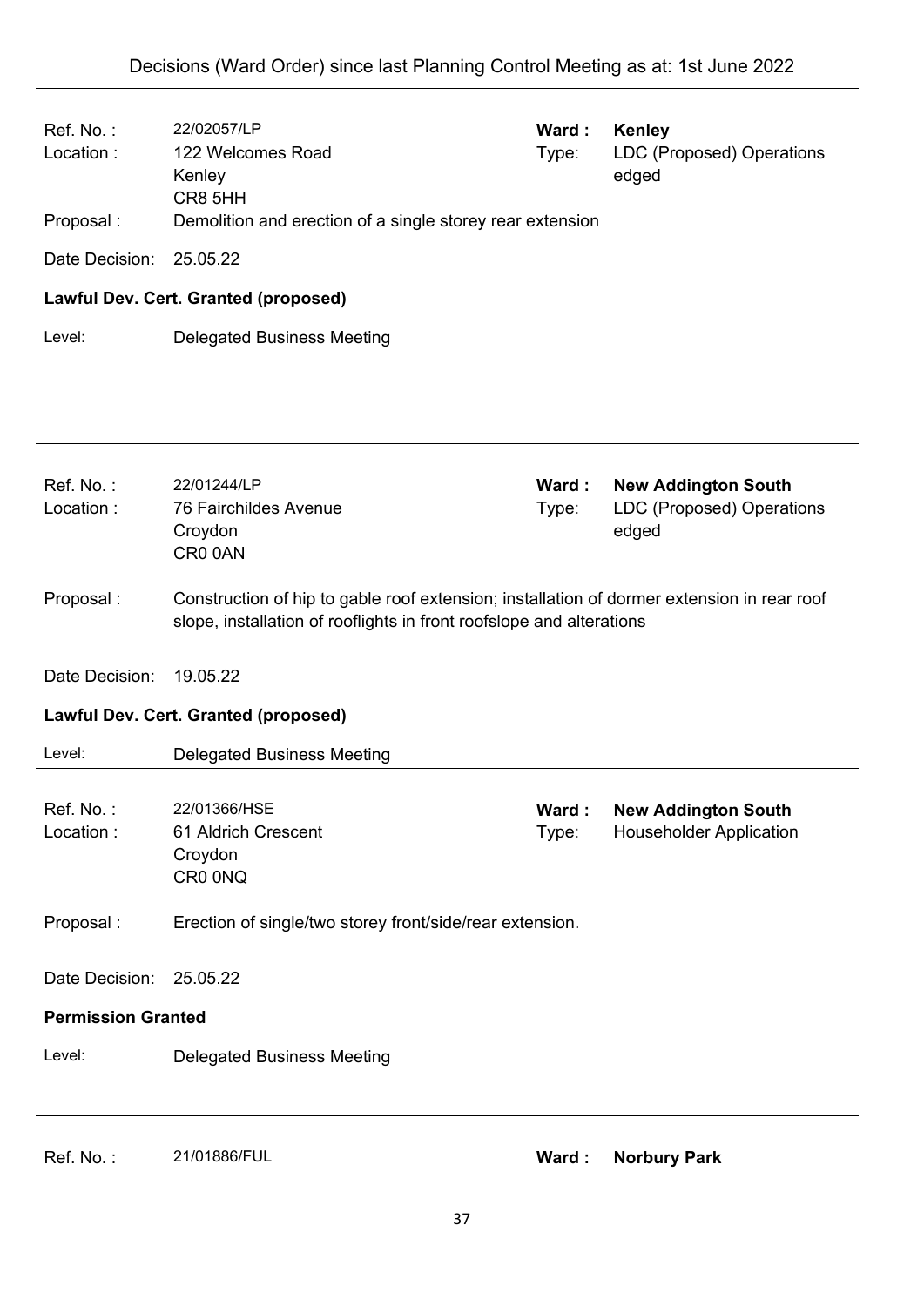| | | | |
|---|---|---|---|
| Ref. No. : | 22/02057/LP | **Ward :** | **Kenley** |
| Location : | 122 Welcomes Road<br>Kenley<br>CR8 5HH | Type: | LDC (Proposed) Operations edged |
| Proposal : | Demolition and erection of a single storey rear extension | | |
| Date Decision: | 25.05.22 | | |

**Lawful Dev. Cert. Granted (proposed)**

Level: Delegated Business Meeting

---

| | | | |
|---|---|---|---|
| Ref. No. : | 22/01244/LP | **Ward :** | **New Addington South** |
| Location : | 76 Fairchildes Avenue<br>Croydon<br>CR0 0AN | Type: | LDC (Proposed) Operations edged |
| Proposal : | Construction of hip to gable roof extension; installation of dormer extension in rear roof slope, installation of rooflights in front roofslope and alterations | | |
| Date Decision: | 19.05.22 | | |

**Lawful Dev. Cert. Granted (proposed)**

Level: Delegated Business Meeting

---

| | | | |
|---|---|---|---|
| Ref. No. : | 22/01366/HSE | **Ward :** | **New Addington South** |
| Location : | 61 Aldrich Crescent<br>Croydon<br>CR0 0NQ | Type: | Householder Application |
| Proposal : | Erection of single/two storey front/side/rear extension. | | |
| Date Decision: | 25.05.22 | | |

**Permission Granted**

Level: Delegated Business Meeting

---

| | | | |
|---|---|---|---|
| Ref. No. : | 21/01886/FUL | **Ward :** | **Norbury Park** |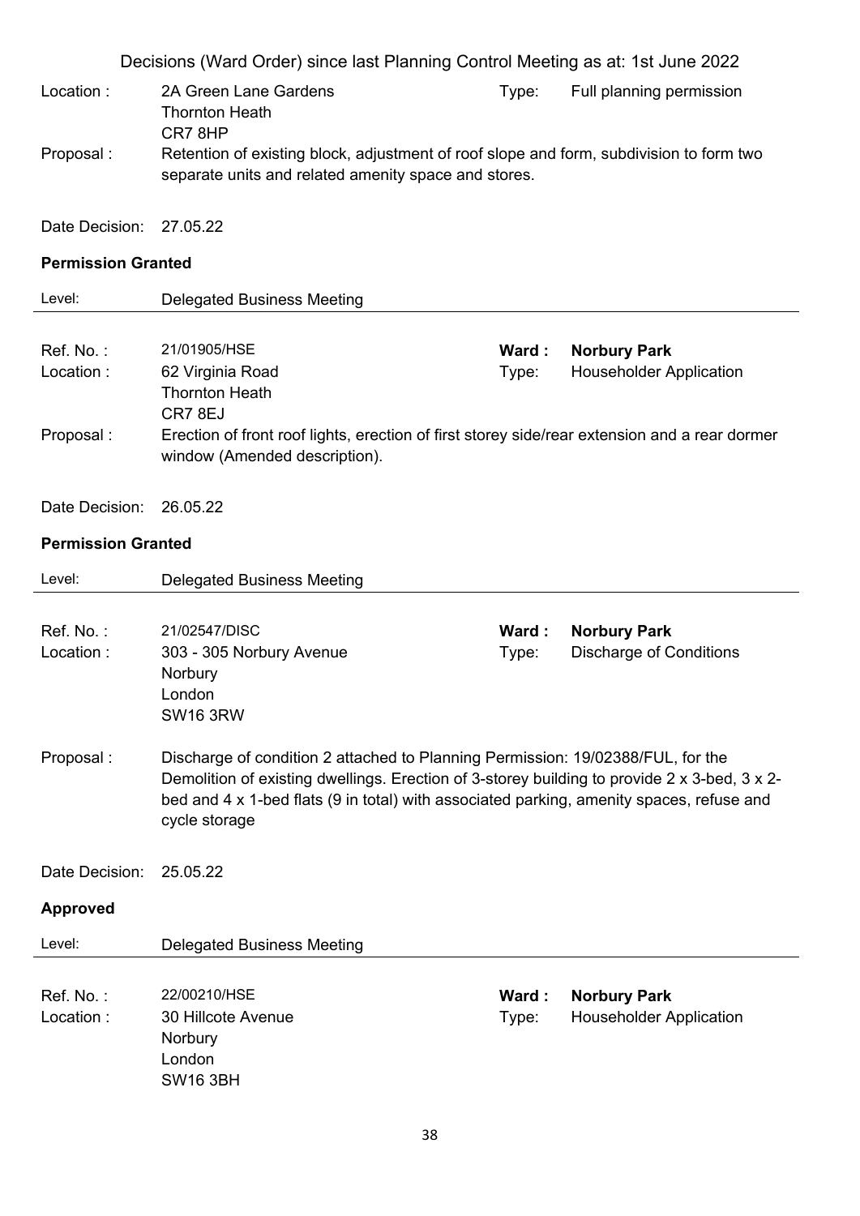Decisions (Ward Order) since last Planning Control Meeting as at: 1st June 2022

Location : 2A Green Lane Gardens
Thornton Heath
CR7 8HP
Type: Full planning permission

Proposal : Retention of existing block, adjustment of roof slope and form, subdivision to form two separate units and related amenity space and stores.

Date Decision: 27.05.22

**Permission Granted**

Level: Delegated Business Meeting

---

Ref. No. : 21/01905/HSE
**Ward : Norbury Park**
Location : 62 Virginia Road
Thornton Heath
CR7 8EJ
Type: Householder Application

Proposal : Erection of front roof lights, erection of first storey side/rear extension and a rear dormer window (Amended description).

Date Decision: 26.05.22

**Permission Granted**

Level: Delegated Business Meeting

---

Ref. No. : 21/02547/DISC
**Ward : Norbury Park**
Location : 303 - 305 Norbury Avenue
Norbury
London
SW16 3RW
Type: Discharge of Conditions

Proposal : Discharge of condition 2 attached to Planning Permission: 19/02388/FUL, for the Demolition of existing dwellings. Erection of 3-storey building to provide 2 x 3-bed, 3 x 2-bed and 4 x 1-bed flats (9 in total) with associated parking, amenity spaces, refuse and cycle storage

Date Decision: 25.05.22

**Approved**

Level: Delegated Business Meeting

---

Ref. No. : 22/00210/HSE
**Ward : Norbury Park**
Location : 30 Hillcote Avenue
Norbury
London
SW16 3BH
Type: Householder Application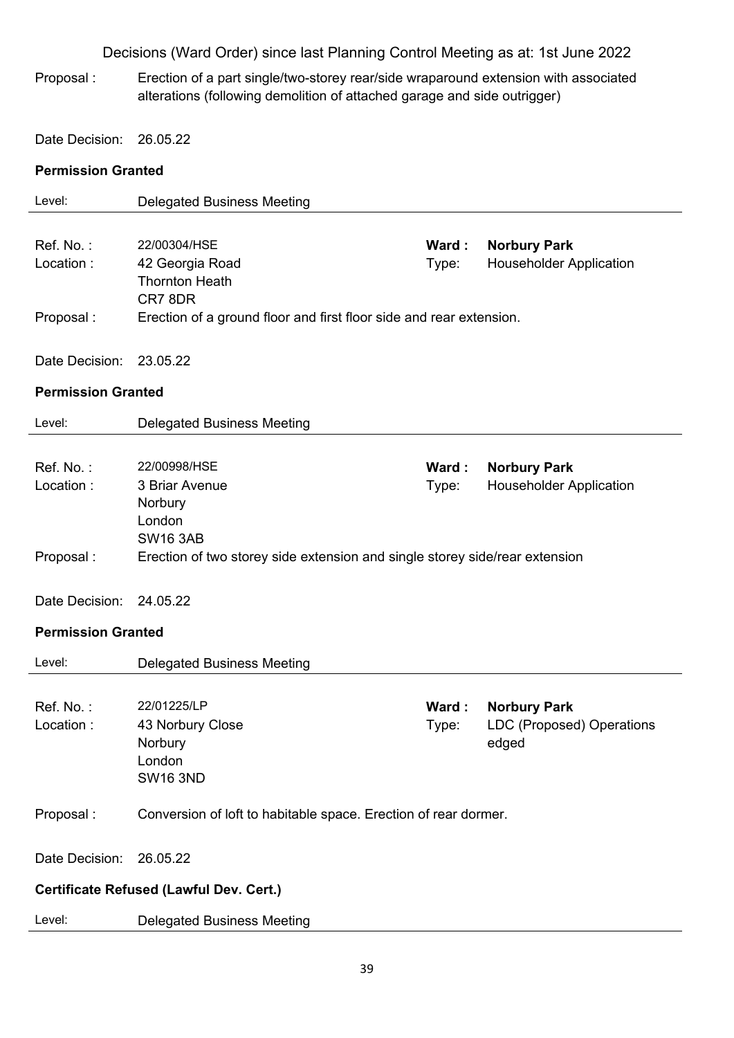Proposal : Erection of a part single/two-storey rear/side wraparound extension with associated alterations (following demolition of attached garage and side outrigger)

Date Decision: 26.05.22

**Permission Granted**

Level: Delegated Business Meeting

---

Ref. No. : 22/00304/HSE
Ward : **Norbury Park**
Location : 42 Georgia Road
Thornton Heath
CR7 8DR
Type: Householder Application

Proposal : Erection of a ground floor and first floor side and rear extension.

Date Decision: 23.05.22

**Permission Granted**

Level: Delegated Business Meeting

---

Ref. No. : 22/00998/HSE
Ward : **Norbury Park**
Location : 3 Briar Avenue
Norbury
London
SW16 3AB
Type: Householder Application

Proposal : Erection of two storey side extension and single storey side/rear extension

Date Decision: 24.05.22

**Permission Granted**

Level: Delegated Business Meeting

---

Ref. No. : 22/01225/LP
Ward : **Norbury Park**
Location : 43 Norbury Close
Norbury
London
SW16 3ND
Type: LDC (Proposed) Operations edged

Proposal : Conversion of loft to habitable space. Erection of rear dormer.

Date Decision: 26.05.22

**Certificate Refused (Lawful Dev. Cert.)**

Level: Delegated Business Meeting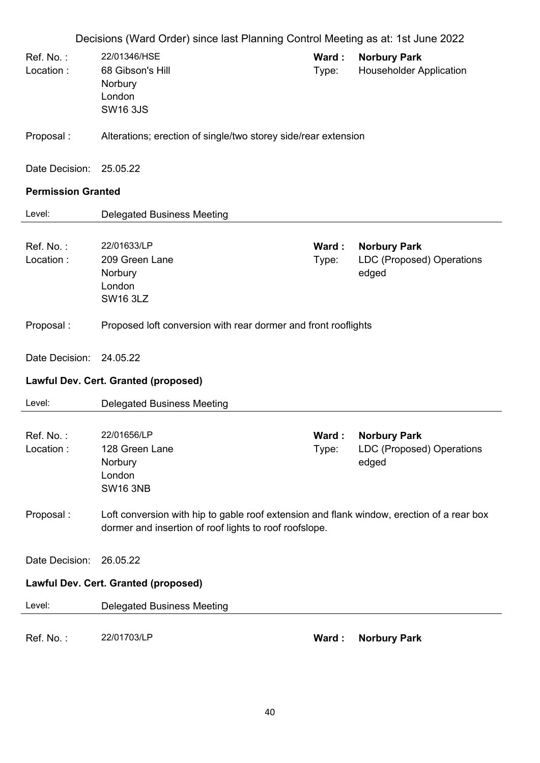Ref. No. : 22/01346/HSE | **Ward :** **Norbury Park**
Location : 68 Gibson's Hill, Norbury, London, SW16 3JS | Type: Householder Application

Proposal : Alterations; erection of single/two storey side/rear extension

Date Decision: 25.05.22

**Permission Granted**

Level: Delegated Business Meeting

---

Ref. No. : 22/01633/LP | **Ward :** **Norbury Park**
Location : 209 Green Lane, Norbury, London, SW16 3LZ | Type: LDC (Proposed) Operations edged

Proposal : Proposed loft conversion with rear dormer and front rooflights

Date Decision: 24.05.22

**Lawful Dev. Cert. Granted (proposed)**

Level: Delegated Business Meeting

---

Ref. No. : 22/01656/LP | **Ward :** **Norbury Park**
Location : 128 Green Lane, Norbury, London, SW16 3NB | Type: LDC (Proposed) Operations edged

Proposal : Loft conversion with hip to gable roof extension and flank window, erection of a rear box dormer and insertion of roof lights to roof roofslope.

Date Decision: 26.05.22

**Lawful Dev. Cert. Granted (proposed)**

Level: Delegated Business Meeting

---

Ref. No. : 22/01703/LP | **Ward :** **Norbury Park**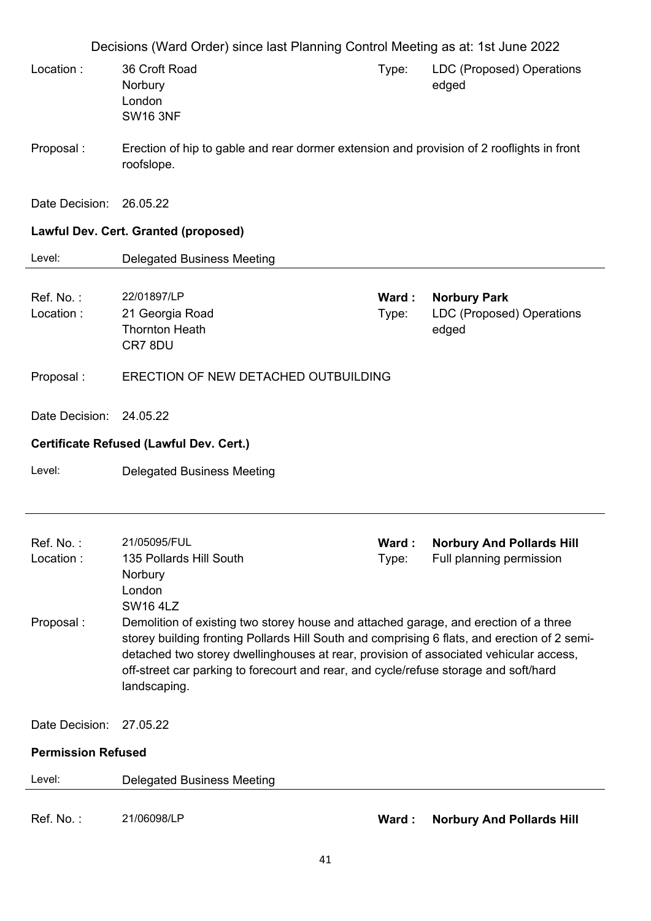Decisions (Ward Order) since last Planning Control Meeting as at: 1st June 2022

Location : 36 Croft Road
Norbury
London
SW16 3NF

Type: LDC (Proposed) Operations edged

Proposal : Erection of hip to gable and rear dormer extension and provision of 2 rooflights in front roofslope.

Date Decision: 26.05.22

**Lawful Dev. Cert. Granted (proposed)**

Level: Delegated Business Meeting

---

Ref. No. : 22/01897/LP

**Ward : Norbury Park**

Location : 21 Georgia Road
Thornton Heath
CR7 8DU

Type: LDC (Proposed) Operations edged

Proposal : ERECTION OF NEW DETACHED OUTBUILDING

Date Decision: 24.05.22

**Certificate Refused (Lawful Dev. Cert.)**

Level: Delegated Business Meeting

---

Ref. No. : 21/05095/FUL

**Ward : Norbury And Pollards Hill**

Location : 135 Pollards Hill South
Norbury
London
SW16 4LZ

Type: Full planning permission

Proposal : Demolition of existing two storey house and attached garage, and erection of a three storey building fronting Pollards Hill South and comprising 6 flats, and erection of 2 semi-detached two storey dwellinghouses at rear, provision of associated vehicular access, off-street car parking to forecourt and rear, and cycle/refuse storage and soft/hard landscaping.

Date Decision: 27.05.22

**Permission Refused**

Level: Delegated Business Meeting

---

Ref. No. : 21/06098/LP

**Ward : Norbury And Pollards Hill**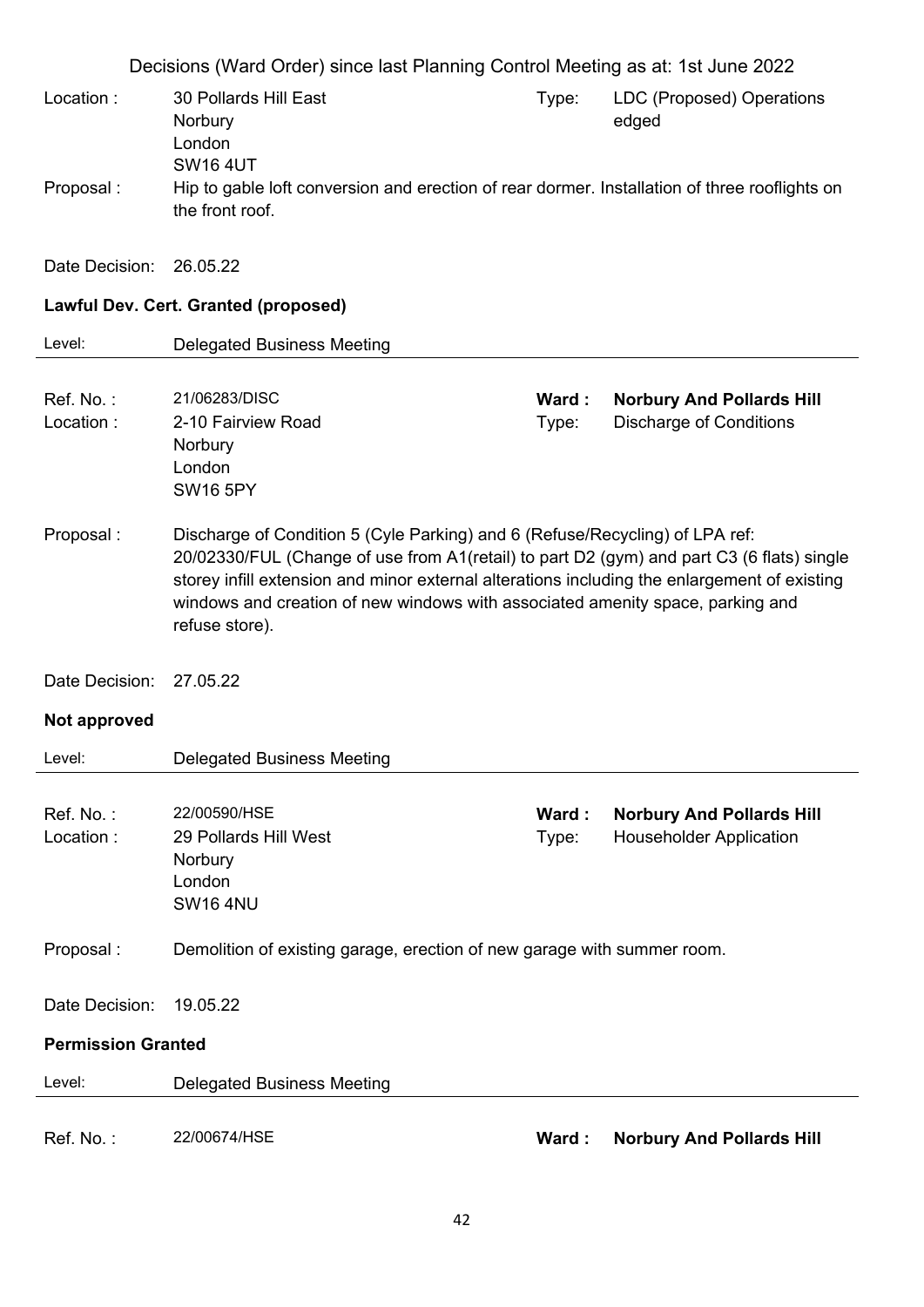Decisions (Ward Order) since last Planning Control Meeting as at: 1st June 2022

Location : 30 Pollards Hill East
Norbury
London
SW16 4UT

Type: LDC (Proposed) Operations edged

Proposal : Hip to gable loft conversion and erection of rear dormer. Installation of three rooflights on the front roof.

Date Decision: 26.05.22

**Lawful Dev. Cert. Granted (proposed)**

Level: Delegated Business Meeting

---

Ref. No. : 21/06283/DISC

**Ward : Norbury And Pollards Hill**

Location : 2-10 Fairview Road
Norbury
London
SW16 5PY

Type: Discharge of Conditions

Proposal : Discharge of Condition 5 (Cyle Parking) and 6 (Refuse/Recycling) of LPA ref: 20/02330/FUL (Change of use from A1(retail) to part D2 (gym) and part C3 (6 flats) single storey infill extension and minor external alterations including the enlargement of existing windows and creation of new windows with associated amenity space, parking and refuse store).

Date Decision: 27.05.22

**Not approved**

Level: Delegated Business Meeting

---

Ref. No. : 22/00590/HSE

**Ward : Norbury And Pollards Hill**

Location : 29 Pollards Hill West
Norbury
London
SW16 4NU

Type: Householder Application

Proposal : Demolition of existing garage, erection of new garage with summer room.

Date Decision: 19.05.22

**Permission Granted**

Level: Delegated Business Meeting

---

Ref. No. : 22/00674/HSE

**Ward : Norbury And Pollards Hill**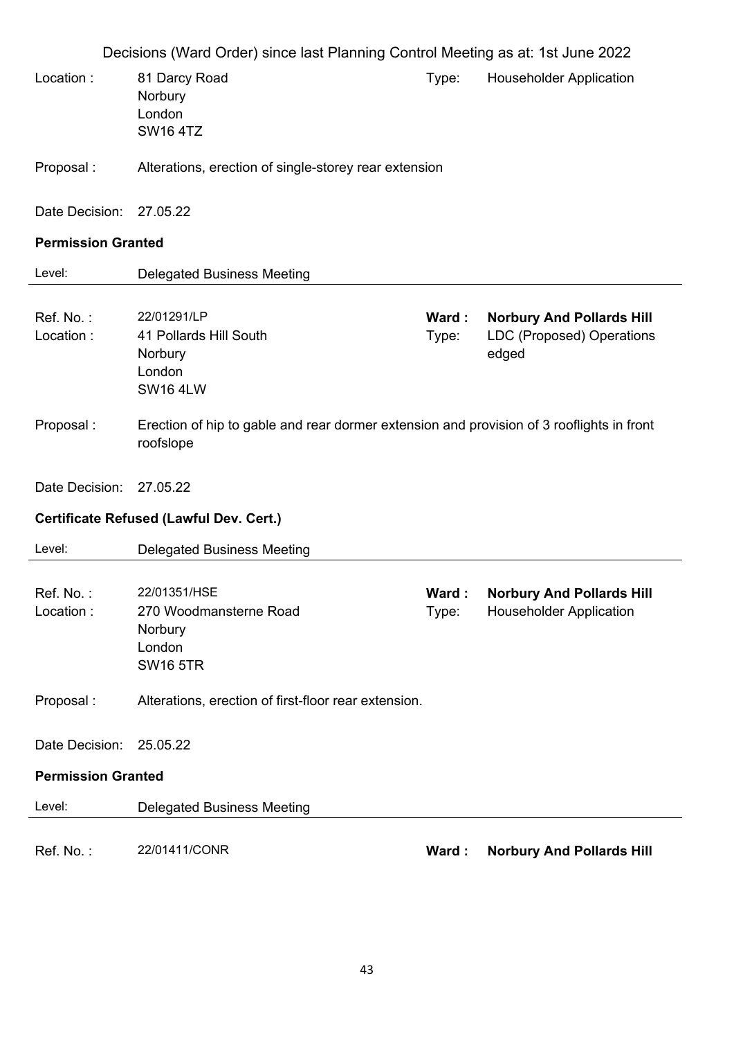Decisions (Ward Order) since last Planning Control Meeting as at: 1st June 2022

Location : 81 Darcy Road
Norbury
London
SW16 4TZ

Type: Householder Application

Proposal : Alterations, erection of single-storey rear extension

Date Decision: 27.05.22

**Permission Granted**

Level: Delegated Business Meeting

---

Ref. No. : 22/01291/LP

**Ward : Norbury And Pollards Hill**

Location : 41 Pollards Hill South
Norbury
London
SW16 4LW

Type: LDC (Proposed) Operations edged

Proposal : Erection of hip to gable and rear dormer extension and provision of 3 rooflights in front roofslope

Date Decision: 27.05.22

**Certificate Refused (Lawful Dev. Cert.)**

Level: Delegated Business Meeting

---

Ref. No. : 22/01351/HSE

**Ward : Norbury And Pollards Hill**

Location : 270 Woodmansterne Road
Norbury
London
SW16 5TR

Type: Householder Application

Proposal : Alterations, erection of first-floor rear extension.

Date Decision: 25.05.22

**Permission Granted**

Level: Delegated Business Meeting

---

Ref. No. : 22/01411/CONR

**Ward : Norbury And Pollards Hill**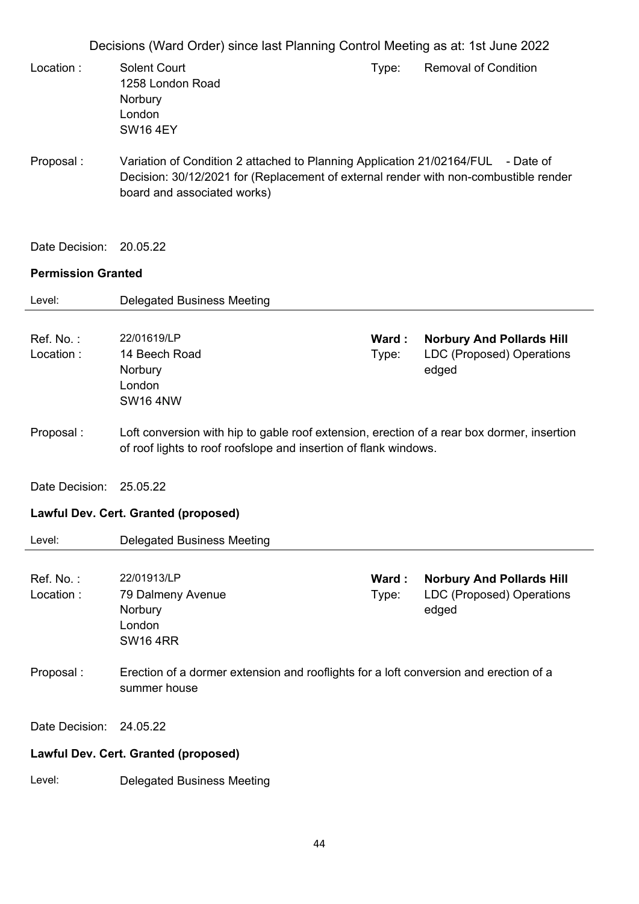Decisions (Ward Order) since last Planning Control Meeting as at: 1st June 2022

Location : Solent Court
1258 London Road
Norbury
London
SW16 4EY

Type: Removal of Condition

Proposal : Variation of Condition 2 attached to Planning Application 21/02164/FUL - Date of Decision: 30/12/2021 for (Replacement of external render with non-combustible render board and associated works)

Date Decision: 20.05.22

**Permission Granted**

Level: Delegated Business Meeting

---

Ref. No. : 22/01619/LP

**Ward : Norbury And Pollards Hill**

Location : 14 Beech Road
Norbury
London
SW16 4NW

Type: LDC (Proposed) Operations edged

Proposal : Loft conversion with hip to gable roof extension, erection of a rear box dormer, insertion of roof lights to roof roofslope and insertion of flank windows.

Date Decision: 25.05.22

**Lawful Dev. Cert. Granted (proposed)**

Level: Delegated Business Meeting

---

Ref. No. : 22/01913/LP

**Ward : Norbury And Pollards Hill**

Location : 79 Dalmeny Avenue
Norbury
London
SW16 4RR

Type: LDC (Proposed) Operations edged

Proposal : Erection of a dormer extension and rooflights for a loft conversion and erection of a summer house

Date Decision: 24.05.22

**Lawful Dev. Cert. Granted (proposed)**

Level: Delegated Business Meeting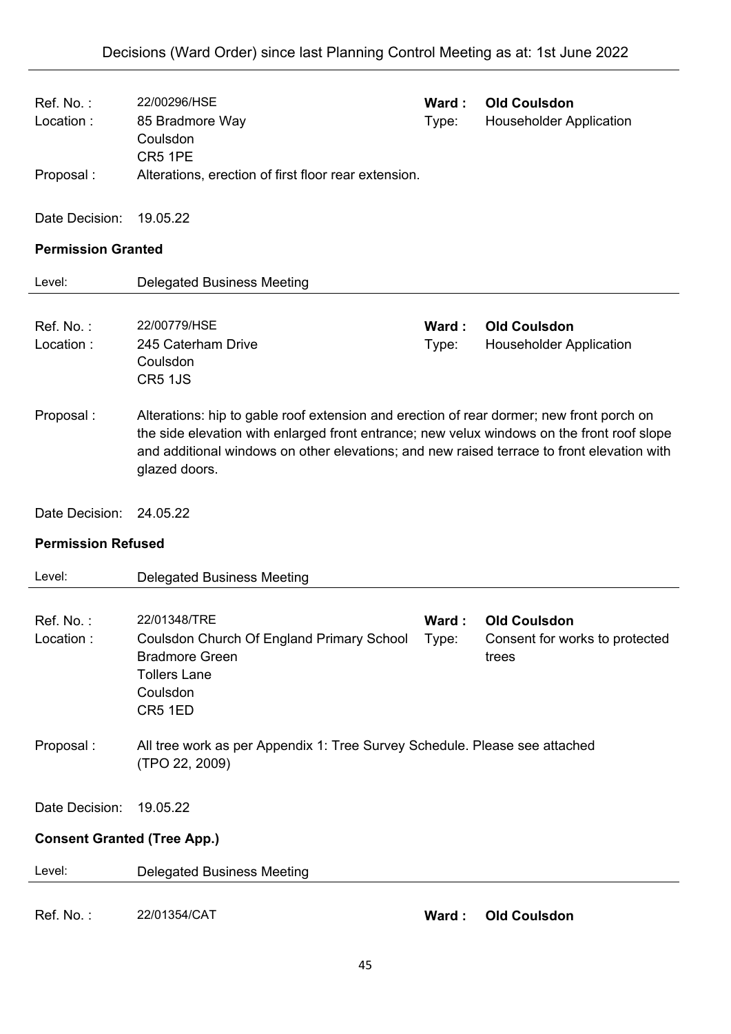| | | | |
|---|---|---|---|
| Ref. No. : | 22/00296/HSE | **Ward :** | **Old Coulsdon** |
| Location : | 85 Bradmore Way<br>Coulsdon<br>CR5 1PE | Type: | Householder Application |
| Proposal : | Alterations, erection of first floor rear extension. | | |
| Date Decision: | 19.05.22 | | |

**Permission Granted**

Level: Delegated Business Meeting

---

| | | | |
|---|---|---|---|
| Ref. No. : | 22/00779/HSE | **Ward :** | **Old Coulsdon** |
| Location : | 245 Caterham Drive<br>Coulsdon<br>CR5 1JS | Type: | Householder Application |
| Proposal : | Alterations: hip to gable roof extension and erection of rear dormer; new front porch on the side elevation with enlarged front entrance; new velux windows on the front roof slope and additional windows on other elevations; and new raised terrace to front elevation with glazed doors. | | |
| Date Decision: | 24.05.22 | | |

**Permission Refused**

Level: Delegated Business Meeting

---

| | | | |
|---|---|---|---|
| Ref. No. : | 22/01348/TRE | **Ward :** | **Old Coulsdon** |
| Location : | Coulsdon Church Of England Primary School<br>Bradmore Green<br>Tollers Lane<br>Coulsdon<br>CR5 1ED | Type: | Consent for works to protected trees |
| Proposal : | All tree work as per Appendix 1: Tree Survey Schedule. Please see attached (TPO 22, 2009) | | |
| Date Decision: | 19.05.22 | | |

**Consent Granted (Tree App.)**

Level: Delegated Business Meeting

---

| | | | |
|---|---|---|---|
| Ref. No. : | 22/01354/CAT | **Ward :** | **Old Coulsdon** |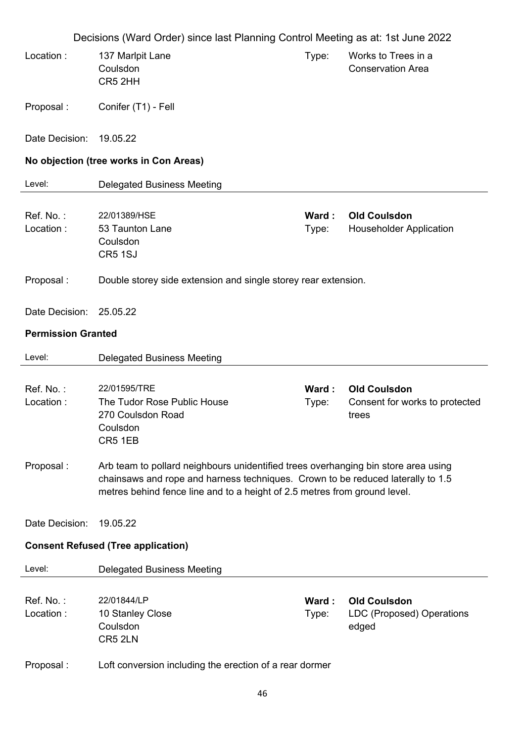Location : 137 Marlpit Lane
Coulsdon
CR5 2HH

Type: Works to Trees in a Conservation Area

Proposal : Conifer (T1) - Fell

Date Decision: 19.05.22

**No objection (tree works in Con Areas)**

Level: Delegated Business Meeting

---

Ref. No. : 22/01389/HSE

**Ward : Old Coulsdon**

Location : 53 Taunton Lane
Coulsdon
CR5 1SJ

Type: Householder Application

Proposal : Double storey side extension and single storey rear extension.

Date Decision: 25.05.22

**Permission Granted**

Level: Delegated Business Meeting

---

Ref. No. : 22/01595/TRE

**Ward : Old Coulsdon**

Location : The Tudor Rose Public House
270 Coulsdon Road
Coulsdon
CR5 1EB

Type: Consent for works to protected trees

Proposal : Arb team to pollard neighbours unidentified trees overhanging bin store area using chainsaws and rope and harness techniques. Crown to be reduced laterally to 1.5 metres behind fence line and to a height of 2.5 metres from ground level.

Date Decision: 19.05.22

**Consent Refused (Tree application)**

Level: Delegated Business Meeting

---

Ref. No. : 22/01844/LP

**Ward : Old Coulsdon**

Location : 10 Stanley Close
Coulsdon
CR5 2LN

Type: LDC (Proposed) Operations edged

Proposal : Loft conversion including the erection of a rear dormer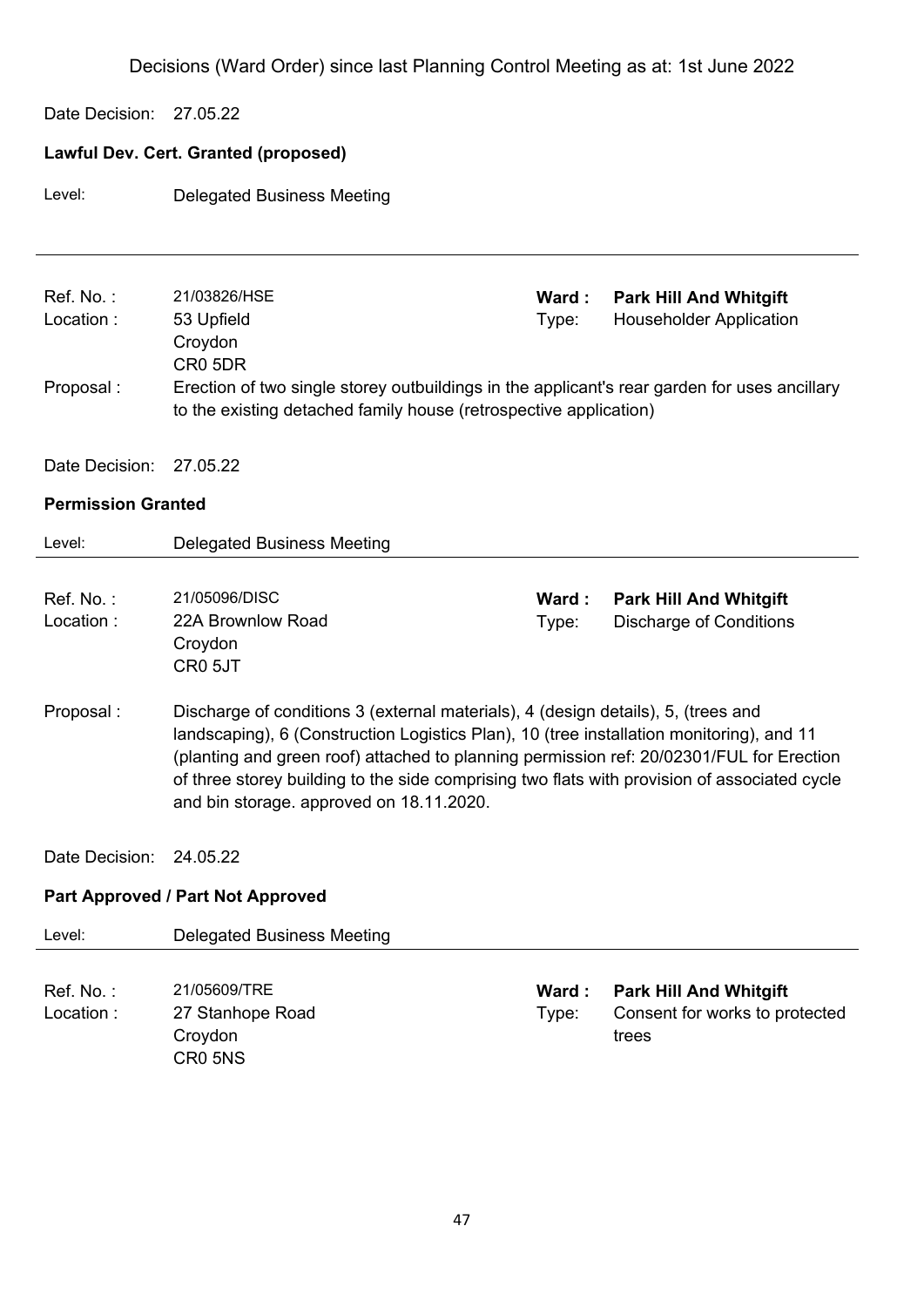Decisions (Ward Order) since last Planning Control Meeting as at: 1st June 2022

Date Decision: 27.05.22

**Lawful Dev. Cert. Granted (proposed)**

Level: Delegated Business Meeting

---

Ref. No. : 21/03826/HSE  
**Ward : Park Hill And Whitgift**  
Type: Householder Application  
Location : 53 Upfield  
Croydon  
CR0 5DR

Proposal : Erection of two single storey outbuildings in the applicant's rear garden for uses ancillary to the existing detached family house (retrospective application)

Date Decision: 27.05.22

**Permission Granted**

Level: Delegated Business Meeting

---

Ref. No. : 21/05096/DISC  
**Ward : Park Hill And Whitgift**  
Type: Discharge of Conditions  
Location : 22A Brownlow Road  
Croydon  
CR0 5JT

Proposal : Discharge of conditions 3 (external materials), 4 (design details), 5, (trees and landscaping), 6 (Construction Logistics Plan), 10 (tree installation monitoring), and 11 (planting and green roof) attached to planning permission ref: 20/02301/FUL for Erection of three storey building to the side comprising two flats with provision of associated cycle and bin storage. approved on 18.11.2020.

Date Decision: 24.05.22

**Part Approved / Part Not Approved**

Level: Delegated Business Meeting

---

Ref. No. : 21/05609/TRE  
**Ward : Park Hill And Whitgift**  
Type: Consent for works to protected trees  
Location : 27 Stanhope Road  
Croydon  
CR0 5NS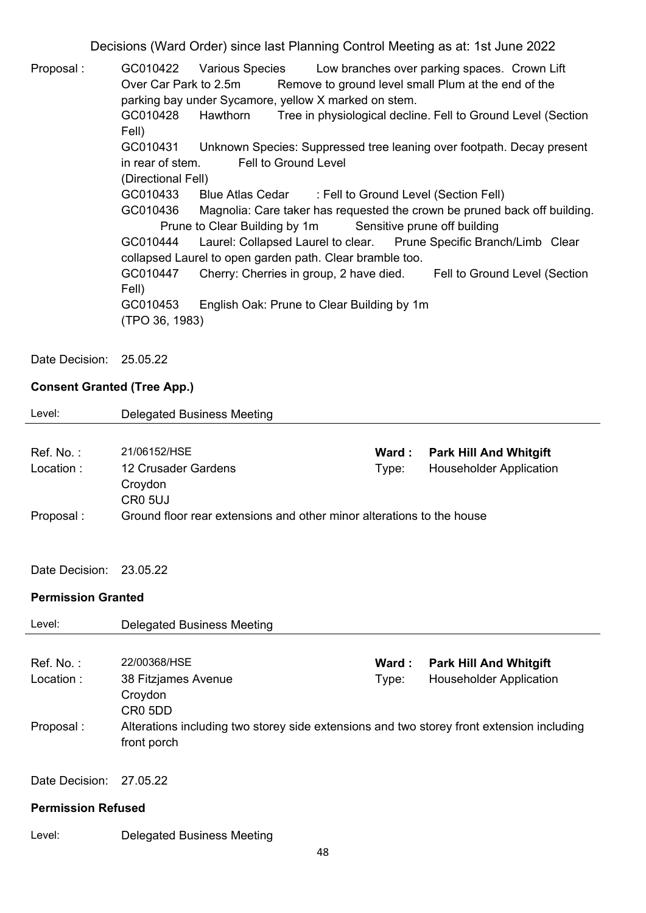Proposal : GC010422 Various Species Low branches over parking spaces. Crown Lift Over Car Park to 2.5m Remove to ground level small Plum at the end of the parking bay under Sycamore, yellow X marked on stem.
GC010428 Hawthorn Tree in physiological decline. Fell to Ground Level (Section Fell)
GC010431 Unknown Species: Suppressed tree leaning over footpath. Decay present in rear of stem. Fell to Ground Level (Directional Fell)
GC010433 Blue Atlas Cedar : Fell to Ground Level (Section Fell)
GC010436 Magnolia: Care taker has requested the crown be pruned back off building. Prune to Clear Building by 1m Sensitive prune off building
GC010444 Laurel: Collapsed Laurel to clear. Prune Specific Branch/Limb Clear collapsed Laurel to open garden path. Clear bramble too.
GC010447 Cherry: Cherries in group, 2 have died. Fell to Ground Level (Section Fell)
GC010453 English Oak: Prune to Clear Building by 1m
(TPO 36, 1983)

Date Decision: 25.05.22

**Consent Granted (Tree App.)**

Level: Delegated Business Meeting

---

Ref. No. : 21/06152/HSE | **Ward : Park Hill And Whitgift**
Location : 12 Crusader Gardens, Croydon, CR0 5UJ | Type: Householder Application
Proposal : Ground floor rear extensions and other minor alterations to the house

Date Decision: 23.05.22

**Permission Granted**

Level: Delegated Business Meeting

---

Ref. No. : 22/00368/HSE | **Ward : Park Hill And Whitgift**
Location : 38 Fitzjames Avenue, Croydon, CR0 5DD | Type: Householder Application
Proposal : Alterations including two storey side extensions and two storey front extension including front porch

Date Decision: 27.05.22

**Permission Refused**

Level: Delegated Business Meeting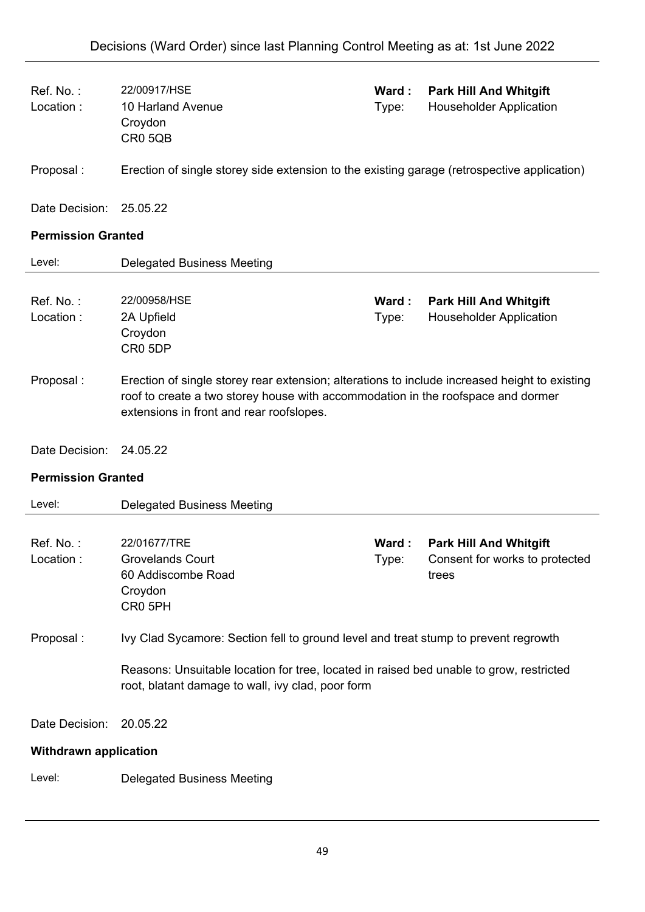| | | | |
|---|---|---|---|
| Ref. No. : | 22/00917/HSE | **Ward :** | **Park Hill And Whitgift** |
| Location : | 10 Harland Avenue<br>Croydon<br>CR0 5QB | Type: | Householder Application |

Proposal : Erection of single storey side extension to the existing garage (retrospective application)

Date Decision: 25.05.22

**Permission Granted**

Level: Delegated Business Meeting

---

| | | | |
|---|---|---|---|
| Ref. No. : | 22/00958/HSE | **Ward :** | **Park Hill And Whitgift** |
| Location : | 2A Upfield<br>Croydon<br>CR0 5DP | Type: | Householder Application |

Proposal : Erection of single storey rear extension; alterations to include increased height to existing roof to create a two storey house with accommodation in the roofspace and dormer extensions in front and rear roofslopes.

Date Decision: 24.05.22

**Permission Granted**

Level: Delegated Business Meeting

---

| | | | |
|---|---|---|---|
| Ref. No. : | 22/01677/TRE | **Ward :** | **Park Hill And Whitgift** |
| Location : | Grovelands Court<br>60 Addiscombe Road<br>Croydon<br>CR0 5PH | Type: | Consent for works to protected trees |

Proposal : Ivy Clad Sycamore: Section fell to ground level and treat stump to prevent regrowth

Reasons: Unsuitable location for tree, located in raised bed unable to grow, restricted root, blatant damage to wall, ivy clad, poor form

Date Decision: 20.05.22

**Withdrawn application**

Level: Delegated Business Meeting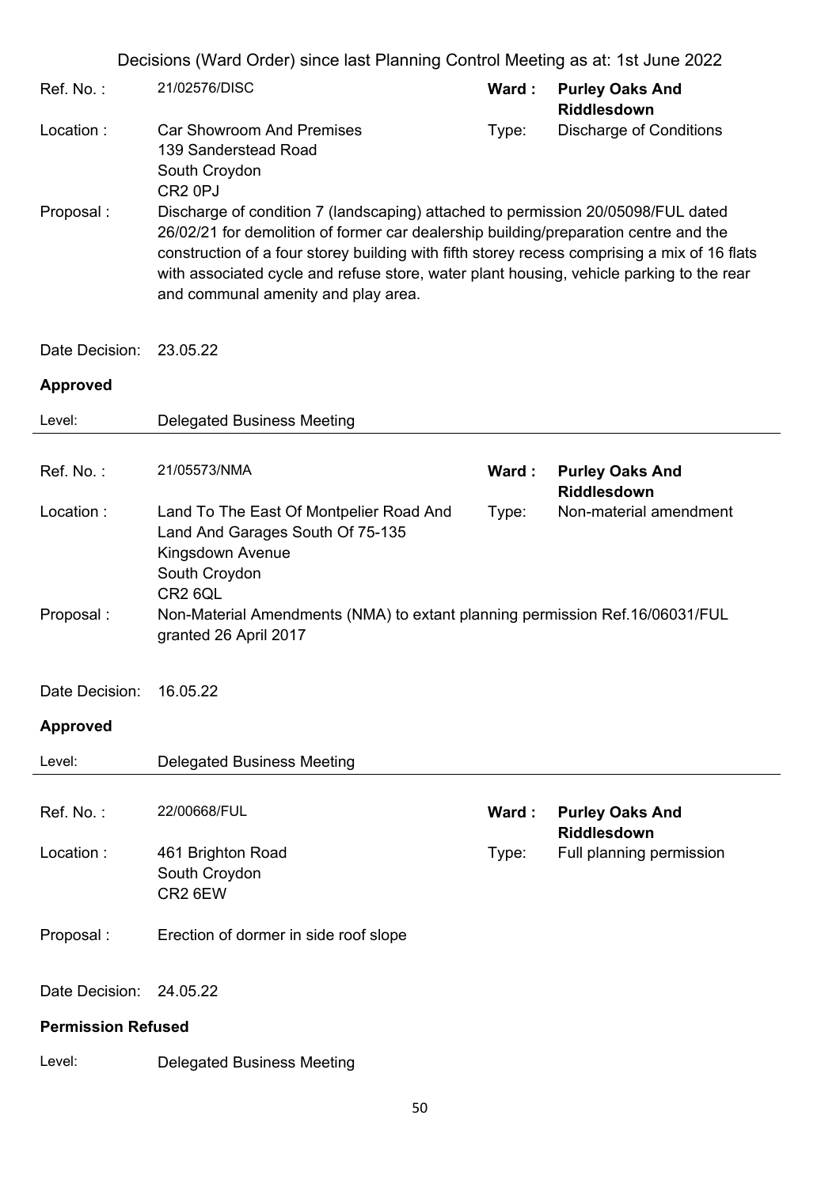Decisions (Ward Order) since last Planning Control Meeting as at: 1st June 2022

| | | | |
|---|---|---|---|
| Ref. No. : | 21/02576/DISC | Ward : | **Purley Oaks And Riddlesdown** |
| Location : | Car Showroom And Premises<br>139 Sanderstead Road<br>South Croydon<br>CR2 0PJ | Type: | Discharge of Conditions |
| Proposal : | Discharge of condition 7 (landscaping) attached to permission 20/05098/FUL dated 26/02/21 for demolition of former car dealership building/preparation centre and the construction of a four storey building with fifth storey recess comprising a mix of 16 flats with associated cycle and refuse store, water plant housing, vehicle parking to the rear and communal amenity and play area. | | |
| Date Decision: | 23.05.22 | | |

**Approved**

Level: Delegated Business Meeting

---

| | | | |
|---|---|---|---|
| Ref. No. : | 21/05573/NMA | Ward : | **Purley Oaks And Riddlesdown** |
| Location : | Land To The East Of Montpelier Road And Land And Garages South Of 75-135 Kingsdown Avenue<br>South Croydon<br>CR2 6QL | Type: | Non-material amendment |
| Proposal : | Non-Material Amendments (NMA) to extant planning permission Ref.16/06031/FUL granted 26 April 2017 | | |
| Date Decision: | 16.05.22 | | |

**Approved**

Level: Delegated Business Meeting

---

| | | | |
|---|---|---|---|
| Ref. No. : | 22/00668/FUL | Ward : | **Purley Oaks And Riddlesdown** |
| Location : | 461 Brighton Road<br>South Croydon<br>CR2 6EW | Type: | Full planning permission |
| Proposal : | Erection of dormer in side roof slope | | |
| Date Decision: | 24.05.22 | | |

**Permission Refused**

Level: Delegated Business Meeting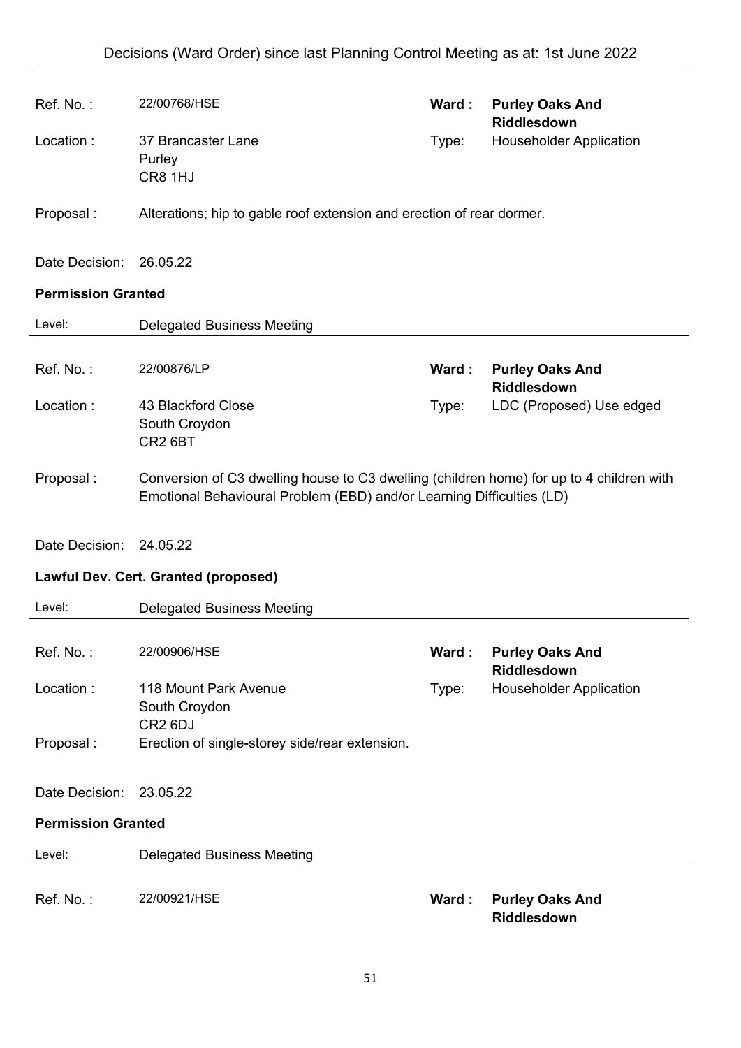| | | | |
|---|---|---|---|
| Ref. No. : | 22/00768/HSE | **Ward :** | **Purley Oaks And Riddlesdown** |
| Location : | 37 Brancaster Lane<br>Purley<br>CR8 1HJ | Type: | Householder Application |
| Proposal : | Alterations; hip to gable roof extension and erection of rear dormer. | | |
| Date Decision: | 26.05.22 | | |

**Permission Granted**

| | |
|---|---|
| Level: | Delegated Business Meeting |

---

| | | | |
|---|---|---|---|
| Ref. No. : | 22/00876/LP | **Ward :** | **Purley Oaks And Riddlesdown** |
| Location : | 43 Blackford Close<br>South Croydon<br>CR2 6BT | Type: | LDC (Proposed) Use edged |
| Proposal : | Conversion of C3 dwelling house to C3 dwelling (children home) for up to 4 children with Emotional Behavioural Problem (EBD) and/or Learning Difficulties (LD) | | |
| Date Decision: | 24.05.22 | | |

**Lawful Dev. Cert. Granted (proposed)**

| | |
|---|---|
| Level: | Delegated Business Meeting |

---

| | | | |
|---|---|---|---|
| Ref. No. : | 22/00906/HSE | **Ward :** | **Purley Oaks And Riddlesdown** |
| Location : | 118 Mount Park Avenue<br>South Croydon<br>CR2 6DJ | Type: | Householder Application |
| Proposal : | Erection of single-storey side/rear extension. | | |
| Date Decision: | 23.05.22 | | |

**Permission Granted**

| | |
|---|---|
| Level: | Delegated Business Meeting |

---

| | | | |
|---|---|---|---|
| Ref. No. : | 22/00921/HSE | **Ward :** | **Purley Oaks And Riddlesdown** |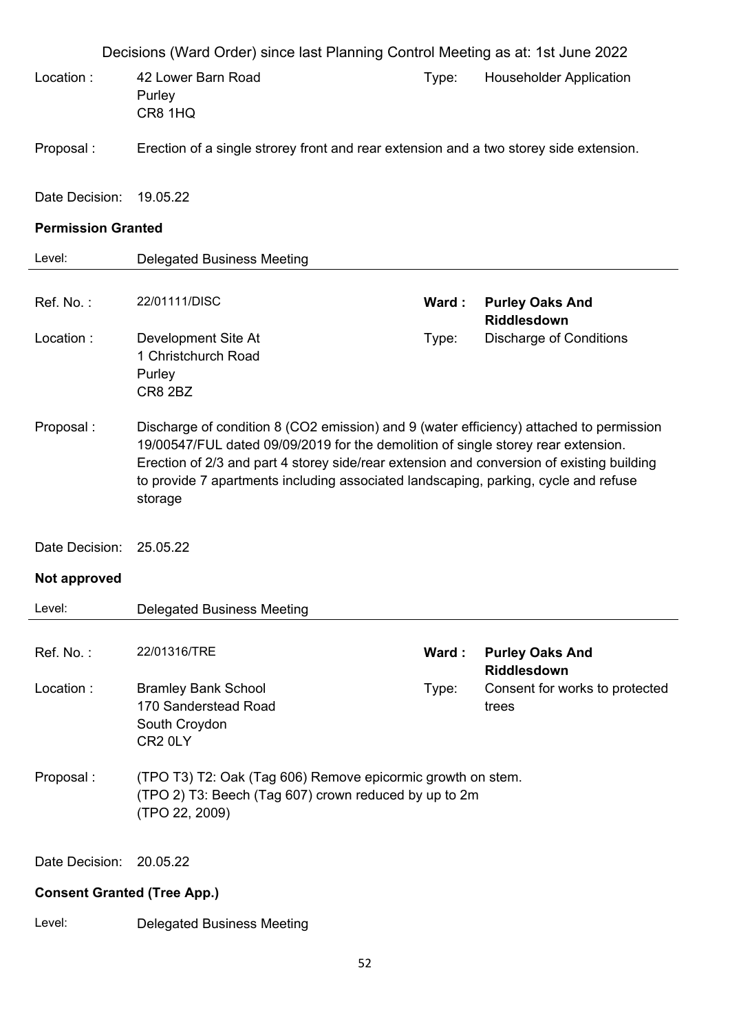Decisions (Ward Order) since last Planning Control Meeting as at: 1st June 2022

Location : 42 Lower Barn Road
Purley
CR8 1HQ

Type: Householder Application

Proposal : Erection of a single strorey front and rear extension and a two storey side extension.

Date Decision: 19.05.22

**Permission Granted**

Level: Delegated Business Meeting

---

Ref. No. : 22/01111/DISC

**Ward : Purley Oaks And Riddlesdown**

Location : Development Site At
1 Christchurch Road
Purley
CR8 2BZ

Type: Discharge of Conditions

Proposal : Discharge of condition 8 ($CO_2$ emission) and 9 (water efficiency) attached to permission 19/00547/FUL dated 09/09/2019 for the demolition of single storey rear extension. Erection of 2/3 and part 4 storey side/rear extension and conversion of existing building to provide 7 apartments including associated landscaping, parking, cycle and refuse storage

Date Decision: 25.05.22

**Not approved**

Level: Delegated Business Meeting

---

Ref. No. : 22/01316/TRE

**Ward : Purley Oaks And Riddlesdown**

Location : Bramley Bank School
170 Sanderstead Road
South Croydon
CR2 0LY

Type: Consent for works to protected trees

Proposal : (TPO T3) T2: Oak (Tag 606) Remove epicormic growth on stem.
(TPO 2) T3: Beech (Tag 607) crown reduced by up to 2m
(TPO 22, 2009)

Date Decision: 20.05.22

**Consent Granted (Tree App.)**

Level: Delegated Business Meeting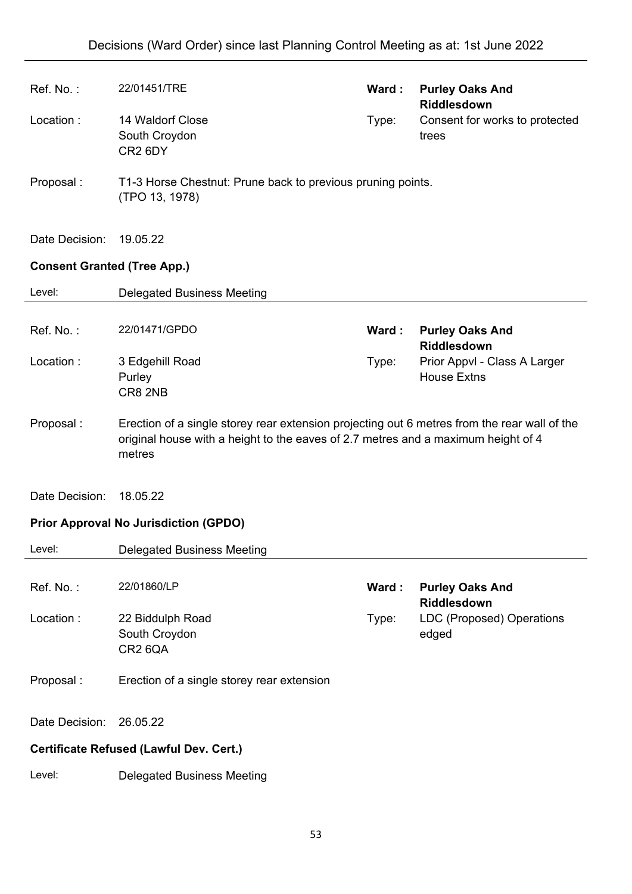| | | | |
|---|---|---|---|
| Ref. No. : | 22/01451/TRE | **Ward :** | **Purley Oaks And Riddlesdown** |
| Location : | 14 Waldorf Close<br>South Croydon<br>CR2 6DY | Type: | Consent for works to protected trees |

Proposal : T1-3 Horse Chestnut: Prune back to previous pruning points. (TPO 13, 1978)

Date Decision: 19.05.22

**Consent Granted (Tree App.)**

Level: Delegated Business Meeting

---

| | | | |
|---|---|---|---|
| Ref. No. : | 22/01471/GPDO | **Ward :** | **Purley Oaks And Riddlesdown** |
| Location : | 3 Edgehill Road<br>Purley<br>CR8 2NB | Type: | Prior Appvl - Class A Larger House Extns |

Proposal : Erection of a single storey rear extension projecting out 6 metres from the rear wall of the original house with a height to the eaves of 2.7 metres and a maximum height of 4 metres

Date Decision: 18.05.22

**Prior Approval No Jurisdiction (GPDO)**

Level: Delegated Business Meeting

---

| | | | |
|---|---|---|---|
| Ref. No. : | 22/01860/LP | **Ward :** | **Purley Oaks And Riddlesdown** |
| Location : | 22 Biddulph Road<br>South Croydon<br>CR2 6QA | Type: | LDC (Proposed) Operations edged |

Proposal : Erection of a single storey rear extension

Date Decision: 26.05.22

**Certificate Refused (Lawful Dev. Cert.)**

Level: Delegated Business Meeting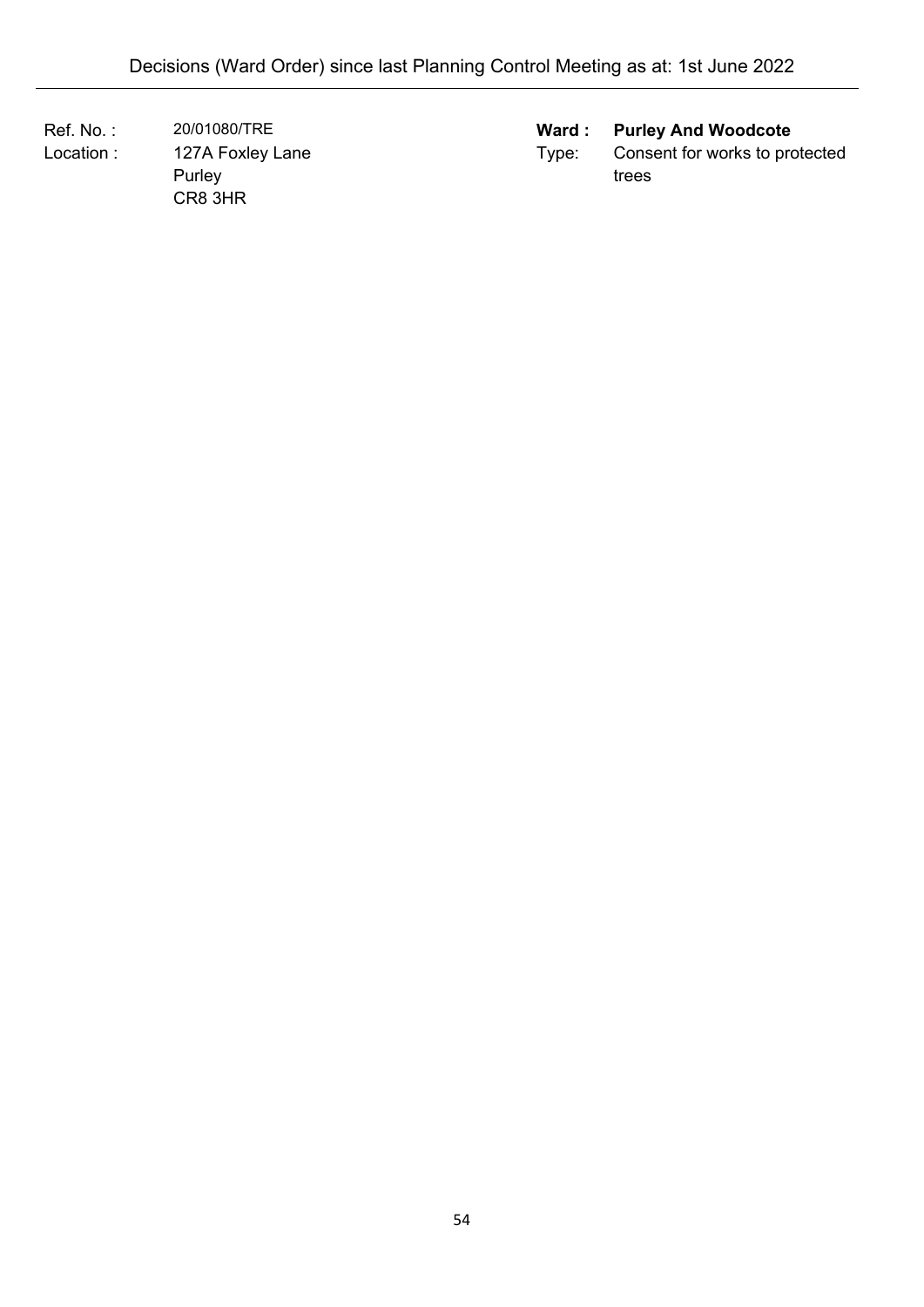Ref. No. : 20/01080/TRE

Location : 127A Foxley Lane
Purley
CR8 3HR

**Ward : Purley And Woodcote**

Type: Consent for works to protected trees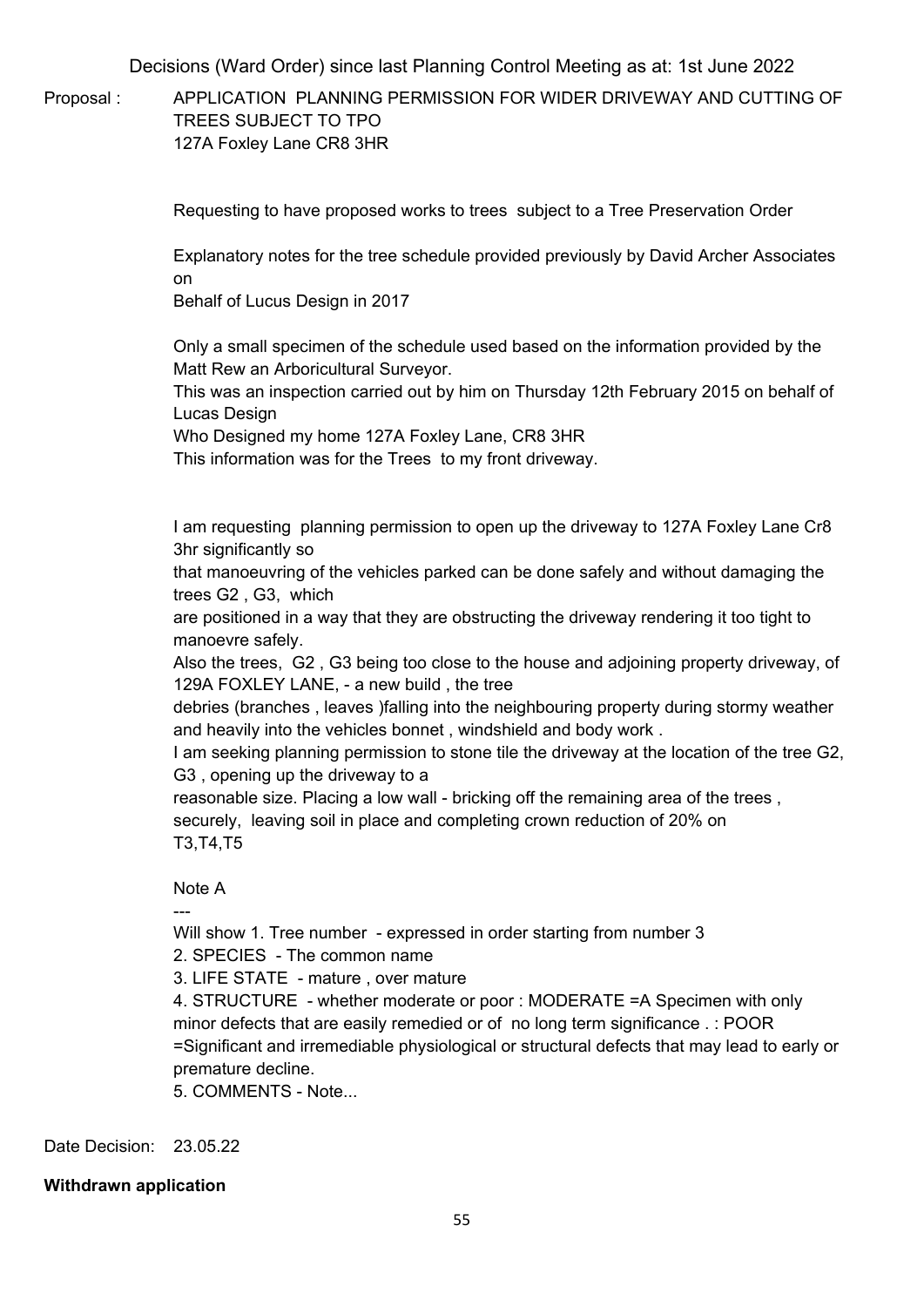Decisions (Ward Order) since last Planning Control Meeting as at: 1st June 2022

Proposal : APPLICATION PLANNING PERMISSION FOR WIDER DRIVEWAY AND CUTTING OF TREES SUBJECT TO TPO
127A Foxley Lane CR8 3HR

Requesting to have proposed works to trees subject to a Tree Preservation Order

Explanatory notes for the tree schedule provided previously by David Archer Associates on
Behalf of Lucus Design in 2017

Only a small specimen of the schedule used based on the information provided by the Matt Rew an Arboricultural Surveyor.
This was an inspection carried out by him on Thursday 12th February 2015 on behalf of Lucas Design
Who Designed my home 127A Foxley Lane, CR8 3HR
This information was for the Trees to my front driveway.

I am requesting planning permission to open up the driveway to 127A Foxley Lane Cr8 3hr significantly so
that manoeuvring of the vehicles parked can be done safely and without damaging the trees G2 , G3, which
are positioned in a way that they are obstructing the driveway rendering it too tight to manoevre safely.
Also the trees, G2 , G3 being too close to the house and adjoining property driveway, of 129A FOXLEY LANE, - a new build , the tree
debries (branches , leaves )falling into the neighbouring property during stormy weather and heavily into the vehicles bonnet , windshield and body work .
I am seeking planning permission to stone tile the driveway at the location of the tree G2, G3 , opening up the driveway to a
reasonable size. Placing a low wall - bricking off the remaining area of the trees , securely, leaving soil in place and completing crown reduction of 20% on
T3,T4,T5

Note A
---
Will show 1. Tree number - expressed in order starting from number 3
2. SPECIES - The common name
3. LIFE STATE - mature , over mature
4. STRUCTURE - whether moderate or poor : MODERATE =A Specimen with only minor defects that are easily remedied or of no long term significance . : POOR =Significant and irremediable physiological or structural defects that may lead to early or premature decline.
5. COMMENTS - Note...

Date Decision: 23.05.22

**Withdrawn application**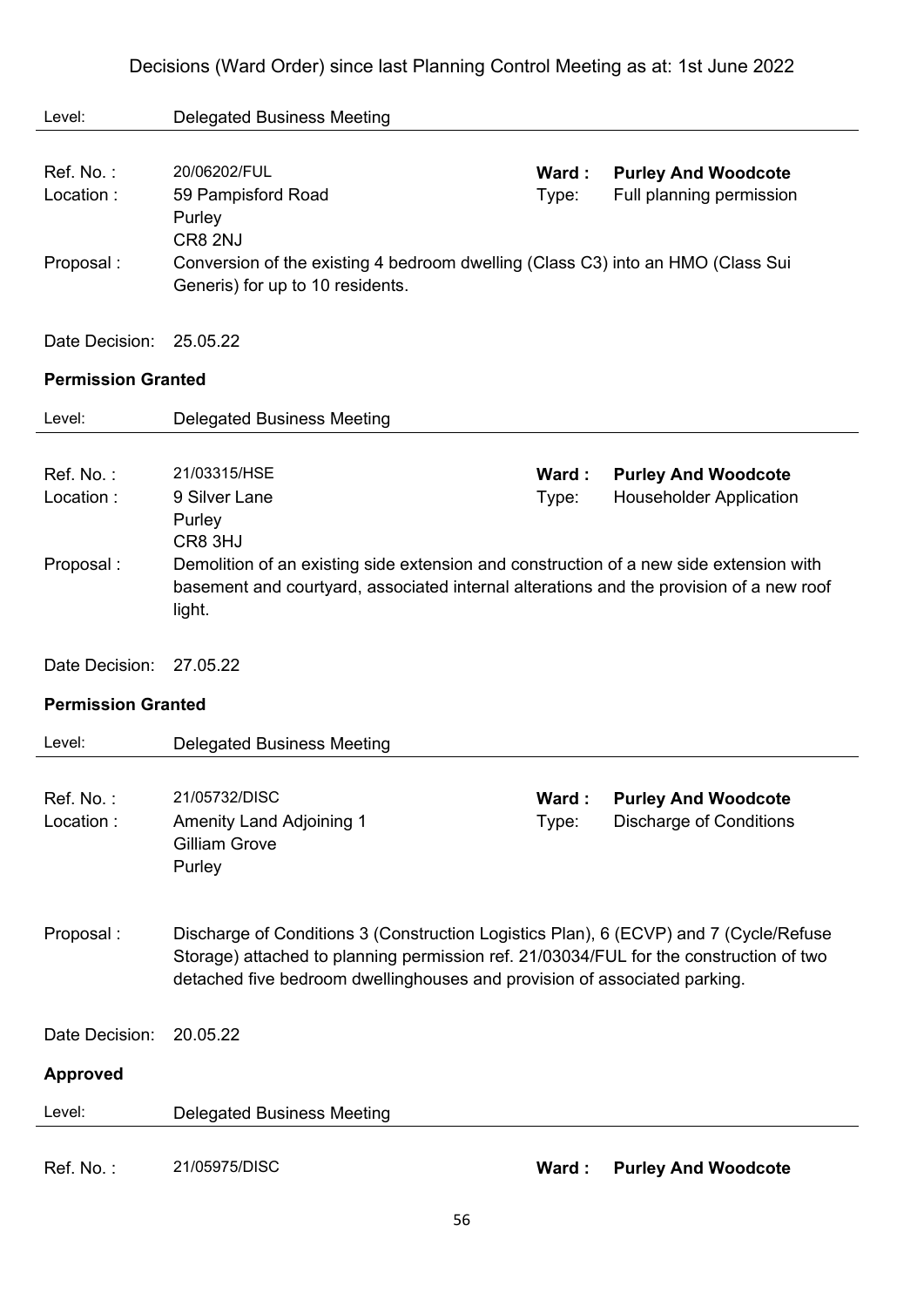Decisions (Ward Order) since last Planning Control Meeting as at: 1st June 2022

Level: Delegated Business Meeting

| | | | |
|---|---|---|---|
| Ref. No. : | 20/06202/FUL | **Ward :** | **Purley And Woodcote** |
| Location : | 59 Pampisford Road<br>Purley<br>CR8 2NJ | Type: | Full planning permission |

Proposal : Conversion of the existing 4 bedroom dwelling (Class C3) into an HMO (Class Sui Generis) for up to 10 residents.

Date Decision: 25.05.22

**Permission Granted**

Level: Delegated Business Meeting

| | | | |
|---|---|---|---|
| Ref. No. : | 21/03315/HSE | **Ward :** | **Purley And Woodcote** |
| Location : | 9 Silver Lane<br>Purley<br>CR8 3HJ | Type: | Householder Application |

Proposal : Demolition of an existing side extension and construction of a new side extension with basement and courtyard, associated internal alterations and the provision of a new roof light.

Date Decision: 27.05.22

**Permission Granted**

Level: Delegated Business Meeting

| | | | |
|---|---|---|---|
| Ref. No. : | 21/05732/DISC | **Ward :** | **Purley And Woodcote** |
| Location : | Amenity Land Adjoining 1<br>Gilliam Grove<br>Purley | Type: | Discharge of Conditions |

Proposal : Discharge of Conditions 3 (Construction Logistics Plan), 6 (ECVP) and 7 (Cycle/Refuse Storage) attached to planning permission ref. 21/03034/FUL for the construction of two detached five bedroom dwellinghouses and provision of associated parking.

Date Decision: 20.05.22

**Approved**

Level: Delegated Business Meeting

| | | | |
|---|---|---|---|
| Ref. No. : | 21/05975/DISC | **Ward :** | **Purley And Woodcote** |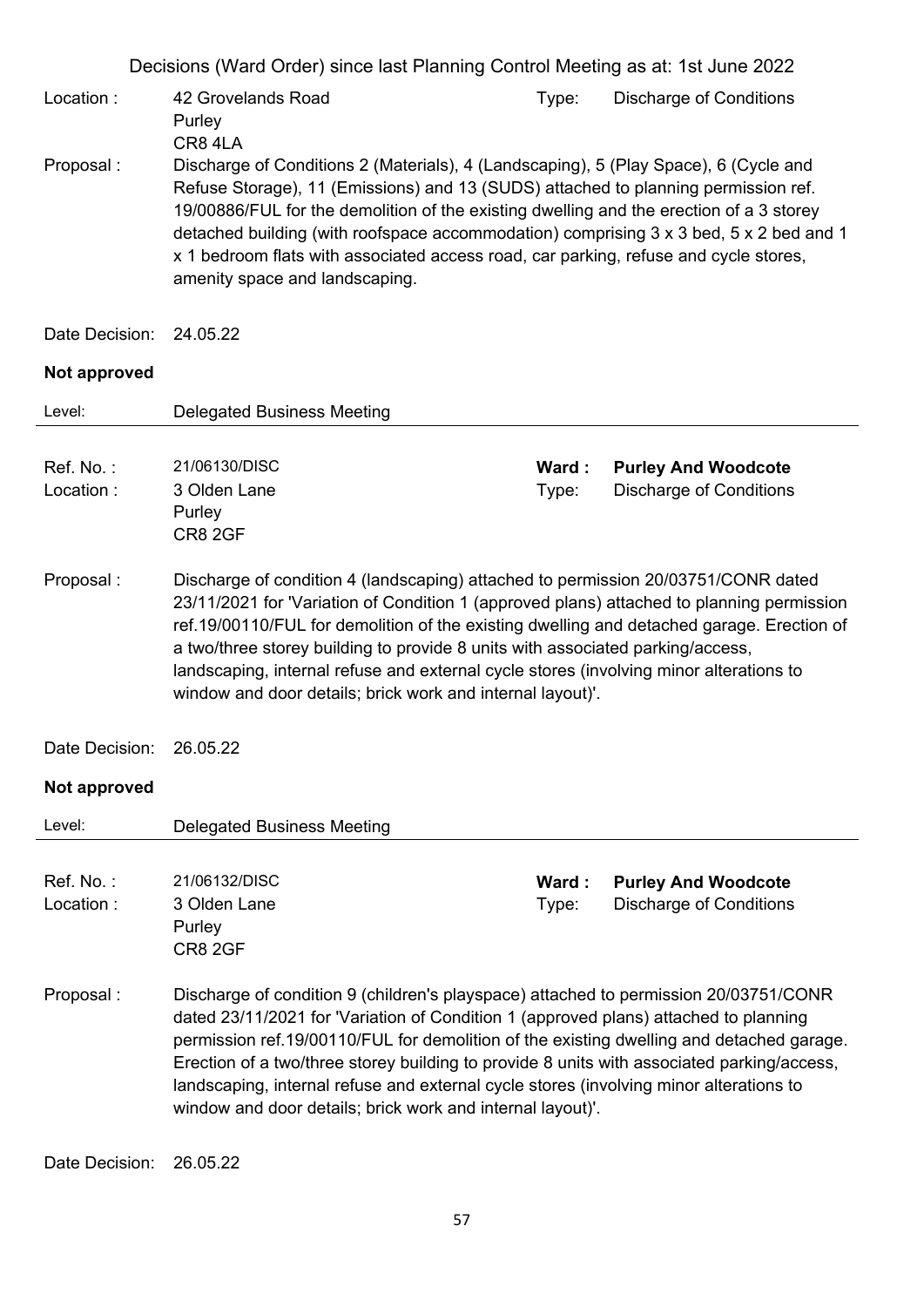Decisions (Ward Order) since last Planning Control Meeting as at: 1st June 2022

Location : 42 Grovelands Road
Purley
CR8 4LA

Type: Discharge of Conditions

Proposal : Discharge of Conditions 2 (Materials), 4 (Landscaping), 5 (Play Space), 6 (Cycle and Refuse Storage), 11 (Emissions) and 13 (SUDS) attached to planning permission ref. 19/00886/FUL for the demolition of the existing dwelling and the erection of a 3 storey detached building (with roofspace accommodation) comprising 3 x 3 bed, 5 x 2 bed and 1 x 1 bedroom flats with associated access road, car parking, refuse and cycle stores, amenity space and landscaping.

Date Decision: 24.05.22

**Not approved**

Level: Delegated Business Meeting

---

Ref. No. : 21/06130/DISC
Ward : **Purley And Woodcote**
Location : 3 Olden Lane
Purley
CR8 2GF
Type: Discharge of Conditions

Proposal : Discharge of condition 4 (landscaping) attached to permission 20/03751/CONR dated 23/11/2021 for 'Variation of Condition 1 (approved plans) attached to planning permission ref.19/00110/FUL for demolition of the existing dwelling and detached garage. Erection of a two/three storey building to provide 8 units with associated parking/access, landscaping, internal refuse and external cycle stores (involving minor alterations to window and door details; brick work and internal layout)'.

Date Decision: 26.05.22

**Not approved**

Level: Delegated Business Meeting

---

Ref. No. : 21/06132/DISC
Ward : **Purley And Woodcote**
Location : 3 Olden Lane
Purley
CR8 2GF
Type: Discharge of Conditions

Proposal : Discharge of condition 9 (children's playspace) attached to permission 20/03751/CONR dated 23/11/2021 for 'Variation of Condition 1 (approved plans) attached to planning permission ref.19/00110/FUL for demolition of the existing dwelling and detached garage. Erection of a two/three storey building to provide 8 units with associated parking/access, landscaping, internal refuse and external cycle stores (involving minor alterations to window and door details; brick work and internal layout)'.

Date Decision: 26.05.22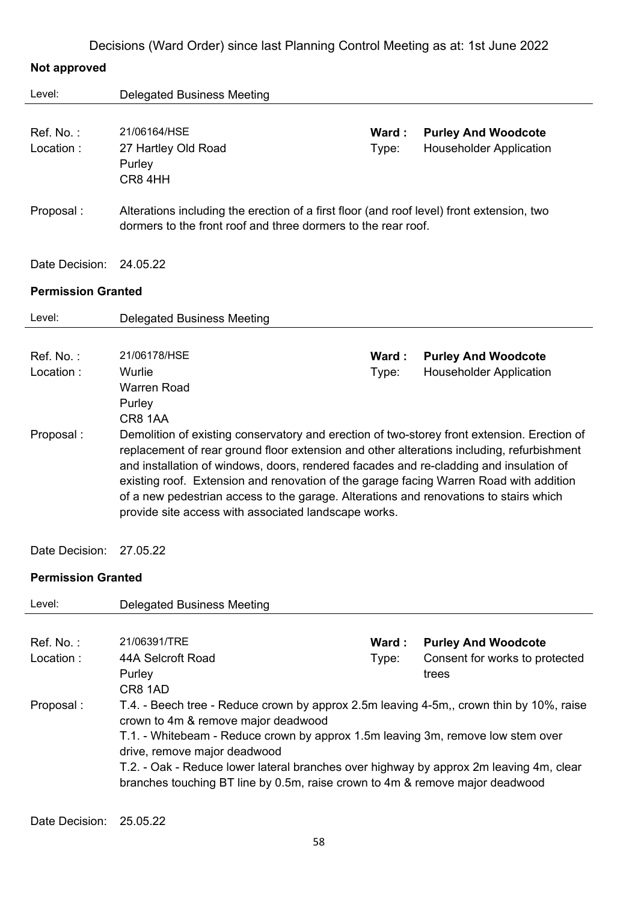Decisions (Ward Order) since last Planning Control Meeting as at: 1st June 2022

**Not approved**

Level: Delegated Business Meeting

Ref. No. : 21/06164/HSE
Ward : **Purley And Woodcote**
Location : 27 Hartley Old Road, Purley, CR8 4HH
Type: Householder Application

Proposal : Alterations including the erection of a first floor (and roof level) front extension, two dormers to the front roof and three dormers to the rear roof.

Date Decision: 24.05.22

**Permission Granted**

Level: Delegated Business Meeting

Ref. No. : 21/06178/HSE
Ward : **Purley And Woodcote**
Location : Wurlie, Warren Road, Purley, CR8 1AA
Type: Householder Application

Proposal : Demolition of existing conservatory and erection of two-storey front extension. Erection of replacement of rear ground floor extension and other alterations including, refurbishment and installation of windows, doors, rendered facades and re-cladding and insulation of existing roof. Extension and renovation of the garage facing Warren Road with addition of a new pedestrian access to the garage. Alterations and renovations to stairs which provide site access with associated landscape works.

Date Decision: 27.05.22

**Permission Granted**

Level: Delegated Business Meeting

Ref. No. : 21/06391/TRE
Ward : **Purley And Woodcote**
Location : 44A Selcroft Road, Purley, CR8 1AD
Type: Consent for works to protected trees

Proposal : T.4. - Beech tree - Reduce crown by approx 2.5m leaving 4-5m,, crown thin by 10%, raise crown to 4m & remove major deadwood
T.1. - Whitebeam - Reduce crown by approx 1.5m leaving 3m, remove low stem over drive, remove major deadwood
T.2. - Oak - Reduce lower lateral branches over highway by approx 2m leaving 4m, clear branches touching BT line by 0.5m, raise crown to 4m & remove major deadwood

Date Decision: 25.05.22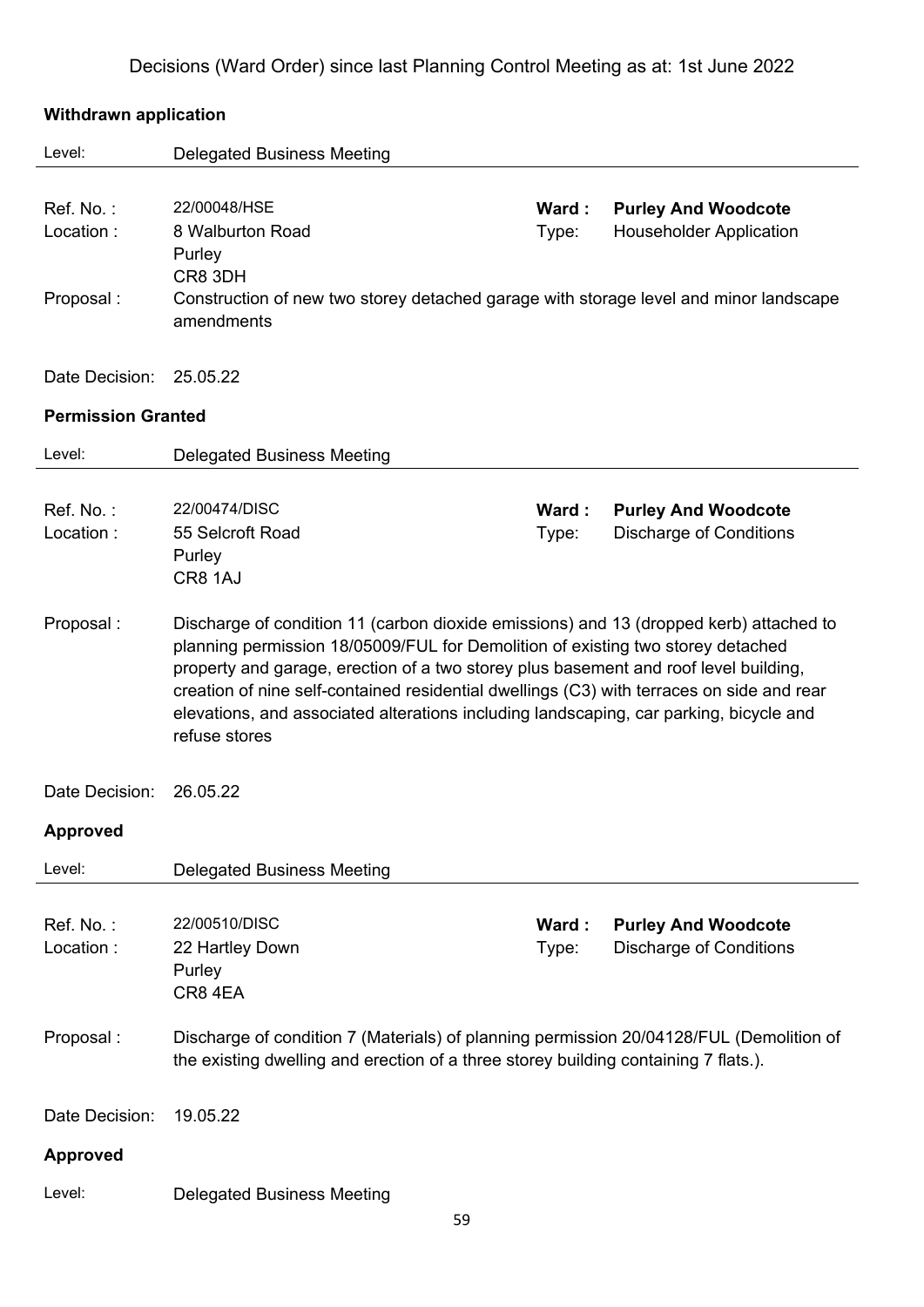Decisions (Ward Order) since last Planning Control Meeting as at: 1st June 2022

### Withdrawn application

Level: Delegated Business Meeting

---

Ref. No. : 22/00048/HSE  
**Ward : Purley And Woodcote**  
Location : 8 Walburton Road, Purley, CR8 3DH  
Type: Householder Application

Proposal : Construction of new two storey detached garage with storage level and minor landscape amendments

Date Decision: 25.05.22

### Permission Granted

Level: Delegated Business Meeting

---

Ref. No. : 22/00474/DISC  
**Ward : Purley And Woodcote**  
Location : 55 Selcroft Road, Purley, CR8 1AJ  
Type: Discharge of Conditions

Proposal : Discharge of condition 11 (carbon dioxide emissions) and 13 (dropped kerb) attached to planning permission 18/05009/FUL for Demolition of existing two storey detached property and garage, erection of a two storey plus basement and roof level building, creation of nine self-contained residential dwellings (C3) with terraces on side and rear elevations, and associated alterations including landscaping, car parking, bicycle and refuse stores

Date Decision: 26.05.22

### Approved

Level: Delegated Business Meeting

---

Ref. No. : 22/00510/DISC  
**Ward : Purley And Woodcote**  
Location : 22 Hartley Down, Purley, CR8 4EA  
Type: Discharge of Conditions

Proposal : Discharge of condition 7 (Materials) of planning permission 20/04128/FUL (Demolition of the existing dwelling and erection of a three storey building containing 7 flats.).

Date Decision: 19.05.22

### Approved

Level: Delegated Business Meeting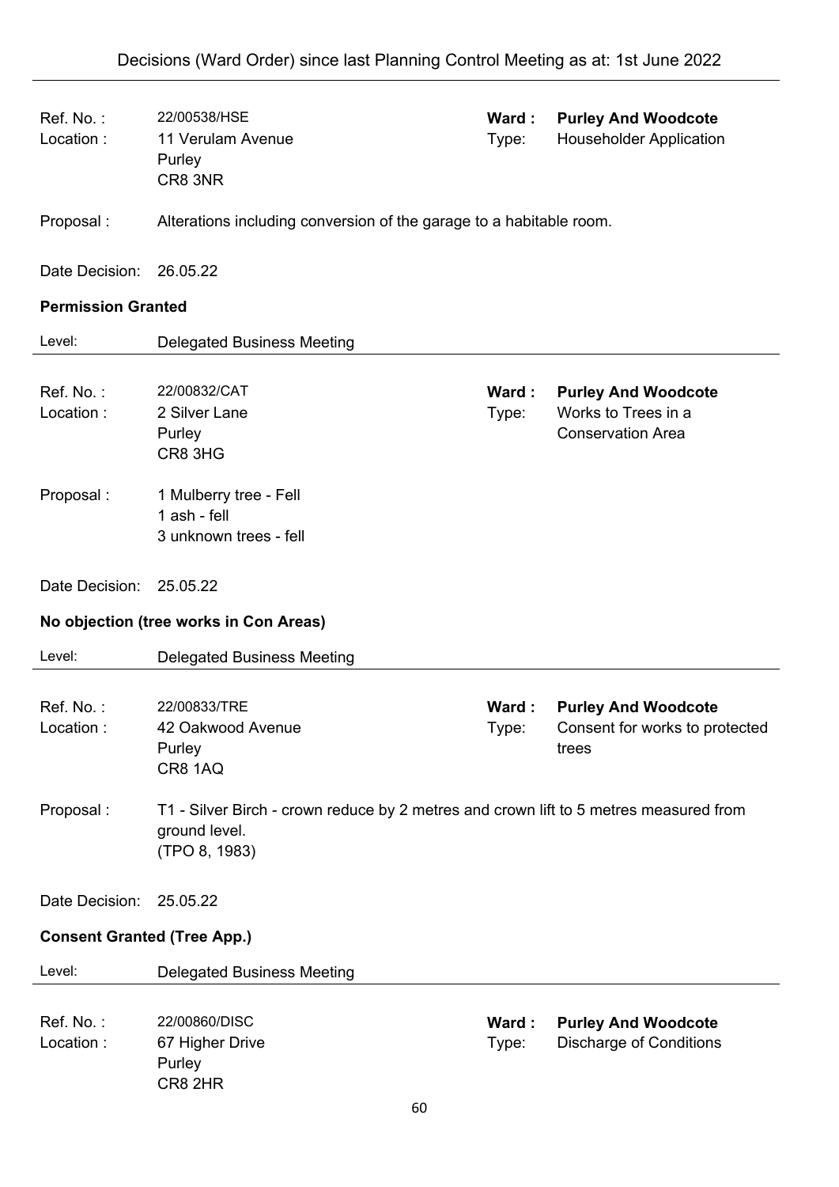| | | | |
|---|---|---|---|
| Ref. No. : | 22/00538/HSE | **Ward :** | **Purley And Woodcote** |
| Location : | 11 Verulam Avenue<br>Purley<br>CR8 3NR | Type: | Householder Application |

Proposal : Alterations including conversion of the garage to a habitable room.

Date Decision: 26.05.22

**Permission Granted**

Level: Delegated Business Meeting

---

| | | | |
|---|---|---|---|
| Ref. No. : | 22/00832/CAT | **Ward :** | **Purley And Woodcote** |
| Location : | 2 Silver Lane<br>Purley<br>CR8 3HG | Type: | Works to Trees in a Conservation Area |

Proposal : 1 Mulberry tree - Fell
1 ash - fell
3 unknown trees - fell

Date Decision: 25.05.22

**No objection (tree works in Con Areas)**

Level: Delegated Business Meeting

---

| | | | |
|---|---|---|---|
| Ref. No. : | 22/00833/TRE | **Ward :** | **Purley And Woodcote** |
| Location : | 42 Oakwood Avenue<br>Purley<br>CR8 1AQ | Type: | Consent for works to protected trees |

Proposal : T1 - Silver Birch - crown reduce by 2 metres and crown lift to 5 metres measured from ground level.
(TPO 8, 1983)

Date Decision: 25.05.22

**Consent Granted (Tree App.)**

Level: Delegated Business Meeting

---

| | | | |
|---|---|---|---|
| Ref. No. : | 22/00860/DISC | **Ward :** | **Purley And Woodcote** |
| Location : | 67 Higher Drive<br>Purley<br>CR8 2HR | Type: | Discharge of Conditions |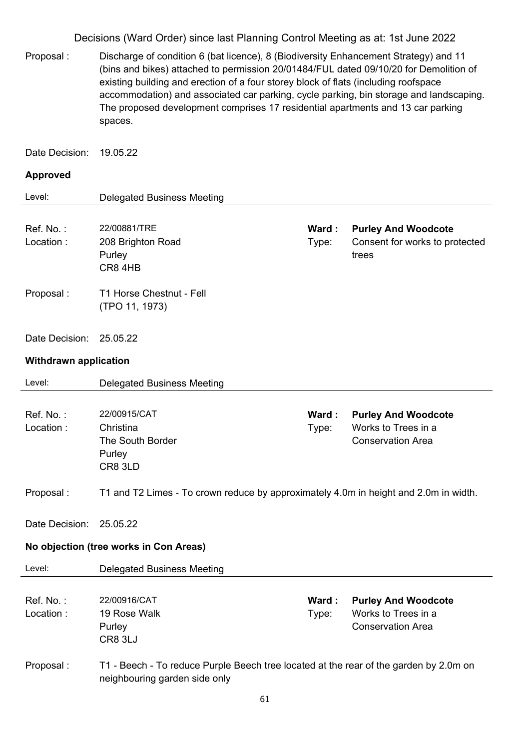Proposal : Discharge of condition 6 (bat licence), 8 (Biodiversity Enhancement Strategy) and 11 (bins and bikes) attached to permission 20/01484/FUL dated 09/10/20 for Demolition of existing building and erection of a four storey block of flats (including roofspace accommodation) and associated car parking, cycle parking, bin storage and landscaping. The proposed development comprises 17 residential apartments and 13 car parking spaces.

Date Decision: 19.05.22

**Approved**

Level: Delegated Business Meeting

---

Ref. No. : 22/00881/TRE
Location : 208 Brighton Road, Purley, CR8 4HB
**Ward : Purley And Woodcote**
Type: Consent for works to protected trees

Proposal : T1 Horse Chestnut - Fell (TPO 11, 1973)

Date Decision: 25.05.22

**Withdrawn application**

Level: Delegated Business Meeting

---

Ref. No. : 22/00915/CAT
Location : Christina, The South Border, Purley, CR8 3LD
**Ward : Purley And Woodcote**
Type: Works to Trees in a Conservation Area

Proposal : T1 and T2 Limes - To crown reduce by approximately 4.0m in height and 2.0m in width.

Date Decision: 25.05.22

**No objection (tree works in Con Areas)**

Level: Delegated Business Meeting

---

Ref. No. : 22/00916/CAT
Location : 19 Rose Walk, Purley, CR8 3LJ
**Ward : Purley And Woodcote**
Type: Works to Trees in a Conservation Area

Proposal : T1 - Beech - To reduce Purple Beech tree located at the rear of the garden by 2.0m on neighbouring garden side only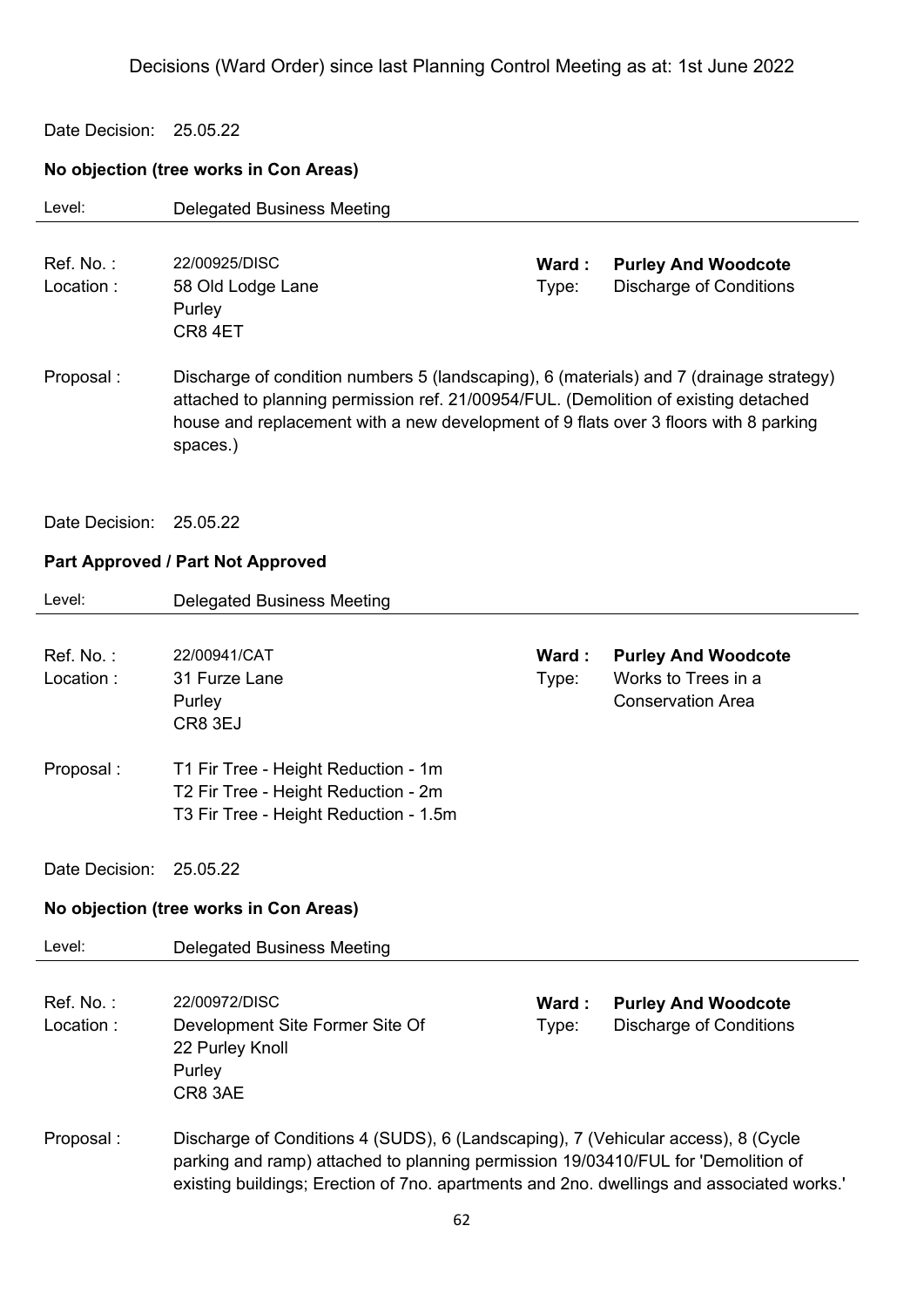Decisions (Ward Order) since last Planning Control Meeting as at: 1st June 2022

Date Decision: 25.05.22

**No objection (tree works in Con Areas)**

Level: Delegated Business Meeting

---

Ref. No. : 22/00925/DISC
**Ward : Purley And Woodcote**

Location : 58 Old Lodge Lane
Purley
CR8 4ET

Type: Discharge of Conditions

Proposal : Discharge of condition numbers 5 (landscaping), 6 (materials) and 7 (drainage strategy) attached to planning permission ref. 21/00954/FUL. (Demolition of existing detached house and replacement with a new development of 9 flats over 3 floors with 8 parking spaces.)

Date Decision: 25.05.22

**Part Approved / Part Not Approved**

Level: Delegated Business Meeting

---

Ref. No. : 22/00941/CAT
**Ward : Purley And Woodcote**

Location : 31 Furze Lane
Purley
CR8 3EJ

Type: Works to Trees in a Conservation Area

Proposal : T1 Fir Tree - Height Reduction - 1m
T2 Fir Tree - Height Reduction - 2m
T3 Fir Tree - Height Reduction - 1.5m

Date Decision: 25.05.22

**No objection (tree works in Con Areas)**

Level: Delegated Business Meeting

---

Ref. No. : 22/00972/DISC
**Ward : Purley And Woodcote**

Location : Development Site Former Site Of
22 Purley Knoll
Purley
CR8 3AE

Type: Discharge of Conditions

Proposal : Discharge of Conditions 4 (SUDS), 6 (Landscaping), 7 (Vehicular access), 8 (Cycle parking and ramp) attached to planning permission 19/03410/FUL for 'Demolition of existing buildings; Erection of 7no. apartments and 2no. dwellings and associated works.'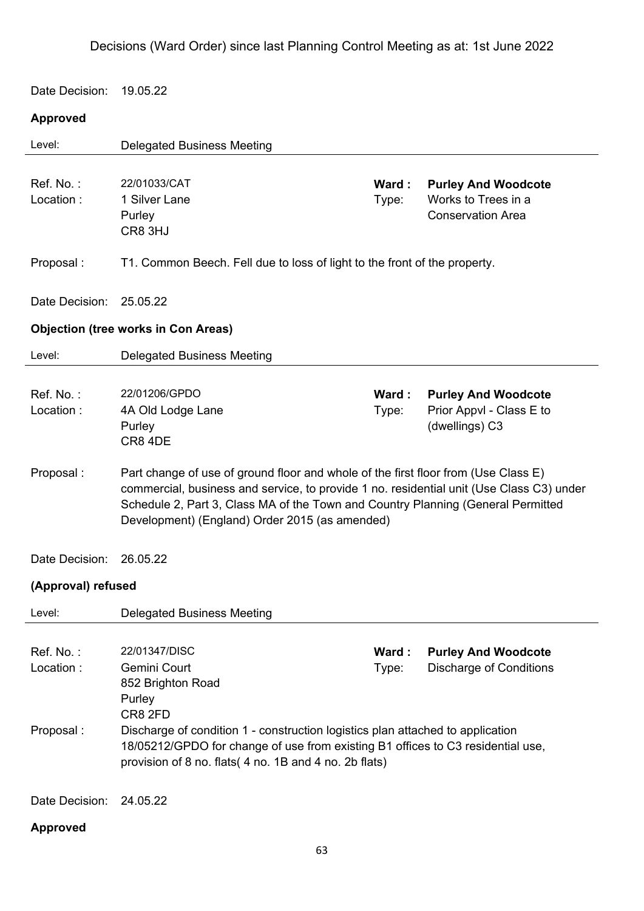Decisions (Ward Order) since last Planning Control Meeting as at: 1st June 2022

Date Decision: 19.05.22

**Approved**

Level: Delegated Business Meeting

---

Ref. No. : 22/01033/CAT
Location : 1 Silver Lane
Purley
CR8 3HJ

**Ward : Purley And Woodcote**
Type: Works to Trees in a Conservation Area

Proposal : T1. Common Beech. Fell due to loss of light to the front of the property.

Date Decision: 25.05.22

**Objection (tree works in Con Areas)**

Level: Delegated Business Meeting

---

Ref. No. : 22/01206/GPDO
Location : 4A Old Lodge Lane
Purley
CR8 4DE

**Ward : Purley And Woodcote**
Type: Prior Appvl - Class E to (dwellings) C3

Proposal : Part change of use of ground floor and whole of the first floor from (Use Class E) commercial, business and service, to provide 1 no. residential unit (Use Class C3) under Schedule 2, Part 3, Class MA of the Town and Country Planning (General Permitted Development) (England) Order 2015 (as amended)

Date Decision: 26.05.22

**(Approval) refused**

Level: Delegated Business Meeting

---

Ref. No. : 22/01347/DISC
Location : Gemini Court
852 Brighton Road
Purley
CR8 2FD

**Ward : Purley And Woodcote**
Type: Discharge of Conditions

Proposal : Discharge of condition 1 - construction logistics plan attached to application 18/05212/GPDO for change of use from existing B1 offices to C3 residential use, provision of 8 no. flats( 4 no. 1B and 4 no. 2b flats)

Date Decision: 24.05.22

**Approved**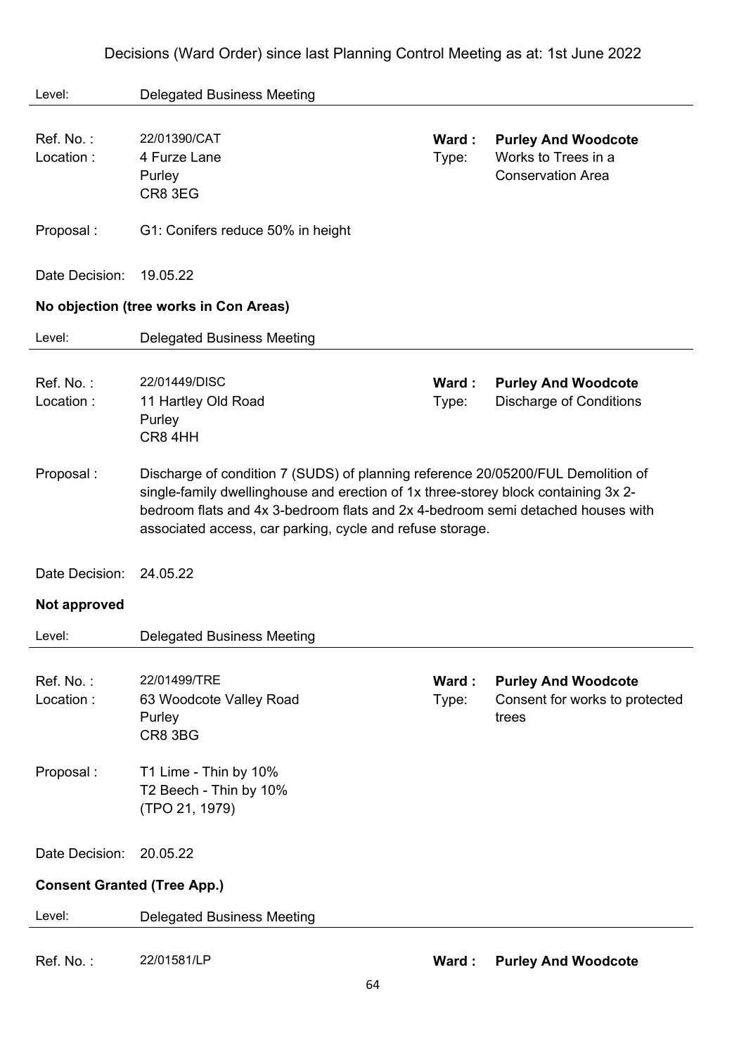Level: Delegated Business Meeting

---

| | | | |
|---|---|---|---|
| Ref. No. : | 22/01390/CAT | **Ward :** | **Purley And Woodcote** |
| Location : | 4 Furze Lane<br>Purley<br>CR8 3EG | Type: | Works to Trees in a Conservation Area |

Proposal : G1: Conifers reduce 50% in height

Date Decision: 19.05.22

**No objection (tree works in Con Areas)**

Level: Delegated Business Meeting

---

| | | | |
|---|---|---|---|
| Ref. No. : | 22/01449/DISC | **Ward :** | **Purley And Woodcote** |
| Location : | 11 Hartley Old Road<br>Purley<br>CR8 4HH | Type: | Discharge of Conditions |

Proposal : Discharge of condition 7 (SUDS) of planning reference 20/05200/FUL Demolition of single-family dwellinghouse and erection of 1x three-storey block containing 3x 2-bedroom flats and 4x 3-bedroom flats and 2x 4-bedroom semi detached houses with associated access, car parking, cycle and refuse storage.

Date Decision: 24.05.22

**Not approved**

Level: Delegated Business Meeting

---

| | | | |
|---|---|---|---|
| Ref. No. : | 22/01499/TRE | **Ward :** | **Purley And Woodcote** |
| Location : | 63 Woodcote Valley Road<br>Purley<br>CR8 3BG | Type: | Consent for works to protected trees |

Proposal : T1 Lime - Thin by 10%
T2 Beech - Thin by 10%
(TPO 21, 1979)

Date Decision: 20.05.22

**Consent Granted (Tree App.)**

Level: Delegated Business Meeting

---

| | | | |
|---|---|---|---|
| Ref. No. : | 22/01581/LP | **Ward :** | **Purley And Woodcote** |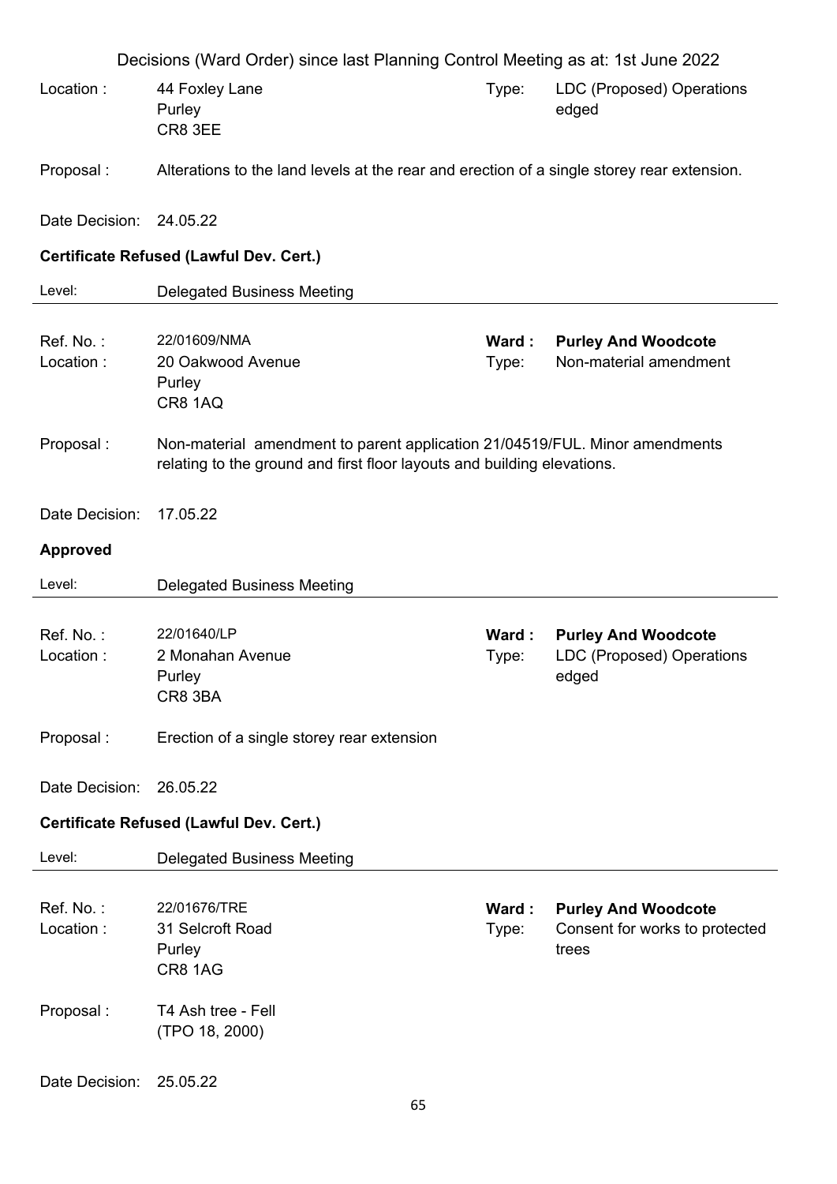Decisions (Ward Order) since last Planning Control Meeting as at: 1st June 2022

Location : 44 Foxley Lane
Purley
CR8 3EE

Type: LDC (Proposed) Operations edged

Proposal : Alterations to the land levels at the rear and erection of a single storey rear extension.

Date Decision: 24.05.22

**Certificate Refused (Lawful Dev. Cert.)**

Level: Delegated Business Meeting

---

Ref. No. : 22/01609/NMA

**Ward : Purley And Woodcote**

Location : 20 Oakwood Avenue
Purley
CR8 1AQ

Type: Non-material amendment

Proposal : Non-material amendment to parent application 21/04519/FUL. Minor amendments relating to the ground and first floor layouts and building elevations.

Date Decision: 17.05.22

**Approved**

Level: Delegated Business Meeting

---

Ref. No. : 22/01640/LP

**Ward : Purley And Woodcote**

Location : 2 Monahan Avenue
Purley
CR8 3BA

Type: LDC (Proposed) Operations edged

Proposal : Erection of a single storey rear extension

Date Decision: 26.05.22

**Certificate Refused (Lawful Dev. Cert.)**

Level: Delegated Business Meeting

---

Ref. No. : 22/01676/TRE

**Ward : Purley And Woodcote**

Location : 31 Selcroft Road
Purley
CR8 1AG

Type: Consent for works to protected trees

Proposal : T4 Ash tree - Fell
(TPO 18, 2000)

Date Decision: 25.05.22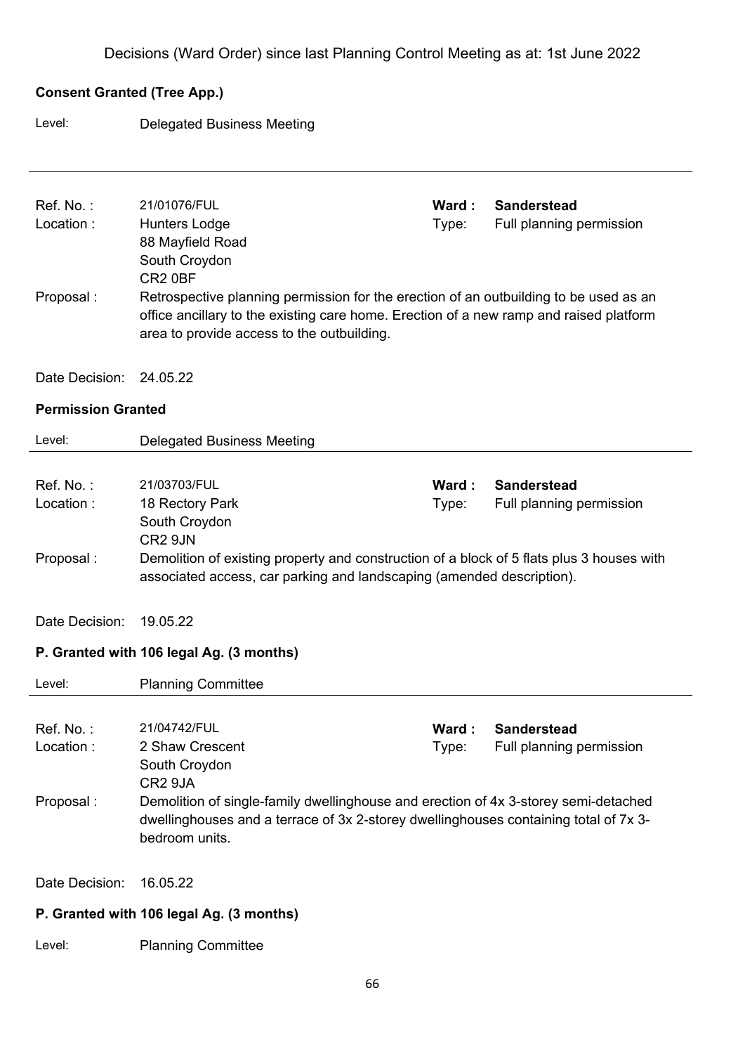Decisions (Ward Order) since last Planning Control Meeting as at: 1st June 2022

**Consent Granted (Tree App.)**

Level: Delegated Business Meeting

---

Ref. No. : 21/01076/FUL  **Ward : Sanderstead**
Location : Hunters Lodge, 88 Mayfield Road, South Croydon, CR2 0BF  Type: Full planning permission

Proposal : Retrospective planning permission for the erection of an outbuilding to be used as an office ancillary to the existing care home. Erection of a new ramp and raised platform area to provide access to the outbuilding.

Date Decision: 24.05.22

**Permission Granted**

Level: Delegated Business Meeting

---

Ref. No. : 21/03703/FUL  **Ward : Sanderstead**
Location : 18 Rectory Park, South Croydon, CR2 9JN  Type: Full planning permission

Proposal : Demolition of existing property and construction of a block of 5 flats plus 3 houses with associated access, car parking and landscaping (amended description).

Date Decision: 19.05.22

**P. Granted with 106 legal Ag. (3 months)**

Level: Planning Committee

---

Ref. No. : 21/04742/FUL  **Ward : Sanderstead**
Location : 2 Shaw Crescent, South Croydon, CR2 9JA  Type: Full planning permission

Proposal : Demolition of single-family dwellinghouse and erection of 4x 3-storey semi-detached dwellinghouses and a terrace of 3x 2-storey dwellinghouses containing total of 7x 3-bedroom units.

Date Decision: 16.05.22

**P. Granted with 106 legal Ag. (3 months)**

Level: Planning Committee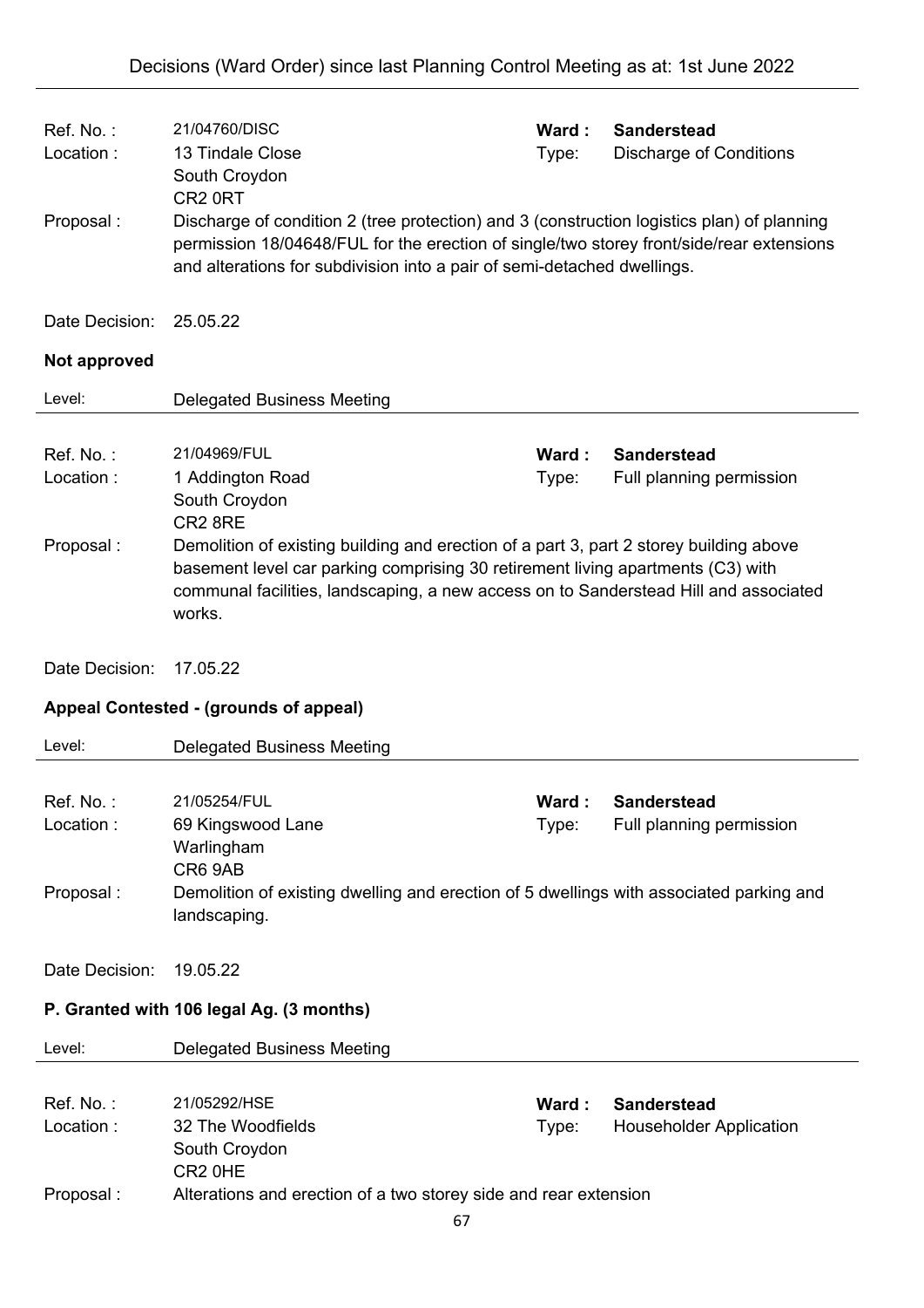Ref. No. : 21/04760/DISC
Ward : **Sanderstead**
Location : 13 Tindale Close, South Croydon, CR2 0RT
Type: Discharge of Conditions
Proposal : Discharge of condition 2 (tree protection) and 3 (construction logistics plan) of planning permission 18/04648/FUL for the erection of single/two storey front/side/rear extensions and alterations for subdivision into a pair of semi-detached dwellings.

Date Decision: 25.05.22

**Not approved**

Level: Delegated Business Meeting

---

Ref. No. : 21/04969/FUL
Ward : **Sanderstead**
Location : 1 Addington Road, South Croydon, CR2 8RE
Type: Full planning permission
Proposal : Demolition of existing building and erection of a part 3, part 2 storey building above basement level car parking comprising 30 retirement living apartments (C3) with communal facilities, landscaping, a new access on to Sanderstead Hill and associated works.

Date Decision: 17.05.22

**Appeal Contested - (grounds of appeal)**

Level: Delegated Business Meeting

---

Ref. No. : 21/05254/FUL
Ward : **Sanderstead**
Location : 69 Kingswood Lane, Warlingham, CR6 9AB
Type: Full planning permission
Proposal : Demolition of existing dwelling and erection of 5 dwellings with associated parking and landscaping.

Date Decision: 19.05.22

**P. Granted with 106 legal Ag. (3 months)**

Level: Delegated Business Meeting

---

Ref. No. : 21/05292/HSE
Ward : **Sanderstead**
Location : 32 The Woodfields, South Croydon, CR2 0HE
Type: Householder Application
Proposal : Alterations and erection of a two storey side and rear extension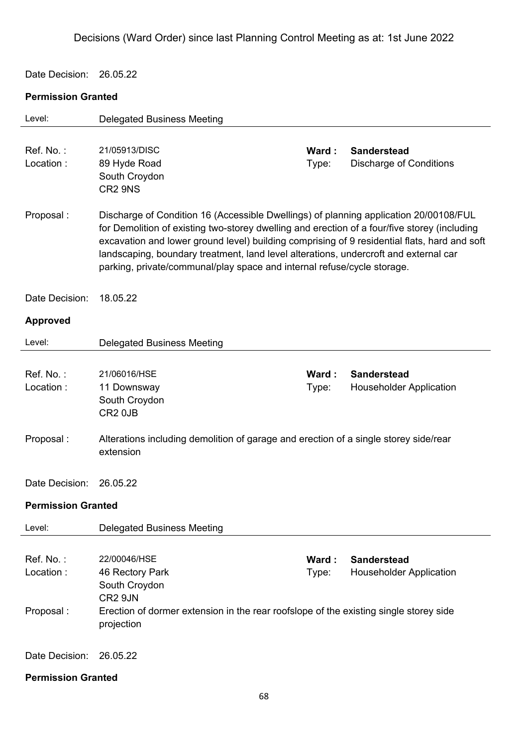Decisions (Ward Order) since last Planning Control Meeting as at: 1st June 2022

Date Decision: 26.05.22

**Permission Granted**

Level: Delegated Business Meeting

Ref. No. : 21/05913/DISC
Location : 89 Hyde Road
South Croydon
CR2 9NS

**Ward : Sanderstead**
Type: Discharge of Conditions

Proposal : Discharge of Condition 16 (Accessible Dwellings) of planning application 20/00108/FUL for Demolition of existing two-storey dwelling and erection of a four/five storey (including excavation and lower ground level) building comprising of 9 residential flats, hard and soft landscaping, boundary treatment, land level alterations, undercroft and external car parking, private/communal/play space and internal refuse/cycle storage.

Date Decision: 18.05.22

**Approved**

Level: Delegated Business Meeting

Ref. No. : 21/06016/HSE
Location : 11 Downsway
South Croydon
CR2 0JB

**Ward : Sanderstead**
Type: Householder Application

Proposal : Alterations including demolition of garage and erection of a single storey side/rear extension

Date Decision: 26.05.22

**Permission Granted**

Level: Delegated Business Meeting

Ref. No. : 22/00046/HSE
Location : 46 Rectory Park
South Croydon
CR2 9JN

**Ward : Sanderstead**
Type: Householder Application

Proposal : Erection of dormer extension in the rear roofslope of the existing single storey side projection

Date Decision: 26.05.22

**Permission Granted**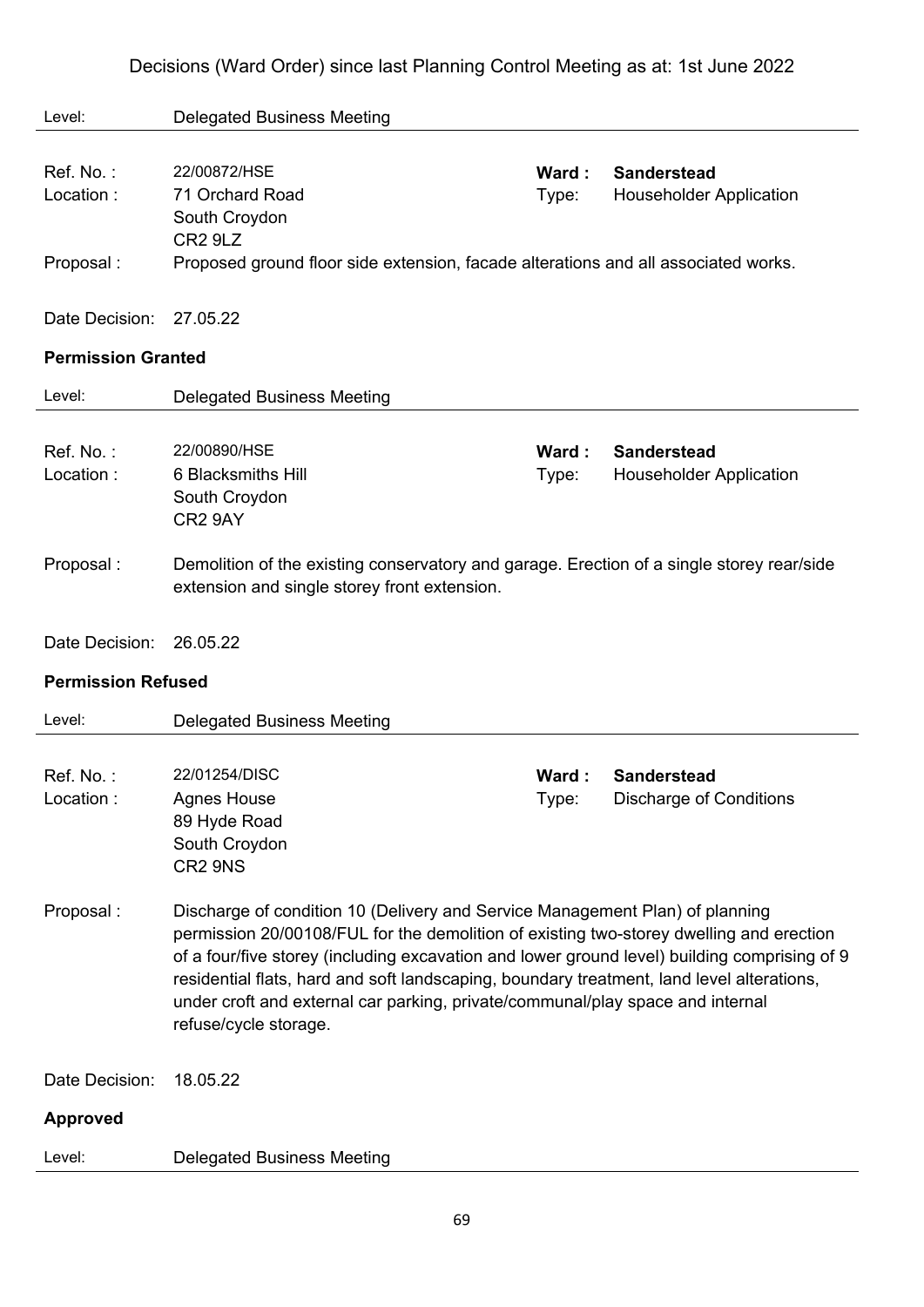Decisions (Ward Order) since last Planning Control Meeting as at: 1st June 2022

Level: Delegated Business Meeting

---

Ref. No. : 22/00872/HSE | **Ward : Sanderstead**
Location : 71 Orchard Road, South Croydon, CR2 9LZ | Type: Householder Application

Proposal : Proposed ground floor side extension, facade alterations and all associated works.

Date Decision: 27.05.22

**Permission Granted**

Level: Delegated Business Meeting

---

Ref. No. : 22/00890/HSE | **Ward : Sanderstead**
Location : 6 Blacksmiths Hill, South Croydon, CR2 9AY | Type: Householder Application

Proposal : Demolition of the existing conservatory and garage. Erection of a single storey rear/side extension and single storey front extension.

Date Decision: 26.05.22

**Permission Refused**

Level: Delegated Business Meeting

---

Ref. No. : 22/01254/DISC | **Ward : Sanderstead**
Location : Agnes House, 89 Hyde Road, South Croydon, CR2 9NS | Type: Discharge of Conditions

Proposal : Discharge of condition 10 (Delivery and Service Management Plan) of planning permission 20/00108/FUL for the demolition of existing two-storey dwelling and erection of a four/five storey (including excavation and lower ground level) building comprising of 9 residential flats, hard and soft landscaping, boundary treatment, land level alterations, under croft and external car parking, private/communal/play space and internal refuse/cycle storage.

Date Decision: 18.05.22

**Approved**

Level: Delegated Business Meeting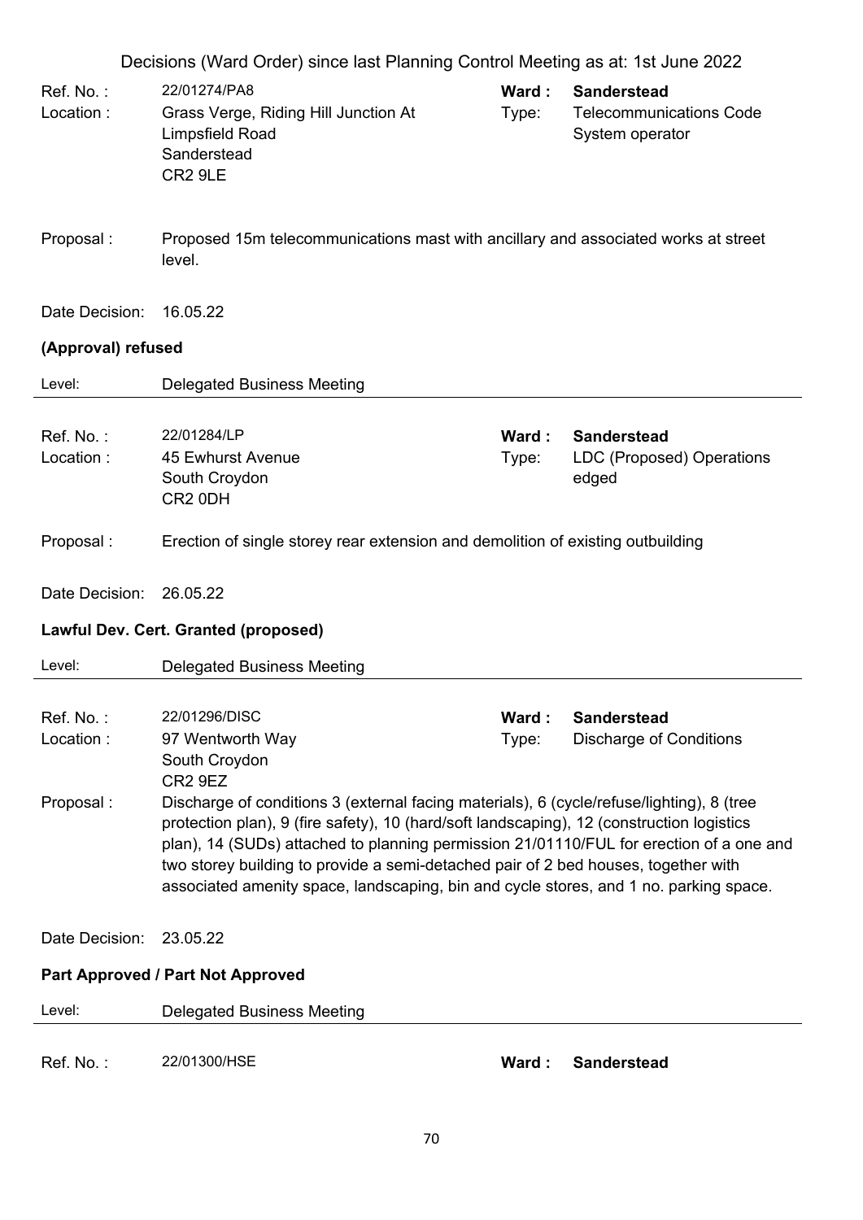Decisions (Ward Order) since last Planning Control Meeting as at: 1st June 2022

Ref. No. : 22/01274/PA8
Ward : **Sanderstead**
Location : Grass Verge, Riding Hill Junction At Limpsfield Road Sanderstead CR2 9LE
Type: Telecommunications Code System operator

Proposal : Proposed 15m telecommunications mast with ancillary and associated works at street level.

Date Decision: 16.05.22

**(Approval) refused**

Level: Delegated Business Meeting

---

Ref. No. : 22/01284/LP
Ward : **Sanderstead**
Location : 45 Ewhurst Avenue South Croydon CR2 0DH
Type: LDC (Proposed) Operations edged

Proposal : Erection of single storey rear extension and demolition of existing outbuilding

Date Decision: 26.05.22

**Lawful Dev. Cert. Granted (proposed)**

Level: Delegated Business Meeting

---

Ref. No. : 22/01296/DISC
Ward : **Sanderstead**
Location : 97 Wentworth Way South Croydon CR2 9EZ
Type: Discharge of Conditions

Proposal : Discharge of conditions 3 (external facing materials), 6 (cycle/refuse/lighting), 8 (tree protection plan), 9 (fire safety), 10 (hard/soft landscaping), 12 (construction logistics plan), 14 (SUDs) attached to planning permission 21/01110/FUL for erection of a one and two storey building to provide a semi-detached pair of 2 bed houses, together with associated amenity space, landscaping, bin and cycle stores, and 1 no. parking space.

Date Decision: 23.05.22

**Part Approved / Part Not Approved**

Level: Delegated Business Meeting

---

Ref. No. : 22/01300/HSE
Ward : **Sanderstead**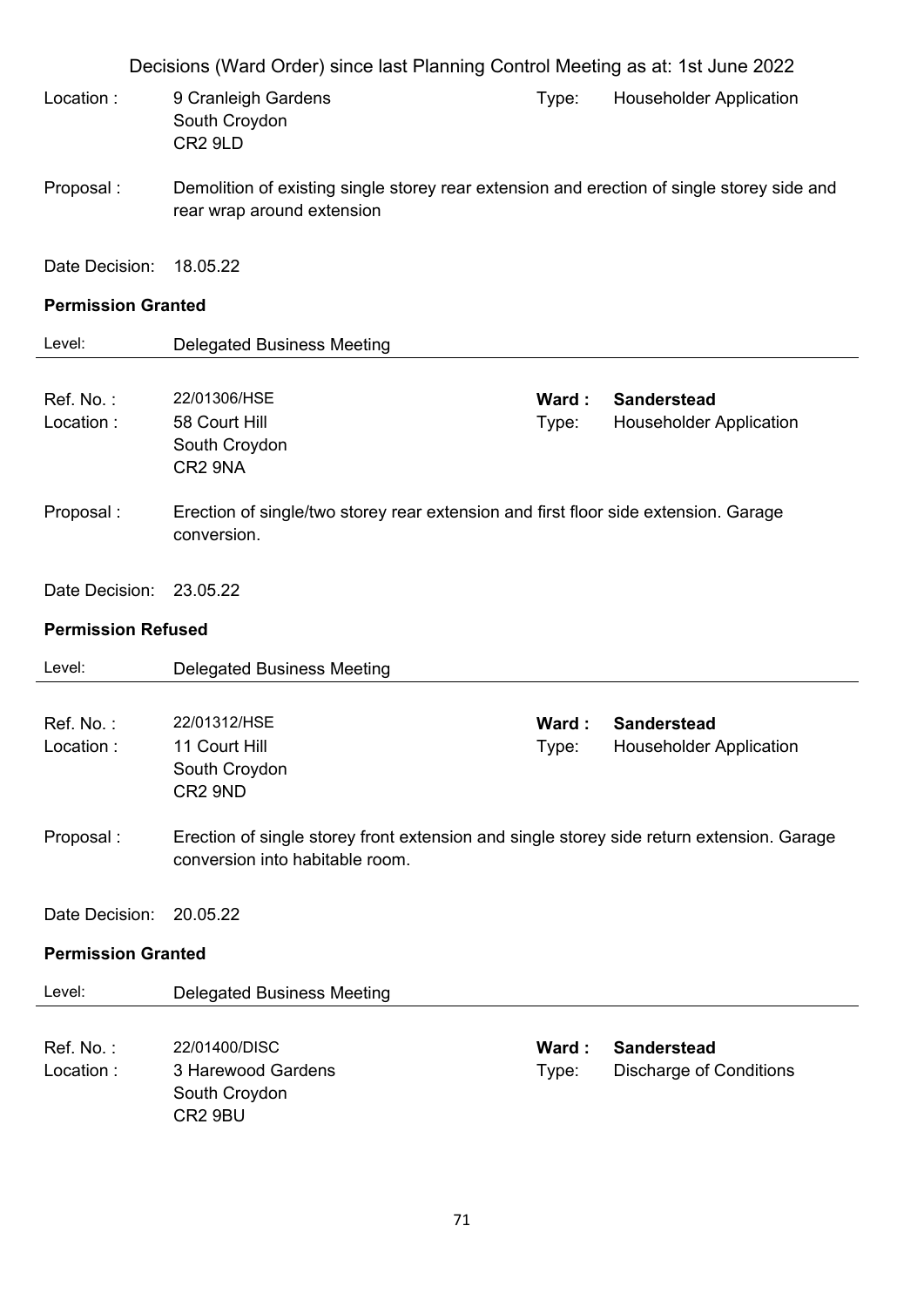Decisions (Ward Order) since last Planning Control Meeting as at: 1st June 2022

Location : 9 Cranleigh Gardens
South Croydon
CR2 9LD

Type: Householder Application

Proposal : Demolition of existing single storey rear extension and erection of single storey side and rear wrap around extension

Date Decision: 18.05.22

**Permission Granted**

Level: Delegated Business Meeting

---

Ref. No. : 22/01306/HSE

**Ward : Sanderstead**

Location : 58 Court Hill
South Croydon
CR2 9NA

Type: Householder Application

Proposal : Erection of single/two storey rear extension and first floor side extension. Garage conversion.

Date Decision: 23.05.22

**Permission Refused**

Level: Delegated Business Meeting

---

Ref. No. : 22/01312/HSE

**Ward : Sanderstead**

Location : 11 Court Hill
South Croydon
CR2 9ND

Type: Householder Application

Proposal : Erection of single storey front extension and single storey side return extension. Garage conversion into habitable room.

Date Decision: 20.05.22

**Permission Granted**

Level: Delegated Business Meeting

---

Ref. No. : 22/01400/DISC

**Ward : Sanderstead**

Location : 3 Harewood Gardens
South Croydon
CR2 9BU

Type: Discharge of Conditions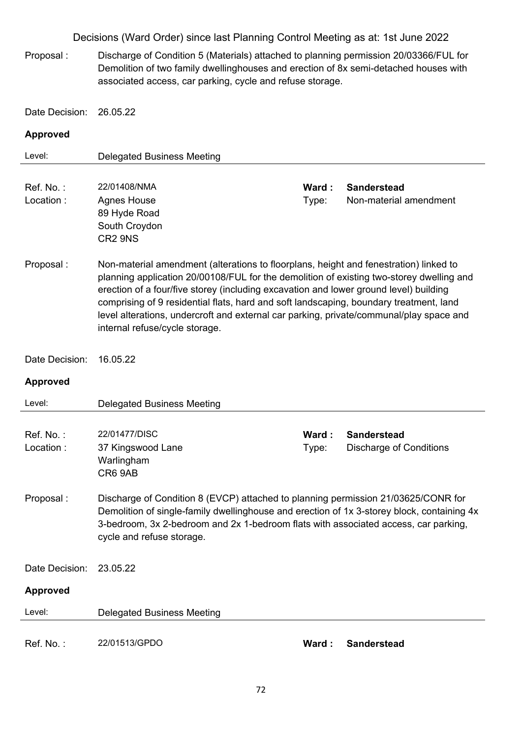Proposal : Discharge of Condition 5 (Materials) attached to planning permission 20/03366/FUL for Demolition of two family dwellinghouses and erection of 8x semi-detached houses with associated access, car parking, cycle and refuse storage.

Date Decision: 26.05.22

**Approved**

Level: Delegated Business Meeting

---

Ref. No. : 22/01408/NMA
Ward : **Sanderstead**
Location : Agnes House
89 Hyde Road
South Croydon
CR2 9NS
Type: Non-material amendment

Proposal : Non-material amendment (alterations to floorplans, height and fenestration) linked to planning application 20/00108/FUL for the demolition of existing two-storey dwelling and erection of a four/five storey (including excavation and lower ground level) building comprising of 9 residential flats, hard and soft landscaping, boundary treatment, land level alterations, undercroft and external car parking, private/communal/play space and internal refuse/cycle storage.

Date Decision: 16.05.22

**Approved**

Level: Delegated Business Meeting

---

Ref. No. : 22/01477/DISC
Ward : **Sanderstead**
Location : 37 Kingswood Lane
Warlingham
CR6 9AB
Type: Discharge of Conditions

Proposal : Discharge of Condition 8 (EVCP) attached to planning permission 21/03625/CONR for Demolition of single-family dwellinghouse and erection of 1x 3-storey block, containing 4x 3-bedroom, 3x 2-bedroom and 2x 1-bedroom flats with associated access, car parking, cycle and refuse storage.

Date Decision: 23.05.22

**Approved**

Level: Delegated Business Meeting

---

Ref. No. : 22/01513/GPDO
Ward : **Sanderstead**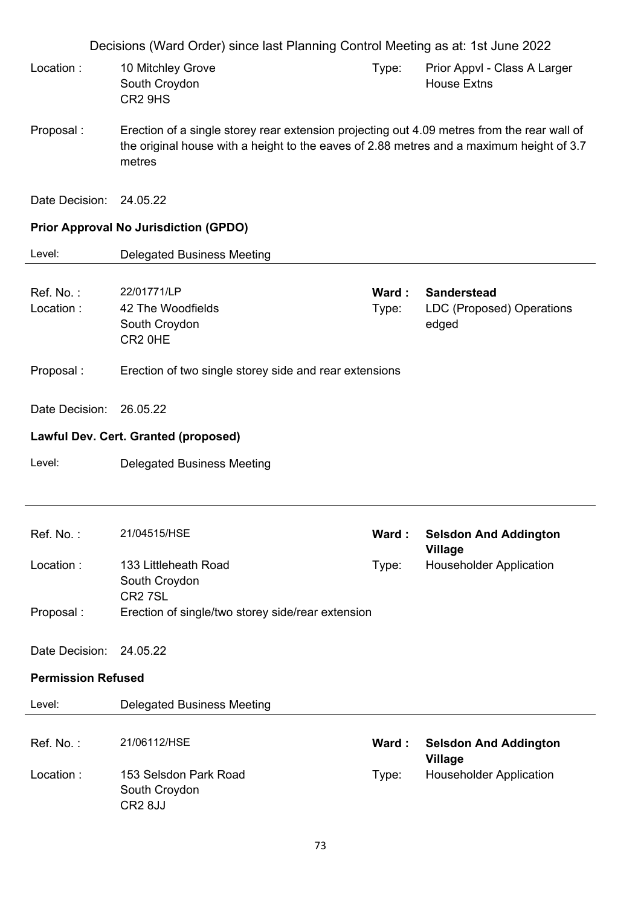Decisions (Ward Order) since last Planning Control Meeting as at: 1st June 2022

Location : 10 Mitchley Grove
South Croydon
CR2 9HS

Type: Prior Appvl - Class A Larger House Extns

Proposal : Erection of a single storey rear extension projecting out 4.09 metres from the rear wall of the original house with a height to the eaves of 2.88 metres and a maximum height of 3.7 metres

Date Decision: 24.05.22

**Prior Approval No Jurisdiction (GPDO)**

Level: Delegated Business Meeting

---

Ref. No. : 22/01771/LP

**Ward : Sanderstead**

Location : 42 The Woodfields
South Croydon
CR2 0HE

Type: LDC (Proposed) Operations edged

Proposal : Erection of two single storey side and rear extensions

Date Decision: 26.05.22

**Lawful Dev. Cert. Granted (proposed)**

Level: Delegated Business Meeting

---

Ref. No. : 21/04515/HSE

**Ward : Selsdon And Addington Village**

Location : 133 Littleheath Road
South Croydon
CR2 7SL

Type: Householder Application

Proposal : Erection of single/two storey side/rear extension

Date Decision: 24.05.22

**Permission Refused**

Level: Delegated Business Meeting

---

Ref. No. : 21/06112/HSE

**Ward : Selsdon And Addington Village**

Location : 153 Selsdon Park Road
South Croydon
CR2 8JJ

Type: Householder Application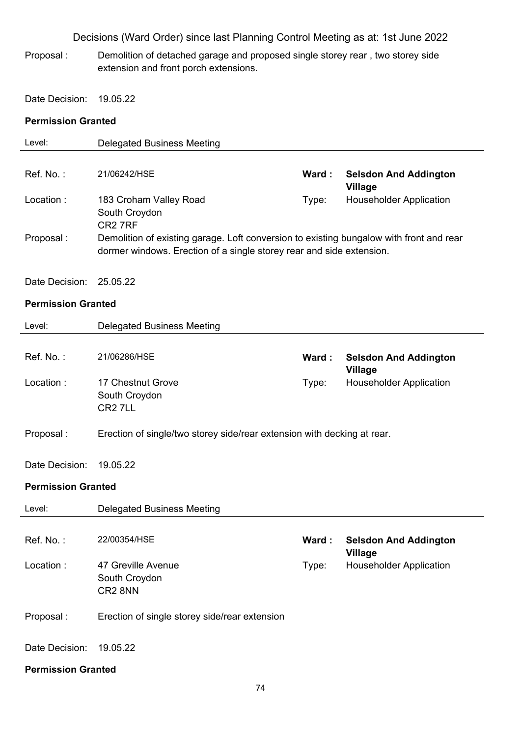Proposal : Demolition of detached garage and proposed single storey rear , two storey side extension and front porch extensions.

Date Decision: 19.05.22

**Permission Granted**

Level: Delegated Business Meeting

---

| | | | |
|---|---|---|---|
| Ref. No. : | 21/06242/HSE | **Ward :** | **Selsdon And Addington Village** |
| Location : | 183 Croham Valley Road<br>South Croydon<br>CR2 7RF | Type: | Householder Application |

Proposal : Demolition of existing garage. Loft conversion to existing bungalow with front and rear dormer windows. Erection of a single storey rear and side extension.

Date Decision: 25.05.22

**Permission Granted**

Level: Delegated Business Meeting

---

| | | | |
|---|---|---|---|
| Ref. No. : | 21/06286/HSE | **Ward :** | **Selsdon And Addington Village** |
| Location : | 17 Chestnut Grove<br>South Croydon<br>CR2 7LL | Type: | Householder Application |

Proposal : Erection of single/two storey side/rear extension with decking at rear.

Date Decision: 19.05.22

**Permission Granted**

Level: Delegated Business Meeting

---

| | | | |
|---|---|---|---|
| Ref. No. : | 22/00354/HSE | **Ward :** | **Selsdon And Addington Village** |
| Location : | 47 Greville Avenue<br>South Croydon<br>CR2 8NN | Type: | Householder Application |

Proposal : Erection of single storey side/rear extension

Date Decision: 19.05.22

**Permission Granted**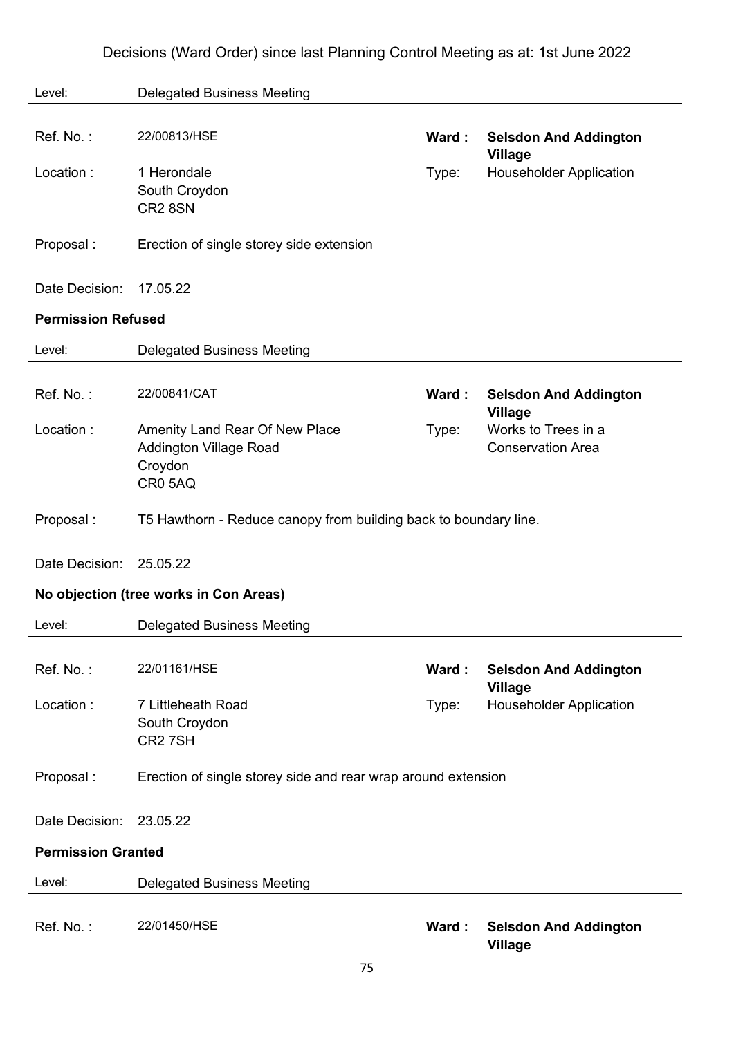Decisions (Ward Order) since last Planning Control Meeting as at: 1st June 2022

Level: Delegated Business Meeting

| | | | |
|---|---|---|---|
| Ref. No. : | 22/00813/HSE | Ward : | **Selsdon And Addington Village** |
| Location : | 1 Herondale<br>South Croydon<br>CR2 8SN | Type: | Householder Application |
| Proposal : | Erection of single storey side extension | | |
| Date Decision: | 17.05.22 | | |

**Permission Refused**

Level: Delegated Business Meeting

| | | | |
|---|---|---|---|
| Ref. No. : | 22/00841/CAT | Ward : | **Selsdon And Addington Village** |
| Location : | Amenity Land Rear Of New Place<br>Addington Village Road<br>Croydon<br>CR0 5AQ | Type: | Works to Trees in a Conservation Area |
| Proposal : | T5 Hawthorn - Reduce canopy from building back to boundary line. | | |
| Date Decision: | 25.05.22 | | |

**No objection (tree works in Con Areas)**

Level: Delegated Business Meeting

| | | | |
|---|---|---|---|
| Ref. No. : | 22/01161/HSE | Ward : | **Selsdon And Addington Village** |
| Location : | 7 Littleheath Road<br>South Croydon<br>CR2 7SH | Type: | Householder Application |
| Proposal : | Erection of single storey side and rear wrap around extension | | |
| Date Decision: | 23.05.22 | | |

**Permission Granted**

Level: Delegated Business Meeting

| | | | |
|---|---|---|---|
| Ref. No. : | 22/01450/HSE | Ward : | **Selsdon And Addington Village** |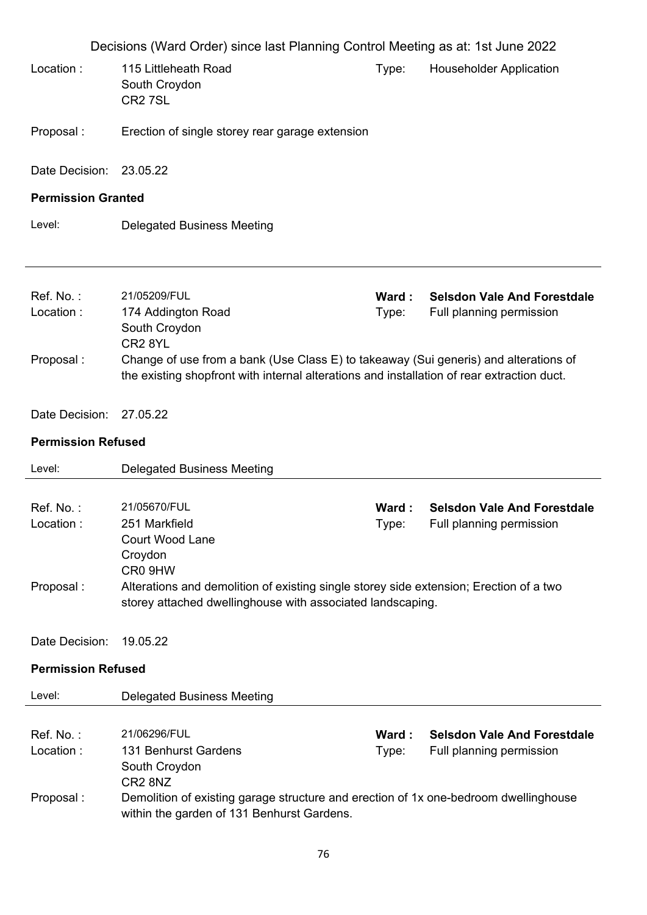Decisions (Ward Order) since last Planning Control Meeting as at: 1st June 2022

Location : 115 Littleheath Road
South Croydon
CR2 7SL

Type: Householder Application

Proposal : Erection of single storey rear garage extension

Date Decision: 23.05.22

**Permission Granted**

Level: Delegated Business Meeting

---

Ref. No. : 21/05209/FUL

**Ward : Selsdon Vale And Forestdale**

Location : 174 Addington Road
South Croydon
CR2 8YL

Type: Full planning permission

Proposal : Change of use from a bank (Use Class E) to takeaway (Sui generis) and alterations of the existing shopfront with internal alterations and installation of rear extraction duct.

Date Decision: 27.05.22

**Permission Refused**

Level: Delegated Business Meeting

---

Ref. No. : 21/05670/FUL

**Ward : Selsdon Vale And Forestdale**

Location : 251 Markfield
Court Wood Lane
Croydon
CR0 9HW

Type: Full planning permission

Proposal : Alterations and demolition of existing single storey side extension; Erection of a two storey attached dwellinghouse with associated landscaping.

Date Decision: 19.05.22

**Permission Refused**

Level: Delegated Business Meeting

---

Ref. No. : 21/06296/FUL

**Ward : Selsdon Vale And Forestdale**

Location : 131 Benhurst Gardens
South Croydon
CR2 8NZ

Type: Full planning permission

Proposal : Demolition of existing garage structure and erection of 1x one-bedroom dwellinghouse within the garden of 131 Benhurst Gardens.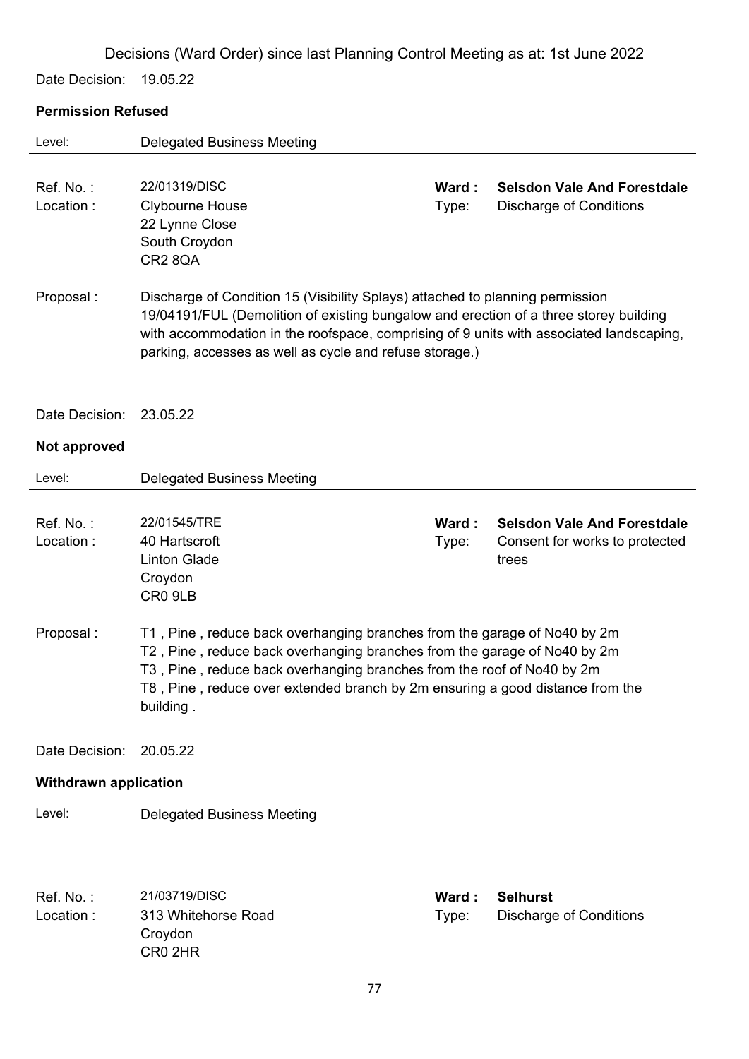Decisions (Ward Order) since last Planning Control Meeting as at: 1st June 2022

Date Decision: 19.05.22

**Permission Refused**

Level: Delegated Business Meeting

Ref. No. : 22/01319/DISC
**Ward : Selsdon Vale And Forestdale**
Location : Clybourne House, 22 Lynne Close, South Croydon, CR2 8QA
Type: Discharge of Conditions

Proposal : Discharge of Condition 15 (Visibility Splays) attached to planning permission 19/04191/FUL (Demolition of existing bungalow and erection of a three storey building with accommodation in the roofspace, comprising of 9 units with associated landscaping, parking, accesses as well as cycle and refuse storage.)

Date Decision: 23.05.22

**Not approved**

Level: Delegated Business Meeting

Ref. No. : 22/01545/TRE
**Ward : Selsdon Vale And Forestdale**
Location : 40 Hartscroft, Linton Glade, Croydon, CR0 9LB
Type: Consent for works to protected trees

Proposal : T1 , Pine , reduce back overhanging branches from the garage of No40 by 2m
T2 , Pine , reduce back overhanging branches from the garage of No40 by 2m
T3 , Pine , reduce back overhanging branches from the roof of No40 by 2m
T8 , Pine , reduce over extended branch by 2m ensuring a good distance from the building .

Date Decision: 20.05.22

**Withdrawn application**

Level: Delegated Business Meeting

Ref. No. : 21/03719/DISC
**Ward : Selhurst**
Location : 313 Whitehorse Road, Croydon, CR0 2HR
Type: Discharge of Conditions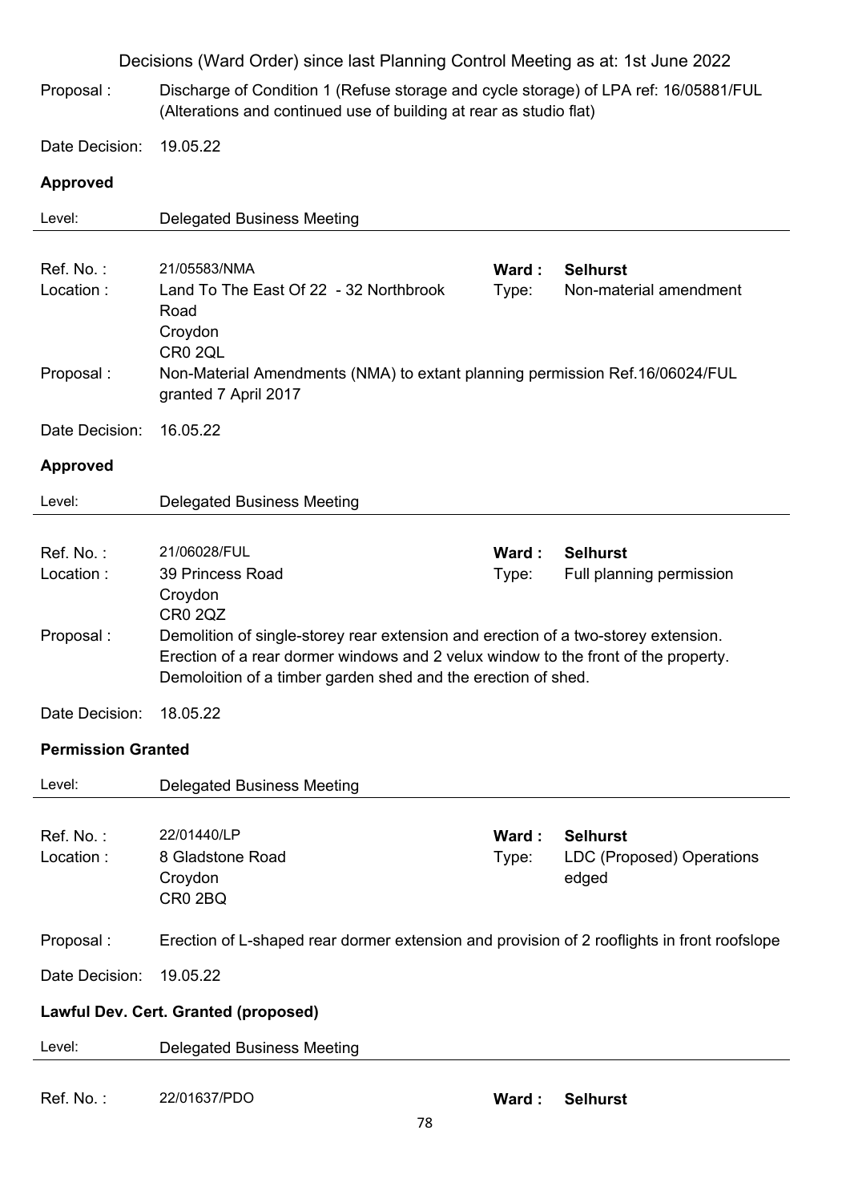Decisions (Ward Order) since last Planning Control Meeting as at: 1st June 2022

Proposal : Discharge of Condition 1 (Refuse storage and cycle storage) of LPA ref: 16/05881/FUL (Alterations and continued use of building at rear as studio flat)

Date Decision: 19.05.22

**Approved**

Level: Delegated Business Meeting

---

Ref. No. : 21/05583/NMA | **Ward : Selhurst**
Location : Land To The East Of 22 - 32 Northbrook Road, Croydon, CR0 2QL | Type: Non-material amendment

Proposal : Non-Material Amendments (NMA) to extant planning permission Ref.16/06024/FUL granted 7 April 2017

Date Decision: 16.05.22

**Approved**

Level: Delegated Business Meeting

---

Ref. No. : 21/06028/FUL | **Ward : Selhurst**
Location : 39 Princess Road, Croydon, CR0 2QZ | Type: Full planning permission

Proposal : Demolition of single-storey rear extension and erection of a two-storey extension. Erection of a rear dormer windows and 2 velux window to the front of the property. Demoloition of a timber garden shed and the erection of shed.

Date Decision: 18.05.22

**Permission Granted**

Level: Delegated Business Meeting

---

Ref. No. : 22/01440/LP | **Ward : Selhurst**
Location : 8 Gladstone Road, Croydon, CR0 2BQ | Type: LDC (Proposed) Operations edged

Proposal : Erection of L-shaped rear dormer extension and provision of 2 rooflights in front roofslope

Date Decision: 19.05.22

**Lawful Dev. Cert. Granted (proposed)**

Level: Delegated Business Meeting

---

Ref. No. : 22/01637/PDO | **Ward : Selhurst**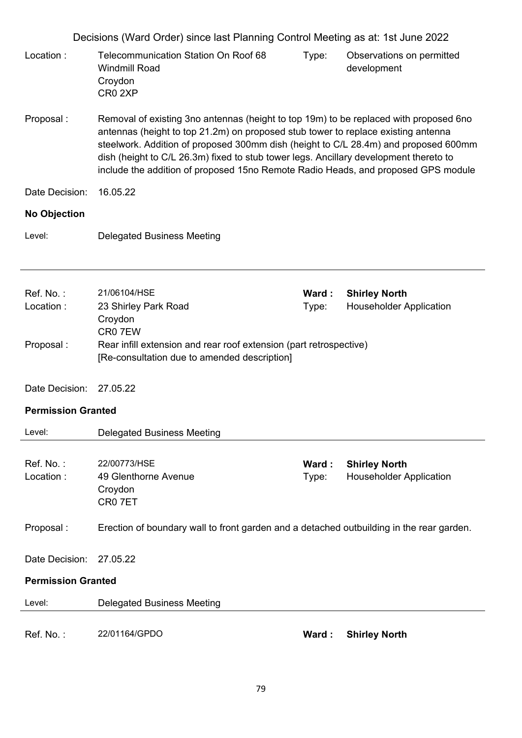Decisions (Ward Order) since last Planning Control Meeting as at: 1st June 2022

Location : Telecommunication Station On Roof 68 Windmill Road Croydon CR0 2XP

Type: Observations on permitted development

Proposal : Removal of existing 3no antennas (height to top 19m) to be replaced with proposed 6no antennas (height to top 21.2m) on proposed stub tower to replace existing antenna steelwork. Addition of proposed 300mm dish (height to C/L 28.4m) and proposed 600mm dish (height to C/L 26.3m) fixed to stub tower legs. Ancillary development thereto to include the addition of proposed 15no Remote Radio Heads, and proposed GPS module

Date Decision: 16.05.22

**No Objection**

Level: Delegated Business Meeting

---

Ref. No. : 21/06104/HSE

**Ward : Shirley North**

Location : 23 Shirley Park Road Croydon CR0 7EW

Type: Householder Application

Proposal : Rear infill extension and rear roof extension (part retrospective) [Re-consultation due to amended description]

Date Decision: 27.05.22

**Permission Granted**

Level: Delegated Business Meeting

---

Ref. No. : 22/00773/HSE

**Ward : Shirley North**

Location : 49 Glenthorne Avenue Croydon CR0 7ET

Type: Householder Application

Proposal : Erection of boundary wall to front garden and a detached outbuilding in the rear garden.

Date Decision: 27.05.22

**Permission Granted**

Level: Delegated Business Meeting

---

Ref. No. : 22/01164/GPDO

**Ward : Shirley North**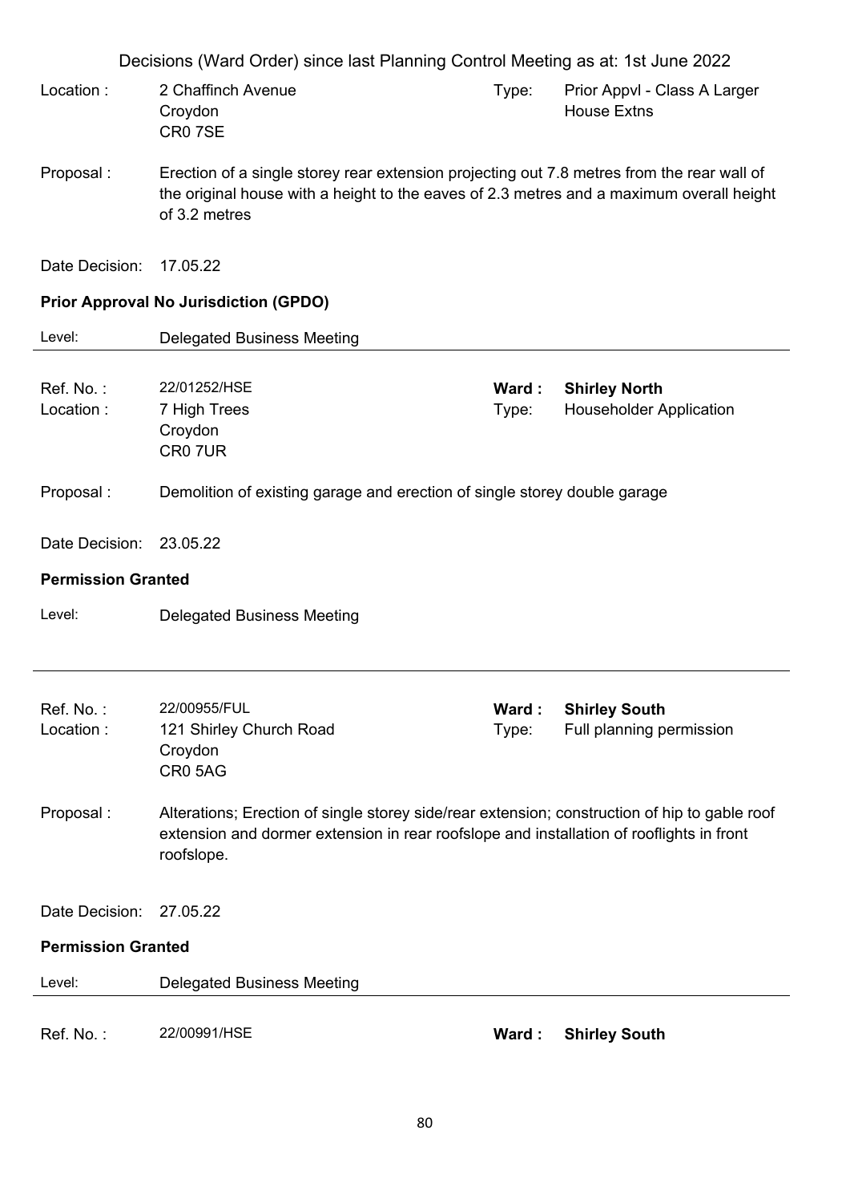Decisions (Ward Order) since last Planning Control Meeting as at: 1st June 2022

Location : 2 Chaffinch Avenue
Croydon
CR0 7SE

Type: Prior Appvl - Class A Larger House Extns

Proposal : Erection of a single storey rear extension projecting out 7.8 metres from the rear wall of the original house with a height to the eaves of 2.3 metres and a maximum overall height of 3.2 metres

Date Decision: 17.05.22

**Prior Approval No Jurisdiction (GPDO)**

Level: Delegated Business Meeting

---

Ref. No. : 22/01252/HSE
**Ward : Shirley North**

Location : 7 High Trees
Croydon
CR0 7UR

Type: Householder Application

Proposal : Demolition of existing garage and erection of single storey double garage

Date Decision: 23.05.22

**Permission Granted**

Level: Delegated Business Meeting

---

Ref. No. : 22/00955/FUL
**Ward : Shirley South**

Location : 121 Shirley Church Road
Croydon
CR0 5AG

Type: Full planning permission

Proposal : Alterations; Erection of single storey side/rear extension; construction of hip to gable roof extension and dormer extension in rear roofslope and installation of rooflights in front roofslope.

Date Decision: 27.05.22

**Permission Granted**

Level: Delegated Business Meeting

---

Ref. No. : 22/00991/HSE
**Ward : Shirley South**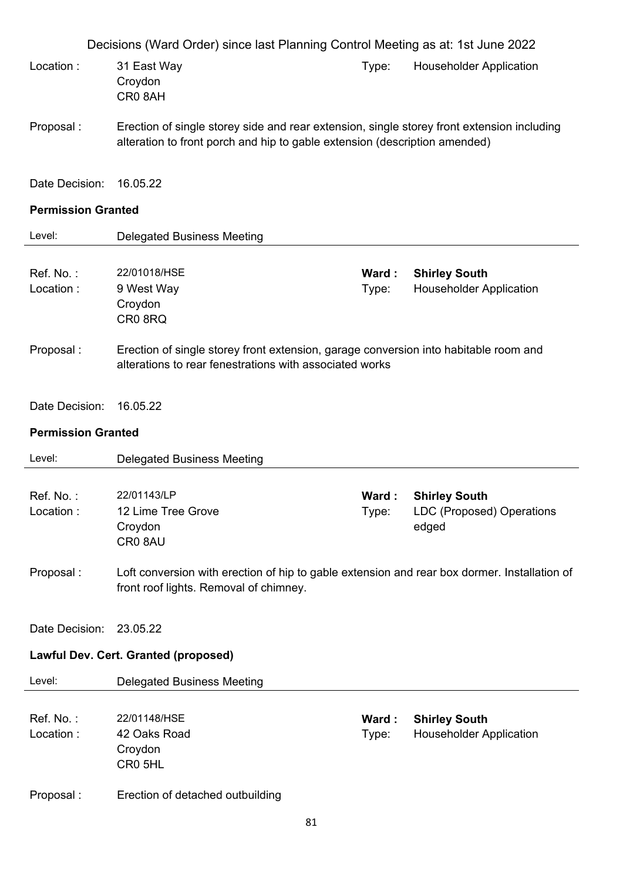Decisions (Ward Order) since last Planning Control Meeting as at: 1st June 2022

Location : 31 East Way
Croydon
CR0 8AH

Type: Householder Application

Proposal : Erection of single storey side and rear extension, single storey front extension including alteration to front porch and hip to gable extension (description amended)

Date Decision: 16.05.22

**Permission Granted**

Level: Delegated Business Meeting

---

Ref. No. : 22/01018/HSE
**Ward : Shirley South**

Location : 9 West Way
Croydon
CR0 8RQ

Type: Householder Application

Proposal : Erection of single storey front extension, garage conversion into habitable room and alterations to rear fenestrations with associated works

Date Decision: 16.05.22

**Permission Granted**

Level: Delegated Business Meeting

---

Ref. No. : 22/01143/LP
**Ward : Shirley South**

Location : 12 Lime Tree Grove
Croydon
CR0 8AU

Type: LDC (Proposed) Operations edged

Proposal : Loft conversion with erection of hip to gable extension and rear box dormer. Installation of front roof lights. Removal of chimney.

Date Decision: 23.05.22

**Lawful Dev. Cert. Granted (proposed)**

Level: Delegated Business Meeting

---

Ref. No. : 22/01148/HSE
**Ward : Shirley South**

Location : 42 Oaks Road
Croydon
CR0 5HL

Type: Householder Application

Proposal : Erection of detached outbuilding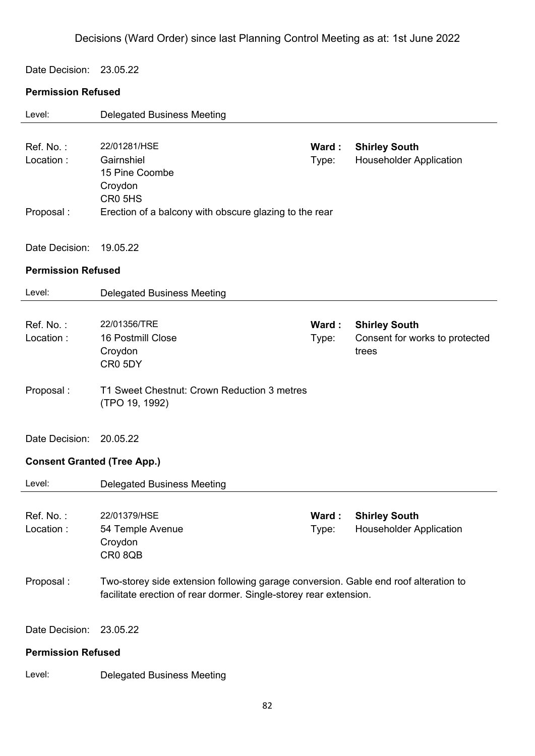Decisions (Ward Order) since last Planning Control Meeting as at: 1st June 2022

Date Decision: 23.05.22

**Permission Refused**

Level: Delegated Business Meeting

---

Ref. No. : 22/01281/HSE
**Ward : Shirley South**
Location : Gairnshiel
15 Pine Coombe
Croydon
CR0 5HS
Type: Householder Application

Proposal : Erection of a balcony with obscure glazing to the rear

Date Decision: 19.05.22

**Permission Refused**

Level: Delegated Business Meeting

---

Ref. No. : 22/01356/TRE
**Ward : Shirley South**
Location : 16 Postmill Close
Croydon
CR0 5DY
Type: Consent for works to protected trees

Proposal : T1 Sweet Chestnut: Crown Reduction 3 metres (TPO 19, 1992)

Date Decision: 20.05.22

**Consent Granted (Tree App.)**

Level: Delegated Business Meeting

---

Ref. No. : 22/01379/HSE
**Ward : Shirley South**
Location : 54 Temple Avenue
Croydon
CR0 8QB
Type: Householder Application

Proposal : Two-storey side extension following garage conversion. Gable end roof alteration to facilitate erection of rear dormer. Single-storey rear extension.

Date Decision: 23.05.22

**Permission Refused**

Level: Delegated Business Meeting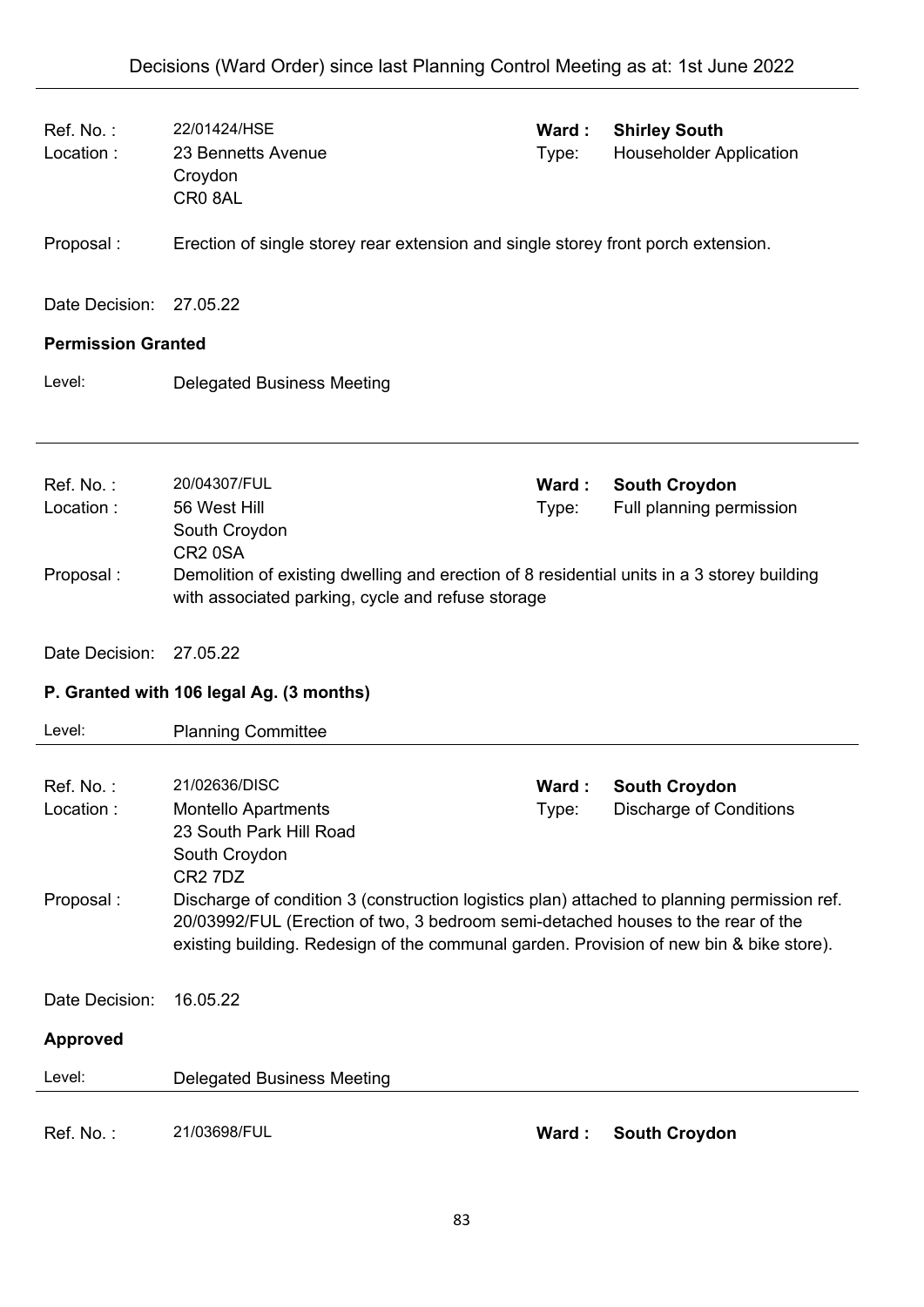| | | | |
|---|---|---|---|
| Ref. No. : | 22/01424/HSE | **Ward :** | **Shirley South** |
| Location : | 23 Bennetts Avenue<br>Croydon<br>CR0 8AL | Type: | Householder Application |

Proposal : Erection of single storey rear extension and single storey front porch extension.

Date Decision: 27.05.22

**Permission Granted**

Level: Delegated Business Meeting

---

| | | | |
|---|---|---|---|
| Ref. No. : | 20/04307/FUL | **Ward :** | **South Croydon** |
| Location : | 56 West Hill<br>South Croydon<br>CR2 0SA | Type: | Full planning permission |

Proposal : Demolition of existing dwelling and erection of 8 residential units in a 3 storey building with associated parking, cycle and refuse storage

Date Decision: 27.05.22

**P. Granted with 106 legal Ag. (3 months)**

Level: Planning Committee

---

| | | | |
|---|---|---|---|
| Ref. No. : | 21/02636/DISC | **Ward :** | **South Croydon** |
| Location : | Montello Apartments<br>23 South Park Hill Road<br>South Croydon<br>CR2 7DZ | Type: | Discharge of Conditions |

Proposal : Discharge of condition 3 (construction logistics plan) attached to planning permission ref. 20/03992/FUL (Erection of two, 3 bedroom semi-detached houses to the rear of the existing building. Redesign of the communal garden. Provision of new bin & bike store).

Date Decision: 16.05.22

**Approved**

Level: Delegated Business Meeting

---

| | | | |
|---|---|---|---|
| Ref. No. : | 21/03698/FUL | **Ward :** | **South Croydon** |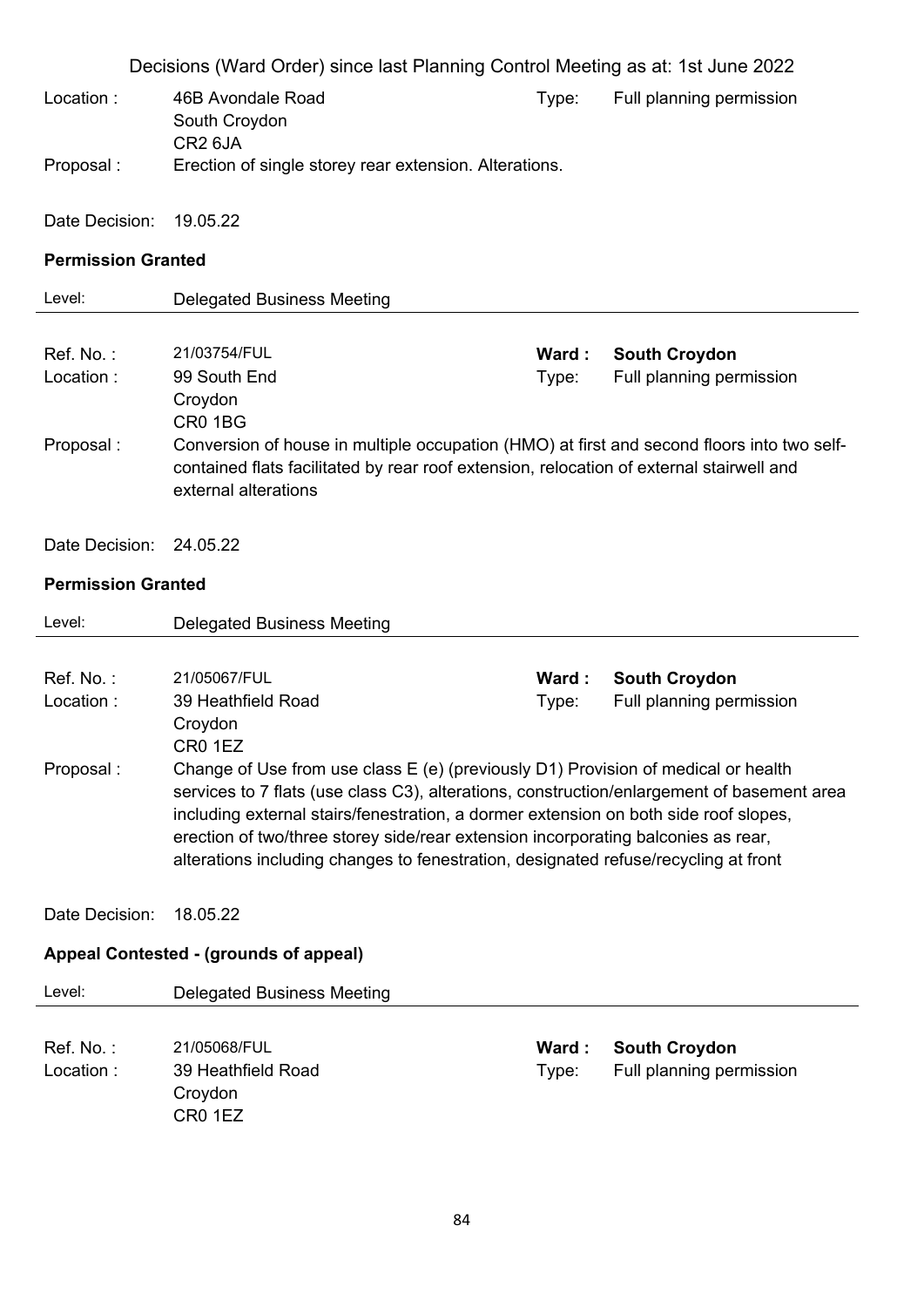Decisions (Ward Order) since last Planning Control Meeting as at: 1st June 2022

Location : 46B Avondale Road
South Croydon
CR2 6JA

Type: Full planning permission

Proposal : Erection of single storey rear extension. Alterations.

Date Decision: 19.05.22

**Permission Granted**

Level: Delegated Business Meeting

---

Ref. No. : 21/03754/FUL

**Ward : South Croydon**

Location : 99 South End
Croydon
CR0 1BG

Type: Full planning permission

Proposal : Conversion of house in multiple occupation (HMO) at first and second floors into two self-contained flats facilitated by rear roof extension, relocation of external stairwell and external alterations

Date Decision: 24.05.22

**Permission Granted**

Level: Delegated Business Meeting

---

Ref. No. : 21/05067/FUL

**Ward : South Croydon**

Location : 39 Heathfield Road
Croydon
CR0 1EZ

Type: Full planning permission

Proposal : Change of Use from use class E (e) (previously D1) Provision of medical or health services to 7 flats (use class C3), alterations, construction/enlargement of basement area including external stairs/fenestration, a dormer extension on both side roof slopes, erection of two/three storey side/rear extension incorporating balconies as rear, alterations including changes to fenestration, designated refuse/recycling at front

Date Decision: 18.05.22

**Appeal Contested - (grounds of appeal)**

Level: Delegated Business Meeting

---

Ref. No. : 21/05068/FUL

**Ward : South Croydon**

Location : 39 Heathfield Road
Croydon
CR0 1EZ

Type: Full planning permission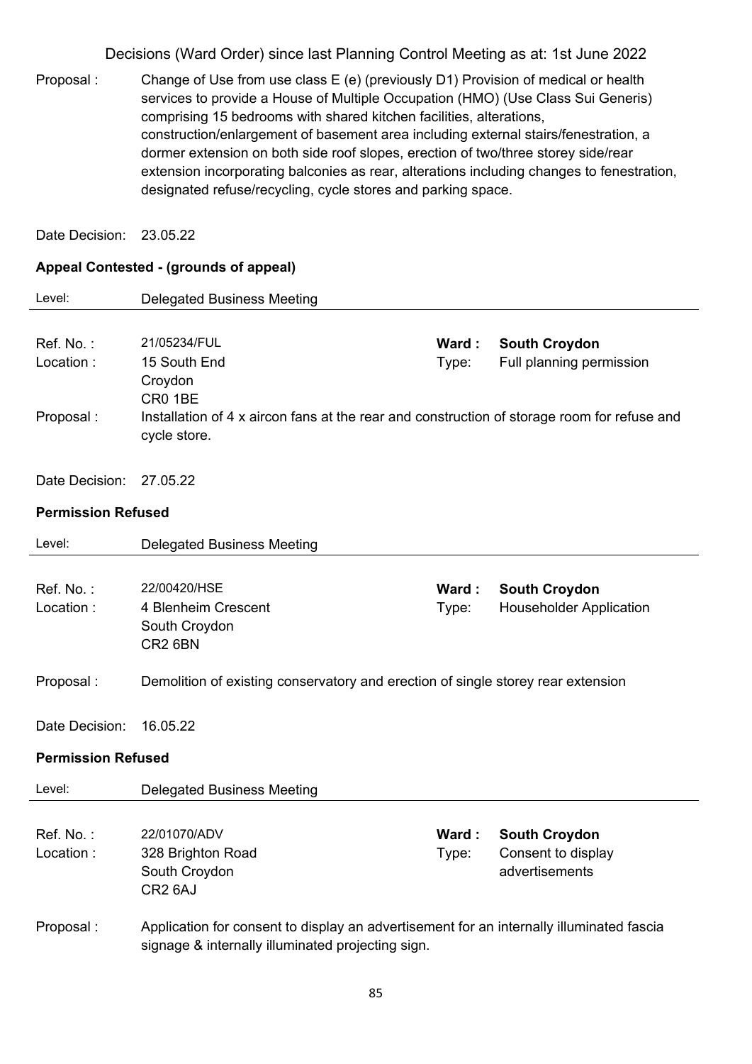Proposal : Change of Use from use class E (e) (previously D1) Provision of medical or health services to provide a House of Multiple Occupation (HMO) (Use Class Sui Generis) comprising 15 bedrooms with shared kitchen facilities, alterations, construction/enlargement of basement area including external stairs/fenestration, a dormer extension on both side roof slopes, erection of two/three storey side/rear extension incorporating balconies as rear, alterations including changes to fenestration, designated refuse/recycling, cycle stores and parking space.

Date Decision: 23.05.22

**Appeal Contested - (grounds of appeal)**

Level: Delegated Business Meeting

---

Ref. No. : 21/05234/FUL  
Ward : **South Croydon**  
Location : 15 South End, Croydon, CR0 1BE  
Type: Full planning permission

Proposal : Installation of 4 x aircon fans at the rear and construction of storage room for refuse and cycle store.

Date Decision: 27.05.22

**Permission Refused**

Level: Delegated Business Meeting

---

Ref. No. : 22/00420/HSE  
Ward : **South Croydon**  
Location : 4 Blenheim Crescent, South Croydon, CR2 6BN  
Type: Householder Application

Proposal : Demolition of existing conservatory and erection of single storey rear extension

Date Decision: 16.05.22

**Permission Refused**

Level: Delegated Business Meeting

---

Ref. No. : 22/01070/ADV  
Ward : **South Croydon**  
Location : 328 Brighton Road, South Croydon, CR2 6AJ  
Type: Consent to display advertisements

Proposal : Application for consent to display an advertisement for an internally illuminated fascia signage & internally illuminated projecting sign.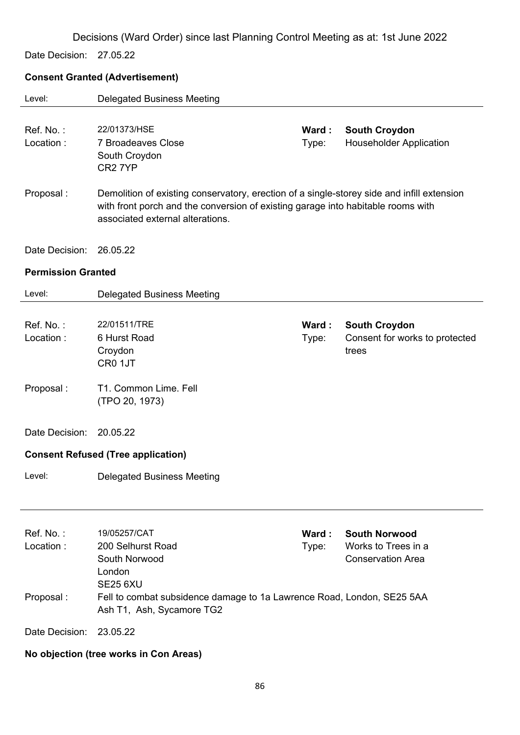Decisions (Ward Order) since last Planning Control Meeting as at: 1st June 2022

Date Decision: 27.05.22

**Consent Granted (Advertisement)**

Level: Delegated Business Meeting

---

Ref. No. : 22/01373/HSE
**Ward : South Croydon**
Location : 7 Broadeaves Close, South Croydon, CR2 7YP
Type: Householder Application

Proposal : Demolition of existing conservatory, erection of a single-storey side and infill extension with front porch and the conversion of existing garage into habitable rooms with associated external alterations.

Date Decision: 26.05.22

**Permission Granted**

Level: Delegated Business Meeting

---

Ref. No. : 22/01511/TRE
**Ward : South Croydon**
Location : 6 Hurst Road, Croydon, CR0 1JT
Type: Consent for works to protected trees

Proposal : T1. Common Lime. Fell (TPO 20, 1973)

Date Decision: 20.05.22

**Consent Refused (Tree application)**

Level: Delegated Business Meeting

---

Ref. No. : 19/05257/CAT
**Ward : South Norwood**
Location : 200 Selhurst Road, South Norwood, London, SE25 6XU
Type: Works to Trees in a Conservation Area

Proposal : Fell to combat subsidence damage to 1a Lawrence Road, London, SE25 5AA
Ash T1, Ash, Sycamore TG2

Date Decision: 23.05.22

**No objection (tree works in Con Areas)**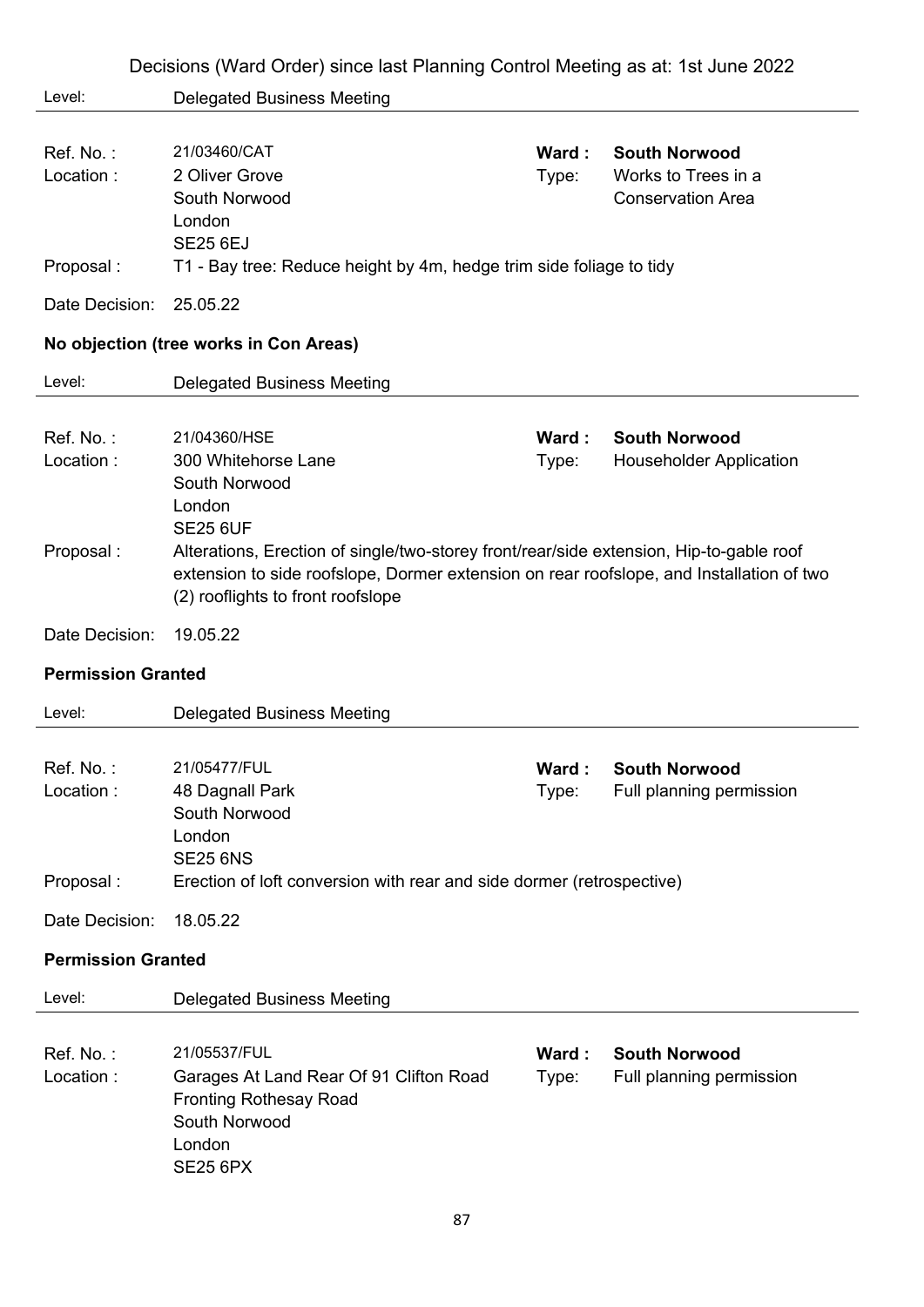Decisions (Ward Order) since last Planning Control Meeting as at: 1st June 2022

Level: Delegated Business Meeting

| | | | |
|---|---|---|---|
| Ref. No. : | 21/03460/CAT | **Ward :** | **South Norwood** |
| Location : | 2 Oliver Grove<br>South Norwood<br>London<br>SE25 6EJ | Type: | Works to Trees in a Conservation Area |
| Proposal : | T1 - Bay tree: Reduce height by 4m, hedge trim side foliage to tidy | | |
| Date Decision: | 25.05.22 | | |

**No objection (tree works in Con Areas)**

Level: Delegated Business Meeting

| | | | |
|---|---|---|---|
| Ref. No. : | 21/04360/HSE | **Ward :** | **South Norwood** |
| Location : | 300 Whitehorse Lane<br>South Norwood<br>London<br>SE25 6UF | Type: | Householder Application |
| Proposal : | Alterations, Erection of single/two-storey front/rear/side extension, Hip-to-gable roof extension to side roofslope, Dormer extension on rear roofslope, and Installation of two (2) rooflights to front roofslope | | |
| Date Decision: | 19.05.22 | | |

**Permission Granted**

Level: Delegated Business Meeting

| | | | |
|---|---|---|---|
| Ref. No. : | 21/05477/FUL | **Ward :** | **South Norwood** |
| Location : | 48 Dagnall Park<br>South Norwood<br>London<br>SE25 6NS | Type: | Full planning permission |
| Proposal : | Erection of loft conversion with rear and side dormer (retrospective) | | |
| Date Decision: | 18.05.22 | | |

**Permission Granted**

Level: Delegated Business Meeting

| | | | |
|---|---|---|---|
| Ref. No. : | 21/05537/FUL | **Ward :** | **South Norwood** |
| Location : | Garages At Land Rear Of 91 Clifton Road<br>Fronting Rothesay Road<br>South Norwood<br>London<br>SE25 6PX | Type: | Full planning permission |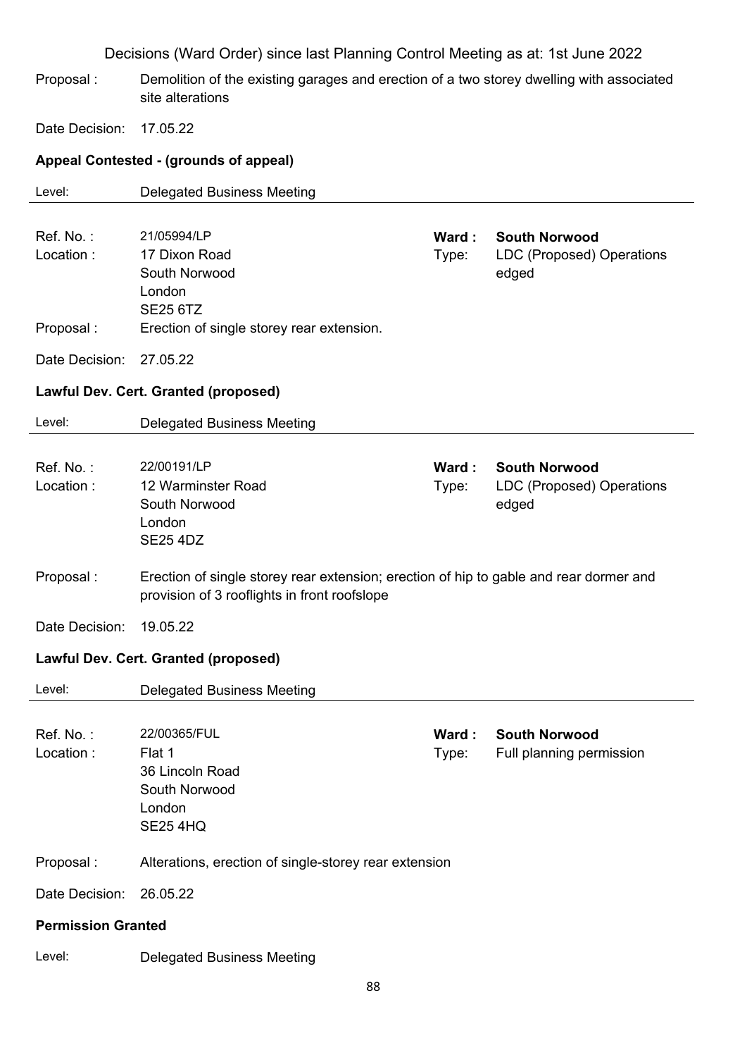Decisions (Ward Order) since last Planning Control Meeting as at: 1st June 2022

Proposal : Demolition of the existing garages and erection of a two storey dwelling with associated site alterations

Date Decision: 17.05.22

**Appeal Contested - (grounds of appeal)**

Level: Delegated Business Meeting

---

Ref. No. : 21/05994/LP **Ward : South Norwood**

Location : 17 Dixon Road
South Norwood
London
SE25 6TZ

Type: LDC (Proposed) Operations edged

Proposal : Erection of single storey rear extension.

Date Decision: 27.05.22

**Lawful Dev. Cert. Granted (proposed)**

Level: Delegated Business Meeting

---

Ref. No. : 22/00191/LP **Ward : South Norwood**

Location : 12 Warminster Road
South Norwood
London
SE25 4DZ

Type: LDC (Proposed) Operations edged

Proposal : Erection of single storey rear extension; erection of hip to gable and rear dormer and provision of 3 rooflights in front roofslope

Date Decision: 19.05.22

**Lawful Dev. Cert. Granted (proposed)**

Level: Delegated Business Meeting

---

Ref. No. : 22/00365/FUL **Ward : South Norwood**

Location : Flat 1
36 Lincoln Road
South Norwood
London
SE25 4HQ

Type: Full planning permission

Proposal : Alterations, erection of single-storey rear extension

Date Decision: 26.05.22

**Permission Granted**

Level: Delegated Business Meeting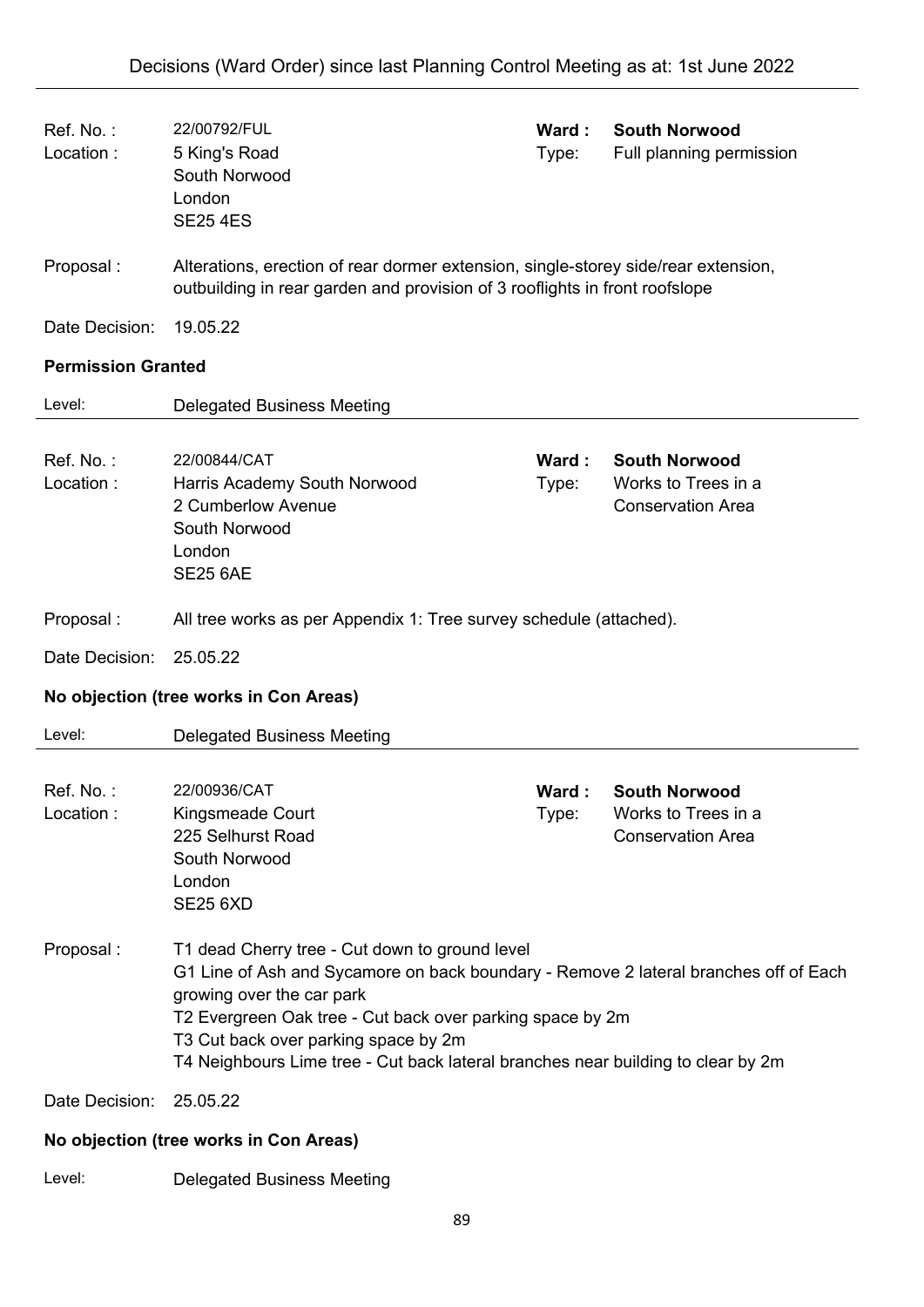Ref. No. : 22/00792/FUL
Location : 5 King's Road
South Norwood
London
SE25 4ES

**Ward : South Norwood**
Type: Full planning permission

Proposal : Alterations, erection of rear dormer extension, single-storey side/rear extension, outbuilding in rear garden and provision of 3 rooflights in front roofslope

Date Decision: 19.05.22

**Permission Granted**

Level: Delegated Business Meeting

---

Ref. No. : 22/00844/CAT
Location : Harris Academy South Norwood
2 Cumberlow Avenue
South Norwood
London
SE25 6AE

**Ward : South Norwood**
Type: Works to Trees in a Conservation Area

Proposal : All tree works as per Appendix 1: Tree survey schedule (attached).

Date Decision: 25.05.22

**No objection (tree works in Con Areas)**

Level: Delegated Business Meeting

---

Ref. No. : 22/00936/CAT
Location : Kingsmeade Court
225 Selhurst Road
South Norwood
London
SE25 6XD

**Ward : South Norwood**
Type: Works to Trees in a Conservation Area

Proposal : T1 dead Cherry tree - Cut down to ground level
G1 Line of Ash and Sycamore on back boundary - Remove 2 lateral branches off of Each growing over the car park
T2 Evergreen Oak tree - Cut back over parking space by 2m
T3 Cut back over parking space by 2m
T4 Neighbours Lime tree - Cut back lateral branches near building to clear by 2m

Date Decision: 25.05.22

**No objection (tree works in Con Areas)**

Level: Delegated Business Meeting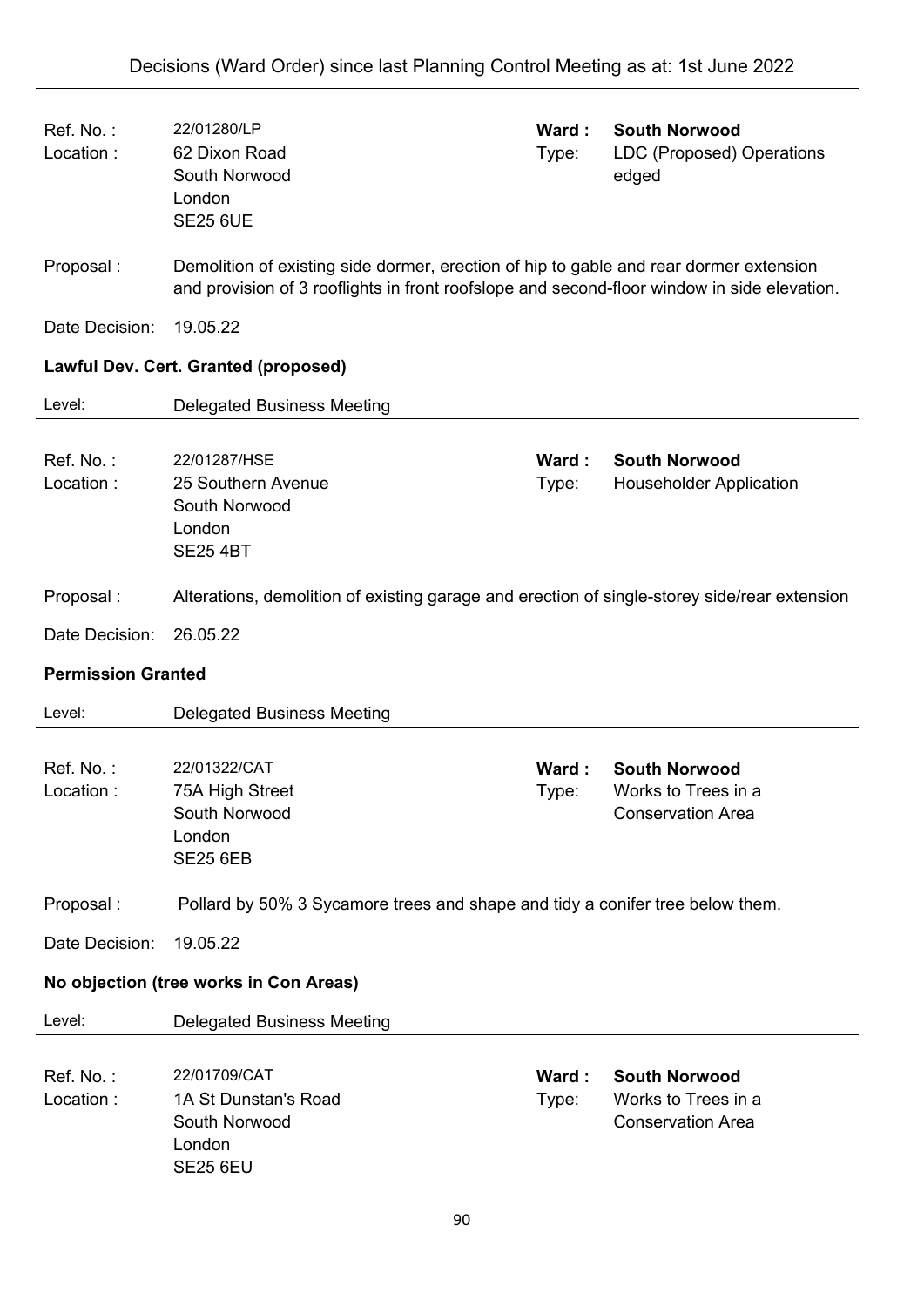| | | | |
|---|---|---|---|
| Ref. No. : | 22/01280/LP | **Ward :** | **South Norwood** |
| Location : | 62 Dixon Road<br>South Norwood<br>London<br>SE25 6UE | Type: | LDC (Proposed) Operations edged |

Proposal : Demolition of existing side dormer, erection of hip to gable and rear dormer extension and provision of 3 rooflights in front roofslope and second-floor window in side elevation.

Date Decision: 19.05.22

**Lawful Dev. Cert. Granted (proposed)**

Level: Delegated Business Meeting

---

| | | | |
|---|---|---|---|
| Ref. No. : | 22/01287/HSE | **Ward :** | **South Norwood** |
| Location : | 25 Southern Avenue<br>South Norwood<br>London<br>SE25 4BT | Type: | Householder Application |

Proposal : Alterations, demolition of existing garage and erection of single-storey side/rear extension

Date Decision: 26.05.22

**Permission Granted**

Level: Delegated Business Meeting

---

| | | | |
|---|---|---|---|
| Ref. No. : | 22/01322/CAT | **Ward :** | **South Norwood** |
| Location : | 75A High Street<br>South Norwood<br>London<br>SE25 6EB | Type: | Works to Trees in a Conservation Area |

Proposal : Pollard by 50% 3 Sycamore trees and shape and tidy a conifer tree below them.

Date Decision: 19.05.22

**No objection (tree works in Con Areas)**

Level: Delegated Business Meeting

---

| | | | |
|---|---|---|---|
| Ref. No. : | 22/01709/CAT | **Ward :** | **South Norwood** |
| Location : | 1A St Dunstan's Road<br>South Norwood<br>London<br>SE25 6EU | Type: | Works to Trees in a Conservation Area |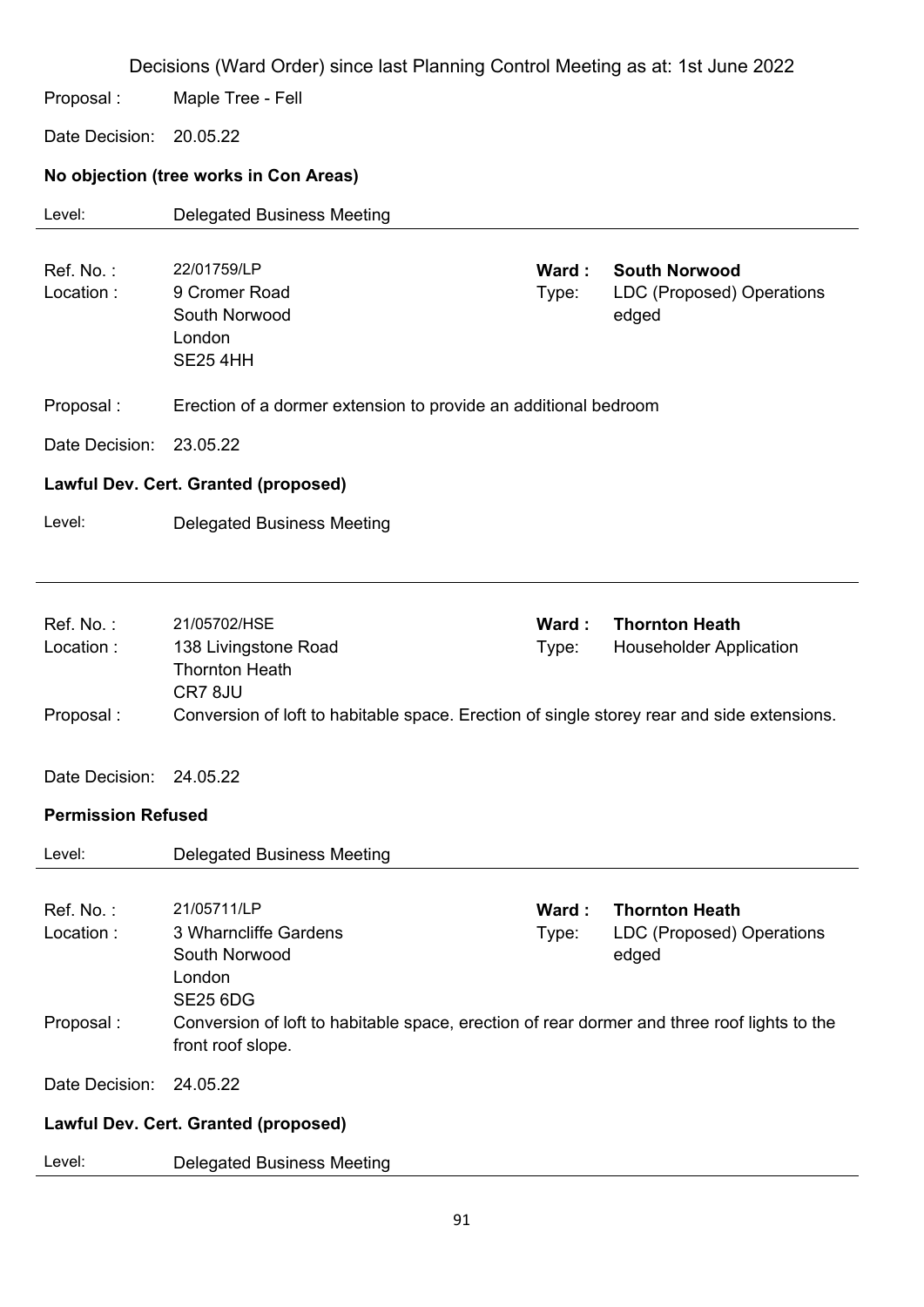Decisions (Ward Order) since last Planning Control Meeting as at: 1st June 2022

Proposal : Maple Tree - Fell

Date Decision: 20.05.22

**No objection (tree works in Con Areas)**

Level: Delegated Business Meeting

---

Ref. No. : 22/01759/LP
Location : 9 Cromer Road, South Norwood, London, SE25 4HH
**Ward : South Norwood**
Type: LDC (Proposed) Operations edged

Proposal : Erection of a dormer extension to provide an additional bedroom

Date Decision: 23.05.22

**Lawful Dev. Cert. Granted (proposed)**

Level: Delegated Business Meeting

---

Ref. No. : 21/05702/HSE
Location : 138 Livingstone Road, Thornton Heath, CR7 8JU
**Ward : Thornton Heath**
Type: Householder Application

Proposal : Conversion of loft to habitable space. Erection of single storey rear and side extensions.

Date Decision: 24.05.22

**Permission Refused**

Level: Delegated Business Meeting

---

Ref. No. : 21/05711/LP
Location : 3 Wharncliffe Gardens, South Norwood, London, SE25 6DG
**Ward : Thornton Heath**
Type: LDC (Proposed) Operations edged

Proposal : Conversion of loft to habitable space, erection of rear dormer and three roof lights to the front roof slope.

Date Decision: 24.05.22

**Lawful Dev. Cert. Granted (proposed)**

Level: Delegated Business Meeting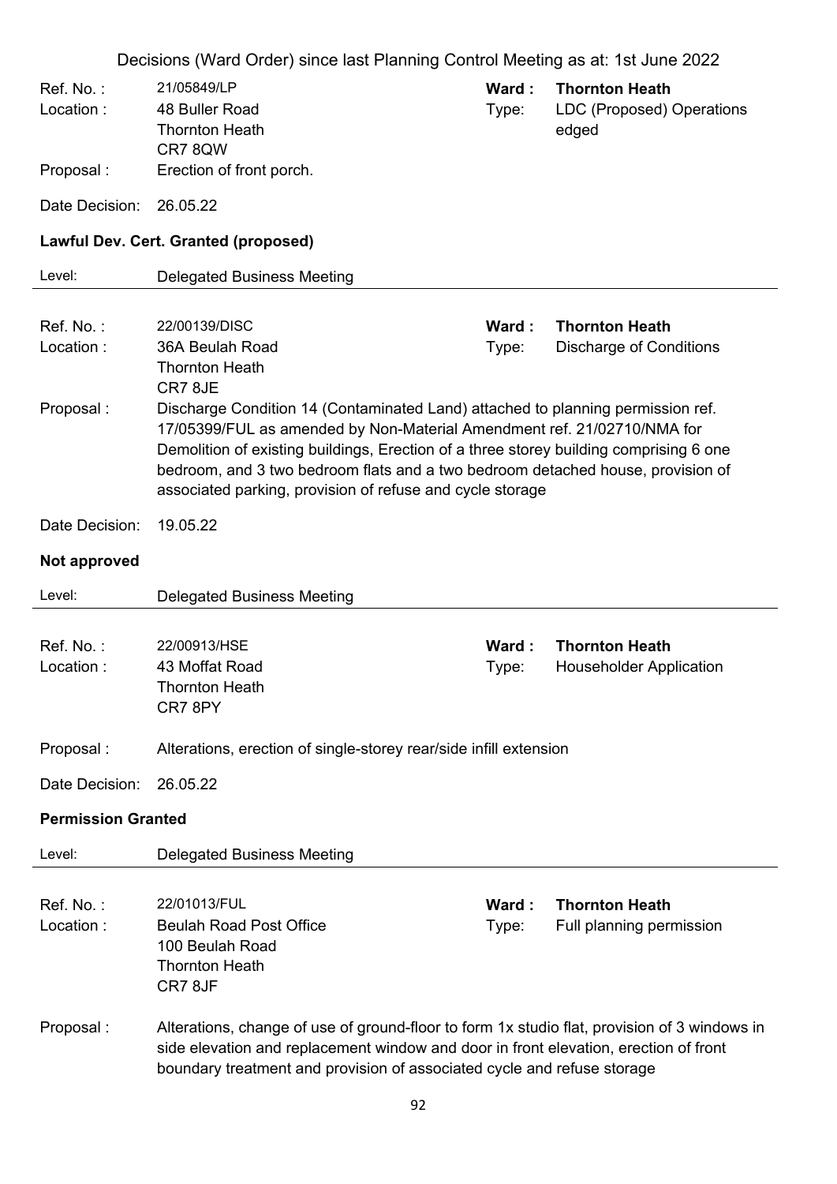Decisions (Ward Order) since last Planning Control Meeting as at: 1st June 2022

Ref. No. : 21/05849/LP
Location : 48 Buller Road, Thornton Heath, CR7 8QW
**Ward :** **Thornton Heath**
Type: LDC (Proposed) Operations edged
Proposal : Erection of front porch.
Date Decision: 26.05.22

**Lawful Dev. Cert. Granted (proposed)**

Level: Delegated Business Meeting

---

Ref. No. : 22/00139/DISC
Location : 36A Beulah Road, Thornton Heath, CR7 8JE
**Ward :** **Thornton Heath**
Type: Discharge of Conditions
Proposal : Discharge Condition 14 (Contaminated Land) attached to planning permission ref. 17/05399/FUL as amended by Non-Material Amendment ref. 21/02710/NMA for Demolition of existing buildings, Erection of a three storey building comprising 6 one bedroom, and 3 two bedroom flats and a two bedroom detached house, provision of associated parking, provision of refuse and cycle storage
Date Decision: 19.05.22

**Not approved**

Level: Delegated Business Meeting

---

Ref. No. : 22/00913/HSE
Location : 43 Moffat Road, Thornton Heath, CR7 8PY
**Ward :** **Thornton Heath**
Type: Householder Application
Proposal : Alterations, erection of single-storey rear/side infill extension
Date Decision: 26.05.22

**Permission Granted**

Level: Delegated Business Meeting

---

Ref. No. : 22/01013/FUL
Location : Beulah Road Post Office, 100 Beulah Road, Thornton Heath, CR7 8JF
**Ward :** **Thornton Heath**
Type: Full planning permission
Proposal : Alterations, change of use of ground-floor to form 1x studio flat, provision of 3 windows in side elevation and replacement window and door in front elevation, erection of front boundary treatment and provision of associated cycle and refuse storage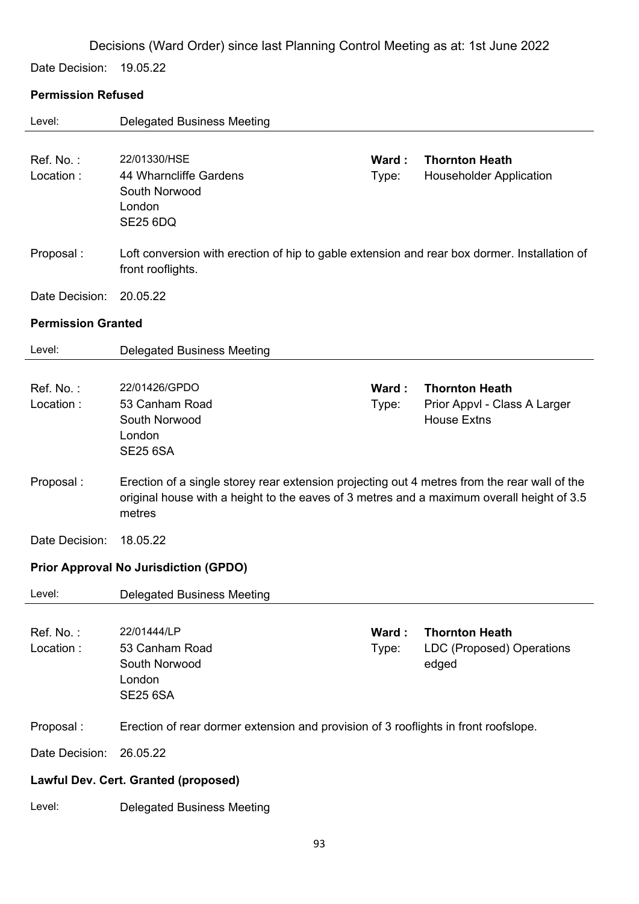Decisions (Ward Order) since last Planning Control Meeting as at: 1st June 2022

Date Decision: 19.05.22

**Permission Refused**

Level: Delegated Business Meeting

---

Ref. No. : 22/01330/HSE
Location : 44 Wharncliffe Gardens
South Norwood
London
SE25 6DQ

**Ward : Thornton Heath**
Type: Householder Application

Proposal : Loft conversion with erection of hip to gable extension and rear box dormer. Installation of front rooflights.

Date Decision: 20.05.22

**Permission Granted**

Level: Delegated Business Meeting

---

Ref. No. : 22/01426/GPDO
Location : 53 Canham Road
South Norwood
London
SE25 6SA

**Ward : Thornton Heath**
Type: Prior Appvl - Class A Larger House Extns

Proposal : Erection of a single storey rear extension projecting out 4 metres from the rear wall of the original house with a height to the eaves of 3 metres and a maximum overall height of 3.5 metres

Date Decision: 18.05.22

**Prior Approval No Jurisdiction (GPDO)**

Level: Delegated Business Meeting

---

Ref. No. : 22/01444/LP
Location : 53 Canham Road
South Norwood
London
SE25 6SA

**Ward : Thornton Heath**
Type: LDC (Proposed) Operations edged

Proposal : Erection of rear dormer extension and provision of 3 rooflights in front roofslope.

Date Decision: 26.05.22

**Lawful Dev. Cert. Granted (proposed)**

Level: Delegated Business Meeting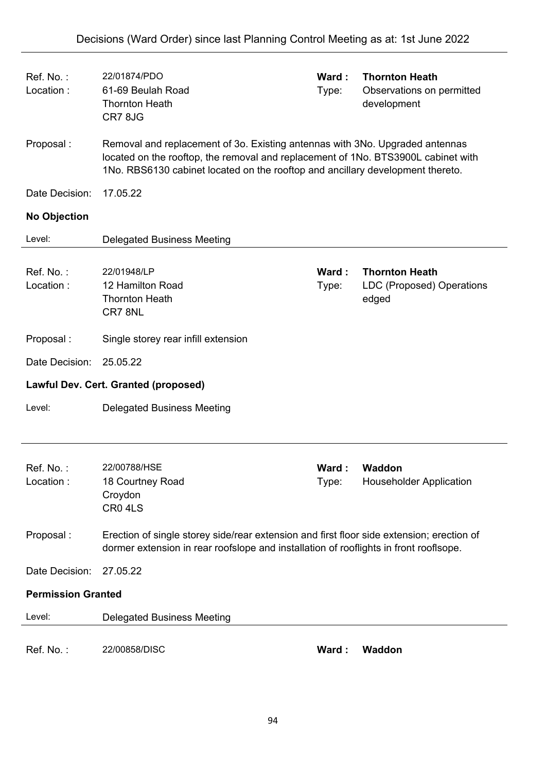| | | | |
|---|---|---|---|
| Ref. No. : | 22/01874/PDO | **Ward :** | **Thornton Heath** |
| Location : | 61-69 Beulah Road<br>Thornton Heath<br>CR7 8JG | Type: | Observations on permitted development |

Proposal : Removal and replacement of 3o. Existing antennas with 3No. Upgraded antennas located on the rooftop, the removal and replacement of 1No. BTS3900L cabinet with 1No. RBS6130 cabinet located on the rooftop and ancillary development thereto.

Date Decision: 17.05.22

**No Objection**

Level: Delegated Business Meeting

---

| | | | |
|---|---|---|---|
| Ref. No. : | 22/01948/LP | **Ward :** | **Thornton Heath** |
| Location : | 12 Hamilton Road<br>Thornton Heath<br>CR7 8NL | Type: | LDC (Proposed) Operations edged |

Proposal : Single storey rear infill extension

Date Decision: 25.05.22

**Lawful Dev. Cert. Granted (proposed)**

Level: Delegated Business Meeting

---

| | | | |
|---|---|---|---|
| Ref. No. : | 22/00788/HSE | **Ward :** | **Waddon** |
| Location : | 18 Courtney Road<br>Croydon<br>CR0 4LS | Type: | Householder Application |

Proposal : Erection of single storey side/rear extension and first floor side extension; erection of dormer extension in rear roofslope and installation of rooflights in front rooflsope.

Date Decision: 27.05.22

**Permission Granted**

Level: Delegated Business Meeting

---

| | | | |
|---|---|---|---|
| Ref. No. : | 22/00858/DISC | **Ward :** | **Waddon** |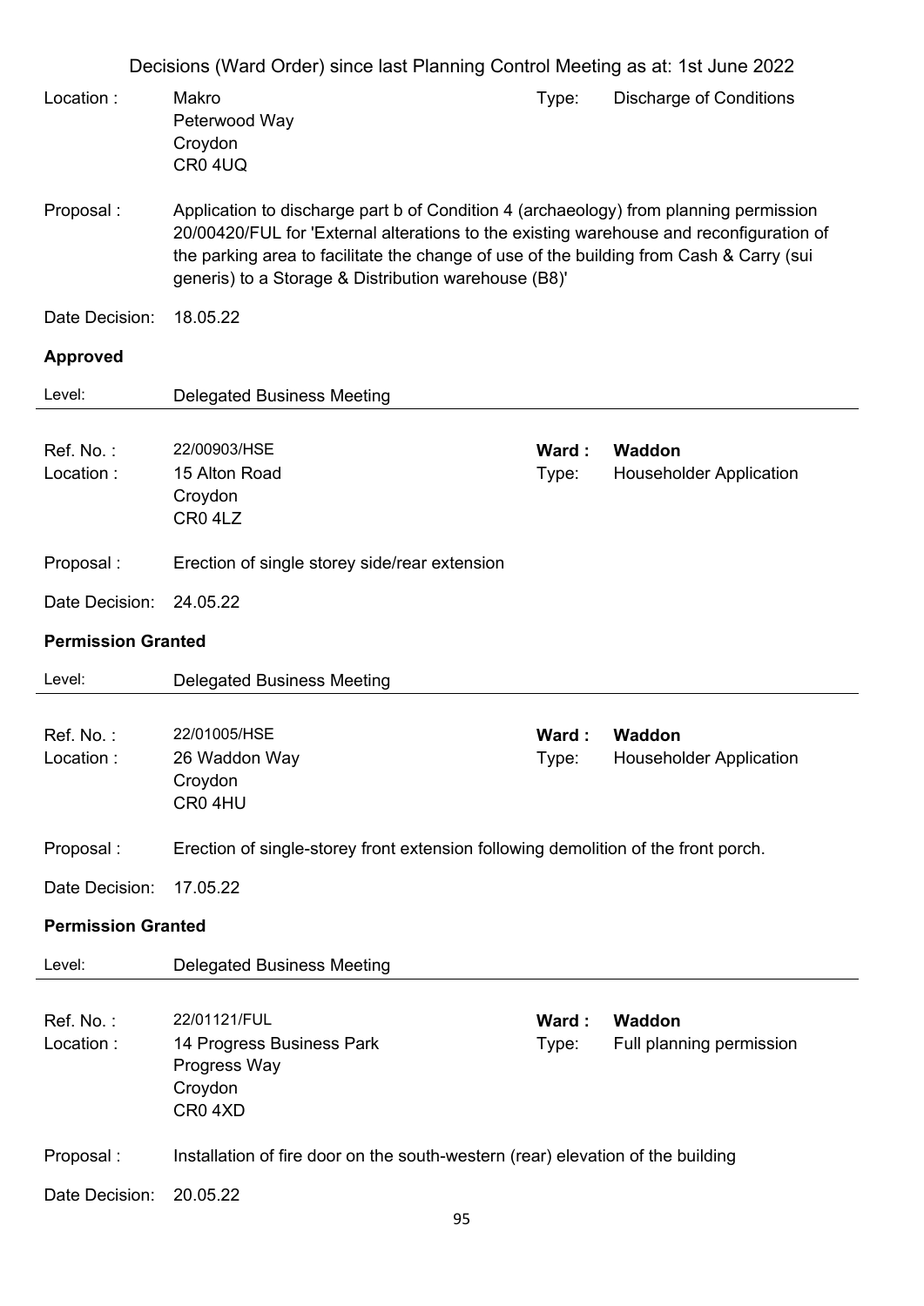Location : Makro
Peterwood Way
Croydon
CR0 4UQ

Type: Discharge of Conditions

Proposal : Application to discharge part b of Condition 4 (archaeology) from planning permission 20/00420/FUL for 'External alterations to the existing warehouse and reconfiguration of the parking area to facilitate the change of use of the building from Cash & Carry (sui generis) to a Storage & Distribution warehouse (B8)'

Date Decision: 18.05.22

**Approved**

Level: Delegated Business Meeting

---

Ref. No. : 22/00903/HSE
**Ward : Waddon**
Location : 15 Alton Road
Croydon
CR0 4LZ
Type: Householder Application

Proposal : Erection of single storey side/rear extension

Date Decision: 24.05.22

**Permission Granted**

Level: Delegated Business Meeting

---

Ref. No. : 22/01005/HSE
**Ward : Waddon**
Location : 26 Waddon Way
Croydon
CR0 4HU
Type: Householder Application

Proposal : Erection of single-storey front extension following demolition of the front porch.

Date Decision: 17.05.22

**Permission Granted**

Level: Delegated Business Meeting

---

Ref. No. : 22/01121/FUL
**Ward : Waddon**
Location : 14 Progress Business Park
Progress Way
Croydon
CR0 4XD
Type: Full planning permission

Proposal : Installation of fire door on the south-western (rear) elevation of the building

Date Decision: 20.05.22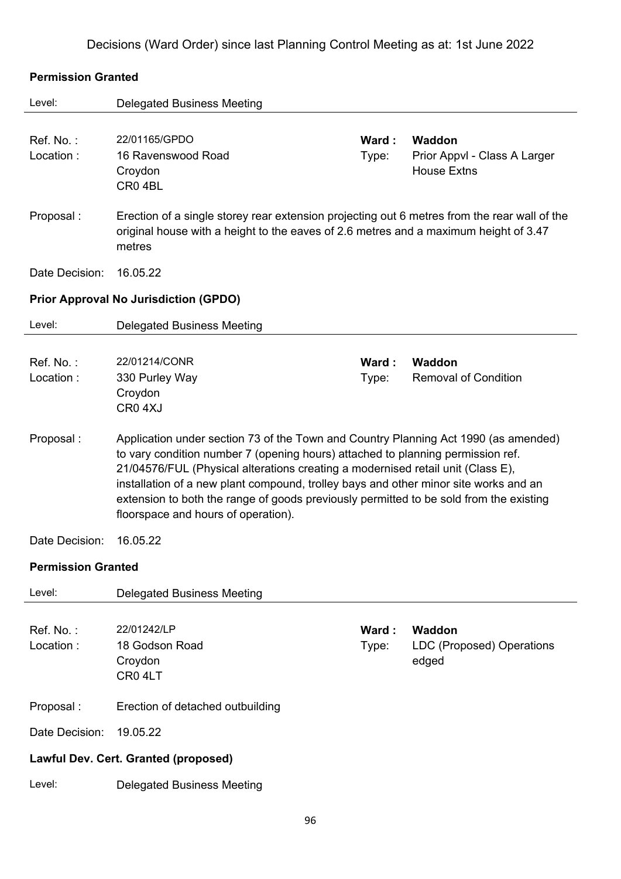# Decisions (Ward Order) since last Planning Control Meeting as at: 1st June 2022

**Permission Granted**

Level: Delegated Business Meeting

---

Ref. No. : 22/01165/GPDO
Location : 16 Ravenswood Road
Croydon
CR0 4BL

**Ward : Waddon**
Type: Prior Appvl - Class A Larger House Extns

Proposal : Erection of a single storey rear extension projecting out 6 metres from the rear wall of the original house with a height to the eaves of 2.6 metres and a maximum height of 3.47 metres

Date Decision: 16.05.22

**Prior Approval No Jurisdiction (GPDO)**

Level: Delegated Business Meeting

---

Ref. No. : 22/01214/CONR
Location : 330 Purley Way
Croydon
CR0 4XJ

**Ward : Waddon**
Type: Removal of Condition

Proposal : Application under section 73 of the Town and Country Planning Act 1990 (as amended) to vary condition number 7 (opening hours) attached to planning permission ref. 21/04576/FUL (Physical alterations creating a modernised retail unit (Class E), installation of a new plant compound, trolley bays and other minor site works and an extension to both the range of goods previously permitted to be sold from the existing floorspace and hours of operation).

Date Decision: 16.05.22

**Permission Granted**

Level: Delegated Business Meeting

---

Ref. No. : 22/01242/LP
Location : 18 Godson Road
Croydon
CR0 4LT

**Ward : Waddon**
Type: LDC (Proposed) Operations edged

Proposal : Erection of detached outbuilding

Date Decision: 19.05.22

**Lawful Dev. Cert. Granted (proposed)**

Level: Delegated Business Meeting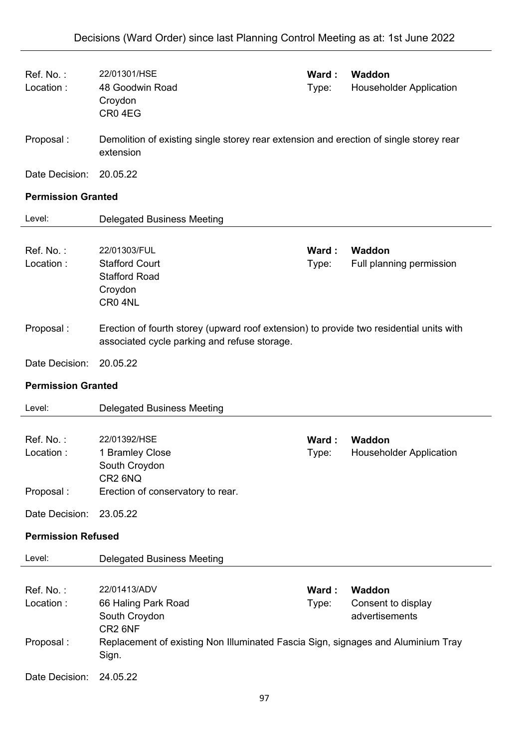Ref. No. : 22/01301/HSE
Location : 48 Goodwin Road, Croydon, CR0 4EG
Ward : **Waddon**
Type: Householder Application

Proposal : Demolition of existing single storey rear extension and erection of single storey rear extension

Date Decision: 20.05.22

**Permission Granted**

Level: Delegated Business Meeting

---

Ref. No. : 22/01303/FUL
Location : Stafford Court, Stafford Road, Croydon, CR0 4NL
Ward : **Waddon**
Type: Full planning permission

Proposal : Erection of fourth storey (upward roof extension) to provide two residential units with associated cycle parking and refuse storage.

Date Decision: 20.05.22

**Permission Granted**

Level: Delegated Business Meeting

---

Ref. No. : 22/01392/HSE
Location : 1 Bramley Close, South Croydon, CR2 6NQ
Ward : **Waddon**
Type: Householder Application

Proposal : Erection of conservatory to rear.

Date Decision: 23.05.22

**Permission Refused**

Level: Delegated Business Meeting

---

Ref. No. : 22/01413/ADV
Location : 66 Haling Park Road, South Croydon, CR2 6NF
Ward : **Waddon**
Type: Consent to display advertisements

Proposal : Replacement of existing Non Illuminated Fascia Sign, signages and Aluminium Tray Sign.

Date Decision: 24.05.22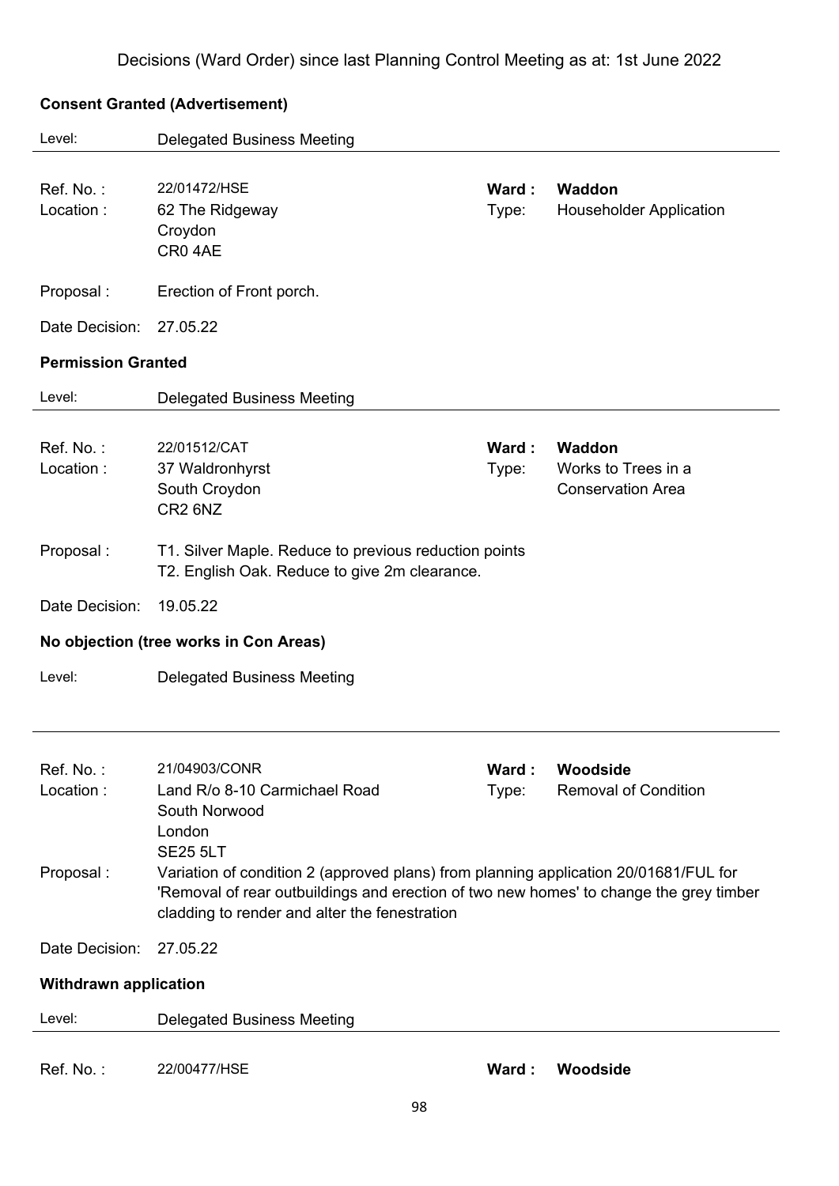Decisions (Ward Order) since last Planning Control Meeting as at: 1st June 2022

### Consent Granted (Advertisement)

Level: Delegated Business Meeting

| | | | |
|---|---|---|---|
| Ref. No. : | 22/01472/HSE | **Ward :** | **Waddon** |
| Location : | 62 The Ridgeway<br>Croydon<br>CR0 4AE | Type: | Householder Application |
| Proposal : | Erection of Front porch. | | |
| Date Decision: | 27.05.22 | | |

### Permission Granted

Level: Delegated Business Meeting

| | | | |
|---|---|---|---|
| Ref. No. : | 22/01512/CAT | **Ward :** | **Waddon** |
| Location : | 37 Waldronhyrst<br>South Croydon<br>CR2 6NZ | Type: | Works to Trees in a Conservation Area |
| Proposal : | T1. Silver Maple. Reduce to previous reduction points<br>T2. English Oak. Reduce to give 2m clearance. | | |
| Date Decision: | 19.05.22 | | |

### No objection (tree works in Con Areas)

Level: Delegated Business Meeting

| | | | |
|---|---|---|---|
| Ref. No. : | 21/04903/CONR | **Ward :** | **Woodside** |
| Location : | Land R/o 8-10 Carmichael Road<br>South Norwood<br>London<br>SE25 5LT | Type: | Removal of Condition |
| Proposal : | Variation of condition 2 (approved plans) from planning application 20/01681/FUL for 'Removal of rear outbuildings and erection of two new homes' to change the grey timber cladding to render and alter the fenestration | | |
| Date Decision: | 27.05.22 | | |

### Withdrawn application

Level: Delegated Business Meeting

| | | | |
|---|---|---|---|
| Ref. No. : | 22/00477/HSE | **Ward :** | **Woodside** |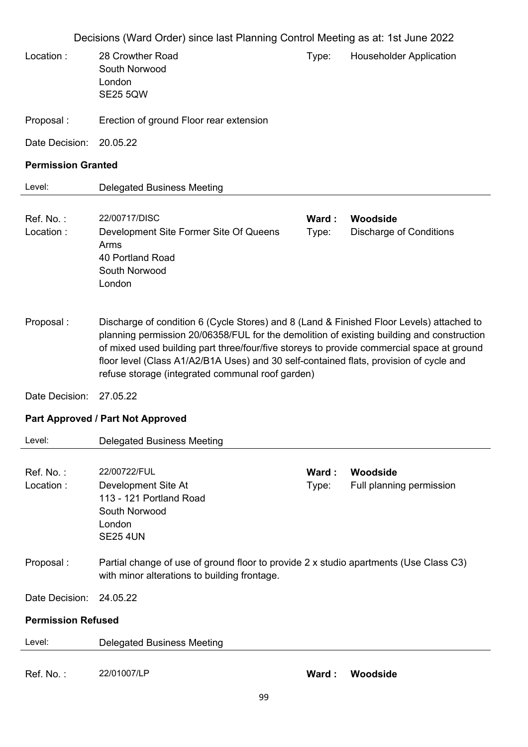Decisions (Ward Order) since last Planning Control Meeting as at: 1st June 2022

| | | | |
|---|---|---|---|
| Location : | 28 Crowther Road<br>South Norwood<br>London<br>SE25 5QW | Type: | Householder Application |

Proposal : Erection of ground Floor rear extension

Date Decision: 20.05.22

**Permission Granted**

Level: Delegated Business Meeting

---

| | | | |
|---|---|---|---|
| Ref. No. : | 22/00717/DISC | **Ward :** | **Woodside** |
| Location : | Development Site Former Site Of Queens Arms<br>40 Portland Road<br>South Norwood<br>London | Type: | Discharge of Conditions |

Proposal : Discharge of condition 6 (Cycle Stores) and 8 (Land & Finished Floor Levels) attached to planning permission 20/06358/FUL for the demolition of existing building and construction of mixed used building part three/four/five storeys to provide commercial space at ground floor level (Class A1/A2/B1A Uses) and 30 self-contained flats, provision of cycle and refuse storage (integrated communal roof garden)

Date Decision: 27.05.22

**Part Approved / Part Not Approved**

Level: Delegated Business Meeting

---

| | | | |
|---|---|---|---|
| Ref. No. : | 22/00722/FUL | **Ward :** | **Woodside** |
| Location : | Development Site At<br>113 - 121 Portland Road<br>South Norwood<br>London<br>SE25 4UN | Type: | Full planning permission |

Proposal : Partial change of use of ground floor to provide 2 x studio apartments (Use Class C3) with minor alterations to building frontage.

Date Decision: 24.05.22

**Permission Refused**

Level: Delegated Business Meeting

---

| | | | |
|---|---|---|---|
| Ref. No. : | 22/01007/LP | **Ward :** | **Woodside** |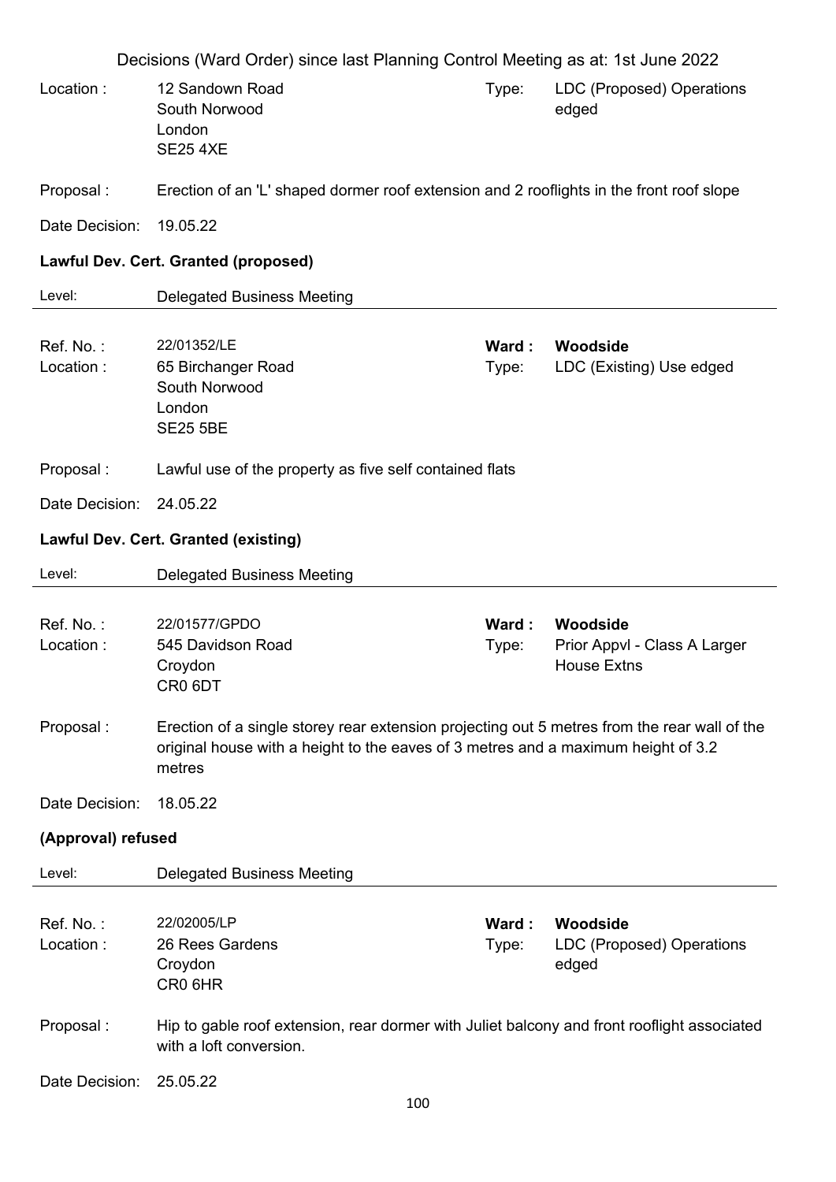Decisions (Ward Order) since last Planning Control Meeting as at: 1st June 2022

Location : 12 Sandown Road
South Norwood
London
SE25 4XE

Type: LDC (Proposed) Operations edged

Proposal : Erection of an 'L' shaped dormer roof extension and 2 rooflights in the front roof slope

Date Decision: 19.05.22

**Lawful Dev. Cert. Granted (proposed)**

Level: Delegated Business Meeting

---

Ref. No. : 22/01352/LE

**Ward : Woodside**

Location : 65 Birchanger Road
South Norwood
London
SE25 5BE

Type: LDC (Existing) Use edged

Proposal : Lawful use of the property as five self contained flats

Date Decision: 24.05.22

**Lawful Dev. Cert. Granted (existing)**

Level: Delegated Business Meeting

---

Ref. No. : 22/01577/GPDO

**Ward : Woodside**

Location : 545 Davidson Road
Croydon
CR0 6DT

Type: Prior Appvl - Class A Larger House Extns

Proposal : Erection of a single storey rear extension projecting out 5 metres from the rear wall of the original house with a height to the eaves of 3 metres and a maximum height of 3.2 metres

Date Decision: 18.05.22

**(Approval) refused**

Level: Delegated Business Meeting

---

Ref. No. : 22/02005/LP

**Ward : Woodside**

Location : 26 Rees Gardens
Croydon
CR0 6HR

Type: LDC (Proposed) Operations edged

Proposal : Hip to gable roof extension, rear dormer with Juliet balcony and front rooflight associated with a loft conversion.

Date Decision: 25.05.22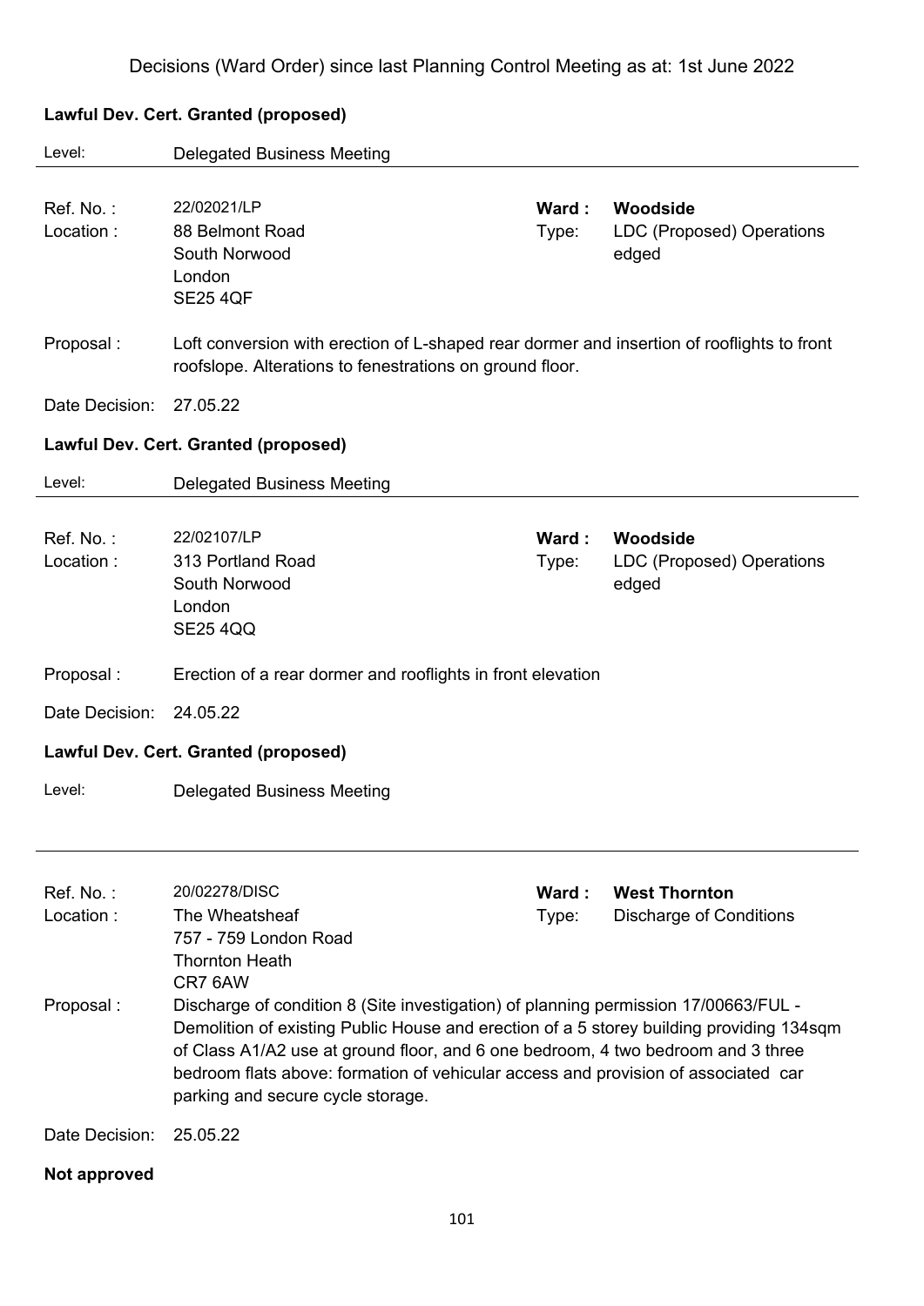Decisions (Ward Order) since last Planning Control Meeting as at: 1st June 2022

**Lawful Dev. Cert. Granted (proposed)**

Level: Delegated Business Meeting

Ref. No. : 22/02021/LP
Ward : **Woodside**
Location : 88 Belmont Road, South Norwood, London, SE25 4QF
Type: LDC (Proposed) Operations edged

Proposal : Loft conversion with erection of L-shaped rear dormer and insertion of rooflights to front roofslope. Alterations to fenestrations on ground floor.

Date Decision: 27.05.22

**Lawful Dev. Cert. Granted (proposed)**

Level: Delegated Business Meeting

Ref. No. : 22/02107/LP
Ward : **Woodside**
Location : 313 Portland Road, South Norwood, London, SE25 4QQ
Type: LDC (Proposed) Operations edged

Proposal : Erection of a rear dormer and rooflights in front elevation

Date Decision: 24.05.22

**Lawful Dev. Cert. Granted (proposed)**

Level: Delegated Business Meeting

Ref. No. : 20/02278/DISC
Ward : **West Thornton**
Location : The Wheatsheaf, 757 - 759 London Road, Thornton Heath, CR7 6AW
Type: Discharge of Conditions

Proposal : Discharge of condition 8 (Site investigation) of planning permission 17/00663/FUL - Demolition of existing Public House and erection of a 5 storey building providing 134sqm of Class A1/A2 use at ground floor, and 6 one bedroom, 4 two bedroom and 3 three bedroom flats above: formation of vehicular access and provision of associated car parking and secure cycle storage.

Date Decision: 25.05.22

**Not approved**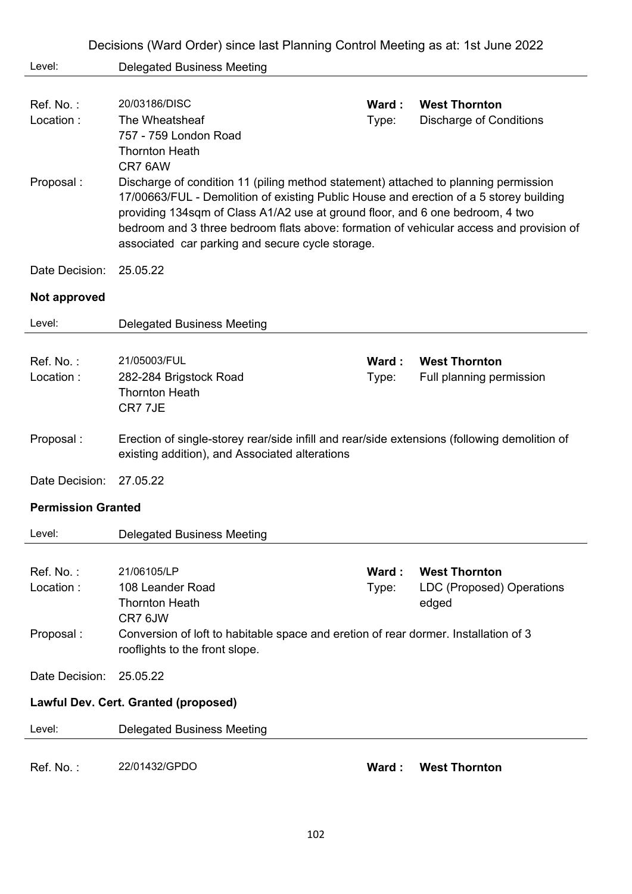Decisions (Ward Order) since last Planning Control Meeting as at: 1st June 2022

Level: Delegated Business Meeting

---

Ref. No. : 20/03186/DISC  
Ward : **West Thornton**  
Location : The Wheatsheaf  
757 - 759 London Road  
Thornton Heath  
CR7 6AW  
Type: Discharge of Conditions

Proposal : Discharge of condition 11 (piling method statement) attached to planning permission 17/00663/FUL - Demolition of existing Public House and erection of a 5 storey building providing 134sqm of Class A1/A2 use at ground floor, and 6 one bedroom, 4 two bedroom and 3 three bedroom flats above: formation of vehicular access and provision of associated car parking and secure cycle storage.

Date Decision: 25.05.22

**Not approved**

Level: Delegated Business Meeting

---

Ref. No. : 21/05003/FUL  
Ward : **West Thornton**  
Location : 282-284 Brigstock Road  
Thornton Heath  
CR7 7JE  
Type: Full planning permission

Proposal : Erection of single-storey rear/side infill and rear/side extensions (following demolition of existing addition), and Associated alterations

Date Decision: 27.05.22

**Permission Granted**

Level: Delegated Business Meeting

---

Ref. No. : 21/06105/LP  
Ward : **West Thornton**  
Location : 108 Leander Road  
Thornton Heath  
CR7 6JW  
Type: LDC (Proposed) Operations edged

Proposal : Conversion of loft to habitable space and eretion of rear dormer. Installation of 3 rooflights to the front slope.

Date Decision: 25.05.22

**Lawful Dev. Cert. Granted (proposed)**

Level: Delegated Business Meeting

---

Ref. No. : 22/01432/GPDO  
Ward : **West Thornton**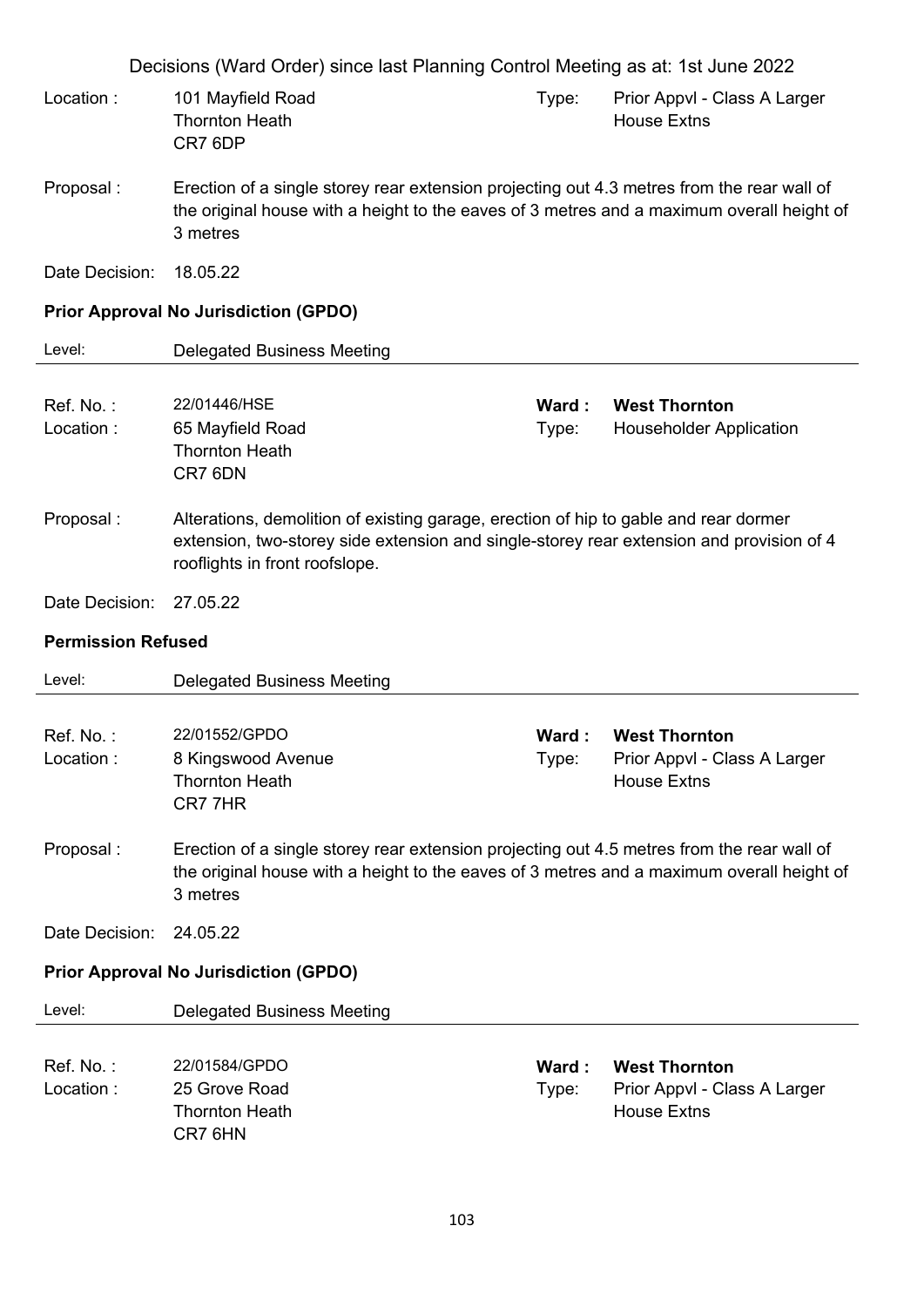Decisions (Ward Order) since last Planning Control Meeting as at: 1st June 2022

Location : 101 Mayfield Road
Thornton Heath
CR7 6DP

Type: Prior Appvl - Class A Larger House Extns

Proposal : Erection of a single storey rear extension projecting out 4.3 metres from the rear wall of the original house with a height to the eaves of 3 metres and a maximum overall height of 3 metres

Date Decision: 18.05.22

**Prior Approval No Jurisdiction (GPDO)**

Level: Delegated Business Meeting

---

Ref. No. : 22/01446/HSE

**Ward : West Thornton**

Location : 65 Mayfield Road
Thornton Heath
CR7 6DN

Type: Householder Application

Proposal : Alterations, demolition of existing garage, erection of hip to gable and rear dormer extension, two-storey side extension and single-storey rear extension and provision of 4 rooflights in front roofslope.

Date Decision: 27.05.22

**Permission Refused**

Level: Delegated Business Meeting

---

Ref. No. : 22/01552/GPDO

**Ward : West Thornton**

Location : 8 Kingswood Avenue
Thornton Heath
CR7 7HR

Type: Prior Appvl - Class A Larger House Extns

Proposal : Erection of a single storey rear extension projecting out 4.5 metres from the rear wall of the original house with a height to the eaves of 3 metres and a maximum overall height of 3 metres

Date Decision: 24.05.22

**Prior Approval No Jurisdiction (GPDO)**

Level: Delegated Business Meeting

---

Ref. No. : 22/01584/GPDO

**Ward : West Thornton**

Location : 25 Grove Road
Thornton Heath
CR7 6HN

Type: Prior Appvl - Class A Larger House Extns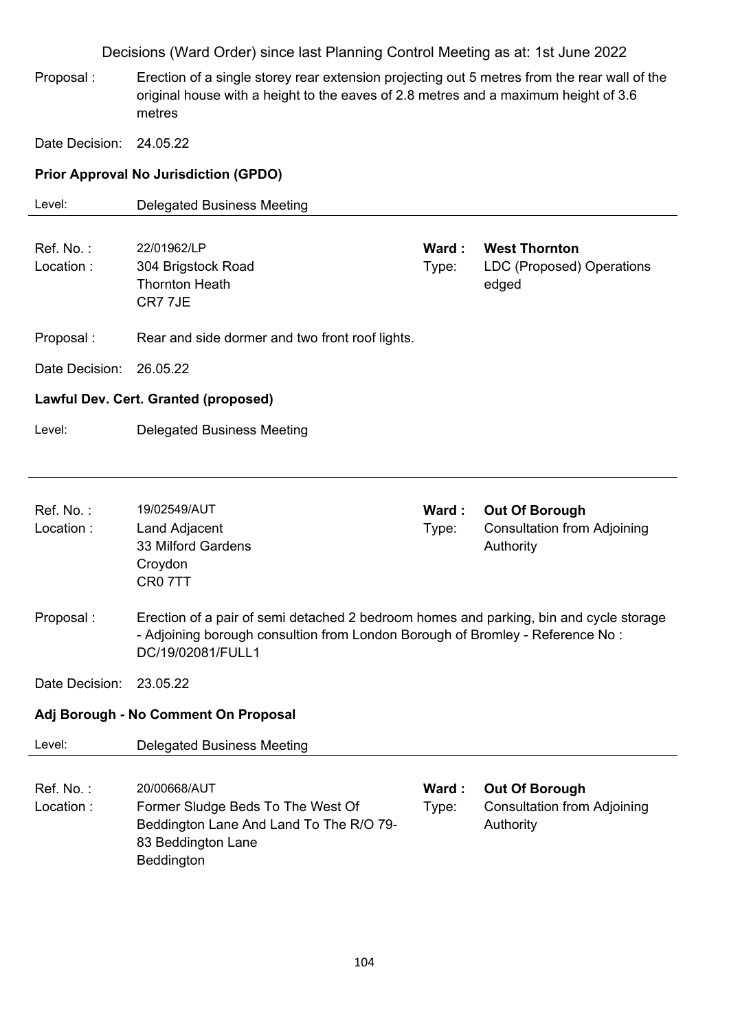Proposal : Erection of a single storey rear extension projecting out 5 metres from the rear wall of the original house with a height to the eaves of 2.8 metres and a maximum height of 3.6 metres

Date Decision: 24.05.22

**Prior Approval No Jurisdiction (GPDO)**

Level: Delegated Business Meeting

---

Ref. No. : 22/01962/LP
Location : 304 Brigstock Road, Thornton Heath, CR7 7JE
**Ward :** **West Thornton**
Type: LDC (Proposed) Operations edged

Proposal : Rear and side dormer and two front roof lights.

Date Decision: 26.05.22

**Lawful Dev. Cert. Granted (proposed)**

Level: Delegated Business Meeting

---

Ref. No. : 19/02549/AUT
Location : Land Adjacent, 33 Milford Gardens, Croydon, CR0 7TT
**Ward :** **Out Of Borough**
Type: Consultation from Adjoining Authority

Proposal : Erection of a pair of semi detached 2 bedroom homes and parking, bin and cycle storage - Adjoining borough consultion from London Borough of Bromley - Reference No : DC/19/02081/FULL1

Date Decision: 23.05.22

**Adj Borough - No Comment On Proposal**

Level: Delegated Business Meeting

---

Ref. No. : 20/00668/AUT
Location : Former Sludge Beds To The West Of Beddington Lane And Land To The R/O 79-83 Beddington Lane, Beddington
**Ward :** **Out Of Borough**
Type: Consultation from Adjoining Authority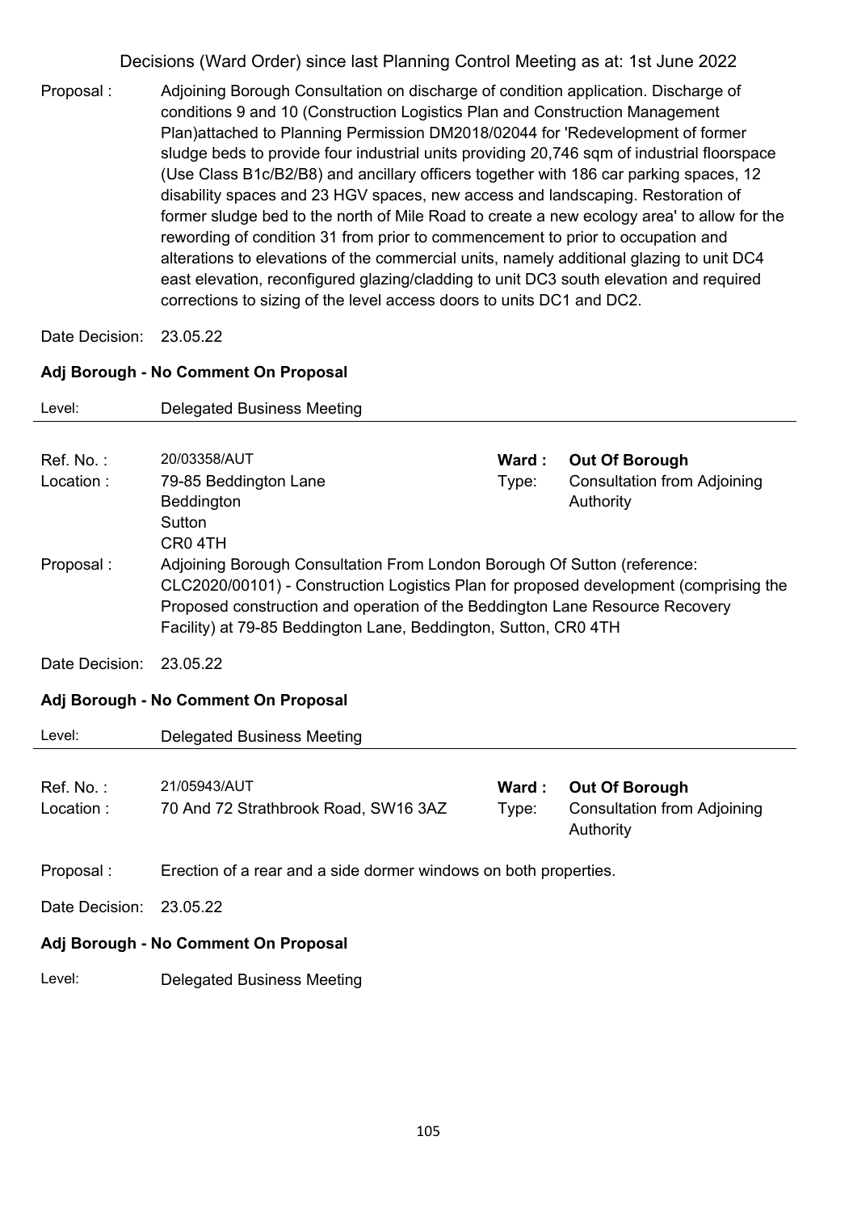Proposal : Adjoining Borough Consultation on discharge of condition application. Discharge of conditions 9 and 10 (Construction Logistics Plan and Construction Management Plan)attached to Planning Permission DM2018/02044 for 'Redevelopment of former sludge beds to provide four industrial units providing 20,746 sqm of industrial floorspace (Use Class B1c/B2/B8) and ancillary officers together with 186 car parking spaces, 12 disability spaces and 23 HGV spaces, new access and landscaping. Restoration of former sludge bed to the north of Mile Road to create a new ecology area' to allow for the rewording of condition 31 from prior to commencement to prior to occupation and alterations to elevations of the commercial units, namely additional glazing to unit DC4 east elevation, reconfigured glazing/cladding to unit DC3 south elevation and required corrections to sizing of the level access doors to units DC1 and DC2.

Date Decision: 23.05.22

**Adj Borough - No Comment On Proposal**

Level: Delegated Business Meeting

---

Ref. No. : 20/03358/AUT

Location : 79-85 Beddington Lane
Beddington
Sutton
CR0 4TH

**Ward : Out Of Borough**

Type: Consultation from Adjoining Authority

Proposal : Adjoining Borough Consultation From London Borough Of Sutton (reference: CLC2020/00101) - Construction Logistics Plan for proposed development (comprising the Proposed construction and operation of the Beddington Lane Resource Recovery Facility) at 79-85 Beddington Lane, Beddington, Sutton, CR0 4TH

Date Decision: 23.05.22

**Adj Borough - No Comment On Proposal**

Level: Delegated Business Meeting

---

Ref. No. : 21/05943/AUT

Location : 70 And 72 Strathbrook Road, SW16 3AZ

**Ward : Out Of Borough**

Type: Consultation from Adjoining Authority

Proposal : Erection of a rear and a side dormer windows on both properties.

Date Decision: 23.05.22

**Adj Borough - No Comment On Proposal**

Level: Delegated Business Meeting